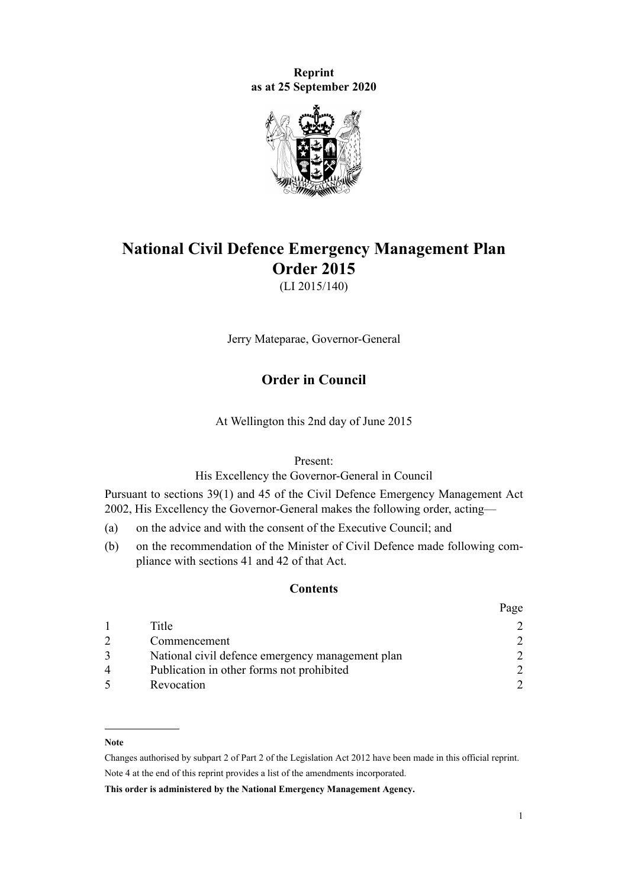**Reprint as at 25 September 2020**

# National Civil Defence Emergency Management Plan Order 2015

(LI 2015/140)

Jerry Mateparae, Governor-General

## Order in Council

At Wellington this 2nd day of June 2015

Present:
His Excellency the Governor-General in Council

Pursuant to sections 39(1) and 45 of the Civil Defence Emergency Management Act 2002, His Excellency the Governor-General makes the following order, acting—

(a) on the advice and with the consent of the Executive Council; and

(b) on the recommendation of the Minister of Civil Defence made following compliance with sections 41 and 42 of that Act.

### Contents

| | | Page |
|---|---|---|
| 1 | Title | 2 |
| 2 | Commencement | 2 |
| 3 | National civil defence emergency management plan | 2 |
| 4 | Publication in other forms not prohibited | 2 |
| 5 | Revocation | 2 |

---

**Note**

Changes authorised by subpart 2 of Part 2 of the Legislation Act 2012 have been made in this official reprint.
Note 4 at the end of this reprint provides a list of the amendments incorporated.

**This order is administered by the National Emergency Management Agency.**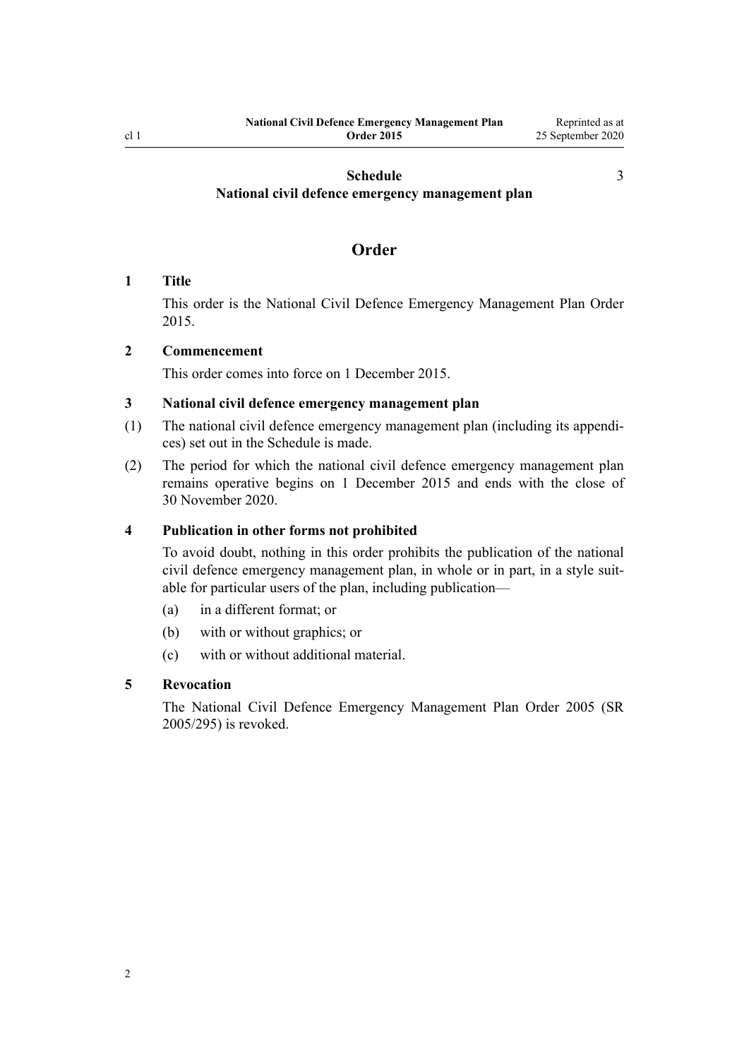Schedule
National civil defence emergency management plan — 3

## Order

### 1 Title

This order is the National Civil Defence Emergency Management Plan Order 2015.

### 2 Commencement

This order comes into force on 1 December 2015.

### 3 National civil defence emergency management plan

(1) The national civil defence emergency management plan (including its appendices) set out in the Schedule is made.

(2) The period for which the national civil defence emergency management plan remains operative begins on 1 December 2015 and ends with the close of 30 November 2020.

### 4 Publication in other forms not prohibited

To avoid doubt, nothing in this order prohibits the publication of the national civil defence emergency management plan, in whole or in part, in a style suitable for particular users of the plan, including publication—

(a) in a different format; or

(b) with or without graphics; or

(c) with or without additional material.

### 5 Revocation

The National Civil Defence Emergency Management Plan Order 2005 (SR 2005/295) is revoked.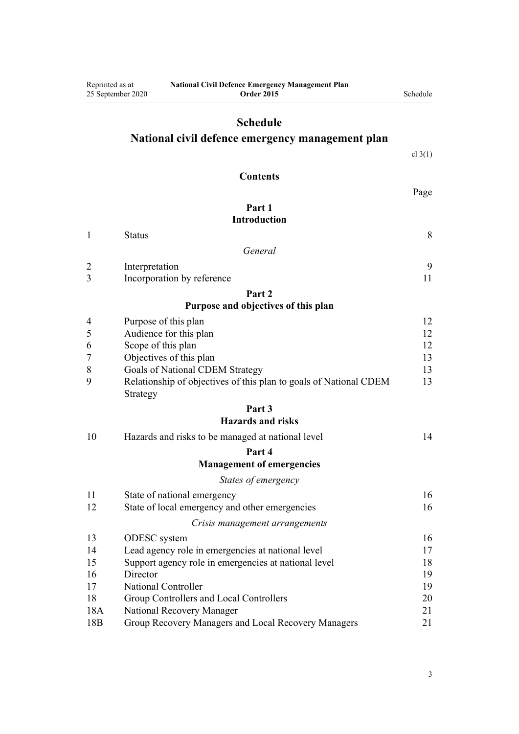# Schedule

## National civil defence emergency management plan

cl 3(1)

### Contents

| | | Page |
|---|---|---|
| | **Part 1** **Introduction** | |
| 1 | Status | 8 |
| | *General* | |
| 2 | Interpretation | 9 |
| 3 | Incorporation by reference | 11 |
| | **Part 2** **Purpose and objectives of this plan** | |
| 4 | Purpose of this plan | 12 |
| 5 | Audience for this plan | 12 |
| 6 | Scope of this plan | 12 |
| 7 | Objectives of this plan | 13 |
| 8 | Goals of National CDEM Strategy | 13 |
| 9 | Relationship of objectives of this plan to goals of National CDEM Strategy | 13 |
| | **Part 3** **Hazards and risks** | |
| 10 | Hazards and risks to be managed at national level | 14 |
| | **Part 4** **Management of emergencies** | |
| | *States of emergency* | |
| 11 | State of national emergency | 16 |
| 12 | State of local emergency and other emergencies | 16 |
| | *Crisis management arrangements* | |
| 13 | ODESC system | 16 |
| 14 | Lead agency role in emergencies at national level | 17 |
| 15 | Support agency role in emergencies at national level | 18 |
| 16 | Director | 19 |
| 17 | National Controller | 19 |
| 18 | Group Controllers and Local Controllers | 20 |
| 18A | National Recovery Manager | 21 |
| 18B | Group Recovery Managers and Local Recovery Managers | 21 |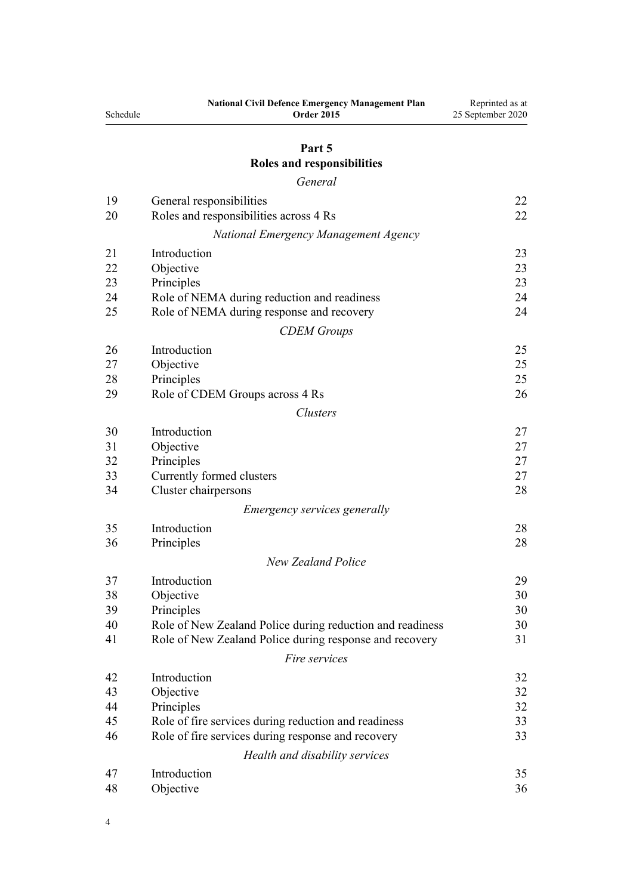## Part 5
## Roles and responsibilities

*General*

| | | |
|---|---|---|
| 19 | General responsibilities | 22 |
| 20 | Roles and responsibilities across 4 Rs | 22 |

*National Emergency Management Agency*

| | | |
|---|---|---|
| 21 | Introduction | 23 |
| 22 | Objective | 23 |
| 23 | Principles | 23 |
| 24 | Role of NEMA during reduction and readiness | 24 |
| 25 | Role of NEMA during response and recovery | 24 |

*CDEM Groups*

| | | |
|---|---|---|
| 26 | Introduction | 25 |
| 27 | Objective | 25 |
| 28 | Principles | 25 |
| 29 | Role of CDEM Groups across 4 Rs | 26 |

*Clusters*

| | | |
|---|---|---|
| 30 | Introduction | 27 |
| 31 | Objective | 27 |
| 32 | Principles | 27 |
| 33 | Currently formed clusters | 27 |
| 34 | Cluster chairpersons | 28 |

*Emergency services generally*

| | | |
|---|---|---|
| 35 | Introduction | 28 |
| 36 | Principles | 28 |

*New Zealand Police*

| | | |
|---|---|---|
| 37 | Introduction | 29 |
| 38 | Objective | 30 |
| 39 | Principles | 30 |
| 40 | Role of New Zealand Police during reduction and readiness | 30 |
| 41 | Role of New Zealand Police during response and recovery | 31 |

*Fire services*

| | | |
|---|---|---|
| 42 | Introduction | 32 |
| 43 | Objective | 32 |
| 44 | Principles | 32 |
| 45 | Role of fire services during reduction and readiness | 33 |
| 46 | Role of fire services during response and recovery | 33 |

*Health and disability services*

| | | |
|---|---|---|
| 47 | Introduction | 35 |
| 48 | Objective | 36 |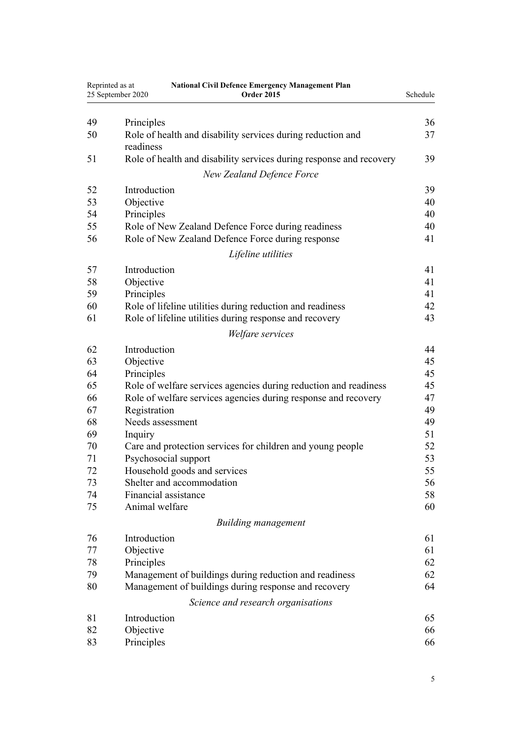| | | |
|---|---|---|
| 49 | Principles | 36 |
| 50 | Role of health and disability services during reduction and readiness | 37 |
| 51 | Role of health and disability services during response and recovery | 39 |
| | *New Zealand Defence Force* | |
| 52 | Introduction | 39 |
| 53 | Objective | 40 |
| 54 | Principles | 40 |
| 55 | Role of New Zealand Defence Force during readiness | 40 |
| 56 | Role of New Zealand Defence Force during response | 41 |
| | *Lifeline utilities* | |
| 57 | Introduction | 41 |
| 58 | Objective | 41 |
| 59 | Principles | 41 |
| 60 | Role of lifeline utilities during reduction and readiness | 42 |
| 61 | Role of lifeline utilities during response and recovery | 43 |
| | *Welfare services* | |
| 62 | Introduction | 44 |
| 63 | Objective | 45 |
| 64 | Principles | 45 |
| 65 | Role of welfare services agencies during reduction and readiness | 45 |
| 66 | Role of welfare services agencies during response and recovery | 47 |
| 67 | Registration | 49 |
| 68 | Needs assessment | 49 |
| 69 | Inquiry | 51 |
| 70 | Care and protection services for children and young people | 52 |
| 71 | Psychosocial support | 53 |
| 72 | Household goods and services | 55 |
| 73 | Shelter and accommodation | 56 |
| 74 | Financial assistance | 58 |
| 75 | Animal welfare | 60 |
| | *Building management* | |
| 76 | Introduction | 61 |
| 77 | Objective | 61 |
| 78 | Principles | 62 |
| 79 | Management of buildings during reduction and readiness | 62 |
| 80 | Management of buildings during response and recovery | 64 |
| | *Science and research organisations* | |
| 81 | Introduction | 65 |
| 82 | Objective | 66 |
| 83 | Principles | 66 |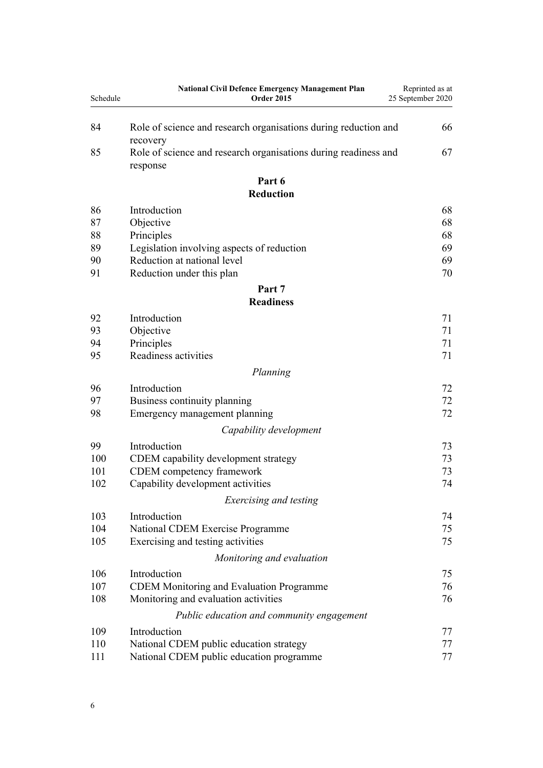| | | |
|---|---|---|
| 84 | Role of science and research organisations during reduction and recovery | 66 |
| 85 | Role of science and research organisations during readiness and response | 67 |

## Part 6
## Reduction

| | | |
|---|---|---|
| 86 | Introduction | 68 |
| 87 | Objective | 68 |
| 88 | Principles | 68 |
| 89 | Legislation involving aspects of reduction | 69 |
| 90 | Reduction at national level | 69 |
| 91 | Reduction under this plan | 70 |

## Part 7
## Readiness

| | | |
|---|---|---|
| 92 | Introduction | 71 |
| 93 | Objective | 71 |
| 94 | Principles | 71 |
| 95 | Readiness activities | 71 |

*Planning*

| | | |
|---|---|---|
| 96 | Introduction | 72 |
| 97 | Business continuity planning | 72 |
| 98 | Emergency management planning | 72 |

*Capability development*

| | | |
|---|---|---|
| 99 | Introduction | 73 |
| 100 | CDEM capability development strategy | 73 |
| 101 | CDEM competency framework | 73 |
| 102 | Capability development activities | 74 |

*Exercising and testing*

| | | |
|---|---|---|
| 103 | Introduction | 74 |
| 104 | National CDEM Exercise Programme | 75 |
| 105 | Exercising and testing activities | 75 |

*Monitoring and evaluation*

| | | |
|---|---|---|
| 106 | Introduction | 75 |
| 107 | CDEM Monitoring and Evaluation Programme | 76 |
| 108 | Monitoring and evaluation activities | 76 |

*Public education and community engagement*

| | | |
|---|---|---|
| 109 | Introduction | 77 |
| 110 | National CDEM public education strategy | 77 |
| 111 | National CDEM public education programme | 77 |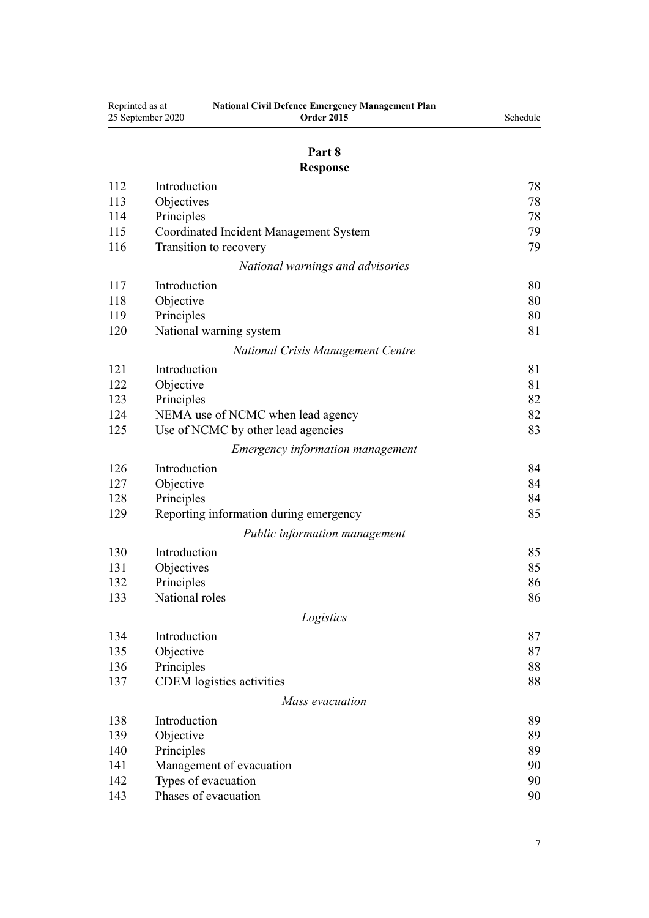## Part 8
## Response

| | | |
|---|---|---|
| 112 | Introduction | 78 |
| 113 | Objectives | 78 |
| 114 | Principles | 78 |
| 115 | Coordinated Incident Management System | 79 |
| 116 | Transition to recovery | 79 |
| | *National warnings and advisories* | |
| 117 | Introduction | 80 |
| 118 | Objective | 80 |
| 119 | Principles | 80 |
| 120 | National warning system | 81 |
| | *National Crisis Management Centre* | |
| 121 | Introduction | 81 |
| 122 | Objective | 81 |
| 123 | Principles | 82 |
| 124 | NEMA use of NCMC when lead agency | 82 |
| 125 | Use of NCMC by other lead agencies | 83 |
| | *Emergency information management* | |
| 126 | Introduction | 84 |
| 127 | Objective | 84 |
| 128 | Principles | 84 |
| 129 | Reporting information during emergency | 85 |
| | *Public information management* | |
| 130 | Introduction | 85 |
| 131 | Objectives | 85 |
| 132 | Principles | 86 |
| 133 | National roles | 86 |
| | *Logistics* | |
| 134 | Introduction | 87 |
| 135 | Objective | 87 |
| 136 | Principles | 88 |
| 137 | CDEM logistics activities | 88 |
| | *Mass evacuation* | |
| 138 | Introduction | 89 |
| 139 | Objective | 89 |
| 140 | Principles | 89 |
| 141 | Management of evacuation | 90 |
| 142 | Types of evacuation | 90 |
| 143 | Phases of evacuation | 90 |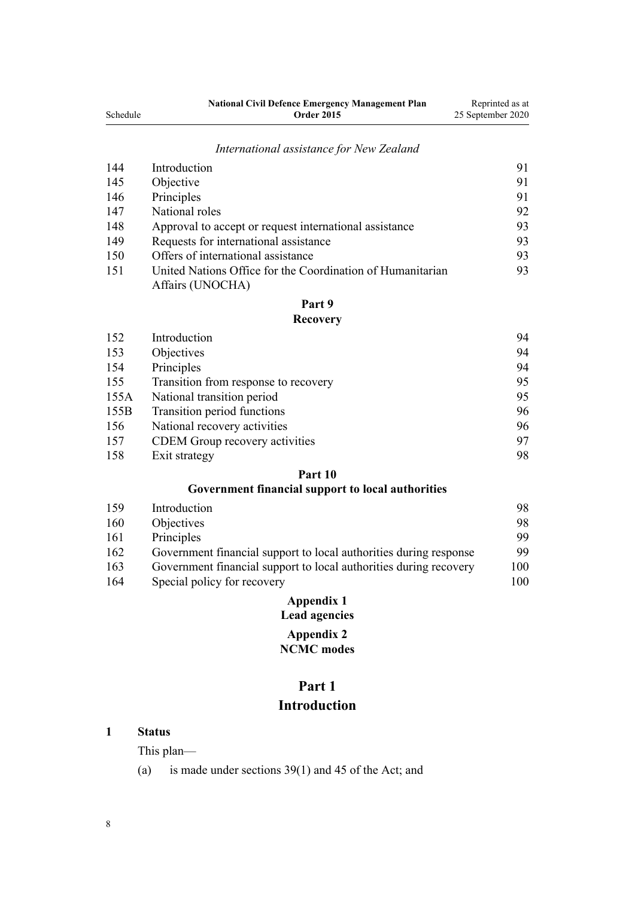*International assistance for New Zealand*

| | | |
|---|---|---|
| 144 | Introduction | 91 |
| 145 | Objective | 91 |
| 146 | Principles | 91 |
| 147 | National roles | 92 |
| 148 | Approval to accept or request international assistance | 93 |
| 149 | Requests for international assistance | 93 |
| 150 | Offers of international assistance | 93 |
| 151 | United Nations Office for the Coordination of Humanitarian Affairs (UNOCHA) | 93 |

**Part 9**
**Recovery**

| | | |
|---|---|---|
| 152 | Introduction | 94 |
| 153 | Objectives | 94 |
| 154 | Principles | 94 |
| 155 | Transition from response to recovery | 95 |
| 155A | National transition period | 95 |
| 155B | Transition period functions | 96 |
| 156 | National recovery activities | 96 |
| 157 | CDEM Group recovery activities | 97 |
| 158 | Exit strategy | 98 |

**Part 10**
**Government financial support to local authorities**

| | | |
|---|---|---|
| 159 | Introduction | 98 |
| 160 | Objectives | 98 |
| 161 | Principles | 99 |
| 162 | Government financial support to local authorities during response | 99 |
| 163 | Government financial support to local authorities during recovery | 100 |
| 164 | Special policy for recovery | 100 |

**Appendix 1**
**Lead agencies**

**Appendix 2**
**NCMC modes**

# Part 1
# Introduction

**1 Status**

This plan—

(a) is made under sections 39(1) and 45 of the Act; and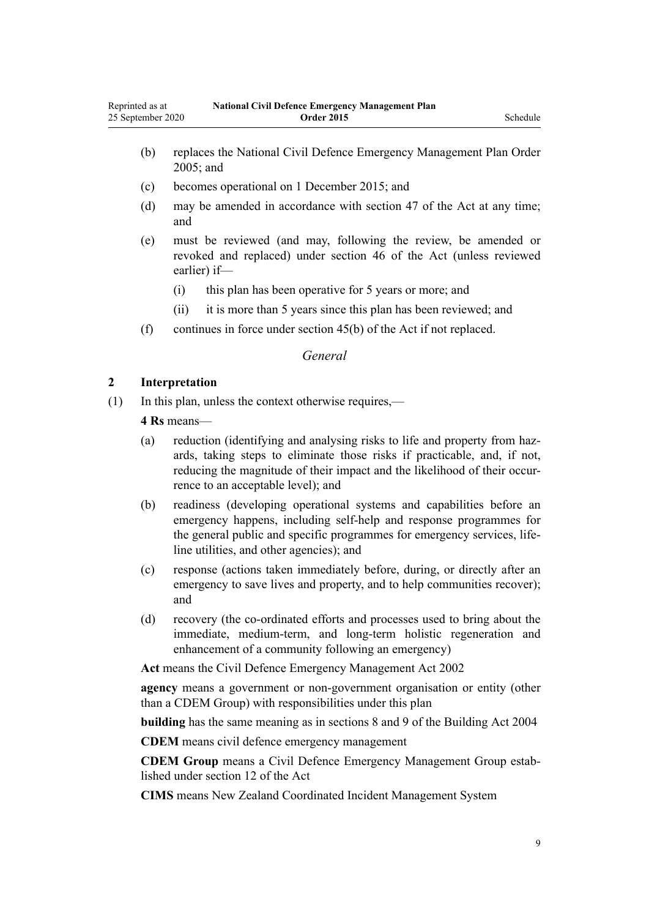(b) replaces the National Civil Defence Emergency Management Plan Order 2005; and

(c) becomes operational on 1 December 2015; and

(d) may be amended in accordance with section 47 of the Act at any time; and

(e) must be reviewed (and may, following the review, be amended or revoked and replaced) under section 46 of the Act (unless reviewed earlier) if—

  (i) this plan has been operative for 5 years or more; and

  (ii) it is more than 5 years since this plan has been reviewed; and

(f) continues in force under section 45(b) of the Act if not replaced.

*General*

### 2 Interpretation

(1) In this plan, unless the context otherwise requires,—

**4 Rs** means—

(a) reduction (identifying and analysing risks to life and property from hazards, taking steps to eliminate those risks if practicable, and, if not, reducing the magnitude of their impact and the likelihood of their occurrence to an acceptable level); and

(b) readiness (developing operational systems and capabilities before an emergency happens, including self-help and response programmes for the general public and specific programmes for emergency services, lifeline utilities, and other agencies); and

(c) response (actions taken immediately before, during, or directly after an emergency to save lives and property, and to help communities recover); and

(d) recovery (the co-ordinated efforts and processes used to bring about the immediate, medium-term, and long-term holistic regeneration and enhancement of a community following an emergency)

**Act** means the Civil Defence Emergency Management Act 2002

**agency** means a government or non-government organisation or entity (other than a CDEM Group) with responsibilities under this plan

**building** has the same meaning as in sections 8 and 9 of the Building Act 2004

**CDEM** means civil defence emergency management

**CDEM Group** means a Civil Defence Emergency Management Group established under section 12 of the Act

**CIMS** means New Zealand Coordinated Incident Management System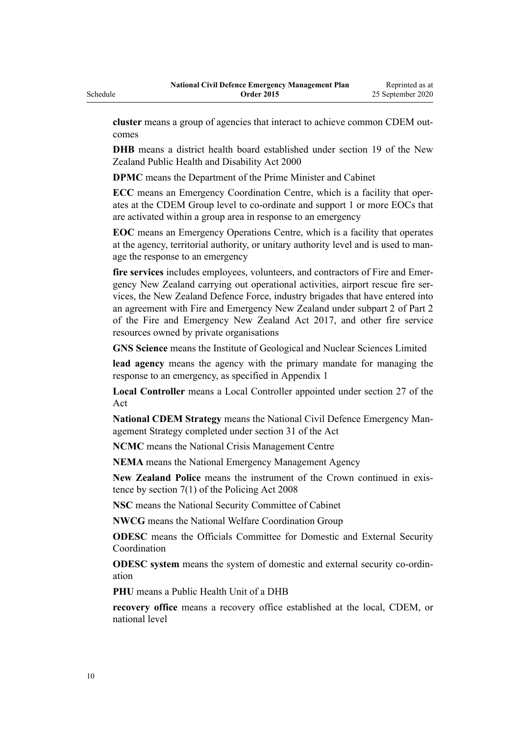**cluster** means a group of agencies that interact to achieve common CDEM outcomes

**DHB** means a district health board established under section 19 of the New Zealand Public Health and Disability Act 2000

**DPMC** means the Department of the Prime Minister and Cabinet

**ECC** means an Emergency Coordination Centre, which is a facility that operates at the CDEM Group level to co-ordinate and support 1 or more EOCs that are activated within a group area in response to an emergency

**EOC** means an Emergency Operations Centre, which is a facility that operates at the agency, territorial authority, or unitary authority level and is used to manage the response to an emergency

**fire services** includes employees, volunteers, and contractors of Fire and Emergency New Zealand carrying out operational activities, airport rescue fire services, the New Zealand Defence Force, industry brigades that have entered into an agreement with Fire and Emergency New Zealand under subpart 2 of Part 2 of the Fire and Emergency New Zealand Act 2017, and other fire service resources owned by private organisations

**GNS Science** means the Institute of Geological and Nuclear Sciences Limited

**lead agency** means the agency with the primary mandate for managing the response to an emergency, as specified in Appendix 1

**Local Controller** means a Local Controller appointed under section 27 of the Act

**National CDEM Strategy** means the National Civil Defence Emergency Management Strategy completed under section 31 of the Act

**NCMC** means the National Crisis Management Centre

**NEMA** means the National Emergency Management Agency

**New Zealand Police** means the instrument of the Crown continued in existence by section 7(1) of the Policing Act 2008

**NSC** means the National Security Committee of Cabinet

**NWCG** means the National Welfare Coordination Group

**ODESC** means the Officials Committee for Domestic and External Security Coordination

**ODESC system** means the system of domestic and external security co-ordination

**PHU** means a Public Health Unit of a DHB

**recovery office** means a recovery office established at the local, CDEM, or national level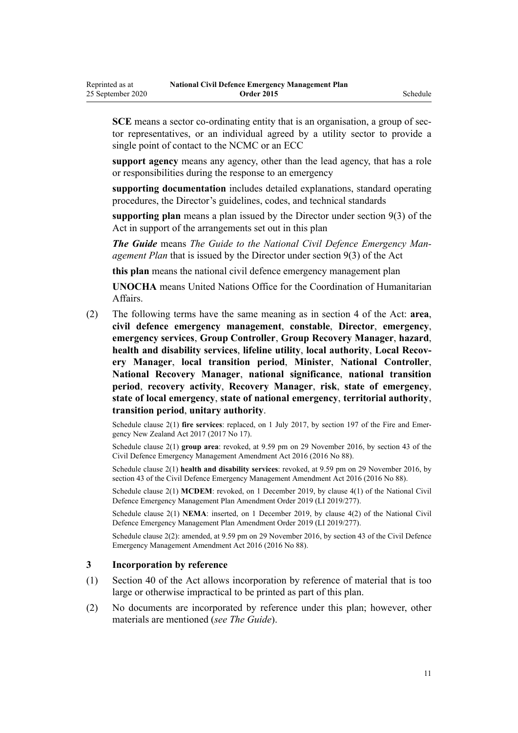**SCE** means a sector co-ordinating entity that is an organisation, a group of sector representatives, or an individual agreed by a utility sector to provide a single point of contact to the NCMC or an ECC

**support agency** means any agency, other than the lead agency, that has a role or responsibilities during the response to an emergency

**supporting documentation** includes detailed explanations, standard operating procedures, the Director's guidelines, codes, and technical standards

**supporting plan** means a plan issued by the Director under section 9(3) of the Act in support of the arrangements set out in this plan

***The Guide*** means *The Guide to the National Civil Defence Emergency Management Plan* that is issued by the Director under section 9(3) of the Act

**this plan** means the national civil defence emergency management plan

**UNOCHA** means United Nations Office for the Coordination of Humanitarian Affairs.

(2) The following terms have the same meaning as in section 4 of the Act: **area**, **civil defence emergency management**, **constable**, **Director**, **emergency**, **emergency services**, **Group Controller**, **Group Recovery Manager**, **hazard**, **health and disability services**, **lifeline utility**, **local authority**, **Local Recovery Manager**, **local transition period**, **Minister**, **National Controller**, **National Recovery Manager**, **national significance**, **national transition period**, **recovery activity**, **Recovery Manager**, **risk**, **state of emergency**, **state of local emergency**, **state of national emergency**, **territorial authority**, **transition period**, **unitary authority**.

Schedule clause 2(1) **fire services**: replaced, on 1 July 2017, by section 197 of the Fire and Emergency New Zealand Act 2017 (2017 No 17).

Schedule clause 2(1) **group area**: revoked, at 9.59 pm on 29 November 2016, by section 43 of the Civil Defence Emergency Management Amendment Act 2016 (2016 No 88).

Schedule clause 2(1) **health and disability services**: revoked, at 9.59 pm on 29 November 2016, by section 43 of the Civil Defence Emergency Management Amendment Act 2016 (2016 No 88).

Schedule clause 2(1) **MCDEM**: revoked, on 1 December 2019, by clause 4(1) of the National Civil Defence Emergency Management Plan Amendment Order 2019 (LI 2019/277).

Schedule clause 2(1) **NEMA**: inserted, on 1 December 2019, by clause 4(2) of the National Civil Defence Emergency Management Plan Amendment Order 2019 (LI 2019/277).

Schedule clause 2(2): amended, at 9.59 pm on 29 November 2016, by section 43 of the Civil Defence Emergency Management Amendment Act 2016 (2016 No 88).

### 3 Incorporation by reference

(1) Section 40 of the Act allows incorporation by reference of material that is too large or otherwise impractical to be printed as part of this plan.

(2) No documents are incorporated by reference under this plan; however, other materials are mentioned (*see The Guide*).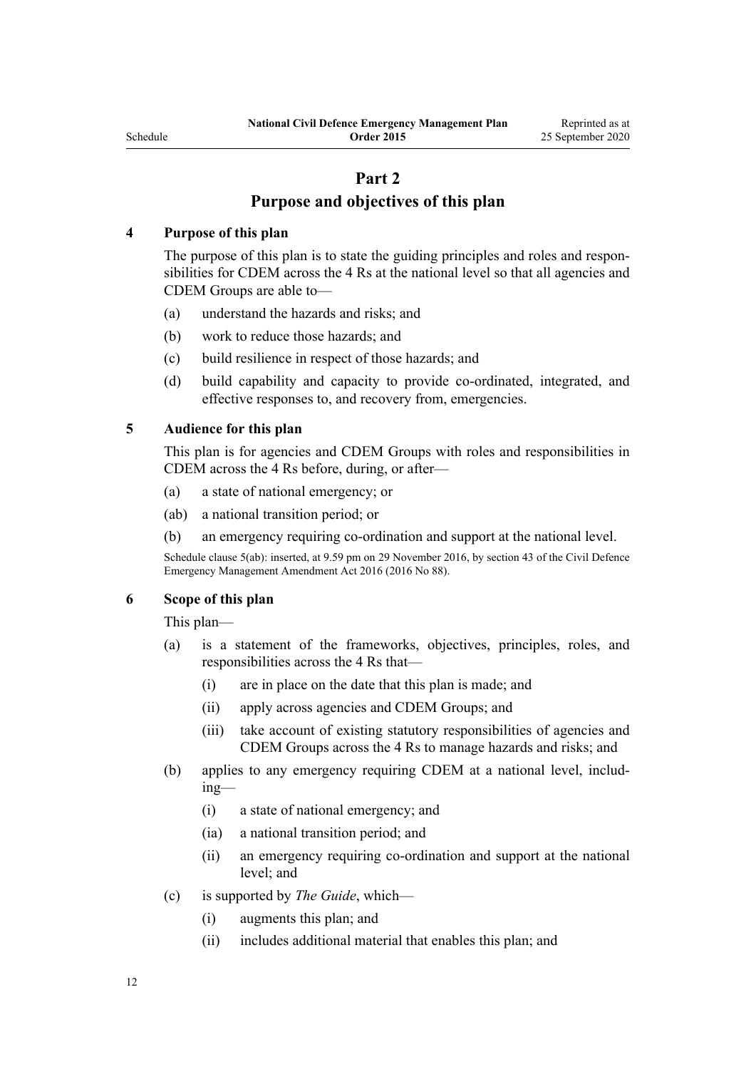## Part 2
## Purpose and objectives of this plan

### 4 Purpose of this plan

The purpose of this plan is to state the guiding principles and roles and responsibilities for CDEM across the 4 Rs at the national level so that all agencies and CDEM Groups are able to—

(a) understand the hazards and risks; and

(b) work to reduce those hazards; and

(c) build resilience in respect of those hazards; and

(d) build capability and capacity to provide co-ordinated, integrated, and effective responses to, and recovery from, emergencies.

### 5 Audience for this plan

This plan is for agencies and CDEM Groups with roles and responsibilities in CDEM across the 4 Rs before, during, or after—

(a) a state of national emergency; or

(ab) a national transition period; or

(b) an emergency requiring co-ordination and support at the national level.

Schedule clause 5(ab): inserted, at 9.59 pm on 29 November 2016, by section 43 of the Civil Defence Emergency Management Amendment Act 2016 (2016 No 88).

### 6 Scope of this plan

This plan—

(a) is a statement of the frameworks, objectives, principles, roles, and responsibilities across the 4 Rs that—

  (i) are in place on the date that this plan is made; and

  (ii) apply across agencies and CDEM Groups; and

  (iii) take account of existing statutory responsibilities of agencies and CDEM Groups across the 4 Rs to manage hazards and risks; and

(b) applies to any emergency requiring CDEM at a national level, including—

  (i) a state of national emergency; and

  (ia) a national transition period; and

  (ii) an emergency requiring co-ordination and support at the national level; and

(c) is supported by *The Guide*, which—

  (i) augments this plan; and

  (ii) includes additional material that enables this plan; and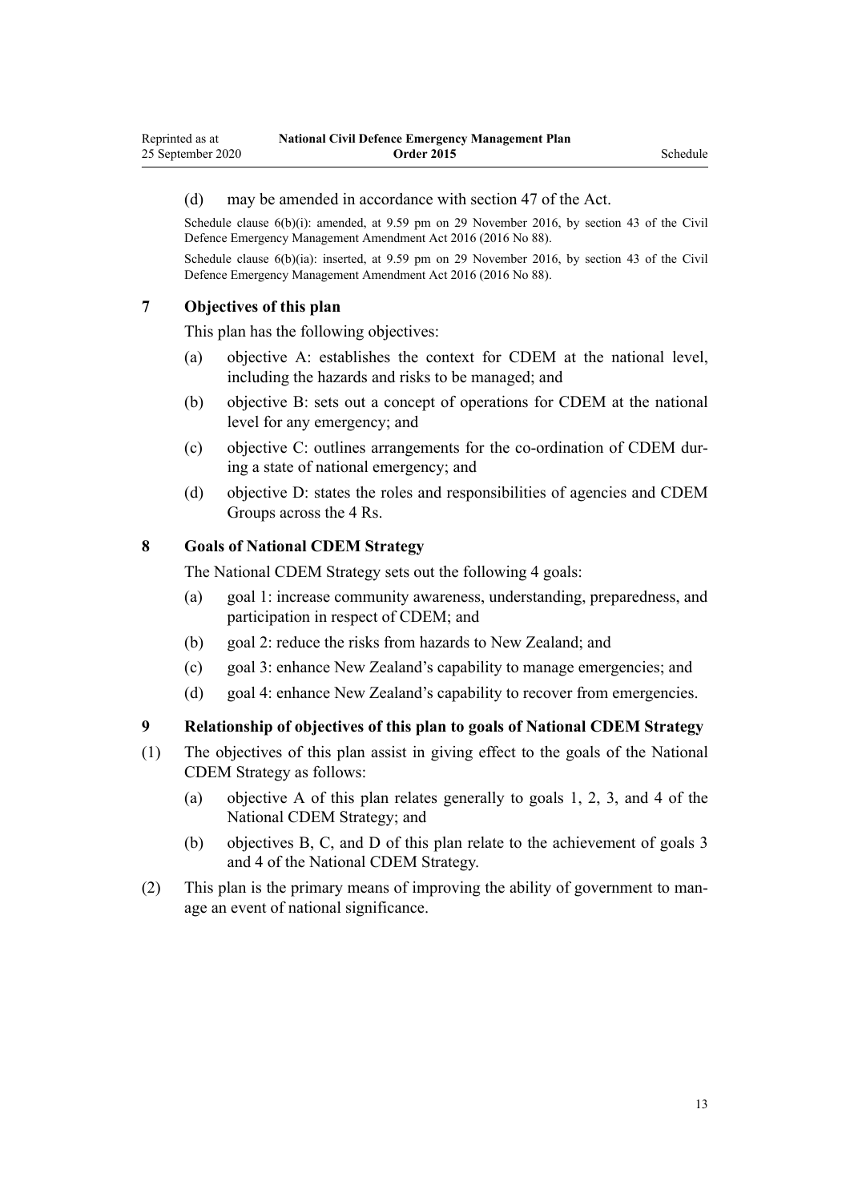(d) may be amended in accordance with section 47 of the Act.

Schedule clause 6(b)(i): amended, at 9.59 pm on 29 November 2016, by section 43 of the Civil Defence Emergency Management Amendment Act 2016 (2016 No 88).

Schedule clause 6(b)(ia): inserted, at 9.59 pm on 29 November 2016, by section 43 of the Civil Defence Emergency Management Amendment Act 2016 (2016 No 88).

### 7 Objectives of this plan

This plan has the following objectives:

(a) objective A: establishes the context for CDEM at the national level, including the hazards and risks to be managed; and

(b) objective B: sets out a concept of operations for CDEM at the national level for any emergency; and

(c) objective C: outlines arrangements for the co-ordination of CDEM during a state of national emergency; and

(d) objective D: states the roles and responsibilities of agencies and CDEM Groups across the 4 Rs.

### 8 Goals of National CDEM Strategy

The National CDEM Strategy sets out the following 4 goals:

(a) goal 1: increase community awareness, understanding, preparedness, and participation in respect of CDEM; and

(b) goal 2: reduce the risks from hazards to New Zealand; and

(c) goal 3: enhance New Zealand's capability to manage emergencies; and

(d) goal 4: enhance New Zealand's capability to recover from emergencies.

### 9 Relationship of objectives of this plan to goals of National CDEM Strategy

(1) The objectives of this plan assist in giving effect to the goals of the National CDEM Strategy as follows:

(a) objective A of this plan relates generally to goals 1, 2, 3, and 4 of the National CDEM Strategy; and

(b) objectives B, C, and D of this plan relate to the achievement of goals 3 and 4 of the National CDEM Strategy.

(2) This plan is the primary means of improving the ability of government to manage an event of national significance.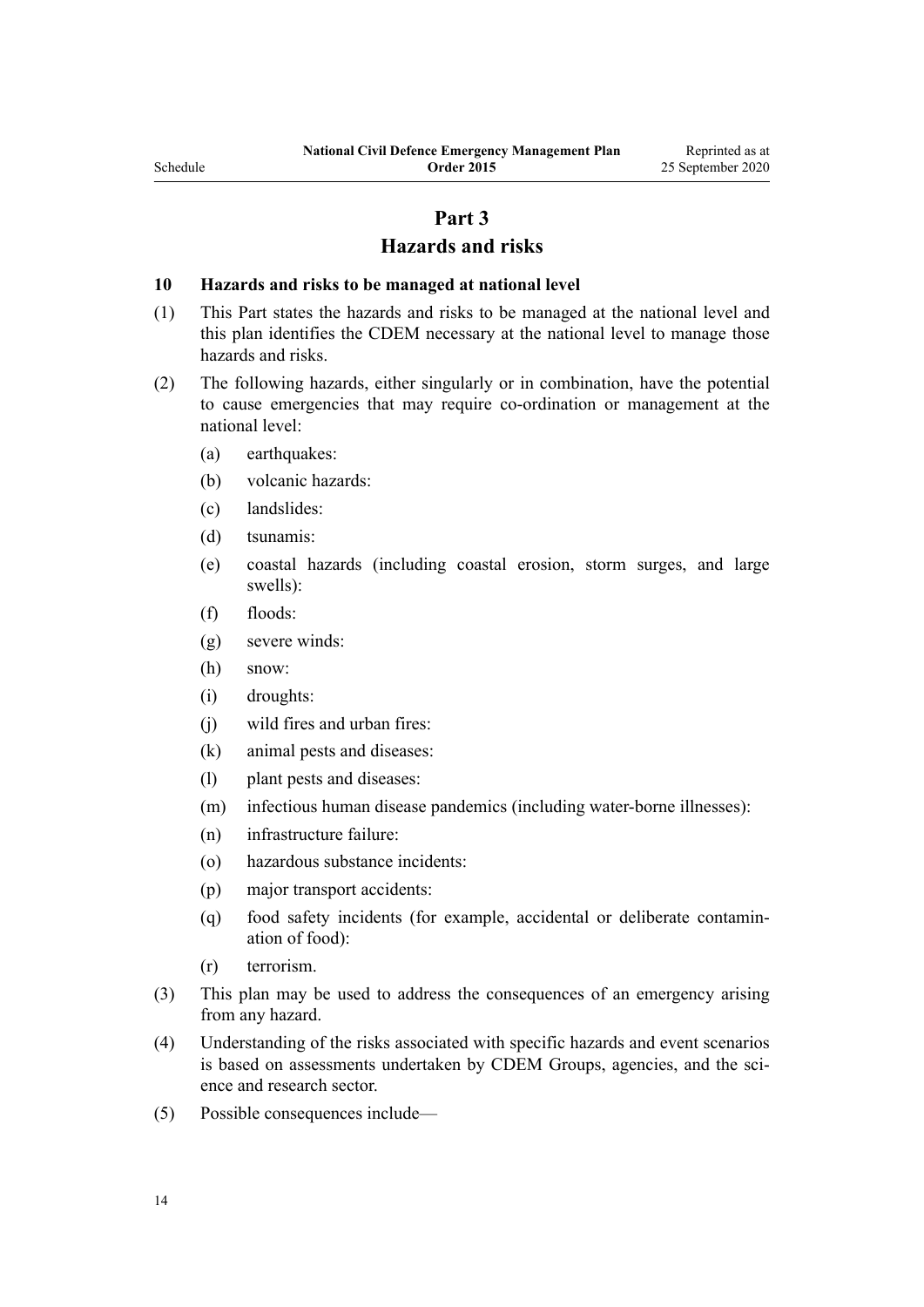# Part 3
# Hazards and risks

**10 Hazards and risks to be managed at national level**

(1) This Part states the hazards and risks to be managed at the national level and this plan identifies the CDEM necessary at the national level to manage those hazards and risks.

(2) The following hazards, either singularly or in combination, have the potential to cause emergencies that may require co-ordination or management at the national level:

- (a) earthquakes:
- (b) volcanic hazards:
- (c) landslides:
- (d) tsunamis:
- (e) coastal hazards (including coastal erosion, storm surges, and large swells):
- (f) floods:
- (g) severe winds:
- (h) snow:
- (i) droughts:
- (j) wild fires and urban fires:
- (k) animal pests and diseases:
- (l) plant pests and diseases:
- (m) infectious human disease pandemics (including water-borne illnesses):
- (n) infrastructure failure:
- (o) hazardous substance incidents:
- (p) major transport accidents:
- (q) food safety incidents (for example, accidental or deliberate contamination of food):
- (r) terrorism.

(3) This plan may be used to address the consequences of an emergency arising from any hazard.

(4) Understanding of the risks associated with specific hazards and event scenarios is based on assessments undertaken by CDEM Groups, agencies, and the science and research sector.

(5) Possible consequences include—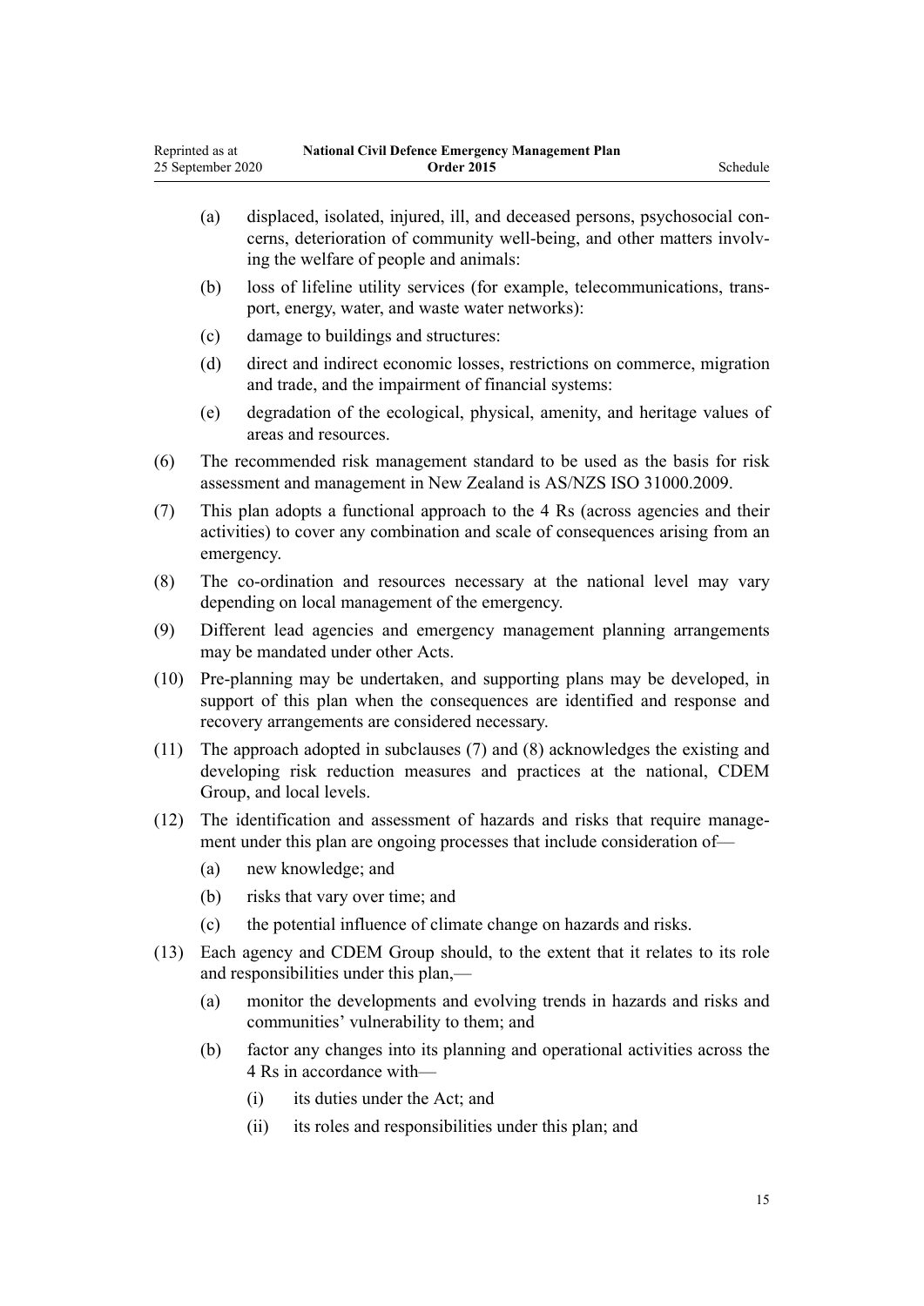(a) displaced, isolated, injured, ill, and deceased persons, psychosocial concerns, deterioration of community well-being, and other matters involving the welfare of people and animals:

(b) loss of lifeline utility services (for example, telecommunications, transport, energy, water, and waste water networks):

(c) damage to buildings and structures:

(d) direct and indirect economic losses, restrictions on commerce, migration and trade, and the impairment of financial systems:

(e) degradation of the ecological, physical, amenity, and heritage values of areas and resources.

(6) The recommended risk management standard to be used as the basis for risk assessment and management in New Zealand is AS/NZS ISO 31000.2009.

(7) This plan adopts a functional approach to the 4 Rs (across agencies and their activities) to cover any combination and scale of consequences arising from an emergency.

(8) The co-ordination and resources necessary at the national level may vary depending on local management of the emergency.

(9) Different lead agencies and emergency management planning arrangements may be mandated under other Acts.

(10) Pre-planning may be undertaken, and supporting plans may be developed, in support of this plan when the consequences are identified and response and recovery arrangements are considered necessary.

(11) The approach adopted in subclauses (7) and (8) acknowledges the existing and developing risk reduction measures and practices at the national, CDEM Group, and local levels.

(12) The identification and assessment of hazards and risks that require management under this plan are ongoing processes that include consideration of—

- (a) new knowledge; and
- (b) risks that vary over time; and
- (c) the potential influence of climate change on hazards and risks.

(13) Each agency and CDEM Group should, to the extent that it relates to its role and responsibilities under this plan,—

- (a) monitor the developments and evolving trends in hazards and risks and communities' vulnerability to them; and
- (b) factor any changes into its planning and operational activities across the 4 Rs in accordance with—
  - (i) its duties under the Act; and
  - (ii) its roles and responsibilities under this plan; and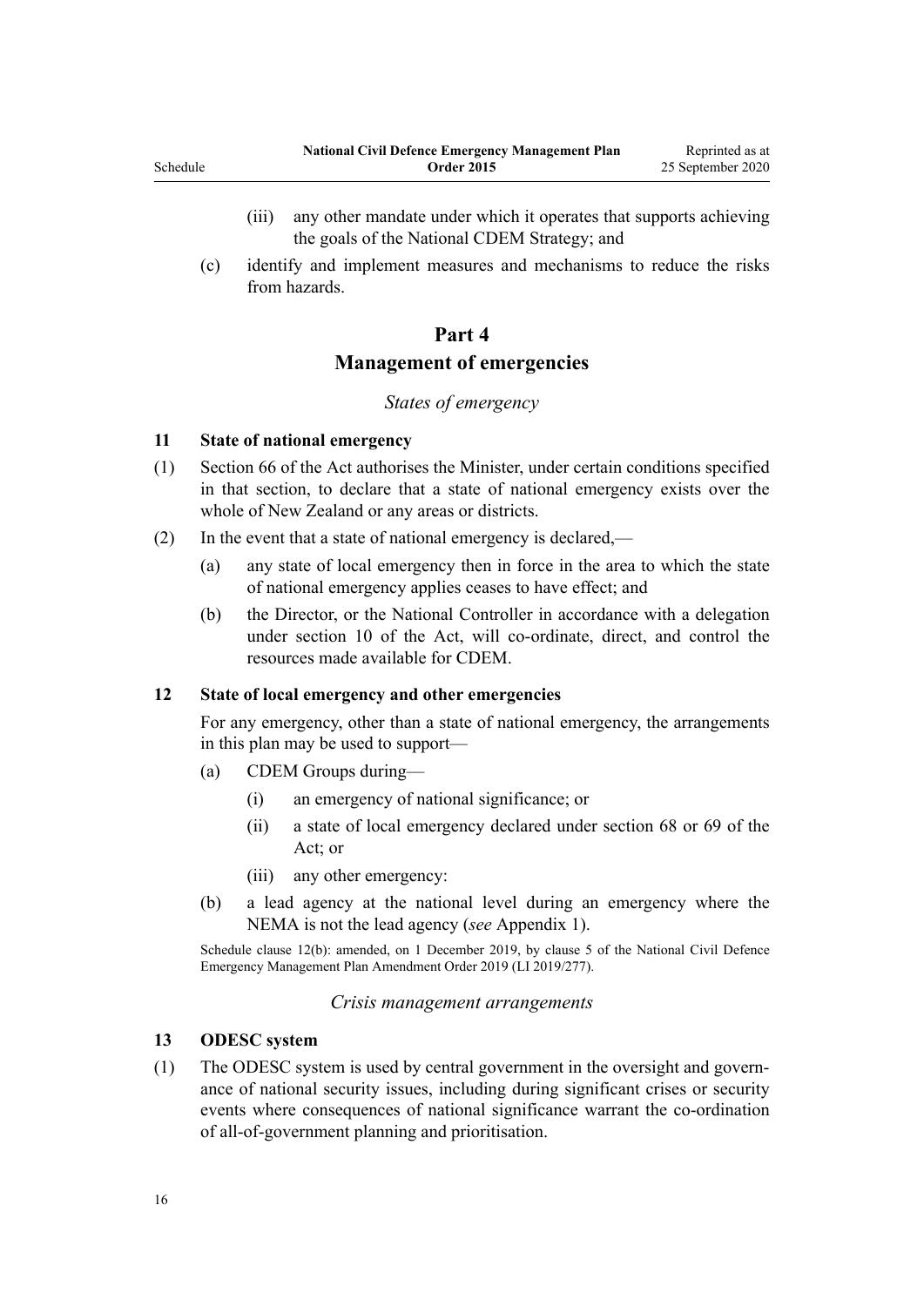(iii) any other mandate under which it operates that supports achieving the goals of the National CDEM Strategy; and

(c) identify and implement measures and mechanisms to reduce the risks from hazards.

## Part 4
## Management of emergencies

*States of emergency*

### 11 State of national emergency

(1) Section 66 of the Act authorises the Minister, under certain conditions specified in that section, to declare that a state of national emergency exists over the whole of New Zealand or any areas or districts.

(2) In the event that a state of national emergency is declared,—

(a) any state of local emergency then in force in the area to which the state of national emergency applies ceases to have effect; and

(b) the Director, or the National Controller in accordance with a delegation under section 10 of the Act, will co-ordinate, direct, and control the resources made available for CDEM.

### 12 State of local emergency and other emergencies

For any emergency, other than a state of national emergency, the arrangements in this plan may be used to support—

(a) CDEM Groups during—

(i) an emergency of national significance; or

(ii) a state of local emergency declared under section 68 or 69 of the Act; or

(iii) any other emergency:

(b) a lead agency at the national level during an emergency where the NEMA is not the lead agency (*see* Appendix 1).

Schedule clause 12(b): amended, on 1 December 2019, by clause 5 of the National Civil Defence Emergency Management Plan Amendment Order 2019 (LI 2019/277).

*Crisis management arrangements*

### 13 ODESC system

(1) The ODESC system is used by central government in the oversight and governance of national security issues, including during significant crises or security events where consequences of national significance warrant the co-ordination of all-of-government planning and prioritisation.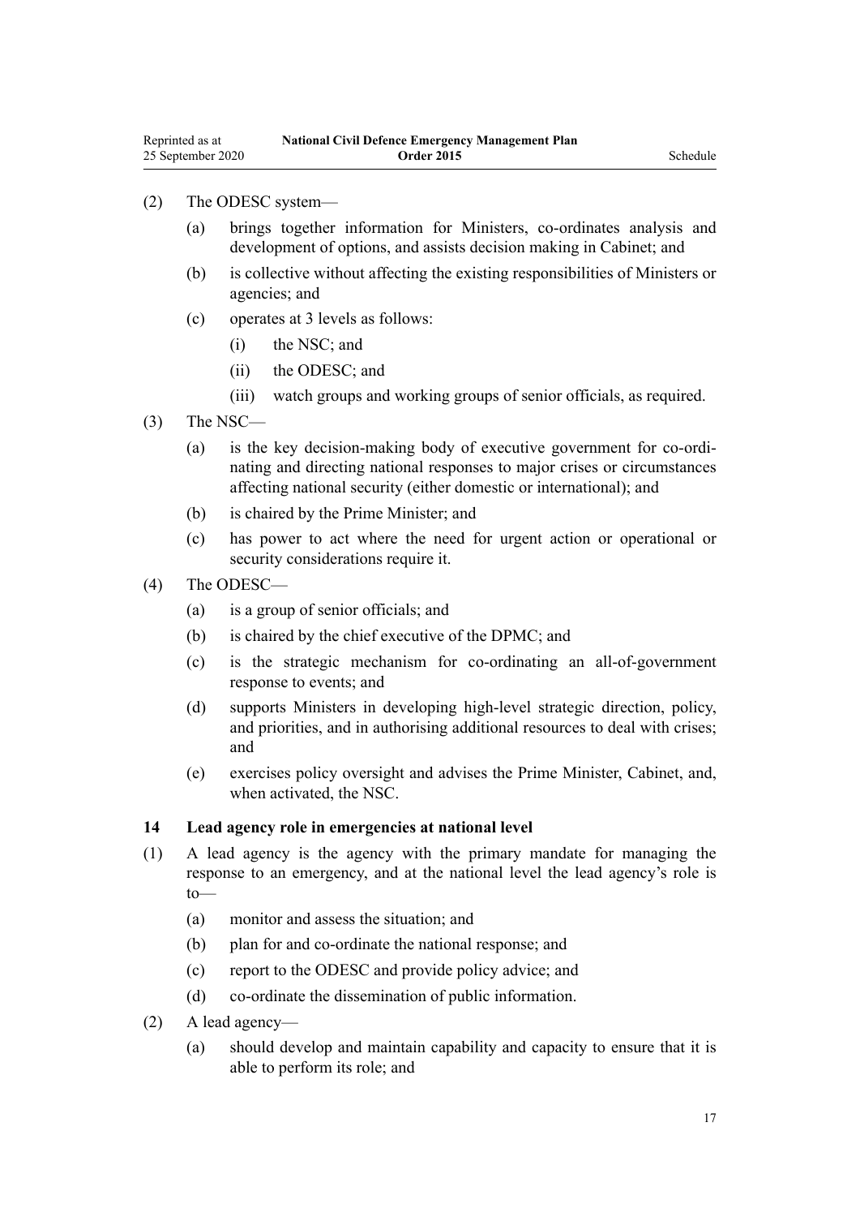(2) The ODESC system—

(a) brings together information for Ministers, co-ordinates analysis and development of options, and assists decision making in Cabinet; and

(b) is collective without affecting the existing responsibilities of Ministers or agencies; and

(c) operates at 3 levels as follows:

(i) the NSC; and

(ii) the ODESC; and

(iii) watch groups and working groups of senior officials, as required.

(3) The NSC—

(a) is the key decision-making body of executive government for co-ordinating and directing national responses to major crises or circumstances affecting national security (either domestic or international); and

(b) is chaired by the Prime Minister; and

(c) has power to act where the need for urgent action or operational or security considerations require it.

(4) The ODESC—

(a) is a group of senior officials; and

(b) is chaired by the chief executive of the DPMC; and

(c) is the strategic mechanism for co-ordinating an all-of-government response to events; and

(d) supports Ministers in developing high-level strategic direction, policy, and priorities, and in authorising additional resources to deal with crises; and

(e) exercises policy oversight and advises the Prime Minister, Cabinet, and, when activated, the NSC.

### 14 Lead agency role in emergencies at national level

(1) A lead agency is the agency with the primary mandate for managing the response to an emergency, and at the national level the lead agency's role is to—

(a) monitor and assess the situation; and

(b) plan for and co-ordinate the national response; and

(c) report to the ODESC and provide policy advice; and

(d) co-ordinate the dissemination of public information.

(2) A lead agency—

(a) should develop and maintain capability and capacity to ensure that it is able to perform its role; and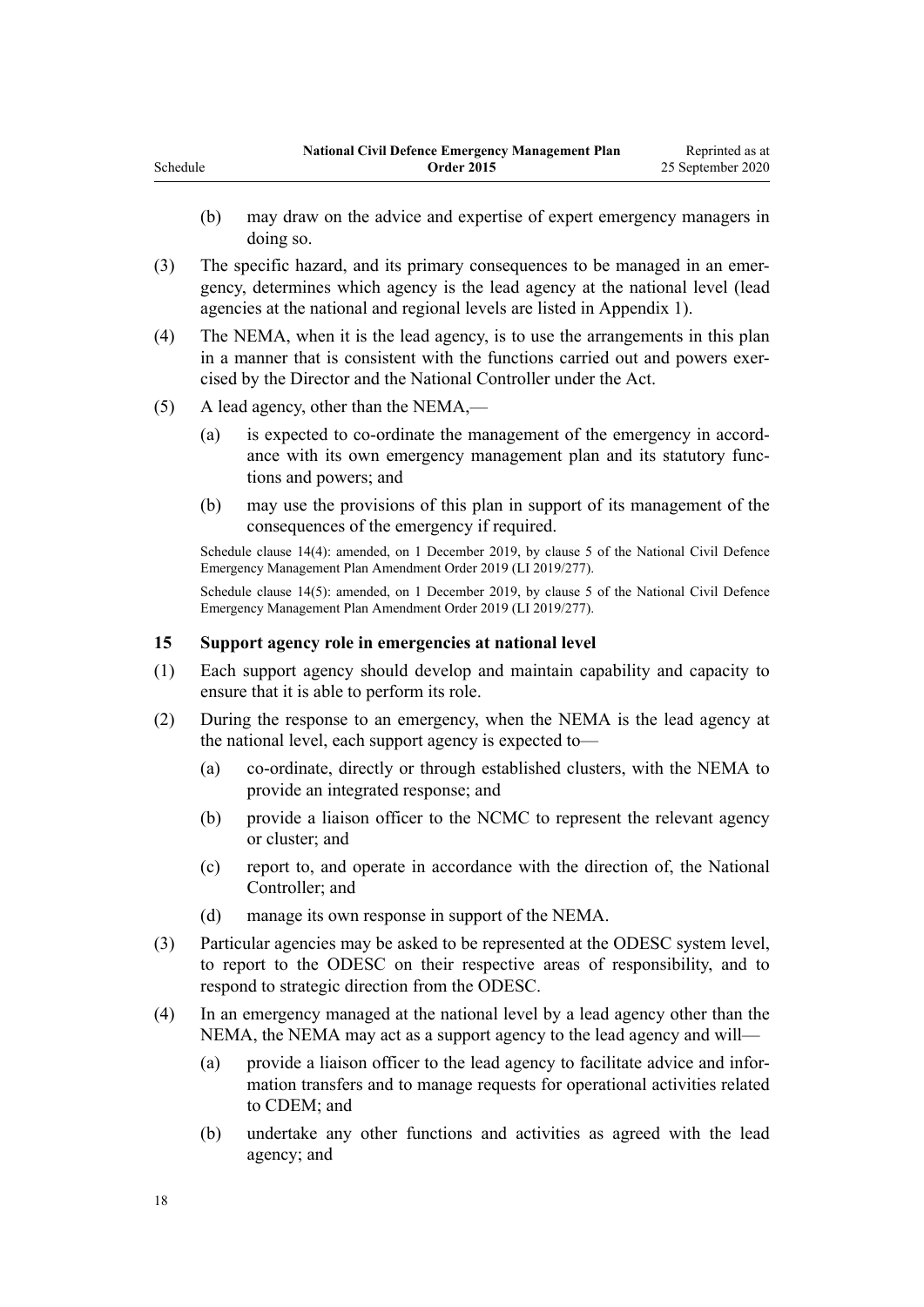(b) may draw on the advice and expertise of expert emergency managers in doing so.

(3) The specific hazard, and its primary consequences to be managed in an emergency, determines which agency is the lead agency at the national level (lead agencies at the national and regional levels are listed in Appendix 1).

(4) The NEMA, when it is the lead agency, is to use the arrangements in this plan in a manner that is consistent with the functions carried out and powers exercised by the Director and the National Controller under the Act.

(5) A lead agency, other than the NEMA,—

(a) is expected to co-ordinate the management of the emergency in accordance with its own emergency management plan and its statutory functions and powers; and

(b) may use the provisions of this plan in support of its management of the consequences of the emergency if required.

Schedule clause 14(4): amended, on 1 December 2019, by clause 5 of the National Civil Defence Emergency Management Plan Amendment Order 2019 (LI 2019/277).

Schedule clause 14(5): amended, on 1 December 2019, by clause 5 of the National Civil Defence Emergency Management Plan Amendment Order 2019 (LI 2019/277).

### 15 Support agency role in emergencies at national level

(1) Each support agency should develop and maintain capability and capacity to ensure that it is able to perform its role.

(2) During the response to an emergency, when the NEMA is the lead agency at the national level, each support agency is expected to—

(a) co-ordinate, directly or through established clusters, with the NEMA to provide an integrated response; and

(b) provide a liaison officer to the NCMC to represent the relevant agency or cluster; and

(c) report to, and operate in accordance with the direction of, the National Controller; and

(d) manage its own response in support of the NEMA.

(3) Particular agencies may be asked to be represented at the ODESC system level, to report to the ODESC on their respective areas of responsibility, and to respond to strategic direction from the ODESC.

(4) In an emergency managed at the national level by a lead agency other than the NEMA, the NEMA may act as a support agency to the lead agency and will—

(a) provide a liaison officer to the lead agency to facilitate advice and information transfers and to manage requests for operational activities related to CDEM; and

(b) undertake any other functions and activities as agreed with the lead agency; and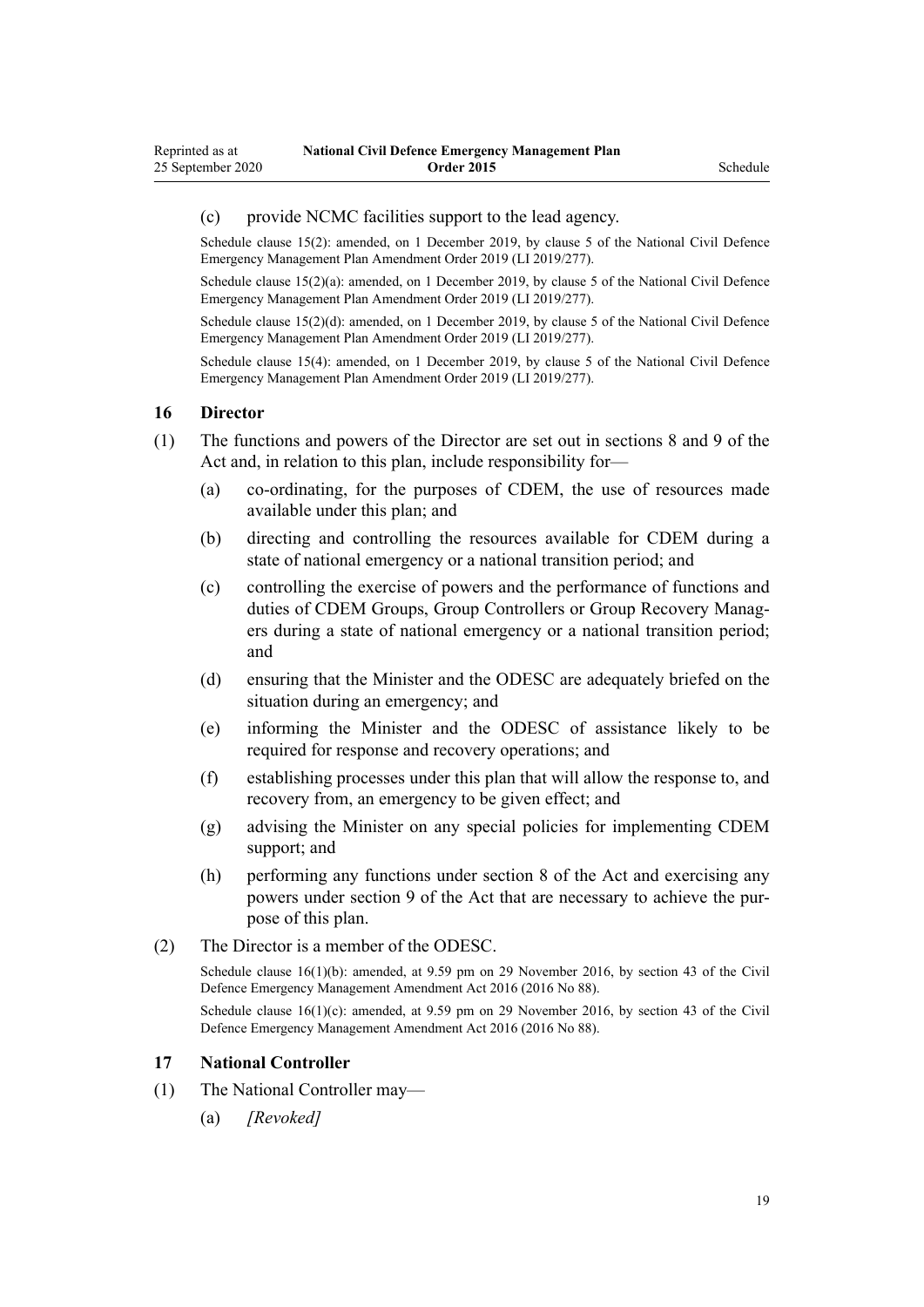(c) provide NCMC facilities support to the lead agency.

Schedule clause 15(2): amended, on 1 December 2019, by clause 5 of the National Civil Defence Emergency Management Plan Amendment Order 2019 (LI 2019/277).

Schedule clause 15(2)(a): amended, on 1 December 2019, by clause 5 of the National Civil Defence Emergency Management Plan Amendment Order 2019 (LI 2019/277).

Schedule clause 15(2)(d): amended, on 1 December 2019, by clause 5 of the National Civil Defence Emergency Management Plan Amendment Order 2019 (LI 2019/277).

Schedule clause 15(4): amended, on 1 December 2019, by clause 5 of the National Civil Defence Emergency Management Plan Amendment Order 2019 (LI 2019/277).

### 16 Director

(1) The functions and powers of the Director are set out in sections 8 and 9 of the Act and, in relation to this plan, include responsibility for—

(a) co-ordinating, for the purposes of CDEM, the use of resources made available under this plan; and

(b) directing and controlling the resources available for CDEM during a state of national emergency or a national transition period; and

(c) controlling the exercise of powers and the performance of functions and duties of CDEM Groups, Group Controllers or Group Recovery Managers during a state of national emergency or a national transition period; and

(d) ensuring that the Minister and the ODESC are adequately briefed on the situation during an emergency; and

(e) informing the Minister and the ODESC of assistance likely to be required for response and recovery operations; and

(f) establishing processes under this plan that will allow the response to, and recovery from, an emergency to be given effect; and

(g) advising the Minister on any special policies for implementing CDEM support; and

(h) performing any functions under section 8 of the Act and exercising any powers under section 9 of the Act that are necessary to achieve the purpose of this plan.

(2) The Director is a member of the ODESC.

Schedule clause 16(1)(b): amended, at 9.59 pm on 29 November 2016, by section 43 of the Civil Defence Emergency Management Amendment Act 2016 (2016 No 88).

Schedule clause 16(1)(c): amended, at 9.59 pm on 29 November 2016, by section 43 of the Civil Defence Emergency Management Amendment Act 2016 (2016 No 88).

### 17 National Controller

(1) The National Controller may—

(a) *[Revoked]*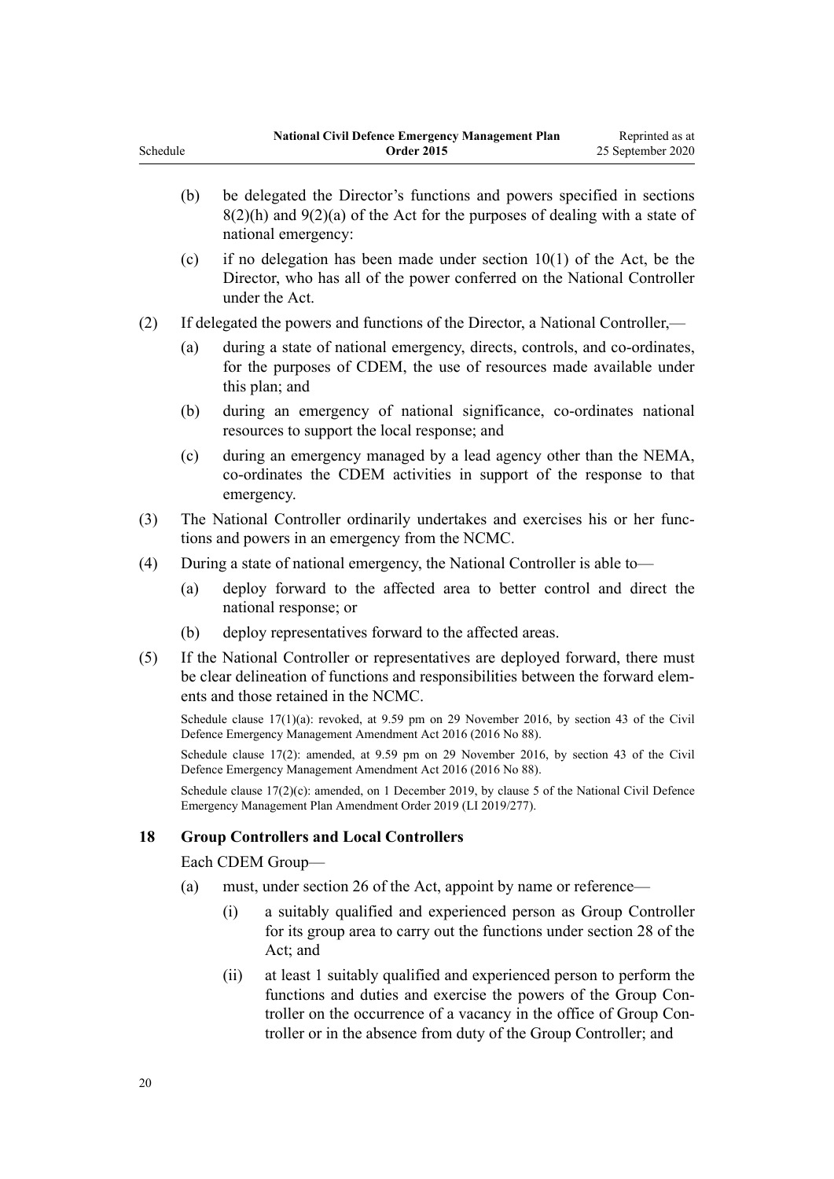(b) be delegated the Director's functions and powers specified in sections 8(2)(h) and 9(2)(a) of the Act for the purposes of dealing with a state of national emergency:

(c) if no delegation has been made under section 10(1) of the Act, be the Director, who has all of the power conferred on the National Controller under the Act.

(2) If delegated the powers and functions of the Director, a National Controller,—

(a) during a state of national emergency, directs, controls, and co-ordinates, for the purposes of CDEM, the use of resources made available under this plan; and

(b) during an emergency of national significance, co-ordinates national resources to support the local response; and

(c) during an emergency managed by a lead agency other than the NEMA, co-ordinates the CDEM activities in support of the response to that emergency.

(3) The National Controller ordinarily undertakes and exercises his or her functions and powers in an emergency from the NCMC.

(4) During a state of national emergency, the National Controller is able to—

(a) deploy forward to the affected area to better control and direct the national response; or

(b) deploy representatives forward to the affected areas.

(5) If the National Controller or representatives are deployed forward, there must be clear delineation of functions and responsibilities between the forward elements and those retained in the NCMC.

Schedule clause 17(1)(a): revoked, at 9.59 pm on 29 November 2016, by section 43 of the Civil Defence Emergency Management Amendment Act 2016 (2016 No 88).

Schedule clause 17(2): amended, at 9.59 pm on 29 November 2016, by section 43 of the Civil Defence Emergency Management Amendment Act 2016 (2016 No 88).

Schedule clause 17(2)(c): amended, on 1 December 2019, by clause 5 of the National Civil Defence Emergency Management Plan Amendment Order 2019 (LI 2019/277).

### 18 Group Controllers and Local Controllers

Each CDEM Group—

(a) must, under section 26 of the Act, appoint by name or reference—

(i) a suitably qualified and experienced person as Group Controller for its group area to carry out the functions under section 28 of the Act; and

(ii) at least 1 suitably qualified and experienced person to perform the functions and duties and exercise the powers of the Group Controller on the occurrence of a vacancy in the office of Group Controller or in the absence from duty of the Group Controller; and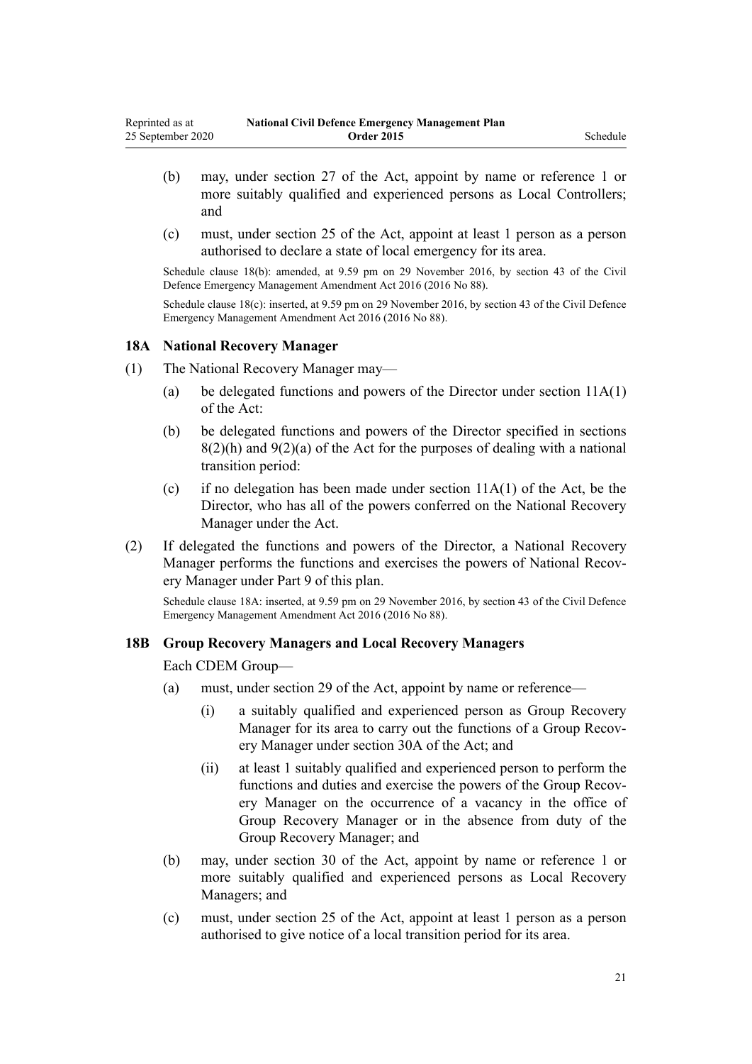- (b) may, under section 27 of the Act, appoint by name or reference 1 or more suitably qualified and experienced persons as Local Controllers; and
- (c) must, under section 25 of the Act, appoint at least 1 person as a person authorised to declare a state of local emergency for its area.

Schedule clause 18(b): amended, at 9.59 pm on 29 November 2016, by section 43 of the Civil Defence Emergency Management Amendment Act 2016 (2016 No 88).

Schedule clause 18(c): inserted, at 9.59 pm on 29 November 2016, by section 43 of the Civil Defence Emergency Management Amendment Act 2016 (2016 No 88).

### 18A National Recovery Manager

(1) The National Recovery Manager may—

- (a) be delegated functions and powers of the Director under section 11A(1) of the Act:
- (b) be delegated functions and powers of the Director specified in sections 8(2)(h) and 9(2)(a) of the Act for the purposes of dealing with a national transition period:
- (c) if no delegation has been made under section 11A(1) of the Act, be the Director, who has all of the powers conferred on the National Recovery Manager under the Act.

(2) If delegated the functions and powers of the Director, a National Recovery Manager performs the functions and exercises the powers of National Recovery Manager under Part 9 of this plan.

Schedule clause 18A: inserted, at 9.59 pm on 29 November 2016, by section 43 of the Civil Defence Emergency Management Amendment Act 2016 (2016 No 88).

### 18B Group Recovery Managers and Local Recovery Managers

Each CDEM Group—

- (a) must, under section 29 of the Act, appoint by name or reference—
  - (i) a suitably qualified and experienced person as Group Recovery Manager for its area to carry out the functions of a Group Recovery Manager under section 30A of the Act; and
  - (ii) at least 1 suitably qualified and experienced person to perform the functions and duties and exercise the powers of the Group Recovery Manager on the occurrence of a vacancy in the office of Group Recovery Manager or in the absence from duty of the Group Recovery Manager; and
- (b) may, under section 30 of the Act, appoint by name or reference 1 or more suitably qualified and experienced persons as Local Recovery Managers; and
- (c) must, under section 25 of the Act, appoint at least 1 person as a person authorised to give notice of a local transition period for its area.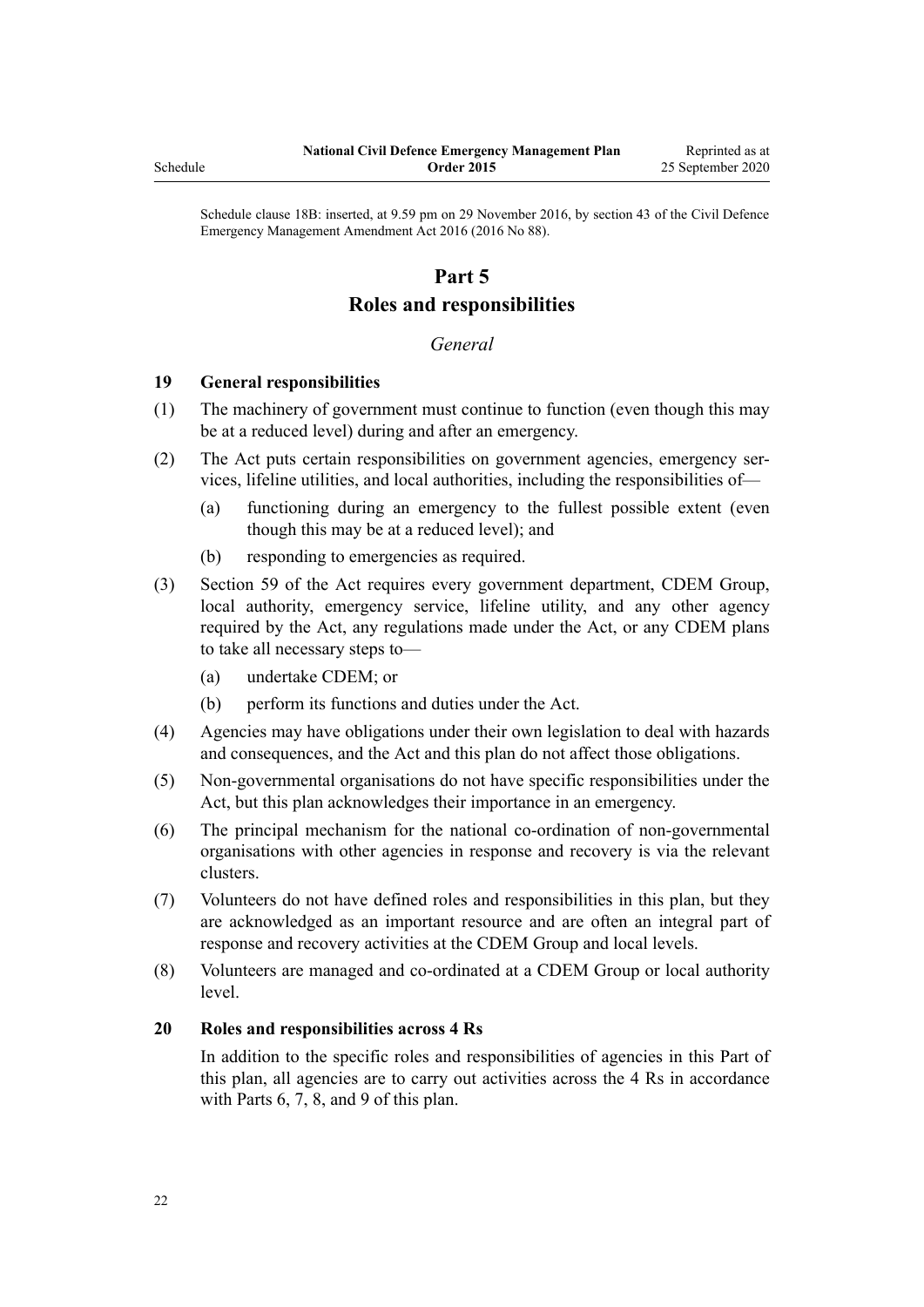Schedule clause 18B: inserted, at 9.59 pm on 29 November 2016, by section 43 of the Civil Defence Emergency Management Amendment Act 2016 (2016 No 88).

# Part 5
# Roles and responsibilities

*General*

### 19 General responsibilities

(1) The machinery of government must continue to function (even though this may be at a reduced level) during and after an emergency.

(2) The Act puts certain responsibilities on government agencies, emergency services, lifeline utilities, and local authorities, including the responsibilities of—

 (a) functioning during an emergency to the fullest possible extent (even though this may be at a reduced level); and

 (b) responding to emergencies as required.

(3) Section 59 of the Act requires every government department, CDEM Group, local authority, emergency service, lifeline utility, and any other agency required by the Act, any regulations made under the Act, or any CDEM plans to take all necessary steps to—

 (a) undertake CDEM; or

 (b) perform its functions and duties under the Act.

(4) Agencies may have obligations under their own legislation to deal with hazards and consequences, and the Act and this plan do not affect those obligations.

(5) Non-governmental organisations do not have specific responsibilities under the Act, but this plan acknowledges their importance in an emergency.

(6) The principal mechanism for the national co-ordination of non-governmental organisations with other agencies in response and recovery is via the relevant clusters.

(7) Volunteers do not have defined roles and responsibilities in this plan, but they are acknowledged as an important resource and are often an integral part of response and recovery activities at the CDEM Group and local levels.

(8) Volunteers are managed and co-ordinated at a CDEM Group or local authority level.

### 20 Roles and responsibilities across 4 Rs

In addition to the specific roles and responsibilities of agencies in this Part of this plan, all agencies are to carry out activities across the 4 Rs in accordance with Parts 6, 7, 8, and 9 of this plan.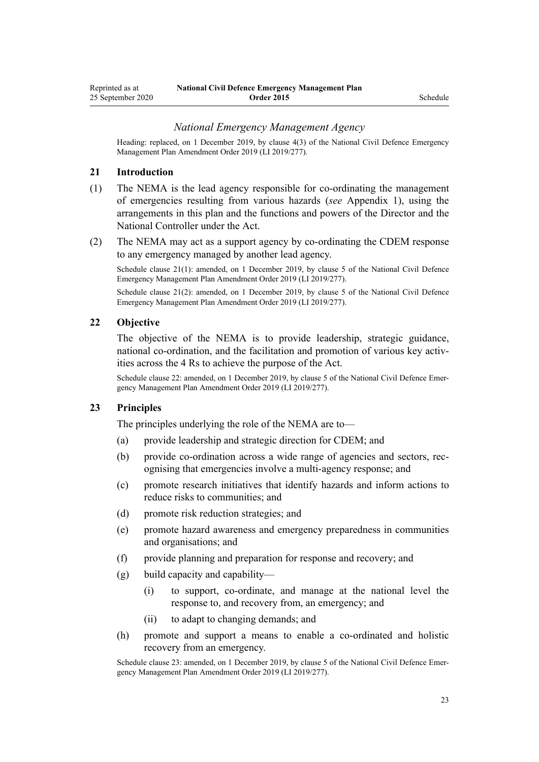### *National Emergency Management Agency*

Heading: replaced, on 1 December 2019, by clause 4(3) of the National Civil Defence Emergency Management Plan Amendment Order 2019 (LI 2019/277).

### 21 Introduction

(1) The NEMA is the lead agency responsible for co-ordinating the management of emergencies resulting from various hazards (*see* Appendix 1), using the arrangements in this plan and the functions and powers of the Director and the National Controller under the Act.

(2) The NEMA may act as a support agency by co-ordinating the CDEM response to any emergency managed by another lead agency.

Schedule clause 21(1): amended, on 1 December 2019, by clause 5 of the National Civil Defence Emergency Management Plan Amendment Order 2019 (LI 2019/277).

Schedule clause 21(2): amended, on 1 December 2019, by clause 5 of the National Civil Defence Emergency Management Plan Amendment Order 2019 (LI 2019/277).

### 22 Objective

The objective of the NEMA is to provide leadership, strategic guidance, national co-ordination, and the facilitation and promotion of various key activities across the 4 Rs to achieve the purpose of the Act.

Schedule clause 22: amended, on 1 December 2019, by clause 5 of the National Civil Defence Emergency Management Plan Amendment Order 2019 (LI 2019/277).

### 23 Principles

The principles underlying the role of the NEMA are to—

(a) provide leadership and strategic direction for CDEM; and

(b) provide co-ordination across a wide range of agencies and sectors, recognising that emergencies involve a multi-agency response; and

(c) promote research initiatives that identify hazards and inform actions to reduce risks to communities; and

(d) promote risk reduction strategies; and

(e) promote hazard awareness and emergency preparedness in communities and organisations; and

(f) provide planning and preparation for response and recovery; and

(g) build capacity and capability—

  (i) to support, co-ordinate, and manage at the national level the response to, and recovery from, an emergency; and

  (ii) to adapt to changing demands; and

(h) promote and support a means to enable a co-ordinated and holistic recovery from an emergency.

Schedule clause 23: amended, on 1 December 2019, by clause 5 of the National Civil Defence Emergency Management Plan Amendment Order 2019 (LI 2019/277).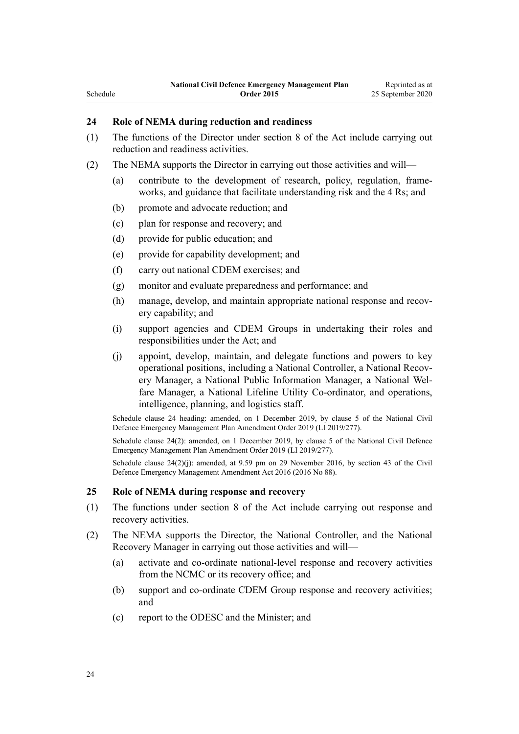### 24 Role of NEMA during reduction and readiness

(1) The functions of the Director under section 8 of the Act include carrying out reduction and readiness activities.

(2) The NEMA supports the Director in carrying out those activities and will—

(a) contribute to the development of research, policy, regulation, frameworks, and guidance that facilitate understanding risk and the 4 Rs; and

(b) promote and advocate reduction; and

(c) plan for response and recovery; and

(d) provide for public education; and

(e) provide for capability development; and

(f) carry out national CDEM exercises; and

(g) monitor and evaluate preparedness and performance; and

(h) manage, develop, and maintain appropriate national response and recovery capability; and

(i) support agencies and CDEM Groups in undertaking their roles and responsibilities under the Act; and

(j) appoint, develop, maintain, and delegate functions and powers to key operational positions, including a National Controller, a National Recovery Manager, a National Public Information Manager, a National Welfare Manager, a National Lifeline Utility Co-ordinator, and operations, intelligence, planning, and logistics staff.

Schedule clause 24 heading: amended, on 1 December 2019, by clause 5 of the National Civil Defence Emergency Management Plan Amendment Order 2019 (LI 2019/277).

Schedule clause 24(2): amended, on 1 December 2019, by clause 5 of the National Civil Defence Emergency Management Plan Amendment Order 2019 (LI 2019/277).

Schedule clause 24(2)(j): amended, at 9.59 pm on 29 November 2016, by section 43 of the Civil Defence Emergency Management Amendment Act 2016 (2016 No 88).

### 25 Role of NEMA during response and recovery

(1) The functions under section 8 of the Act include carrying out response and recovery activities.

(2) The NEMA supports the Director, the National Controller, and the National Recovery Manager in carrying out those activities and will—

(a) activate and co-ordinate national-level response and recovery activities from the NCMC or its recovery office; and

(b) support and co-ordinate CDEM Group response and recovery activities; and

(c) report to the ODESC and the Minister; and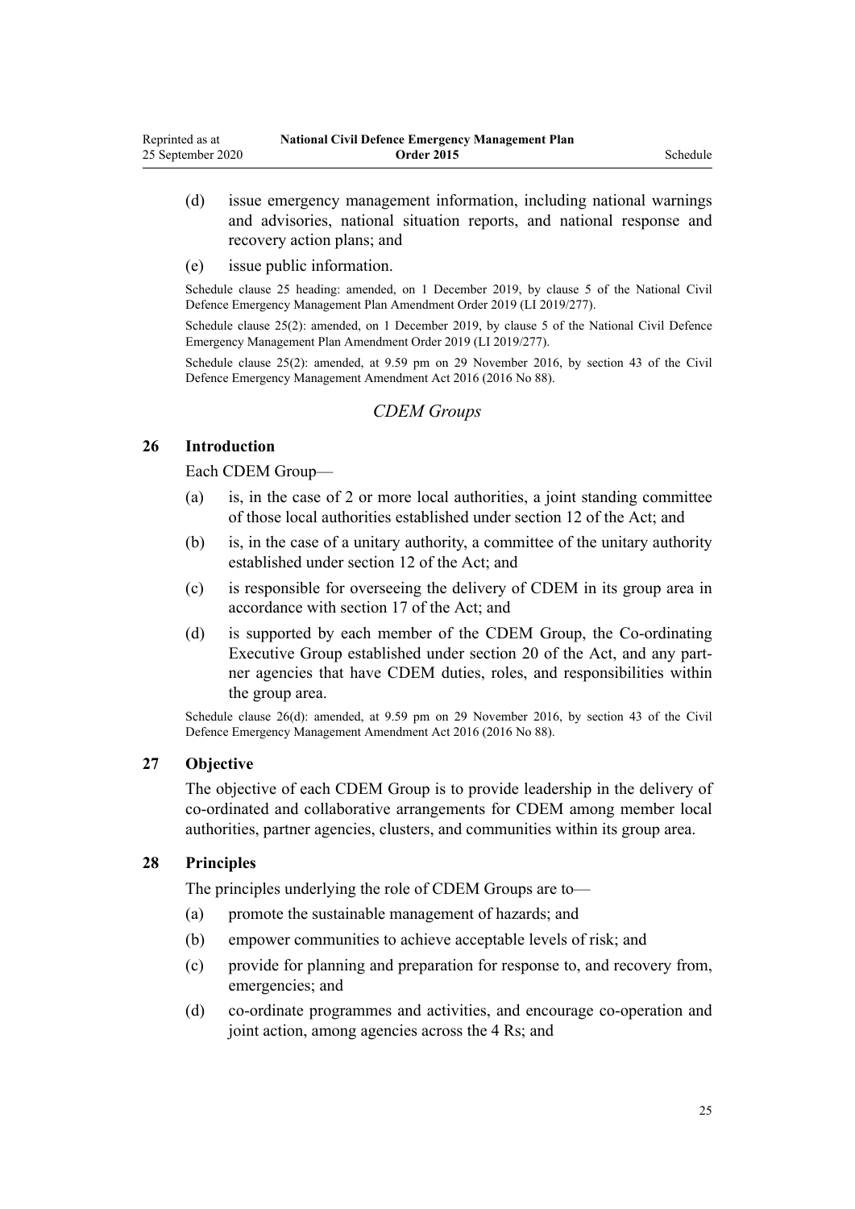(d) issue emergency management information, including national warnings and advisories, national situation reports, and national response and recovery action plans; and

(e) issue public information.

Schedule clause 25 heading: amended, on 1 December 2019, by clause 5 of the National Civil Defence Emergency Management Plan Amendment Order 2019 (LI 2019/277).

Schedule clause 25(2): amended, on 1 December 2019, by clause 5 of the National Civil Defence Emergency Management Plan Amendment Order 2019 (LI 2019/277).

Schedule clause 25(2): amended, at 9.59 pm on 29 November 2016, by section 43 of the Civil Defence Emergency Management Amendment Act 2016 (2016 No 88).

### *CDEM Groups*

#### 26 Introduction

Each CDEM Group—

(a) is, in the case of 2 or more local authorities, a joint standing committee of those local authorities established under section 12 of the Act; and

(b) is, in the case of a unitary authority, a committee of the unitary authority established under section 12 of the Act; and

(c) is responsible for overseeing the delivery of CDEM in its group area in accordance with section 17 of the Act; and

(d) is supported by each member of the CDEM Group, the Co-ordinating Executive Group established under section 20 of the Act, and any partner agencies that have CDEM duties, roles, and responsibilities within the group area.

Schedule clause 26(d): amended, at 9.59 pm on 29 November 2016, by section 43 of the Civil Defence Emergency Management Amendment Act 2016 (2016 No 88).

#### 27 Objective

The objective of each CDEM Group is to provide leadership in the delivery of co-ordinated and collaborative arrangements for CDEM among member local authorities, partner agencies, clusters, and communities within its group area.

#### 28 Principles

The principles underlying the role of CDEM Groups are to—

(a) promote the sustainable management of hazards; and

(b) empower communities to achieve acceptable levels of risk; and

(c) provide for planning and preparation for response to, and recovery from, emergencies; and

(d) co-ordinate programmes and activities, and encourage co-operation and joint action, among agencies across the 4 Rs; and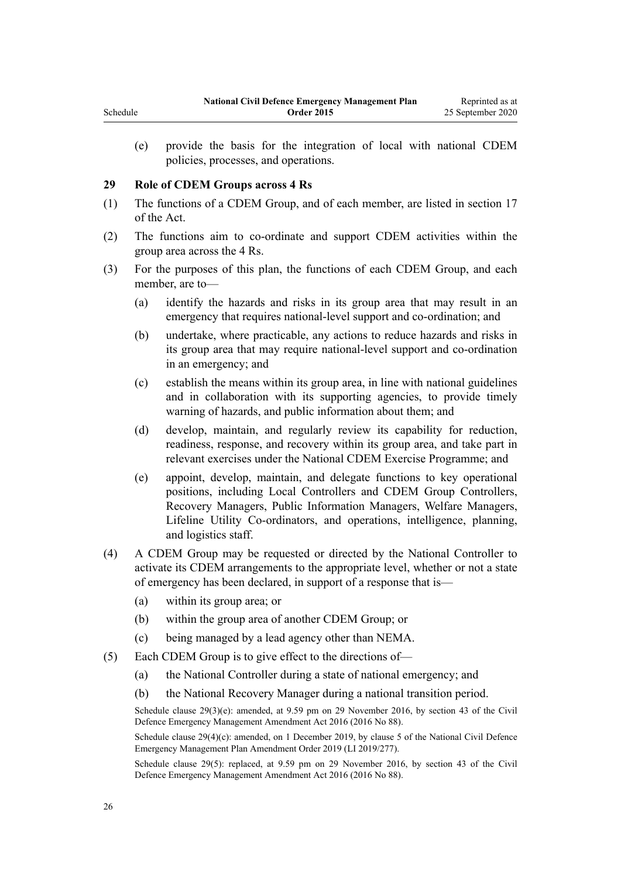(e) provide the basis for the integration of local with national CDEM policies, processes, and operations.

### 29 Role of CDEM Groups across 4 Rs

(1) The functions of a CDEM Group, and of each member, are listed in section 17 of the Act.

(2) The functions aim to co-ordinate and support CDEM activities within the group area across the 4 Rs.

(3) For the purposes of this plan, the functions of each CDEM Group, and each member, are to—

- (a) identify the hazards and risks in its group area that may result in an emergency that requires national-level support and co-ordination; and
- (b) undertake, where practicable, any actions to reduce hazards and risks in its group area that may require national-level support and co-ordination in an emergency; and
- (c) establish the means within its group area, in line with national guidelines and in collaboration with its supporting agencies, to provide timely warning of hazards, and public information about them; and
- (d) develop, maintain, and regularly review its capability for reduction, readiness, response, and recovery within its group area, and take part in relevant exercises under the National CDEM Exercise Programme; and
- (e) appoint, develop, maintain, and delegate functions to key operational positions, including Local Controllers and CDEM Group Controllers, Recovery Managers, Public Information Managers, Welfare Managers, Lifeline Utility Co-ordinators, and operations, intelligence, planning, and logistics staff.

(4) A CDEM Group may be requested or directed by the National Controller to activate its CDEM arrangements to the appropriate level, whether or not a state of emergency has been declared, in support of a response that is—

- (a) within its group area; or
- (b) within the group area of another CDEM Group; or
- (c) being managed by a lead agency other than NEMA.

(5) Each CDEM Group is to give effect to the directions of—

- (a) the National Controller during a state of national emergency; and
- (b) the National Recovery Manager during a national transition period.

Schedule clause 29(3)(e): amended, at 9.59 pm on 29 November 2016, by section 43 of the Civil Defence Emergency Management Amendment Act 2016 (2016 No 88).

Schedule clause 29(4)(c): amended, on 1 December 2019, by clause 5 of the National Civil Defence Emergency Management Plan Amendment Order 2019 (LI 2019/277).

Schedule clause 29(5): replaced, at 9.59 pm on 29 November 2016, by section 43 of the Civil Defence Emergency Management Amendment Act 2016 (2016 No 88).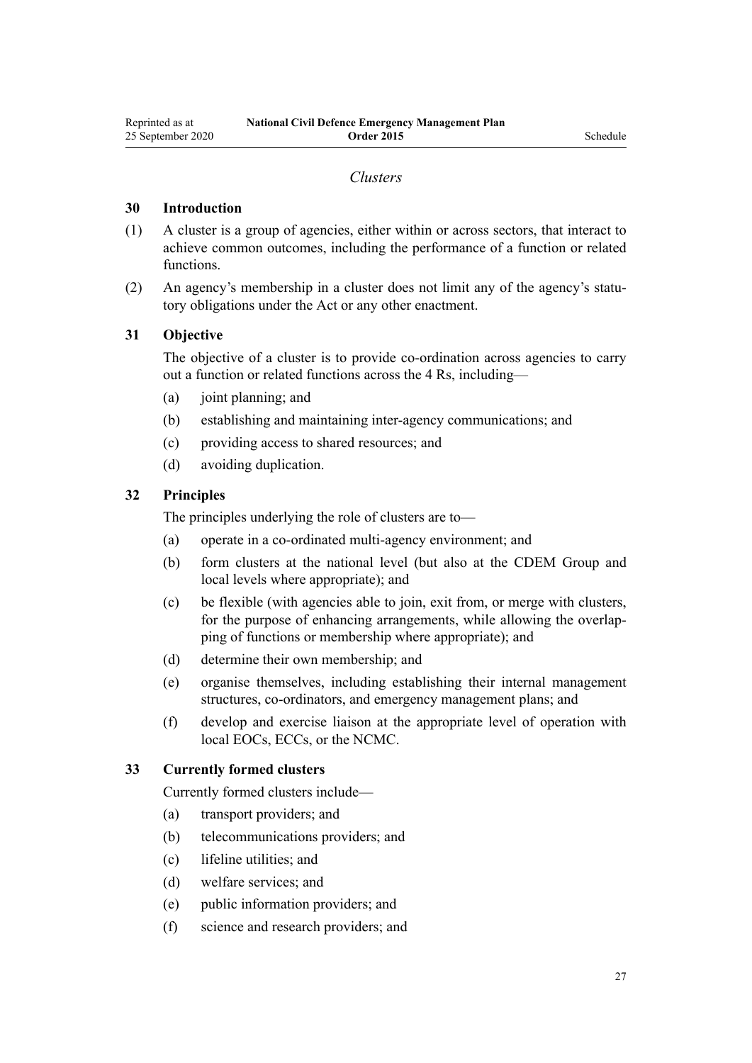*Clusters*

### 30 Introduction

(1) A cluster is a group of agencies, either within or across sectors, that interact to achieve common outcomes, including the performance of a function or related functions.

(2) An agency's membership in a cluster does not limit any of the agency's statutory obligations under the Act or any other enactment.

### 31 Objective

The objective of a cluster is to provide co-ordination across agencies to carry out a function or related functions across the 4 Rs, including—

(a) joint planning; and

(b) establishing and maintaining inter-agency communications; and

(c) providing access to shared resources; and

(d) avoiding duplication.

### 32 Principles

The principles underlying the role of clusters are to—

(a) operate in a co-ordinated multi-agency environment; and

(b) form clusters at the national level (but also at the CDEM Group and local levels where appropriate); and

(c) be flexible (with agencies able to join, exit from, or merge with clusters, for the purpose of enhancing arrangements, while allowing the overlapping of functions or membership where appropriate); and

(d) determine their own membership; and

(e) organise themselves, including establishing their internal management structures, co-ordinators, and emergency management plans; and

(f) develop and exercise liaison at the appropriate level of operation with local EOCs, ECCs, or the NCMC.

### 33 Currently formed clusters

Currently formed clusters include—

(a) transport providers; and

(b) telecommunications providers; and

(c) lifeline utilities; and

(d) welfare services; and

(e) public information providers; and

(f) science and research providers; and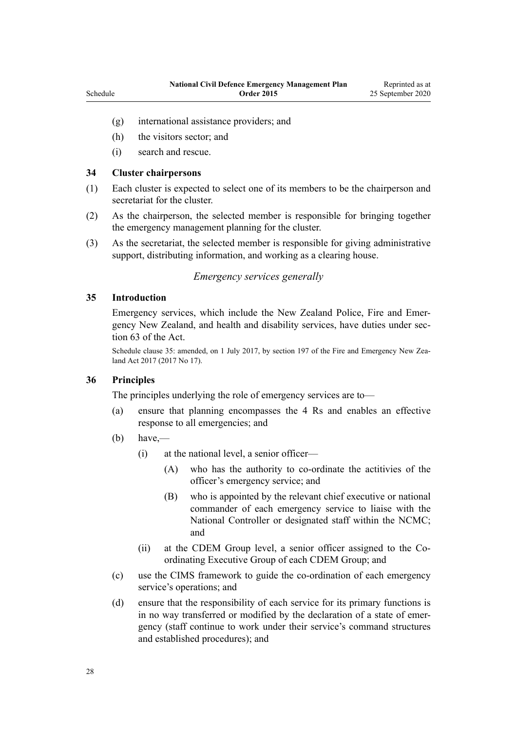(g) international assistance providers; and

(h) the visitors sector; and

(i) search and rescue.

### 34 Cluster chairpersons

(1) Each cluster is expected to select one of its members to be the chairperson and secretariat for the cluster.

(2) As the chairperson, the selected member is responsible for bringing together the emergency management planning for the cluster.

(3) As the secretariat, the selected member is responsible for giving administrative support, distributing information, and working as a clearing house.

*Emergency services generally*

### 35 Introduction

Emergency services, which include the New Zealand Police, Fire and Emergency New Zealand, and health and disability services, have duties under section 63 of the Act.

Schedule clause 35: amended, on 1 July 2017, by section 197 of the Fire and Emergency New Zealand Act 2017 (2017 No 17).

### 36 Principles

The principles underlying the role of emergency services are to—

(a) ensure that planning encompasses the 4 Rs and enables an effective response to all emergencies; and

(b) have,—

  (i) at the national level, a senior officer—

    (A) who has the authority to co-ordinate the actitivies of the officer's emergency service; and

    (B) who is appointed by the relevant chief executive or national commander of each emergency service to liaise with the National Controller or designated staff within the NCMC; and

  (ii) at the CDEM Group level, a senior officer assigned to the Co-ordinating Executive Group of each CDEM Group; and

(c) use the CIMS framework to guide the co-ordination of each emergency service's operations; and

(d) ensure that the responsibility of each service for its primary functions is in no way transferred or modified by the declaration of a state of emergency (staff continue to work under their service's command structures and established procedures); and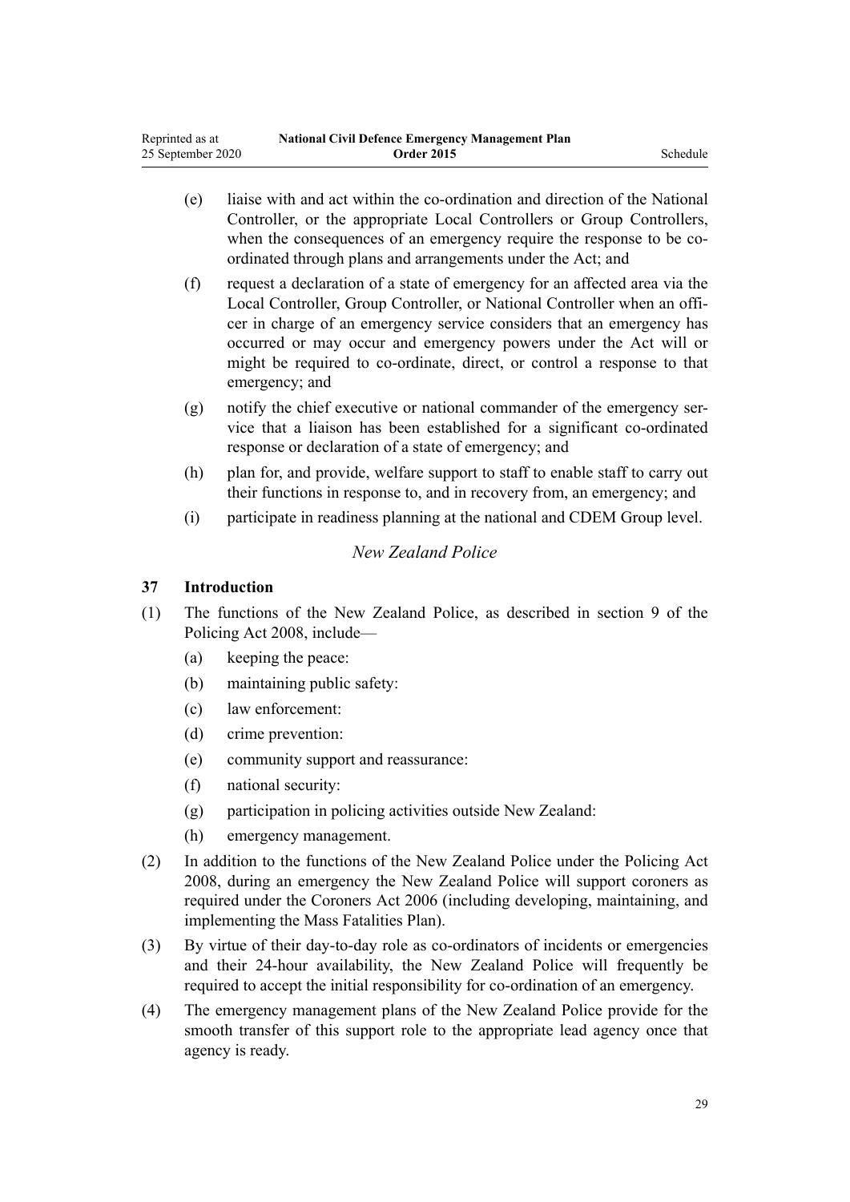(e) liaise with and act within the co-ordination and direction of the National Controller, or the appropriate Local Controllers or Group Controllers, when the consequences of an emergency require the response to be co-ordinated through plans and arrangements under the Act; and

(f) request a declaration of a state of emergency for an affected area via the Local Controller, Group Controller, or National Controller when an officer in charge of an emergency service considers that an emergency has occurred or may occur and emergency powers under the Act will or might be required to co-ordinate, direct, or control a response to that emergency; and

(g) notify the chief executive or national commander of the emergency service that a liaison has been established for a significant co-ordinated response or declaration of a state of emergency; and

(h) plan for, and provide, welfare support to staff to enable staff to carry out their functions in response to, and in recovery from, an emergency; and

(i) participate in readiness planning at the national and CDEM Group level.

*New Zealand Police*

### 37 Introduction

(1) The functions of the New Zealand Police, as described in section 9 of the Policing Act 2008, include—

  (a) keeping the peace:

  (b) maintaining public safety:

  (c) law enforcement:

  (d) crime prevention:

  (e) community support and reassurance:

  (f) national security:

  (g) participation in policing activities outside New Zealand:

  (h) emergency management.

(2) In addition to the functions of the New Zealand Police under the Policing Act 2008, during an emergency the New Zealand Police will support coroners as required under the Coroners Act 2006 (including developing, maintaining, and implementing the Mass Fatalities Plan).

(3) By virtue of their day-to-day role as co-ordinators of incidents or emergencies and their 24-hour availability, the New Zealand Police will frequently be required to accept the initial responsibility for co-ordination of an emergency.

(4) The emergency management plans of the New Zealand Police provide for the smooth transfer of this support role to the appropriate lead agency once that agency is ready.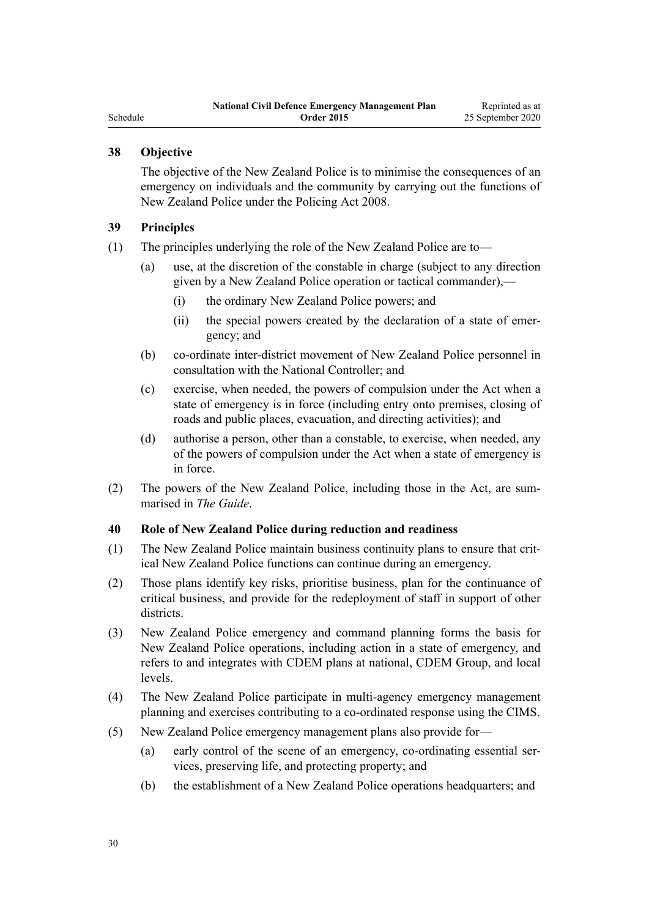### 38 Objective

The objective of the New Zealand Police is to minimise the consequences of an emergency on individuals and the community by carrying out the functions of New Zealand Police under the Policing Act 2008.

### 39 Principles

(1) The principles underlying the role of the New Zealand Police are to—

- (a) use, at the discretion of the constable in charge (subject to any direction given by a New Zealand Police operation or tactical commander),—
  - (i) the ordinary New Zealand Police powers; and
  - (ii) the special powers created by the declaration of a state of emergency; and
- (b) co-ordinate inter-district movement of New Zealand Police personnel in consultation with the National Controller; and
- (c) exercise, when needed, the powers of compulsion under the Act when a state of emergency is in force (including entry onto premises, closing of roads and public places, evacuation, and directing activities); and
- (d) authorise a person, other than a constable, to exercise, when needed, any of the powers of compulsion under the Act when a state of emergency is in force.

(2) The powers of the New Zealand Police, including those in the Act, are summarised in *The Guide*.

### 40 Role of New Zealand Police during reduction and readiness

(1) The New Zealand Police maintain business continuity plans to ensure that critical New Zealand Police functions can continue during an emergency.

(2) Those plans identify key risks, prioritise business, plan for the continuance of critical business, and provide for the redeployment of staff in support of other districts.

(3) New Zealand Police emergency and command planning forms the basis for New Zealand Police operations, including action in a state of emergency, and refers to and integrates with CDEM plans at national, CDEM Group, and local levels.

(4) The New Zealand Police participate in multi-agency emergency management planning and exercises contributing to a co-ordinated response using the CIMS.

(5) New Zealand Police emergency management plans also provide for—

- (a) early control of the scene of an emergency, co-ordinating essential services, preserving life, and protecting property; and
- (b) the establishment of a New Zealand Police operations headquarters; and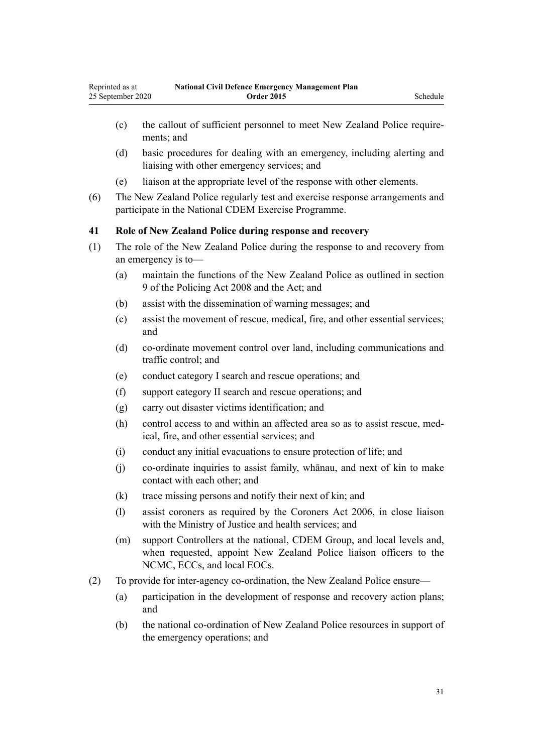(c) the callout of sufficient personnel to meet New Zealand Police requirements; and

(d) basic procedures for dealing with an emergency, including alerting and liaising with other emergency services; and

(e) liaison at the appropriate level of the response with other elements.

(6) The New Zealand Police regularly test and exercise response arrangements and participate in the National CDEM Exercise Programme.

### 41 Role of New Zealand Police during response and recovery

(1) The role of the New Zealand Police during the response to and recovery from an emergency is to—

(a) maintain the functions of the New Zealand Police as outlined in section 9 of the Policing Act 2008 and the Act; and

(b) assist with the dissemination of warning messages; and

(c) assist the movement of rescue, medical, fire, and other essential services; and

(d) co-ordinate movement control over land, including communications and traffic control; and

(e) conduct category I search and rescue operations; and

(f) support category II search and rescue operations; and

(g) carry out disaster victims identification; and

(h) control access to and within an affected area so as to assist rescue, medical, fire, and other essential services; and

(i) conduct any initial evacuations to ensure protection of life; and

(j) co-ordinate inquiries to assist family, whānau, and next of kin to make contact with each other; and

(k) trace missing persons and notify their next of kin; and

(l) assist coroners as required by the Coroners Act 2006, in close liaison with the Ministry of Justice and health services; and

(m) support Controllers at the national, CDEM Group, and local levels and, when requested, appoint New Zealand Police liaison officers to the NCMC, ECCs, and local EOCs.

(2) To provide for inter-agency co-ordination, the New Zealand Police ensure—

(a) participation in the development of response and recovery action plans; and

(b) the national co-ordination of New Zealand Police resources in support of the emergency operations; and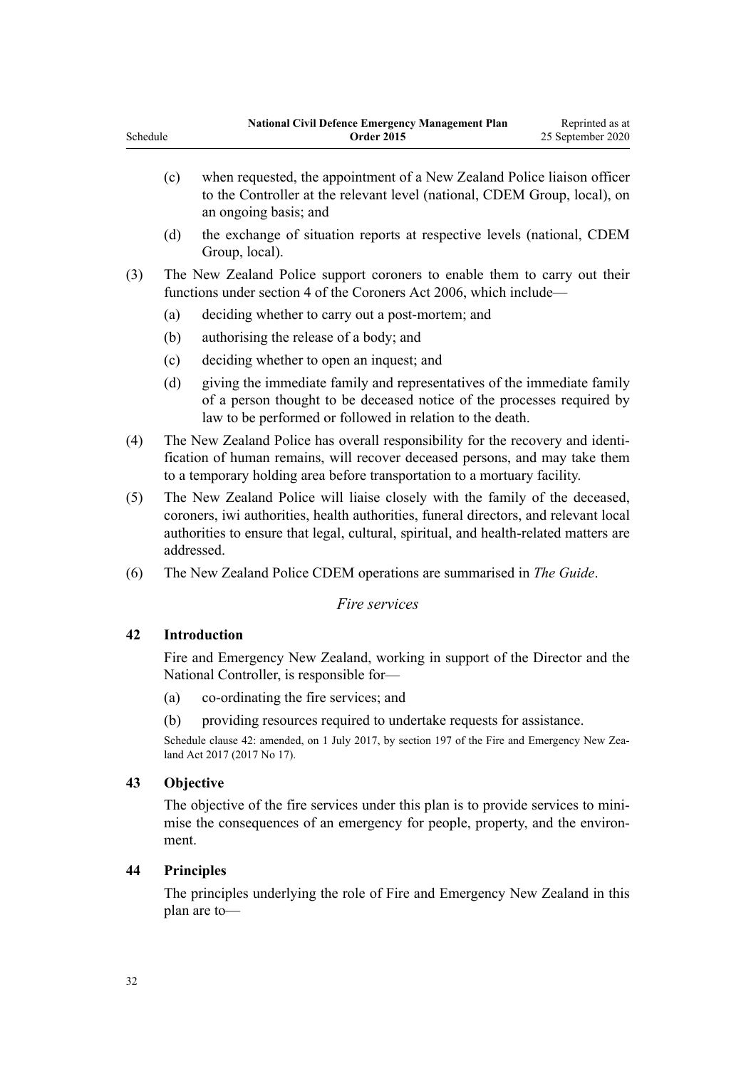(c) when requested, the appointment of a New Zealand Police liaison officer to the Controller at the relevant level (national, CDEM Group, local), on an ongoing basis; and

(d) the exchange of situation reports at respective levels (national, CDEM Group, local).

(3) The New Zealand Police support coroners to enable them to carry out their functions under section 4 of the Coroners Act 2006, which include—

(a) deciding whether to carry out a post-mortem; and

(b) authorising the release of a body; and

(c) deciding whether to open an inquest; and

(d) giving the immediate family and representatives of the immediate family of a person thought to be deceased notice of the processes required by law to be performed or followed in relation to the death.

(4) The New Zealand Police has overall responsibility for the recovery and identification of human remains, will recover deceased persons, and may take them to a temporary holding area before transportation to a mortuary facility.

(5) The New Zealand Police will liaise closely with the family of the deceased, coroners, iwi authorities, health authorities, funeral directors, and relevant local authorities to ensure that legal, cultural, spiritual, and health-related matters are addressed.

(6) The New Zealand Police CDEM operations are summarised in *The Guide*.

*Fire services*

**42 Introduction**

Fire and Emergency New Zealand, working in support of the Director and the National Controller, is responsible for—

(a) co-ordinating the fire services; and

(b) providing resources required to undertake requests for assistance.

Schedule clause 42: amended, on 1 July 2017, by section 197 of the Fire and Emergency New Zealand Act 2017 (2017 No 17).

**43 Objective**

The objective of the fire services under this plan is to provide services to minimise the consequences of an emergency for people, property, and the environment.

**44 Principles**

The principles underlying the role of Fire and Emergency New Zealand in this plan are to—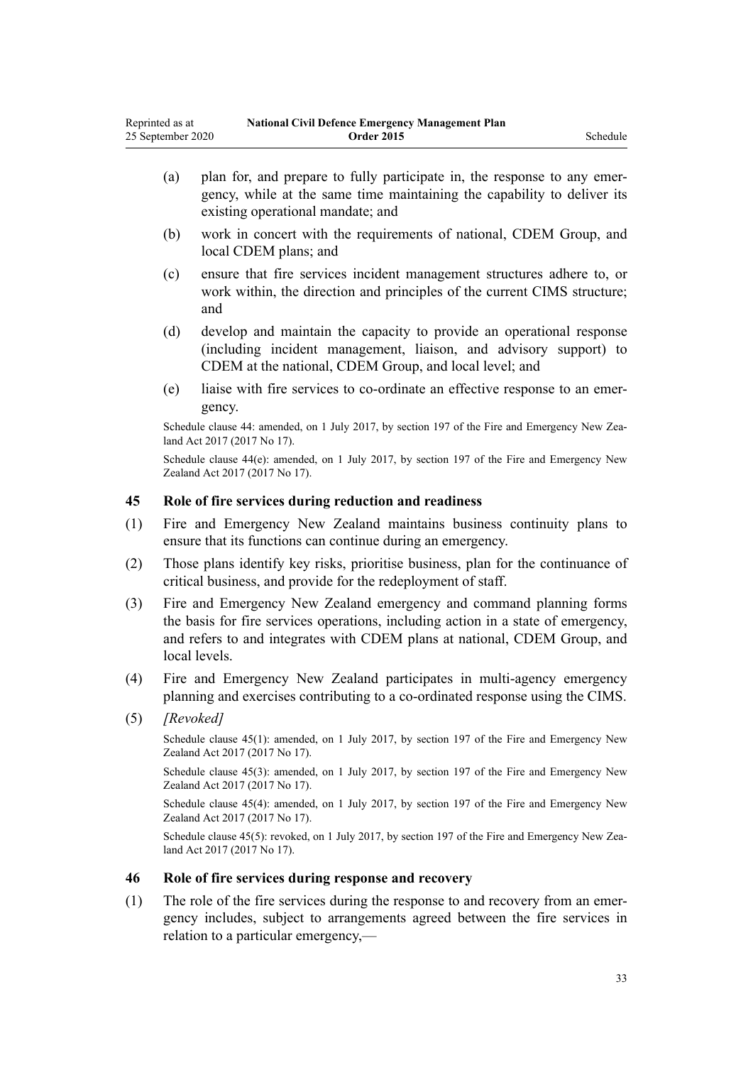(a) plan for, and prepare to fully participate in, the response to any emergency, while at the same time maintaining the capability to deliver its existing operational mandate; and

(b) work in concert with the requirements of national, CDEM Group, and local CDEM plans; and

(c) ensure that fire services incident management structures adhere to, or work within, the direction and principles of the current CIMS structure; and

(d) develop and maintain the capacity to provide an operational response (including incident management, liaison, and advisory support) to CDEM at the national, CDEM Group, and local level; and

(e) liaise with fire services to co-ordinate an effective response to an emergency.

Schedule clause 44: amended, on 1 July 2017, by section 197 of the Fire and Emergency New Zealand Act 2017 (2017 No 17).

Schedule clause 44(e): amended, on 1 July 2017, by section 197 of the Fire and Emergency New Zealand Act 2017 (2017 No 17).

### 45 Role of fire services during reduction and readiness

(1) Fire and Emergency New Zealand maintains business continuity plans to ensure that its functions can continue during an emergency.

(2) Those plans identify key risks, prioritise business, plan for the continuance of critical business, and provide for the redeployment of staff.

(3) Fire and Emergency New Zealand emergency and command planning forms the basis for fire services operations, including action in a state of emergency, and refers to and integrates with CDEM plans at national, CDEM Group, and local levels.

(4) Fire and Emergency New Zealand participates in multi-agency emergency planning and exercises contributing to a co-ordinated response using the CIMS.

(5) *[Revoked]*

Schedule clause 45(1): amended, on 1 July 2017, by section 197 of the Fire and Emergency New Zealand Act 2017 (2017 No 17).

Schedule clause 45(3): amended, on 1 July 2017, by section 197 of the Fire and Emergency New Zealand Act 2017 (2017 No 17).

Schedule clause 45(4): amended, on 1 July 2017, by section 197 of the Fire and Emergency New Zealand Act 2017 (2017 No 17).

Schedule clause 45(5): revoked, on 1 July 2017, by section 197 of the Fire and Emergency New Zealand Act 2017 (2017 No 17).

### 46 Role of fire services during response and recovery

(1) The role of the fire services during the response to and recovery from an emergency includes, subject to arrangements agreed between the fire services in relation to a particular emergency,—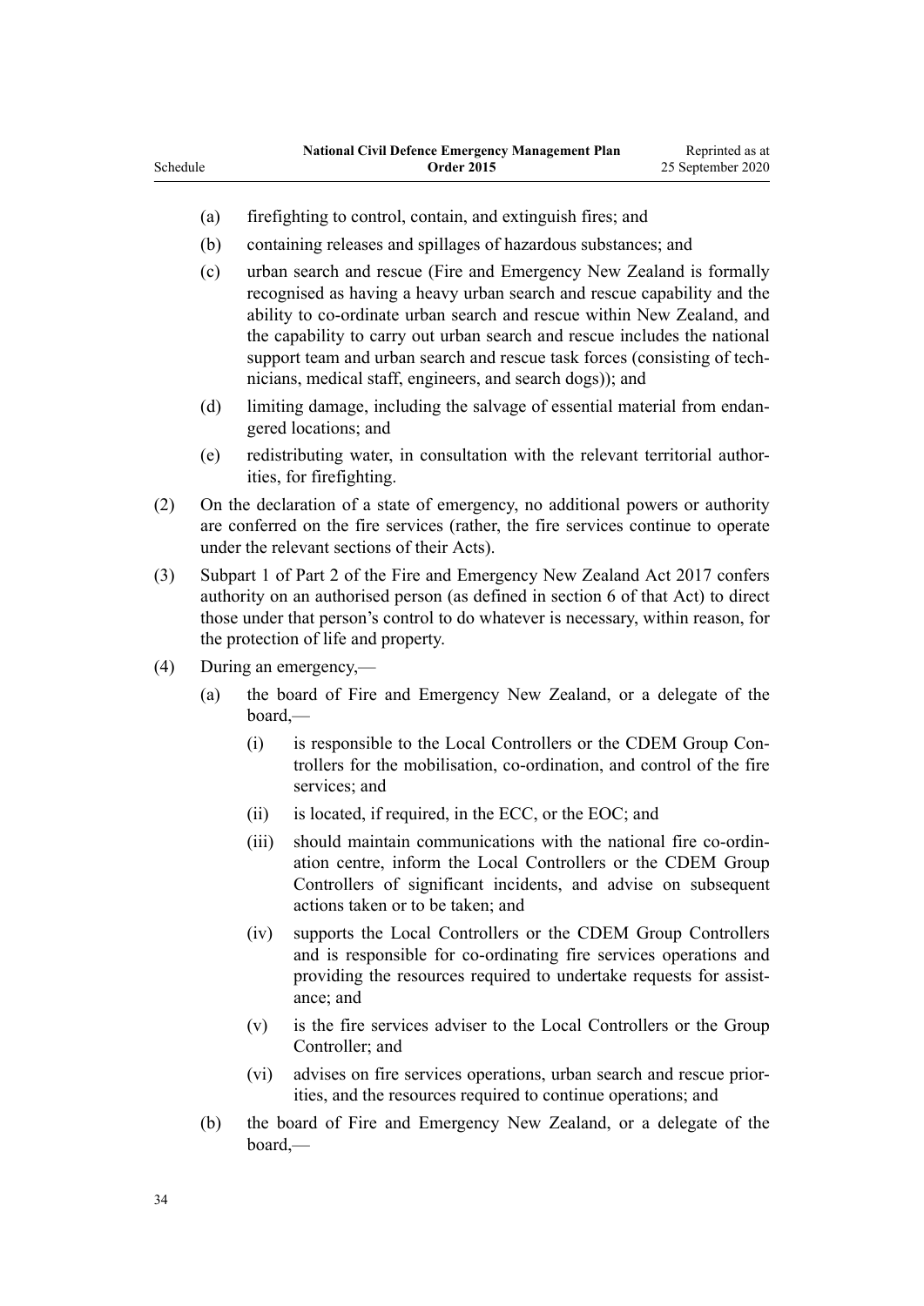(a) firefighting to control, contain, and extinguish fires; and

(b) containing releases and spillages of hazardous substances; and

(c) urban search and rescue (Fire and Emergency New Zealand is formally recognised as having a heavy urban search and rescue capability and the ability to co-ordinate urban search and rescue within New Zealand, and the capability to carry out urban search and rescue includes the national support team and urban search and rescue task forces (consisting of technicians, medical staff, engineers, and search dogs)); and

(d) limiting damage, including the salvage of essential material from endangered locations; and

(e) redistributing water, in consultation with the relevant territorial authorities, for firefighting.

(2) On the declaration of a state of emergency, no additional powers or authority are conferred on the fire services (rather, the fire services continue to operate under the relevant sections of their Acts).

(3) Subpart 1 of Part 2 of the Fire and Emergency New Zealand Act 2017 confers authority on an authorised person (as defined in section 6 of that Act) to direct those under that person's control to do whatever is necessary, within reason, for the protection of life and property.

(4) During an emergency,—

(a) the board of Fire and Emergency New Zealand, or a delegate of the board,—

(i) is responsible to the Local Controllers or the CDEM Group Controllers for the mobilisation, co-ordination, and control of the fire services; and

(ii) is located, if required, in the ECC, or the EOC; and

(iii) should maintain communications with the national fire co-ordination centre, inform the Local Controllers or the CDEM Group Controllers of significant incidents, and advise on subsequent actions taken or to be taken; and

(iv) supports the Local Controllers or the CDEM Group Controllers and is responsible for co-ordinating fire services operations and providing the resources required to undertake requests for assistance; and

(v) is the fire services adviser to the Local Controllers or the Group Controller; and

(vi) advises on fire services operations, urban search and rescue priorities, and the resources required to continue operations; and

(b) the board of Fire and Emergency New Zealand, or a delegate of the board,—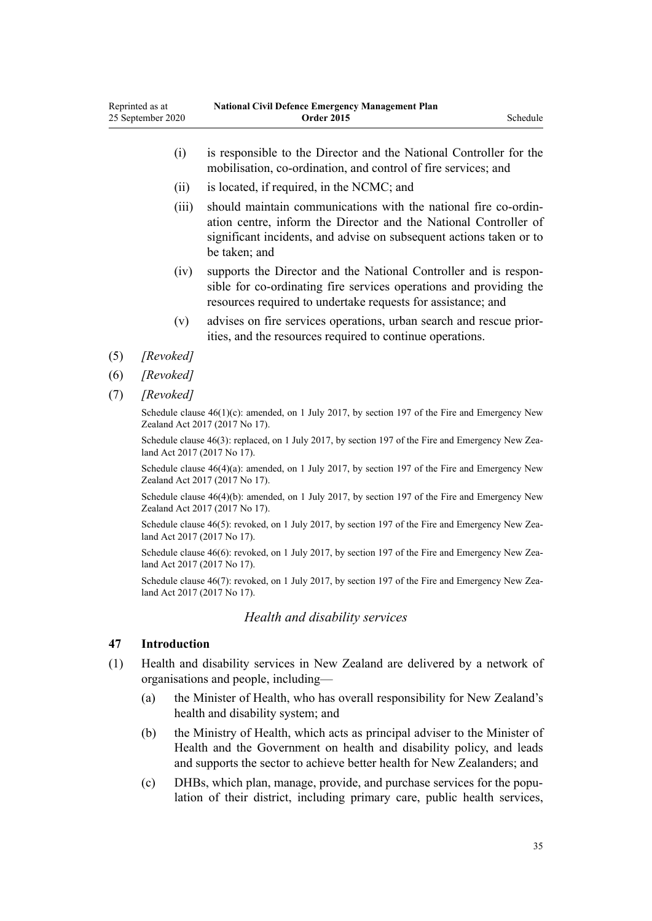- (i) is responsible to the Director and the National Controller for the mobilisation, co-ordination, and control of fire services; and
- (ii) is located, if required, in the NCMC; and
- (iii) should maintain communications with the national fire co-ordination centre, inform the Director and the National Controller of significant incidents, and advise on subsequent actions taken or to be taken; and
- (iv) supports the Director and the National Controller and is responsible for co-ordinating fire services operations and providing the resources required to undertake requests for assistance; and
- (v) advises on fire services operations, urban search and rescue priorities, and the resources required to continue operations.

(5) *[Revoked]*

(6) *[Revoked]*

(7) *[Revoked]*

Schedule clause 46(1)(c): amended, on 1 July 2017, by section 197 of the Fire and Emergency New Zealand Act 2017 (2017 No 17).

Schedule clause 46(3): replaced, on 1 July 2017, by section 197 of the Fire and Emergency New Zealand Act 2017 (2017 No 17).

Schedule clause 46(4)(a): amended, on 1 July 2017, by section 197 of the Fire and Emergency New Zealand Act 2017 (2017 No 17).

Schedule clause 46(4)(b): amended, on 1 July 2017, by section 197 of the Fire and Emergency New Zealand Act 2017 (2017 No 17).

Schedule clause 46(5): revoked, on 1 July 2017, by section 197 of the Fire and Emergency New Zealand Act 2017 (2017 No 17).

Schedule clause 46(6): revoked, on 1 July 2017, by section 197 of the Fire and Emergency New Zealand Act 2017 (2017 No 17).

Schedule clause 46(7): revoked, on 1 July 2017, by section 197 of the Fire and Emergency New Zealand Act 2017 (2017 No 17).

*Health and disability services*

### 47 Introduction

(1) Health and disability services in New Zealand are delivered by a network of organisations and people, including—

- (a) the Minister of Health, who has overall responsibility for New Zealand's health and disability system; and
- (b) the Ministry of Health, which acts as principal adviser to the Minister of Health and the Government on health and disability policy, and leads and supports the sector to achieve better health for New Zealanders; and
- (c) DHBs, which plan, manage, provide, and purchase services for the population of their district, including primary care, public health services,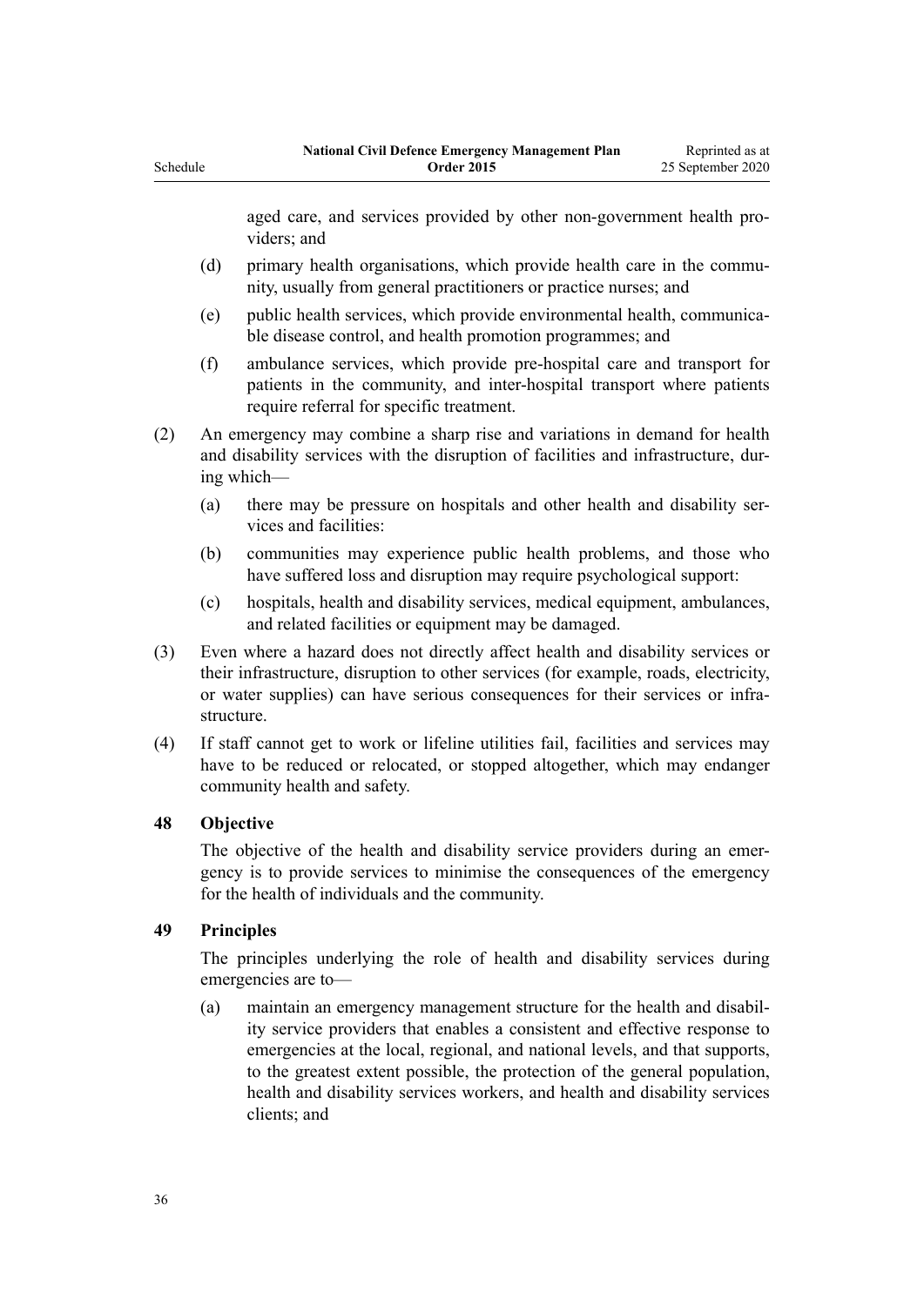aged care, and services provided by other non-government health providers; and

(d) primary health organisations, which provide health care in the community, usually from general practitioners or practice nurses; and

(e) public health services, which provide environmental health, communicable disease control, and health promotion programmes; and

(f) ambulance services, which provide pre-hospital care and transport for patients in the community, and inter-hospital transport where patients require referral for specific treatment.

(2) An emergency may combine a sharp rise and variations in demand for health and disability services with the disruption of facilities and infrastructure, during which—

(a) there may be pressure on hospitals and other health and disability services and facilities:

(b) communities may experience public health problems, and those who have suffered loss and disruption may require psychological support:

(c) hospitals, health and disability services, medical equipment, ambulances, and related facilities or equipment may be damaged.

(3) Even where a hazard does not directly affect health and disability services or their infrastructure, disruption to other services (for example, roads, electricity, or water supplies) can have serious consequences for their services or infrastructure.

(4) If staff cannot get to work or lifeline utilities fail, facilities and services may have to be reduced or relocated, or stopped altogether, which may endanger community health and safety.

### 48 Objective

The objective of the health and disability service providers during an emergency is to provide services to minimise the consequences of the emergency for the health of individuals and the community.

### 49 Principles

The principles underlying the role of health and disability services during emergencies are to—

(a) maintain an emergency management structure for the health and disability service providers that enables a consistent and effective response to emergencies at the local, regional, and national levels, and that supports, to the greatest extent possible, the protection of the general population, health and disability services workers, and health and disability services clients; and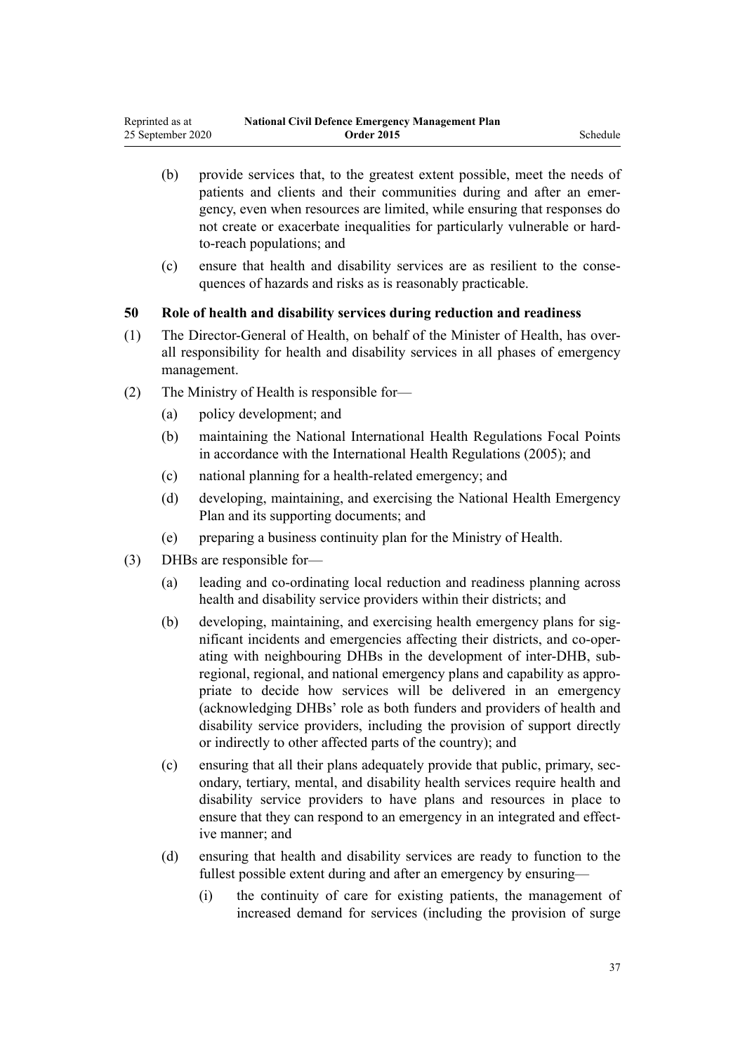(b) provide services that, to the greatest extent possible, meet the needs of patients and clients and their communities during and after an emergency, even when resources are limited, while ensuring that responses do not create or exacerbate inequalities for particularly vulnerable or hard-to-reach populations; and

(c) ensure that health and disability services are as resilient to the consequences of hazards and risks as is reasonably practicable.

### 50 Role of health and disability services during reduction and readiness

(1) The Director-General of Health, on behalf of the Minister of Health, has overall responsibility for health and disability services in all phases of emergency management.

(2) The Ministry of Health is responsible for—

(a) policy development; and

(b) maintaining the National International Health Regulations Focal Points in accordance with the International Health Regulations (2005); and

(c) national planning for a health-related emergency; and

(d) developing, maintaining, and exercising the National Health Emergency Plan and its supporting documents; and

(e) preparing a business continuity plan for the Ministry of Health.

(3) DHBs are responsible for—

(a) leading and co-ordinating local reduction and readiness planning across health and disability service providers within their districts; and

(b) developing, maintaining, and exercising health emergency plans for significant incidents and emergencies affecting their districts, and co-operating with neighbouring DHBs in the development of inter-DHB, sub-regional, regional, and national emergency plans and capability as appropriate to decide how services will be delivered in an emergency (acknowledging DHBs' role as both funders and providers of health and disability service providers, including the provision of support directly or indirectly to other affected parts of the country); and

(c) ensuring that all their plans adequately provide that public, primary, secondary, tertiary, mental, and disability health services require health and disability service providers to have plans and resources in place to ensure that they can respond to an emergency in an integrated and effective manner; and

(d) ensuring that health and disability services are ready to function to the fullest possible extent during and after an emergency by ensuring—

(i) the continuity of care for existing patients, the management of increased demand for services (including the provision of surge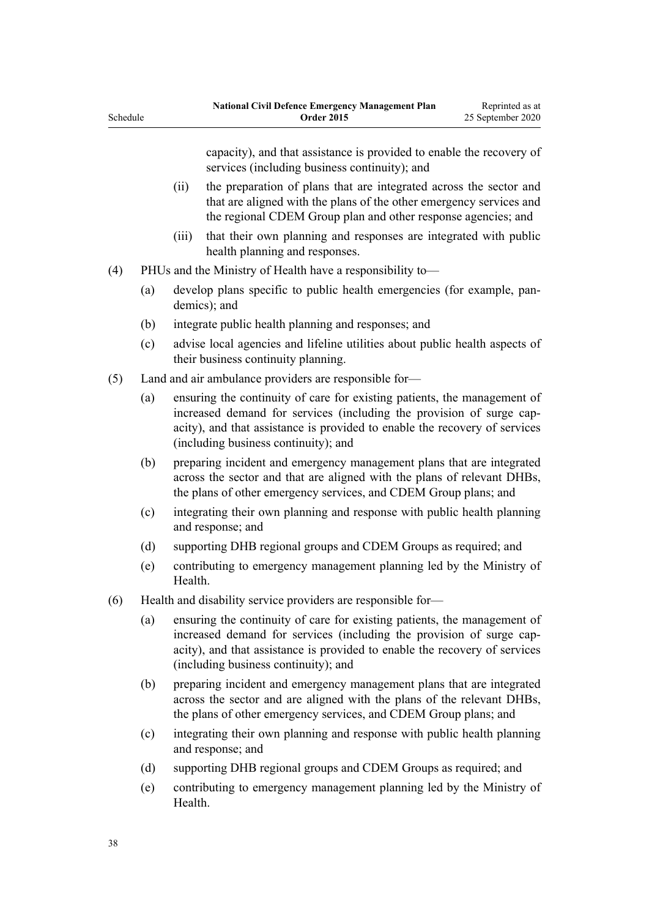capacity), and that assistance is provided to enable the recovery of services (including business continuity); and

(ii) the preparation of plans that are integrated across the sector and that are aligned with the plans of the other emergency services and the regional CDEM Group plan and other response agencies; and

(iii) that their own planning and responses are integrated with public health planning and responses.

(4) PHUs and the Ministry of Health have a responsibility to—

(a) develop plans specific to public health emergencies (for example, pandemics); and

(b) integrate public health planning and responses; and

(c) advise local agencies and lifeline utilities about public health aspects of their business continuity planning.

(5) Land and air ambulance providers are responsible for—

(a) ensuring the continuity of care for existing patients, the management of increased demand for services (including the provision of surge capacity), and that assistance is provided to enable the recovery of services (including business continuity); and

(b) preparing incident and emergency management plans that are integrated across the sector and that are aligned with the plans of relevant DHBs, the plans of other emergency services, and CDEM Group plans; and

(c) integrating their own planning and response with public health planning and response; and

(d) supporting DHB regional groups and CDEM Groups as required; and

(e) contributing to emergency management planning led by the Ministry of Health.

(6) Health and disability service providers are responsible for—

(a) ensuring the continuity of care for existing patients, the management of increased demand for services (including the provision of surge capacity), and that assistance is provided to enable the recovery of services (including business continuity); and

(b) preparing incident and emergency management plans that are integrated across the sector and are aligned with the plans of the relevant DHBs, the plans of other emergency services, and CDEM Group plans; and

(c) integrating their own planning and response with public health planning and response; and

(d) supporting DHB regional groups and CDEM Groups as required; and

(e) contributing to emergency management planning led by the Ministry of Health.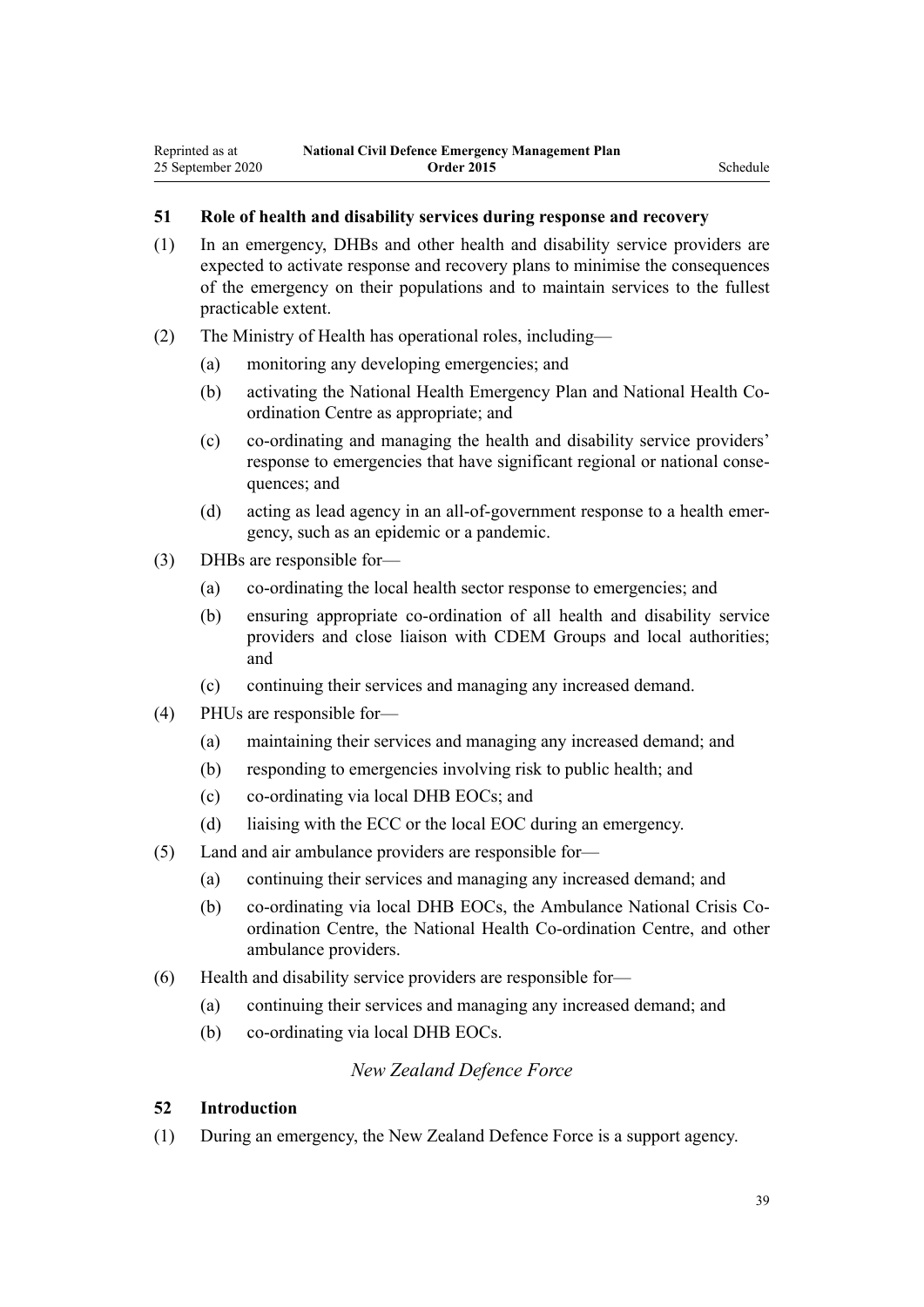### 51 Role of health and disability services during response and recovery

(1) In an emergency, DHBs and other health and disability service providers are expected to activate response and recovery plans to minimise the consequences of the emergency on their populations and to maintain services to the fullest practicable extent.

(2) The Ministry of Health has operational roles, including—

- (a) monitoring any developing emergencies; and
- (b) activating the National Health Emergency Plan and National Health Co-ordination Centre as appropriate; and
- (c) co-ordinating and managing the health and disability service providers' response to emergencies that have significant regional or national consequences; and
- (d) acting as lead agency in an all-of-government response to a health emergency, such as an epidemic or a pandemic.

(3) DHBs are responsible for—

- (a) co-ordinating the local health sector response to emergencies; and
- (b) ensuring appropriate co-ordination of all health and disability service providers and close liaison with CDEM Groups and local authorities; and
- (c) continuing their services and managing any increased demand.

(4) PHUs are responsible for—

- (a) maintaining their services and managing any increased demand; and
- (b) responding to emergencies involving risk to public health; and
- (c) co-ordinating via local DHB EOCs; and
- (d) liaising with the ECC or the local EOC during an emergency.

(5) Land and air ambulance providers are responsible for—

- (a) continuing their services and managing any increased demand; and
- (b) co-ordinating via local DHB EOCs, the Ambulance National Crisis Co-ordination Centre, the National Health Co-ordination Centre, and other ambulance providers.

(6) Health and disability service providers are responsible for—

- (a) continuing their services and managing any increased demand; and
- (b) co-ordinating via local DHB EOCs.

*New Zealand Defence Force*

### 52 Introduction

(1) During an emergency, the New Zealand Defence Force is a support agency.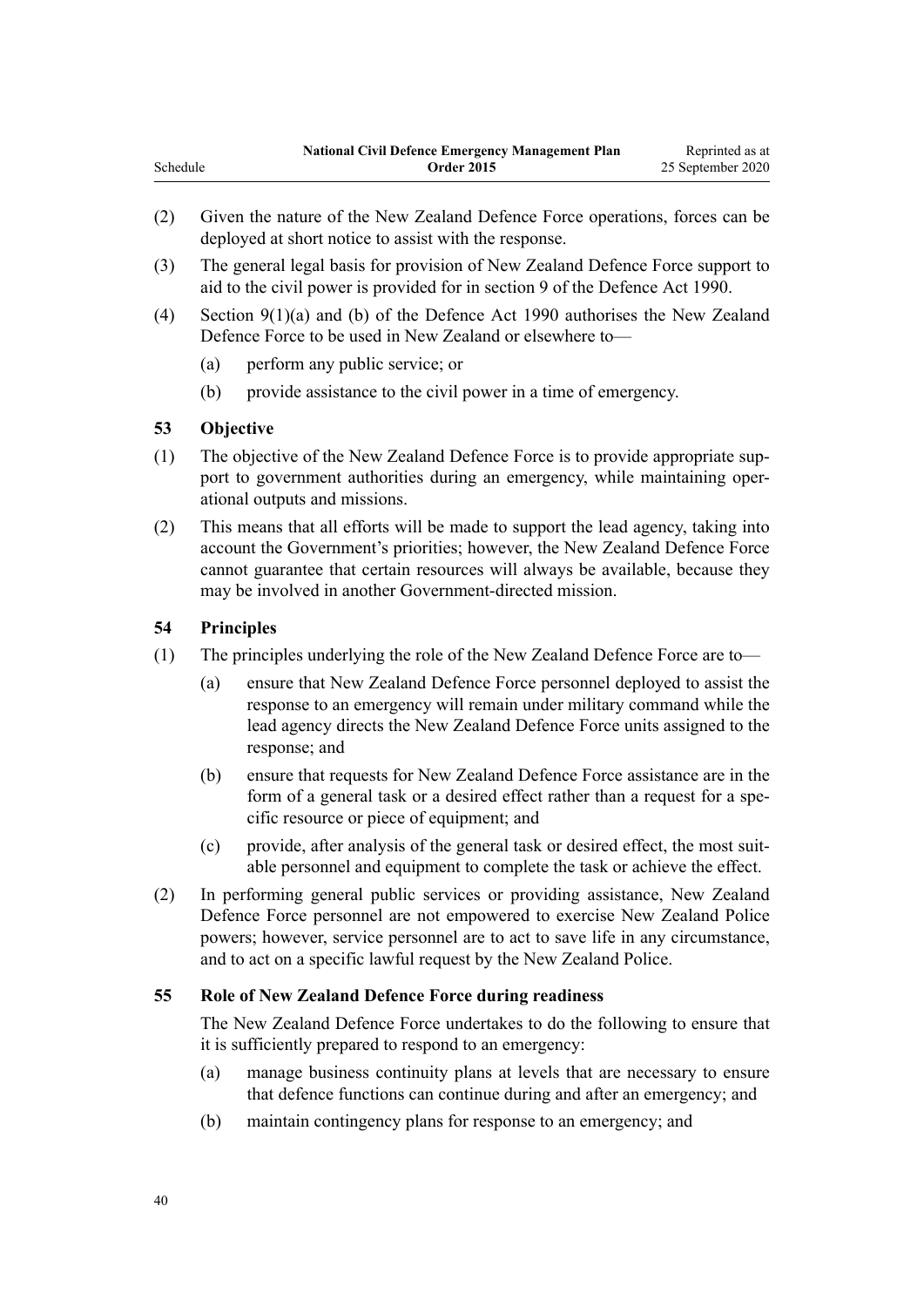(2) Given the nature of the New Zealand Defence Force operations, forces can be deployed at short notice to assist with the response.

(3) The general legal basis for provision of New Zealand Defence Force support to aid to the civil power is provided for in section 9 of the Defence Act 1990.

(4) Section 9(1)(a) and (b) of the Defence Act 1990 authorises the New Zealand Defence Force to be used in New Zealand or elsewhere to—

- (a) perform any public service; or
- (b) provide assistance to the civil power in a time of emergency.

### 53 Objective

(1) The objective of the New Zealand Defence Force is to provide appropriate support to government authorities during an emergency, while maintaining operational outputs and missions.

(2) This means that all efforts will be made to support the lead agency, taking into account the Government's priorities; however, the New Zealand Defence Force cannot guarantee that certain resources will always be available, because they may be involved in another Government-directed mission.

### 54 Principles

(1) The principles underlying the role of the New Zealand Defence Force are to—

- (a) ensure that New Zealand Defence Force personnel deployed to assist the response to an emergency will remain under military command while the lead agency directs the New Zealand Defence Force units assigned to the response; and
- (b) ensure that requests for New Zealand Defence Force assistance are in the form of a general task or a desired effect rather than a request for a specific resource or piece of equipment; and
- (c) provide, after analysis of the general task or desired effect, the most suitable personnel and equipment to complete the task or achieve the effect.

(2) In performing general public services or providing assistance, New Zealand Defence Force personnel are not empowered to exercise New Zealand Police powers; however, service personnel are to act to save life in any circumstance, and to act on a specific lawful request by the New Zealand Police.

### 55 Role of New Zealand Defence Force during readiness

The New Zealand Defence Force undertakes to do the following to ensure that it is sufficiently prepared to respond to an emergency:

- (a) manage business continuity plans at levels that are necessary to ensure that defence functions can continue during and after an emergency; and
- (b) maintain contingency plans for response to an emergency; and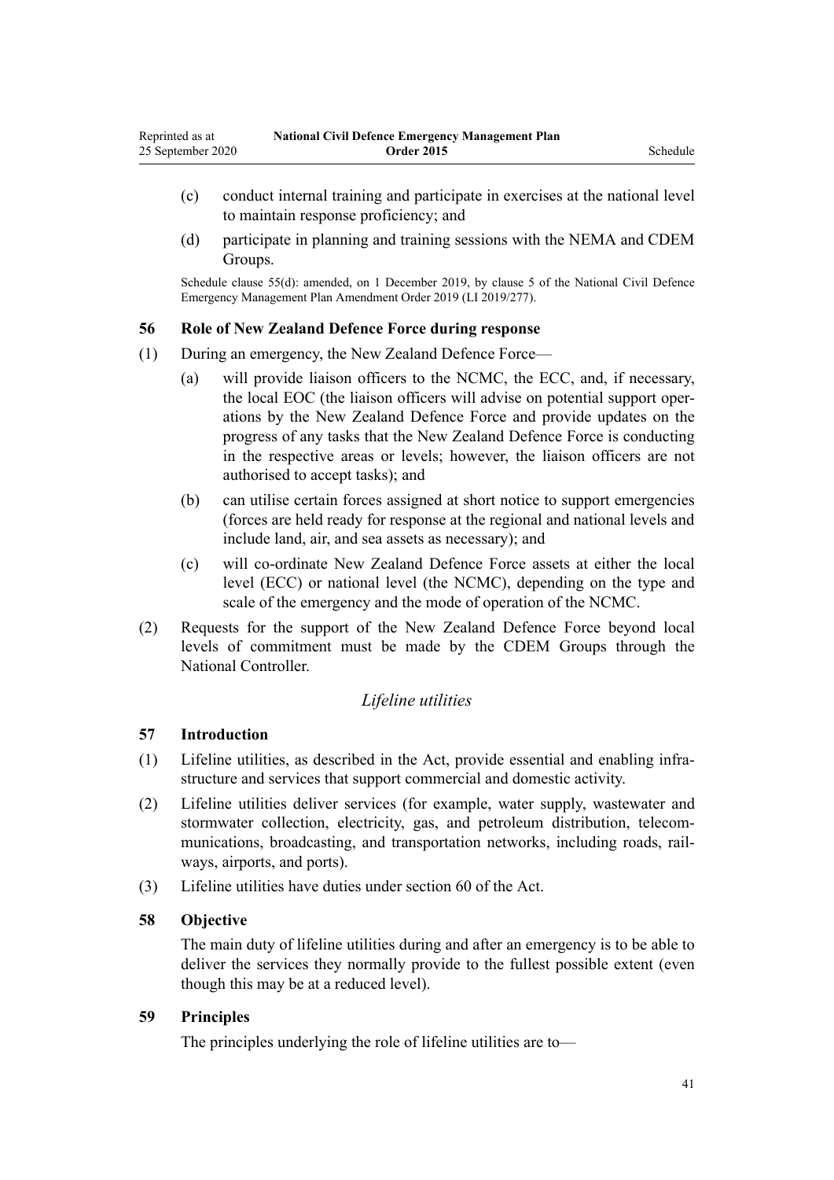(c) conduct internal training and participate in exercises at the national level to maintain response proficiency; and

(d) participate in planning and training sessions with the NEMA and CDEM Groups.

Schedule clause 55(d): amended, on 1 December 2019, by clause 5 of the National Civil Defence Emergency Management Plan Amendment Order 2019 (LI 2019/277).

### 56 Role of New Zealand Defence Force during response

(1) During an emergency, the New Zealand Defence Force—

(a) will provide liaison officers to the NCMC, the ECC, and, if necessary, the local EOC (the liaison officers will advise on potential support operations by the New Zealand Defence Force and provide updates on the progress of any tasks that the New Zealand Defence Force is conducting in the respective areas or levels; however, the liaison officers are not authorised to accept tasks); and

(b) can utilise certain forces assigned at short notice to support emergencies (forces are held ready for response at the regional and national levels and include land, air, and sea assets as necessary); and

(c) will co-ordinate New Zealand Defence Force assets at either the local level (ECC) or national level (the NCMC), depending on the type and scale of the emergency and the mode of operation of the NCMC.

(2) Requests for the support of the New Zealand Defence Force beyond local levels of commitment must be made by the CDEM Groups through the National Controller.

*Lifeline utilities*

### 57 Introduction

(1) Lifeline utilities, as described in the Act, provide essential and enabling infrastructure and services that support commercial and domestic activity.

(2) Lifeline utilities deliver services (for example, water supply, wastewater and stormwater collection, electricity, gas, and petroleum distribution, telecommunications, broadcasting, and transportation networks, including roads, railways, airports, and ports).

(3) Lifeline utilities have duties under section 60 of the Act.

### 58 Objective

The main duty of lifeline utilities during and after an emergency is to be able to deliver the services they normally provide to the fullest possible extent (even though this may be at a reduced level).

### 59 Principles

The principles underlying the role of lifeline utilities are to—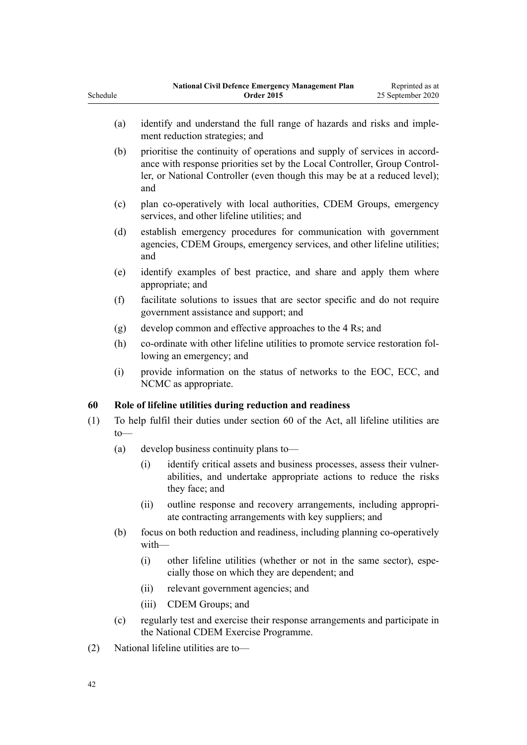(a) identify and understand the full range of hazards and risks and implement reduction strategies; and

(b) prioritise the continuity of operations and supply of services in accordance with response priorities set by the Local Controller, Group Controller, or National Controller (even though this may be at a reduced level); and

(c) plan co-operatively with local authorities, CDEM Groups, emergency services, and other lifeline utilities; and

(d) establish emergency procedures for communication with government agencies, CDEM Groups, emergency services, and other lifeline utilities; and

(e) identify examples of best practice, and share and apply them where appropriate; and

(f) facilitate solutions to issues that are sector specific and do not require government assistance and support; and

(g) develop common and effective approaches to the 4 Rs; and

(h) co-ordinate with other lifeline utilities to promote service restoration following an emergency; and

(i) provide information on the status of networks to the EOC, ECC, and NCMC as appropriate.

### 60 Role of lifeline utilities during reduction and readiness

(1) To help fulfil their duties under section 60 of the Act, all lifeline utilities are to—

  (a) develop business continuity plans to—

    (i) identify critical assets and business processes, assess their vulnerabilities, and undertake appropriate actions to reduce the risks they face; and

    (ii) outline response and recovery arrangements, including appropriate contracting arrangements with key suppliers; and

  (b) focus on both reduction and readiness, including planning co-operatively with—

    (i) other lifeline utilities (whether or not in the same sector), especially those on which they are dependent; and

    (ii) relevant government agencies; and

    (iii) CDEM Groups; and

  (c) regularly test and exercise their response arrangements and participate in the National CDEM Exercise Programme.

(2) National lifeline utilities are to—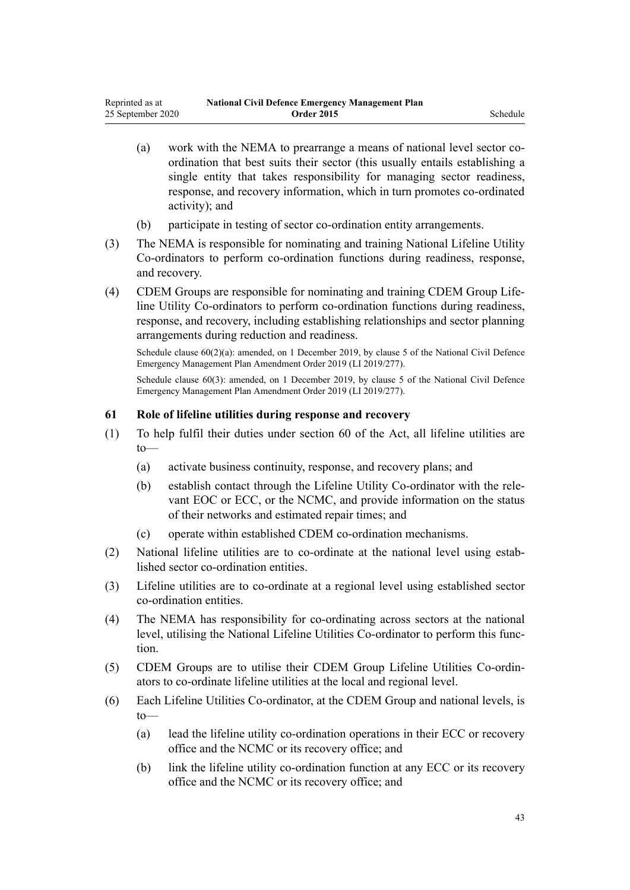(a) work with the NEMA to prearrange a means of national level sector co-ordination that best suits their sector (this usually entails establishing a single entity that takes responsibility for managing sector readiness, response, and recovery information, which in turn promotes co-ordinated activity); and

(b) participate in testing of sector co-ordination entity arrangements.

(3) The NEMA is responsible for nominating and training National Lifeline Utility Co-ordinators to perform co-ordination functions during readiness, response, and recovery.

(4) CDEM Groups are responsible for nominating and training CDEM Group Lifeline Utility Co-ordinators to perform co-ordination functions during readiness, response, and recovery, including establishing relationships and sector planning arrangements during reduction and readiness.

Schedule clause 60(2)(a): amended, on 1 December 2019, by clause 5 of the National Civil Defence Emergency Management Plan Amendment Order 2019 (LI 2019/277).

Schedule clause 60(3): amended, on 1 December 2019, by clause 5 of the National Civil Defence Emergency Management Plan Amendment Order 2019 (LI 2019/277).

### 61 Role of lifeline utilities during response and recovery

(1) To help fulfil their duties under section 60 of the Act, all lifeline utilities are to—

(a) activate business continuity, response, and recovery plans; and

(b) establish contact through the Lifeline Utility Co-ordinator with the relevant EOC or ECC, or the NCMC, and provide information on the status of their networks and estimated repair times; and

(c) operate within established CDEM co-ordination mechanisms.

(2) National lifeline utilities are to co-ordinate at the national level using established sector co-ordination entities.

(3) Lifeline utilities are to co-ordinate at a regional level using established sector co-ordination entities.

(4) The NEMA has responsibility for co-ordinating across sectors at the national level, utilising the National Lifeline Utilities Co-ordinator to perform this function.

(5) CDEM Groups are to utilise their CDEM Group Lifeline Utilities Co-ordinators to co-ordinate lifeline utilities at the local and regional level.

(6) Each Lifeline Utilities Co-ordinator, at the CDEM Group and national levels, is to—

(a) lead the lifeline utility co-ordination operations in their ECC or recovery office and the NCMC or its recovery office; and

(b) link the lifeline utility co-ordination function at any ECC or its recovery office and the NCMC or its recovery office; and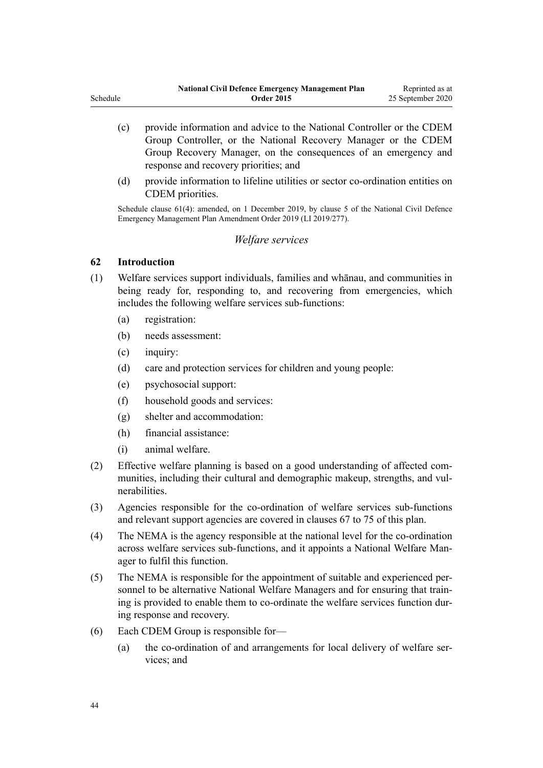(c) provide information and advice to the National Controller or the CDEM Group Controller, or the National Recovery Manager or the CDEM Group Recovery Manager, on the consequences of an emergency and response and recovery priorities; and

(d) provide information to lifeline utilities or sector co-ordination entities on CDEM priorities.

Schedule clause 61(4): amended, on 1 December 2019, by clause 5 of the National Civil Defence Emergency Management Plan Amendment Order 2019 (LI 2019/277).

*Welfare services*

### 62 Introduction

(1) Welfare services support individuals, families and whānau, and communities in being ready for, responding to, and recovering from emergencies, which includes the following welfare services sub-functions:

(a) registration:

(b) needs assessment:

(c) inquiry:

(d) care and protection services for children and young people:

(e) psychosocial support:

(f) household goods and services:

(g) shelter and accommodation:

(h) financial assistance:

(i) animal welfare.

(2) Effective welfare planning is based on a good understanding of affected communities, including their cultural and demographic makeup, strengths, and vulnerabilities.

(3) Agencies responsible for the co-ordination of welfare services sub-functions and relevant support agencies are covered in clauses 67 to 75 of this plan.

(4) The NEMA is the agency responsible at the national level for the co-ordination across welfare services sub-functions, and it appoints a National Welfare Manager to fulfil this function.

(5) The NEMA is responsible for the appointment of suitable and experienced personnel to be alternative National Welfare Managers and for ensuring that training is provided to enable them to co-ordinate the welfare services function during response and recovery.

(6) Each CDEM Group is responsible for—

(a) the co-ordination of and arrangements for local delivery of welfare services; and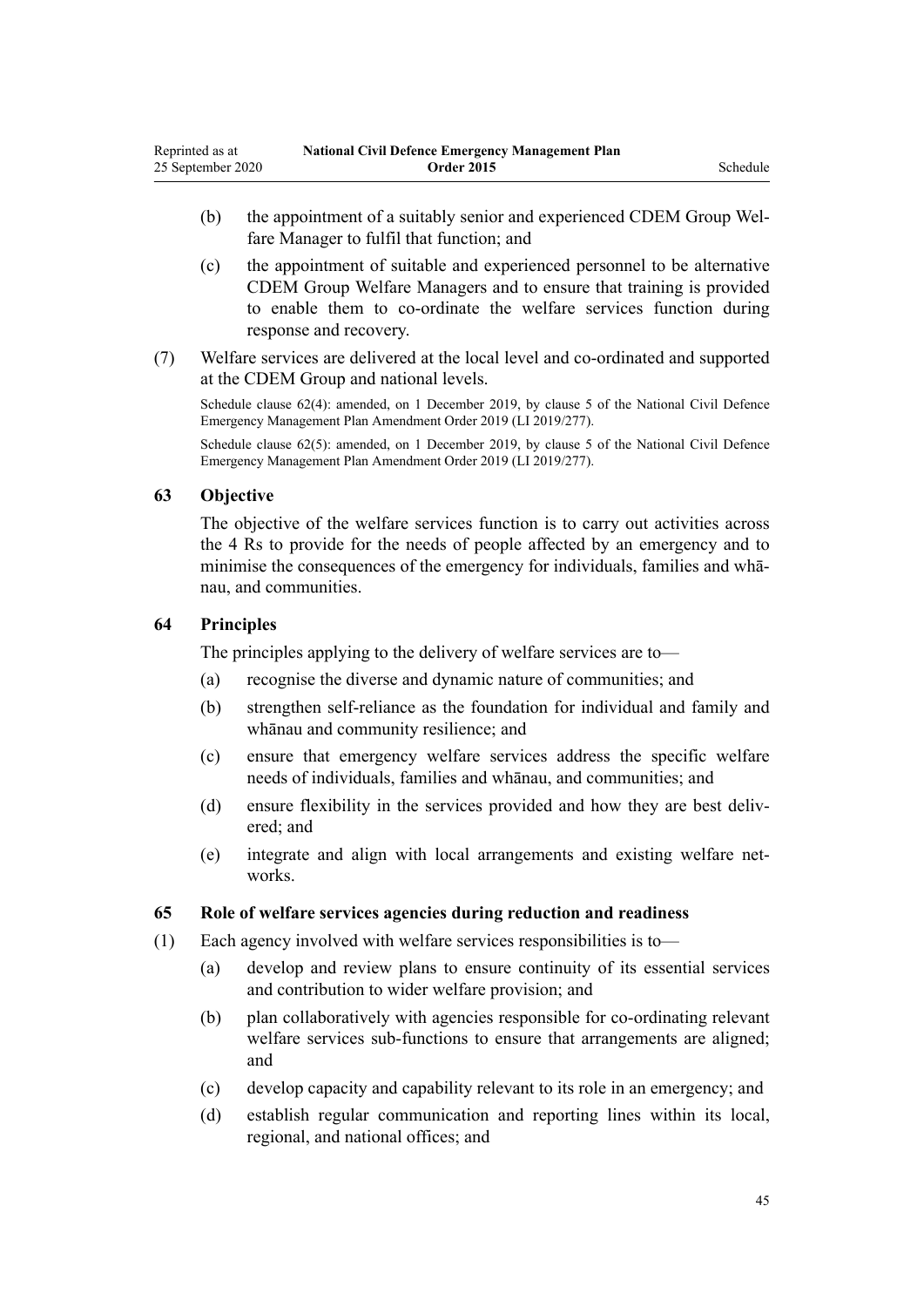(b) the appointment of a suitably senior and experienced CDEM Group Welfare Manager to fulfil that function; and

(c) the appointment of suitable and experienced personnel to be alternative CDEM Group Welfare Managers and to ensure that training is provided to enable them to co-ordinate the welfare services function during response and recovery.

(7) Welfare services are delivered at the local level and co-ordinated and supported at the CDEM Group and national levels.

Schedule clause 62(4): amended, on 1 December 2019, by clause 5 of the National Civil Defence Emergency Management Plan Amendment Order 2019 (LI 2019/277).

Schedule clause 62(5): amended, on 1 December 2019, by clause 5 of the National Civil Defence Emergency Management Plan Amendment Order 2019 (LI 2019/277).

### 63 Objective

The objective of the welfare services function is to carry out activities across the 4 Rs to provide for the needs of people affected by an emergency and to minimise the consequences of the emergency for individuals, families and whānau, and communities.

### 64 Principles

The principles applying to the delivery of welfare services are to—

(a) recognise the diverse and dynamic nature of communities; and

(b) strengthen self-reliance as the foundation for individual and family and whānau and community resilience; and

(c) ensure that emergency welfare services address the specific welfare needs of individuals, families and whānau, and communities; and

(d) ensure flexibility in the services provided and how they are best delivered; and

(e) integrate and align with local arrangements and existing welfare networks.

### 65 Role of welfare services agencies during reduction and readiness

(1) Each agency involved with welfare services responsibilities is to—

(a) develop and review plans to ensure continuity of its essential services and contribution to wider welfare provision; and

(b) plan collaboratively with agencies responsible for co-ordinating relevant welfare services sub-functions to ensure that arrangements are aligned; and

(c) develop capacity and capability relevant to its role in an emergency; and

(d) establish regular communication and reporting lines within its local, regional, and national offices; and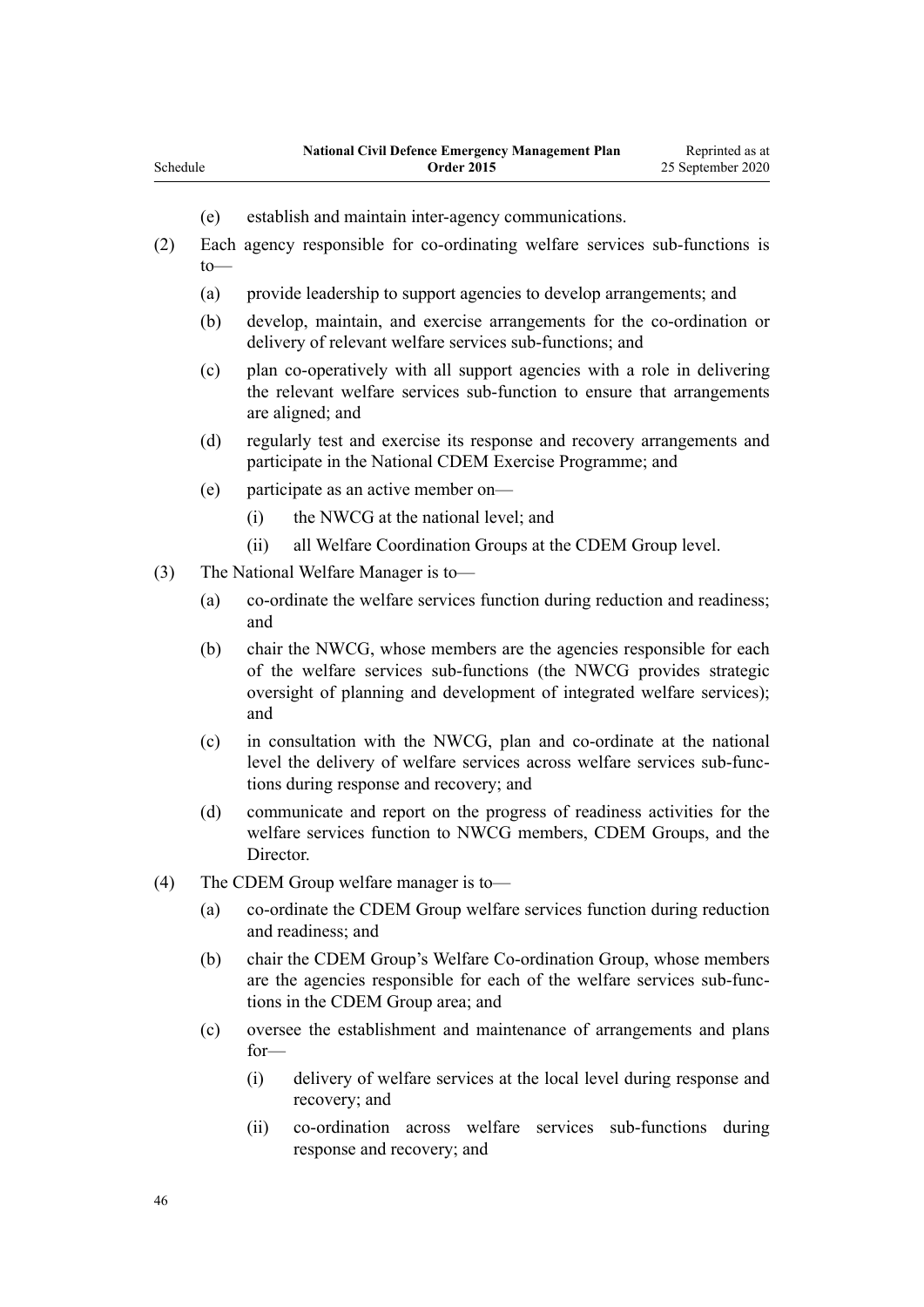(e) establish and maintain inter-agency communications.

(2) Each agency responsible for co-ordinating welfare services sub-functions is to—

(a) provide leadership to support agencies to develop arrangements; and

(b) develop, maintain, and exercise arrangements for the co-ordination or delivery of relevant welfare services sub-functions; and

(c) plan co-operatively with all support agencies with a role in delivering the relevant welfare services sub-function to ensure that arrangements are aligned; and

(d) regularly test and exercise its response and recovery arrangements and participate in the National CDEM Exercise Programme; and

(e) participate as an active member on—

(i) the NWCG at the national level; and

(ii) all Welfare Coordination Groups at the CDEM Group level.

(3) The National Welfare Manager is to—

(a) co-ordinate the welfare services function during reduction and readiness; and

(b) chair the NWCG, whose members are the agencies responsible for each of the welfare services sub-functions (the NWCG provides strategic oversight of planning and development of integrated welfare services); and

(c) in consultation with the NWCG, plan and co-ordinate at the national level the delivery of welfare services across welfare services sub-functions during response and recovery; and

(d) communicate and report on the progress of readiness activities for the welfare services function to NWCG members, CDEM Groups, and the Director.

(4) The CDEM Group welfare manager is to—

(a) co-ordinate the CDEM Group welfare services function during reduction and readiness; and

(b) chair the CDEM Group's Welfare Co-ordination Group, whose members are the agencies responsible for each of the welfare services sub-functions in the CDEM Group area; and

(c) oversee the establishment and maintenance of arrangements and plans for—

(i) delivery of welfare services at the local level during response and recovery; and

(ii) co-ordination across welfare services sub-functions during response and recovery; and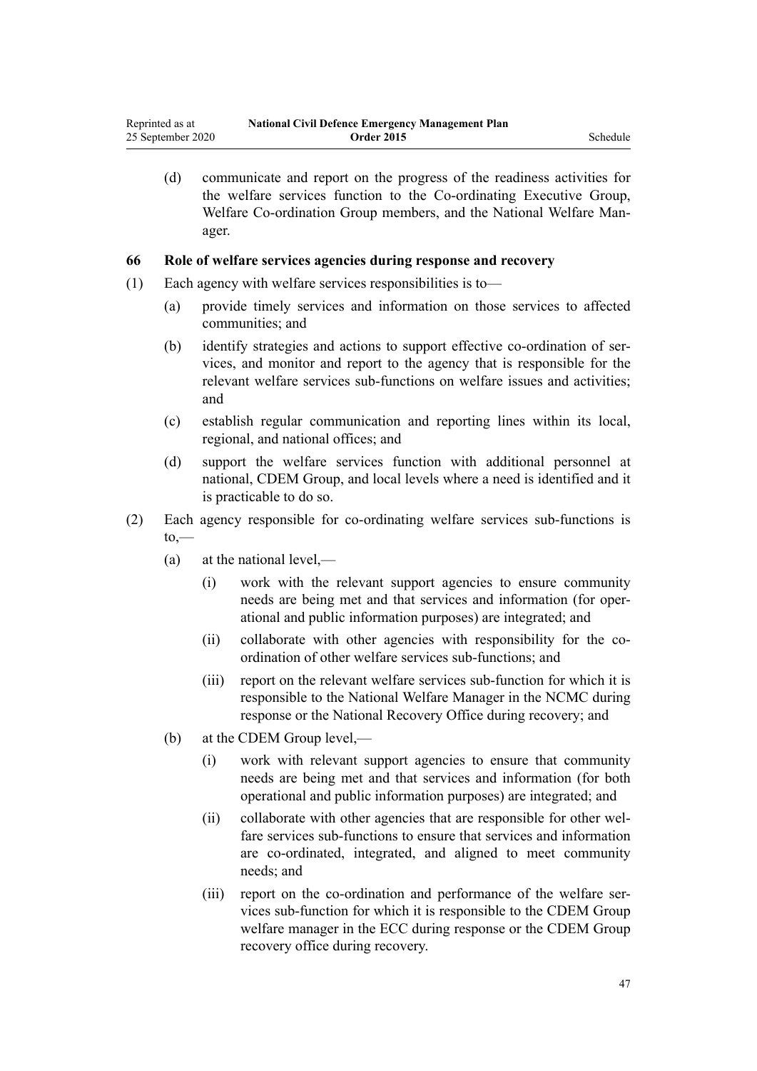(d) communicate and report on the progress of the readiness activities for the welfare services function to the Co-ordinating Executive Group, Welfare Co-ordination Group members, and the National Welfare Manager.

### 66 Role of welfare services agencies during response and recovery

(1) Each agency with welfare services responsibilities is to—

(a) provide timely services and information on those services to affected communities; and

(b) identify strategies and actions to support effective co-ordination of services, and monitor and report to the agency that is responsible for the relevant welfare services sub-functions on welfare issues and activities; and

(c) establish regular communication and reporting lines within its local, regional, and national offices; and

(d) support the welfare services function with additional personnel at national, CDEM Group, and local levels where a need is identified and it is practicable to do so.

(2) Each agency responsible for co-ordinating welfare services sub-functions is to,—

(a) at the national level,—

(i) work with the relevant support agencies to ensure community needs are being met and that services and information (for operational and public information purposes) are integrated; and

(ii) collaborate with other agencies with responsibility for the co-ordination of other welfare services sub-functions; and

(iii) report on the relevant welfare services sub-function for which it is responsible to the National Welfare Manager in the NCMC during response or the National Recovery Office during recovery; and

(b) at the CDEM Group level,—

(i) work with relevant support agencies to ensure that community needs are being met and that services and information (for both operational and public information purposes) are integrated; and

(ii) collaborate with other agencies that are responsible for other welfare services sub-functions to ensure that services and information are co-ordinated, integrated, and aligned to meet community needs; and

(iii) report on the co-ordination and performance of the welfare services sub-function for which it is responsible to the CDEM Group welfare manager in the ECC during response or the CDEM Group recovery office during recovery.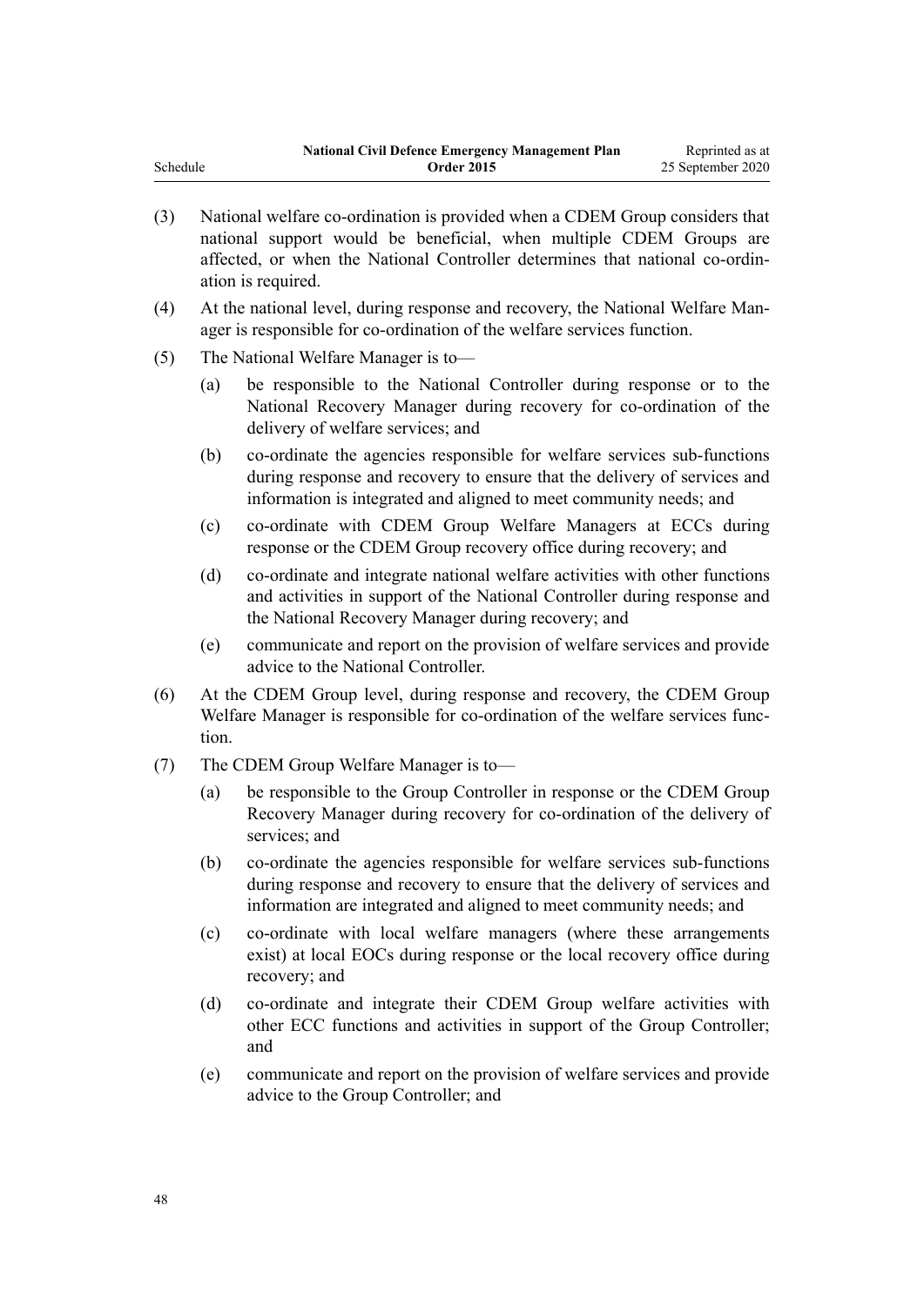(3) National welfare co-ordination is provided when a CDEM Group considers that national support would be beneficial, when multiple CDEM Groups are affected, or when the National Controller determines that national co-ordination is required.

(4) At the national level, during response and recovery, the National Welfare Manager is responsible for co-ordination of the welfare services function.

(5) The National Welfare Manager is to—

  (a) be responsible to the National Controller during response or to the National Recovery Manager during recovery for co-ordination of the delivery of welfare services; and

  (b) co-ordinate the agencies responsible for welfare services sub-functions during response and recovery to ensure that the delivery of services and information is integrated and aligned to meet community needs; and

  (c) co-ordinate with CDEM Group Welfare Managers at ECCs during response or the CDEM Group recovery office during recovery; and

  (d) co-ordinate and integrate national welfare activities with other functions and activities in support of the National Controller during response and the National Recovery Manager during recovery; and

  (e) communicate and report on the provision of welfare services and provide advice to the National Controller.

(6) At the CDEM Group level, during response and recovery, the CDEM Group Welfare Manager is responsible for co-ordination of the welfare services function.

(7) The CDEM Group Welfare Manager is to—

  (a) be responsible to the Group Controller in response or the CDEM Group Recovery Manager during recovery for co-ordination of the delivery of services; and

  (b) co-ordinate the agencies responsible for welfare services sub-functions during response and recovery to ensure that the delivery of services and information are integrated and aligned to meet community needs; and

  (c) co-ordinate with local welfare managers (where these arrangements exist) at local EOCs during response or the local recovery office during recovery; and

  (d) co-ordinate and integrate their CDEM Group welfare activities with other ECC functions and activities in support of the Group Controller; and

  (e) communicate and report on the provision of welfare services and provide advice to the Group Controller; and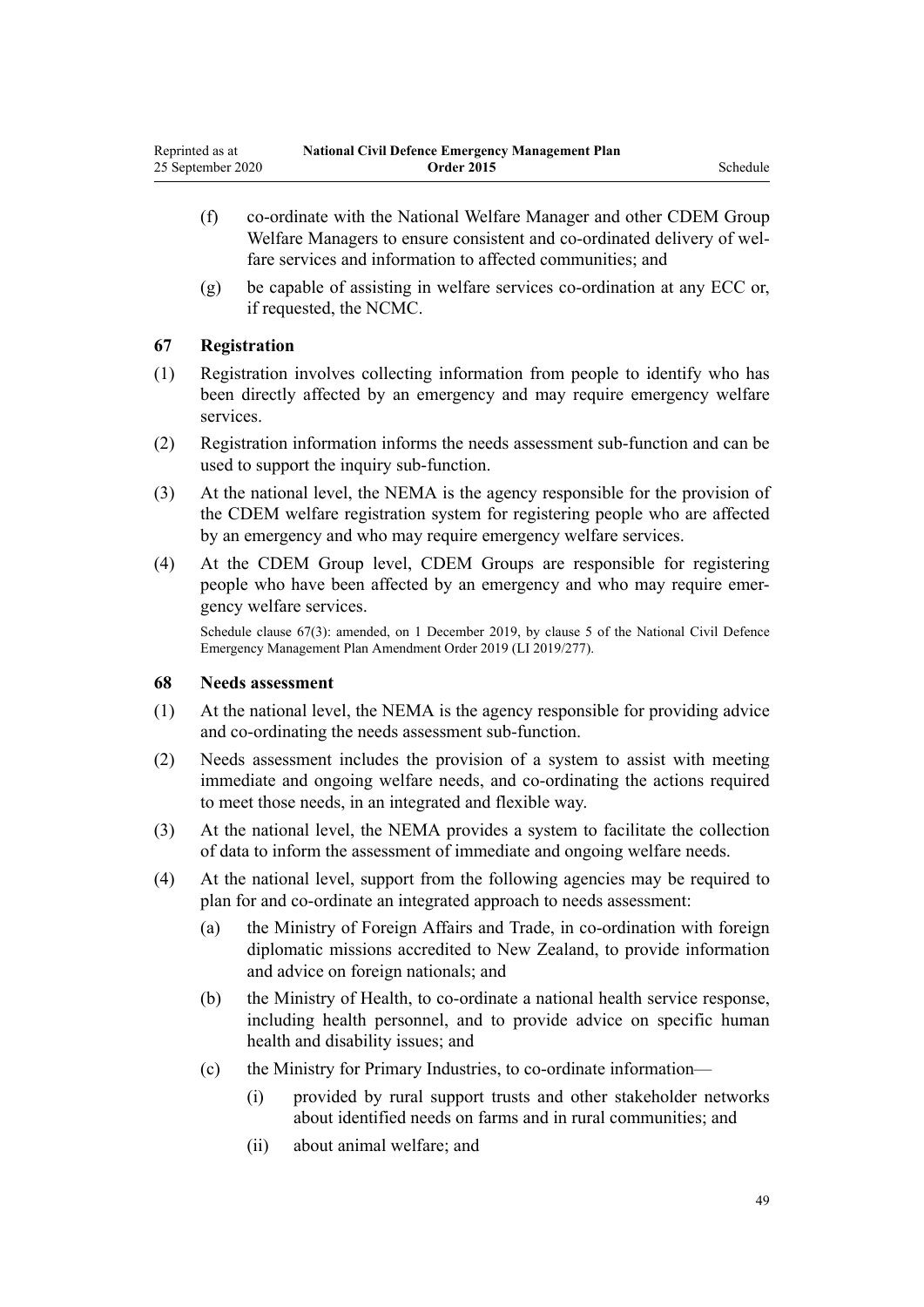(f) co-ordinate with the National Welfare Manager and other CDEM Group Welfare Managers to ensure consistent and co-ordinated delivery of welfare services and information to affected communities; and

(g) be capable of assisting in welfare services co-ordination at any ECC or, if requested, the NCMC.

### 67 Registration

(1) Registration involves collecting information from people to identify who has been directly affected by an emergency and may require emergency welfare services.

(2) Registration information informs the needs assessment sub-function and can be used to support the inquiry sub-function.

(3) At the national level, the NEMA is the agency responsible for the provision of the CDEM welfare registration system for registering people who are affected by an emergency and who may require emergency welfare services.

(4) At the CDEM Group level, CDEM Groups are responsible for registering people who have been affected by an emergency and who may require emergency welfare services.

Schedule clause 67(3): amended, on 1 December 2019, by clause 5 of the National Civil Defence Emergency Management Plan Amendment Order 2019 (LI 2019/277).

### 68 Needs assessment

(1) At the national level, the NEMA is the agency responsible for providing advice and co-ordinating the needs assessment sub-function.

(2) Needs assessment includes the provision of a system to assist with meeting immediate and ongoing welfare needs, and co-ordinating the actions required to meet those needs, in an integrated and flexible way.

(3) At the national level, the NEMA provides a system to facilitate the collection of data to inform the assessment of immediate and ongoing welfare needs.

(4) At the national level, support from the following agencies may be required to plan for and co-ordinate an integrated approach to needs assessment:

(a) the Ministry of Foreign Affairs and Trade, in co-ordination with foreign diplomatic missions accredited to New Zealand, to provide information and advice on foreign nationals; and

(b) the Ministry of Health, to co-ordinate a national health service response, including health personnel, and to provide advice on specific human health and disability issues; and

(c) the Ministry for Primary Industries, to co-ordinate information—

(i) provided by rural support trusts and other stakeholder networks about identified needs on farms and in rural communities; and

(ii) about animal welfare; and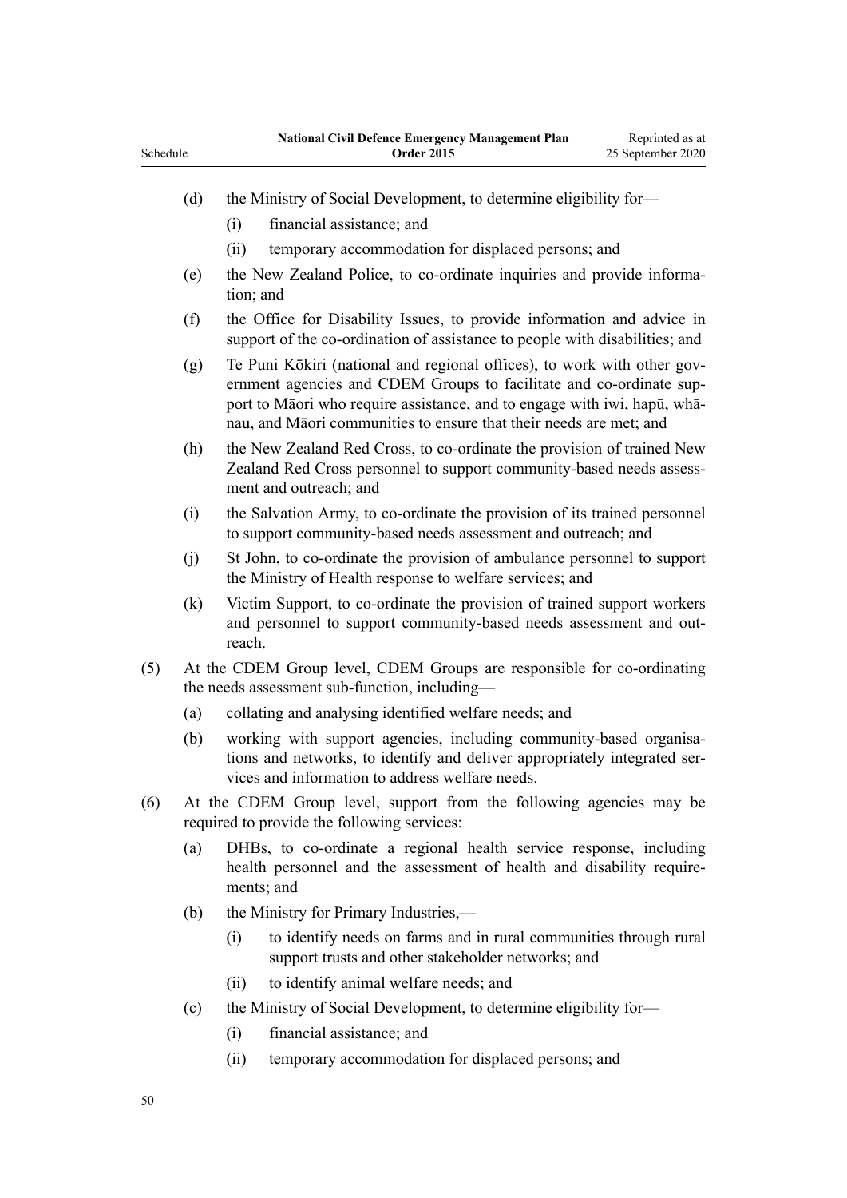(d) the Ministry of Social Development, to determine eligibility for—

  (i) financial assistance; and

  (ii) temporary accommodation for displaced persons; and

(e) the New Zealand Police, to co-ordinate inquiries and provide information; and

(f) the Office for Disability Issues, to provide information and advice in support of the co-ordination of assistance to people with disabilities; and

(g) Te Puni Kōkiri (national and regional offices), to work with other government agencies and CDEM Groups to facilitate and co-ordinate support to Māori who require assistance, and to engage with iwi, hapū, whānau, and Māori communities to ensure that their needs are met; and

(h) the New Zealand Red Cross, to co-ordinate the provision of trained New Zealand Red Cross personnel to support community-based needs assessment and outreach; and

(i) the Salvation Army, to co-ordinate the provision of its trained personnel to support community-based needs assessment and outreach; and

(j) St John, to co-ordinate the provision of ambulance personnel to support the Ministry of Health response to welfare services; and

(k) Victim Support, to co-ordinate the provision of trained support workers and personnel to support community-based needs assessment and outreach.

(5) At the CDEM Group level, CDEM Groups are responsible for co-ordinating the needs assessment sub-function, including—

(a) collating and analysing identified welfare needs; and

(b) working with support agencies, including community-based organisations and networks, to identify and deliver appropriately integrated services and information to address welfare needs.

(6) At the CDEM Group level, support from the following agencies may be required to provide the following services:

(a) DHBs, to co-ordinate a regional health service response, including health personnel and the assessment of health and disability requirements; and

(b) the Ministry for Primary Industries,—

  (i) to identify needs on farms and in rural communities through rural support trusts and other stakeholder networks; and

  (ii) to identify animal welfare needs; and

(c) the Ministry of Social Development, to determine eligibility for—

  (i) financial assistance; and

  (ii) temporary accommodation for displaced persons; and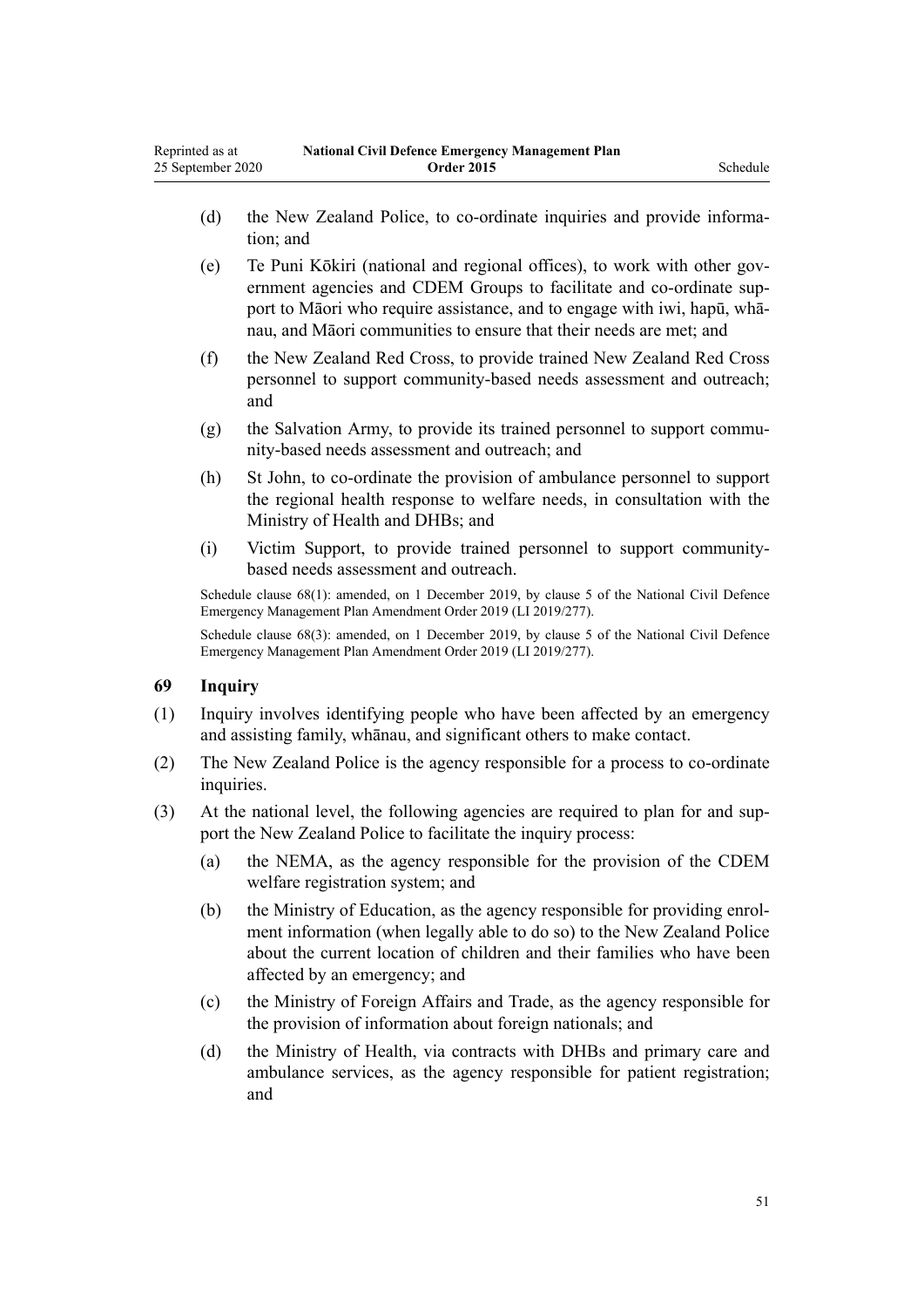(d) the New Zealand Police, to co-ordinate inquiries and provide information; and

(e) Te Puni Kōkiri (national and regional offices), to work with other government agencies and CDEM Groups to facilitate and co-ordinate support to Māori who require assistance, and to engage with iwi, hapū, whānau, and Māori communities to ensure that their needs are met; and

(f) the New Zealand Red Cross, to provide trained New Zealand Red Cross personnel to support community-based needs assessment and outreach; and

(g) the Salvation Army, to provide its trained personnel to support community-based needs assessment and outreach; and

(h) St John, to co-ordinate the provision of ambulance personnel to support the regional health response to welfare needs, in consultation with the Ministry of Health and DHBs; and

(i) Victim Support, to provide trained personnel to support community-based needs assessment and outreach.

Schedule clause 68(1): amended, on 1 December 2019, by clause 5 of the National Civil Defence Emergency Management Plan Amendment Order 2019 (LI 2019/277).

Schedule clause 68(3): amended, on 1 December 2019, by clause 5 of the National Civil Defence Emergency Management Plan Amendment Order 2019 (LI 2019/277).

### 69 Inquiry

(1) Inquiry involves identifying people who have been affected by an emergency and assisting family, whānau, and significant others to make contact.

(2) The New Zealand Police is the agency responsible for a process to co-ordinate inquiries.

(3) At the national level, the following agencies are required to plan for and support the New Zealand Police to facilitate the inquiry process:

(a) the NEMA, as the agency responsible for the provision of the CDEM welfare registration system; and

(b) the Ministry of Education, as the agency responsible for providing enrolment information (when legally able to do so) to the New Zealand Police about the current location of children and their families who have been affected by an emergency; and

(c) the Ministry of Foreign Affairs and Trade, as the agency responsible for the provision of information about foreign nationals; and

(d) the Ministry of Health, via contracts with DHBs and primary care and ambulance services, as the agency responsible for patient registration; and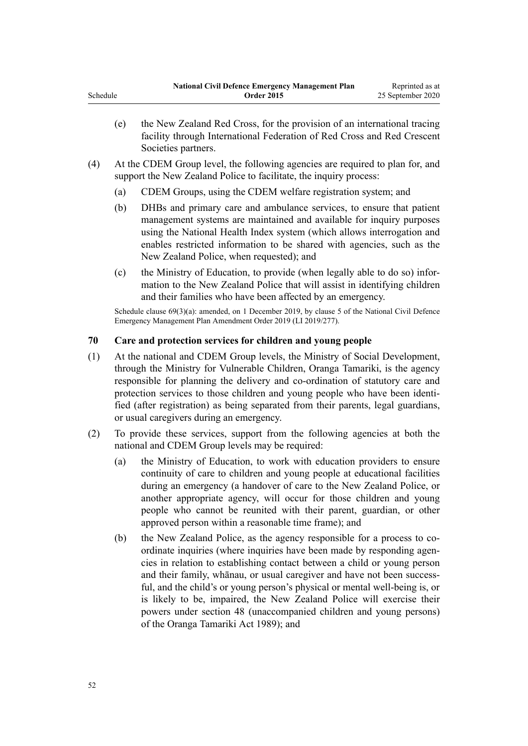(e) the New Zealand Red Cross, for the provision of an international tracing facility through International Federation of Red Cross and Red Crescent Societies partners.

(4) At the CDEM Group level, the following agencies are required to plan for, and support the New Zealand Police to facilitate, the inquiry process:

(a) CDEM Groups, using the CDEM welfare registration system; and

(b) DHBs and primary care and ambulance services, to ensure that patient management systems are maintained and available for inquiry purposes using the National Health Index system (which allows interrogation and enables restricted information to be shared with agencies, such as the New Zealand Police, when requested); and

(c) the Ministry of Education, to provide (when legally able to do so) information to the New Zealand Police that will assist in identifying children and their families who have been affected by an emergency.

Schedule clause 69(3)(a): amended, on 1 December 2019, by clause 5 of the National Civil Defence Emergency Management Plan Amendment Order 2019 (LI 2019/277).

### 70 Care and protection services for children and young people

(1) At the national and CDEM Group levels, the Ministry of Social Development, through the Ministry for Vulnerable Children, Oranga Tamariki, is the agency responsible for planning the delivery and co-ordination of statutory care and protection services to those children and young people who have been identified (after registration) as being separated from their parents, legal guardians, or usual caregivers during an emergency.

(2) To provide these services, support from the following agencies at both the national and CDEM Group levels may be required:

(a) the Ministry of Education, to work with education providers to ensure continuity of care to children and young people at educational facilities during an emergency (a handover of care to the New Zealand Police, or another appropriate agency, will occur for those children and young people who cannot be reunited with their parent, guardian, or other approved person within a reasonable time frame); and

(b) the New Zealand Police, as the agency responsible for a process to co-ordinate inquiries (where inquiries have been made by responding agencies in relation to establishing contact between a child or young person and their family, whānau, or usual caregiver and have not been successful, and the child's or young person's physical or mental well-being is, or is likely to be, impaired, the New Zealand Police will exercise their powers under section 48 (unaccompanied children and young persons) of the Oranga Tamariki Act 1989); and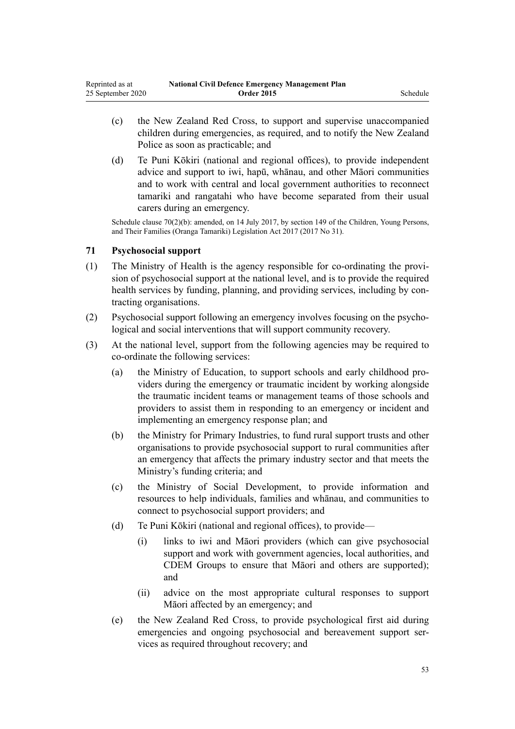(c) the New Zealand Red Cross, to support and supervise unaccompanied children during emergencies, as required, and to notify the New Zealand Police as soon as practicable; and

(d) Te Puni Kōkiri (national and regional offices), to provide independent advice and support to iwi, hapū, whānau, and other Māori communities and to work with central and local government authorities to reconnect tamariki and rangatahi who have become separated from their usual carers during an emergency.

Schedule clause 70(2)(b): amended, on 14 July 2017, by section 149 of the Children, Young Persons, and Their Families (Oranga Tamariki) Legislation Act 2017 (2017 No 31).

### 71 Psychosocial support

(1) The Ministry of Health is the agency responsible for co-ordinating the provision of psychosocial support at the national level, and is to provide the required health services by funding, planning, and providing services, including by contracting organisations.

(2) Psychosocial support following an emergency involves focusing on the psychological and social interventions that will support community recovery.

(3) At the national level, support from the following agencies may be required to co-ordinate the following services:

(a) the Ministry of Education, to support schools and early childhood providers during the emergency or traumatic incident by working alongside the traumatic incident teams or management teams of those schools and providers to assist them in responding to an emergency or incident and implementing an emergency response plan; and

(b) the Ministry for Primary Industries, to fund rural support trusts and other organisations to provide psychosocial support to rural communities after an emergency that affects the primary industry sector and that meets the Ministry's funding criteria; and

(c) the Ministry of Social Development, to provide information and resources to help individuals, families and whānau, and communities to connect to psychosocial support providers; and

(d) Te Puni Kōkiri (national and regional offices), to provide—

(i) links to iwi and Māori providers (which can give psychosocial support and work with government agencies, local authorities, and CDEM Groups to ensure that Māori and others are supported); and

(ii) advice on the most appropriate cultural responses to support Māori affected by an emergency; and

(e) the New Zealand Red Cross, to provide psychological first aid during emergencies and ongoing psychosocial and bereavement support services as required throughout recovery; and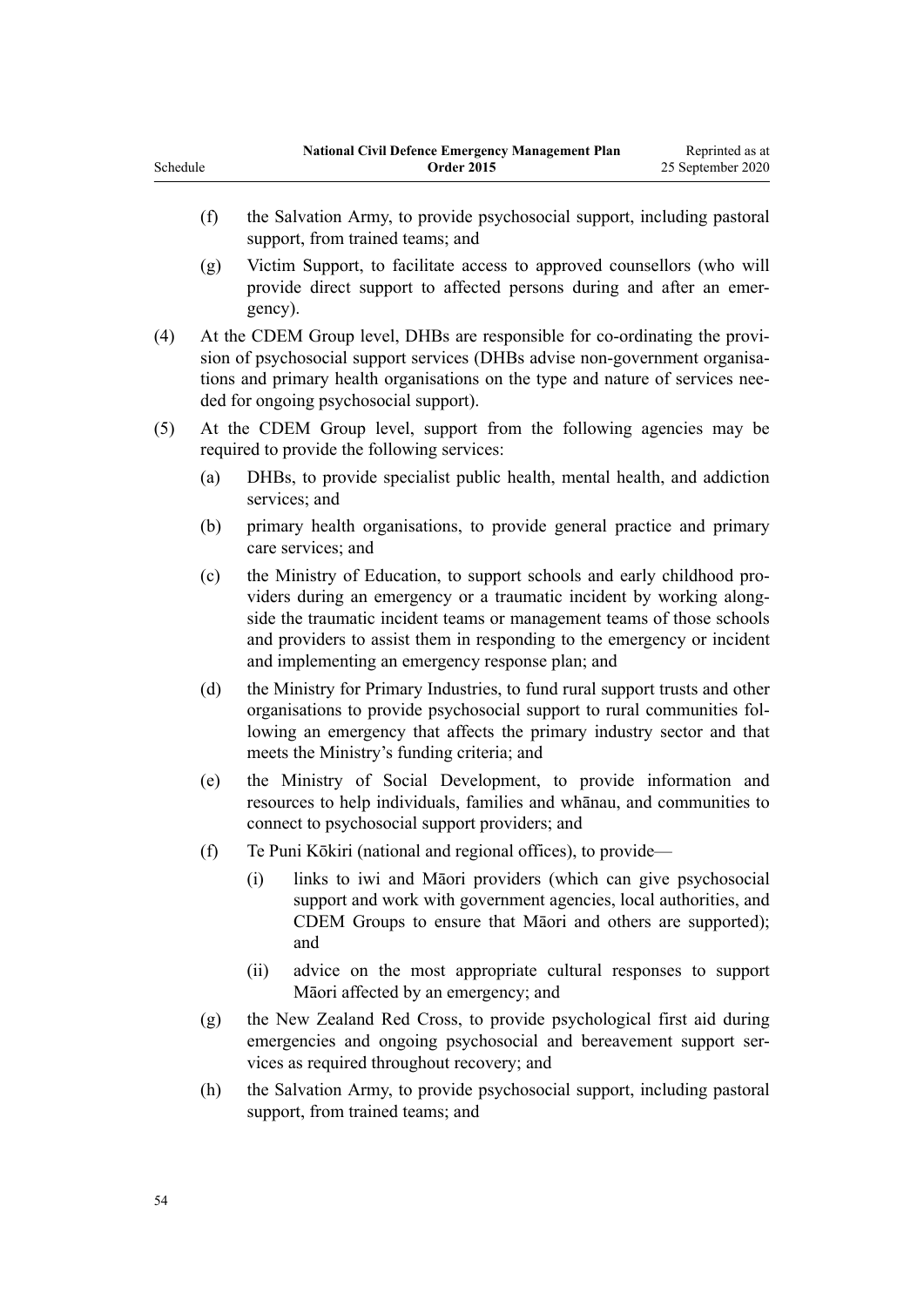(f) the Salvation Army, to provide psychosocial support, including pastoral support, from trained teams; and

(g) Victim Support, to facilitate access to approved counsellors (who will provide direct support to affected persons during and after an emergency).

(4) At the CDEM Group level, DHBs are responsible for co-ordinating the provision of psychosocial support services (DHBs advise non-government organisations and primary health organisations on the type and nature of services needed for ongoing psychosocial support).

(5) At the CDEM Group level, support from the following agencies may be required to provide the following services:

(a) DHBs, to provide specialist public health, mental health, and addiction services; and

(b) primary health organisations, to provide general practice and primary care services; and

(c) the Ministry of Education, to support schools and early childhood providers during an emergency or a traumatic incident by working alongside the traumatic incident teams or management teams of those schools and providers to assist them in responding to the emergency or incident and implementing an emergency response plan; and

(d) the Ministry for Primary Industries, to fund rural support trusts and other organisations to provide psychosocial support to rural communities following an emergency that affects the primary industry sector and that meets the Ministry's funding criteria; and

(e) the Ministry of Social Development, to provide information and resources to help individuals, families and whānau, and communities to connect to psychosocial support providers; and

(f) Te Puni Kōkiri (national and regional offices), to provide—

(i) links to iwi and Māori providers (which can give psychosocial support and work with government agencies, local authorities, and CDEM Groups to ensure that Māori and others are supported); and

(ii) advice on the most appropriate cultural responses to support Māori affected by an emergency; and

(g) the New Zealand Red Cross, to provide psychological first aid during emergencies and ongoing psychosocial and bereavement support services as required throughout recovery; and

(h) the Salvation Army, to provide psychosocial support, including pastoral support, from trained teams; and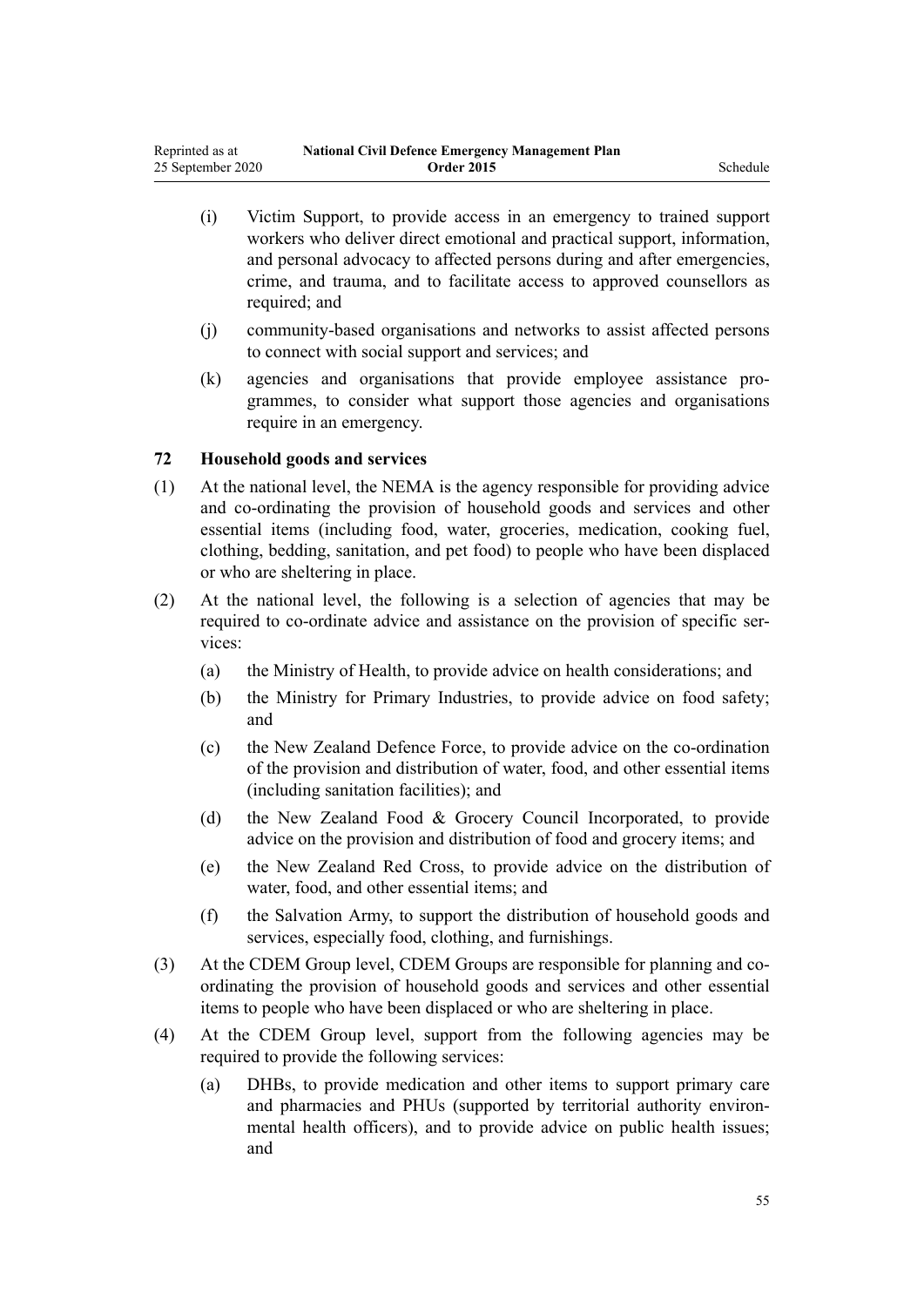(i) Victim Support, to provide access in an emergency to trained support workers who deliver direct emotional and practical support, information, and personal advocacy to affected persons during and after emergencies, crime, and trauma, and to facilitate access to approved counsellors as required; and

(j) community-based organisations and networks to assist affected persons to connect with social support and services; and

(k) agencies and organisations that provide employee assistance programmes, to consider what support those agencies and organisations require in an emergency.

### 72 Household goods and services

(1) At the national level, the NEMA is the agency responsible for providing advice and co-ordinating the provision of household goods and services and other essential items (including food, water, groceries, medication, cooking fuel, clothing, bedding, sanitation, and pet food) to people who have been displaced or who are sheltering in place.

(2) At the national level, the following is a selection of agencies that may be required to co-ordinate advice and assistance on the provision of specific services:

(a) the Ministry of Health, to provide advice on health considerations; and

(b) the Ministry for Primary Industries, to provide advice on food safety; and

(c) the New Zealand Defence Force, to provide advice on the co-ordination of the provision and distribution of water, food, and other essential items (including sanitation facilities); and

(d) the New Zealand Food & Grocery Council Incorporated, to provide advice on the provision and distribution of food and grocery items; and

(e) the New Zealand Red Cross, to provide advice on the distribution of water, food, and other essential items; and

(f) the Salvation Army, to support the distribution of household goods and services, especially food, clothing, and furnishings.

(3) At the CDEM Group level, CDEM Groups are responsible for planning and co-ordinating the provision of household goods and services and other essential items to people who have been displaced or who are sheltering in place.

(4) At the CDEM Group level, support from the following agencies may be required to provide the following services:

(a) DHBs, to provide medication and other items to support primary care and pharmacies and PHUs (supported by territorial authority environmental health officers), and to provide advice on public health issues; and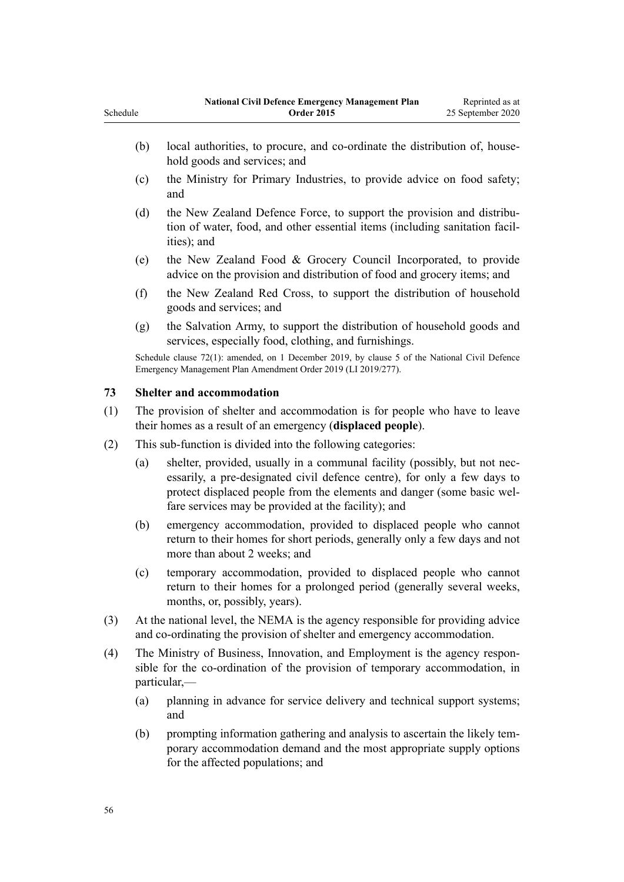(b) local authorities, to procure, and co-ordinate the distribution of, household goods and services; and

(c) the Ministry for Primary Industries, to provide advice on food safety; and

(d) the New Zealand Defence Force, to support the provision and distribution of water, food, and other essential items (including sanitation facilities); and

(e) the New Zealand Food & Grocery Council Incorporated, to provide advice on the provision and distribution of food and grocery items; and

(f) the New Zealand Red Cross, to support the distribution of household goods and services; and

(g) the Salvation Army, to support the distribution of household goods and services, especially food, clothing, and furnishings.

Schedule clause 72(1): amended, on 1 December 2019, by clause 5 of the National Civil Defence Emergency Management Plan Amendment Order 2019 (LI 2019/277).

### 73 Shelter and accommodation

(1) The provision of shelter and accommodation is for people who have to leave their homes as a result of an emergency (**displaced people**).

(2) This sub-function is divided into the following categories:

(a) shelter, provided, usually in a communal facility (possibly, but not necessarily, a pre-designated civil defence centre), for only a few days to protect displaced people from the elements and danger (some basic welfare services may be provided at the facility); and

(b) emergency accommodation, provided to displaced people who cannot return to their homes for short periods, generally only a few days and not more than about 2 weeks; and

(c) temporary accommodation, provided to displaced people who cannot return to their homes for a prolonged period (generally several weeks, months, or, possibly, years).

(3) At the national level, the NEMA is the agency responsible for providing advice and co-ordinating the provision of shelter and emergency accommodation.

(4) The Ministry of Business, Innovation, and Employment is the agency responsible for the co-ordination of the provision of temporary accommodation, in particular,—

(a) planning in advance for service delivery and technical support systems; and

(b) prompting information gathering and analysis to ascertain the likely temporary accommodation demand and the most appropriate supply options for the affected populations; and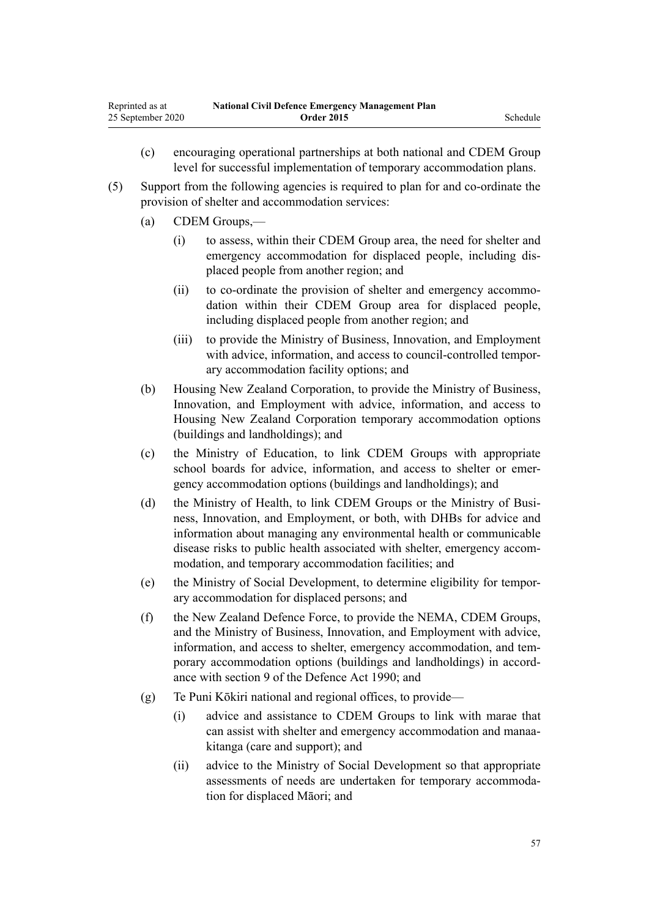(c) encouraging operational partnerships at both national and CDEM Group level for successful implementation of temporary accommodation plans.

(5) Support from the following agencies is required to plan for and co-ordinate the provision of shelter and accommodation services:

(a) CDEM Groups,—

(i) to assess, within their CDEM Group area, the need for shelter and emergency accommodation for displaced people, including displaced people from another region; and

(ii) to co-ordinate the provision of shelter and emergency accommodation within their CDEM Group area for displaced people, including displaced people from another region; and

(iii) to provide the Ministry of Business, Innovation, and Employment with advice, information, and access to council-controlled temporary accommodation facility options; and

(b) Housing New Zealand Corporation, to provide the Ministry of Business, Innovation, and Employment with advice, information, and access to Housing New Zealand Corporation temporary accommodation options (buildings and landholdings); and

(c) the Ministry of Education, to link CDEM Groups with appropriate school boards for advice, information, and access to shelter or emergency accommodation options (buildings and landholdings); and

(d) the Ministry of Health, to link CDEM Groups or the Ministry of Business, Innovation, and Employment, or both, with DHBs for advice and information about managing any environmental health or communicable disease risks to public health associated with shelter, emergency accommodation, and temporary accommodation facilities; and

(e) the Ministry of Social Development, to determine eligibility for temporary accommodation for displaced persons; and

(f) the New Zealand Defence Force, to provide the NEMA, CDEM Groups, and the Ministry of Business, Innovation, and Employment with advice, information, and access to shelter, emergency accommodation, and temporary accommodation options (buildings and landholdings) in accordance with section 9 of the Defence Act 1990; and

(g) Te Puni Kōkiri national and regional offices, to provide—

(i) advice and assistance to CDEM Groups to link with marae that can assist with shelter and emergency accommodation and manaakitanga (care and support); and

(ii) advice to the Ministry of Social Development so that appropriate assessments of needs are undertaken for temporary accommodation for displaced Māori; and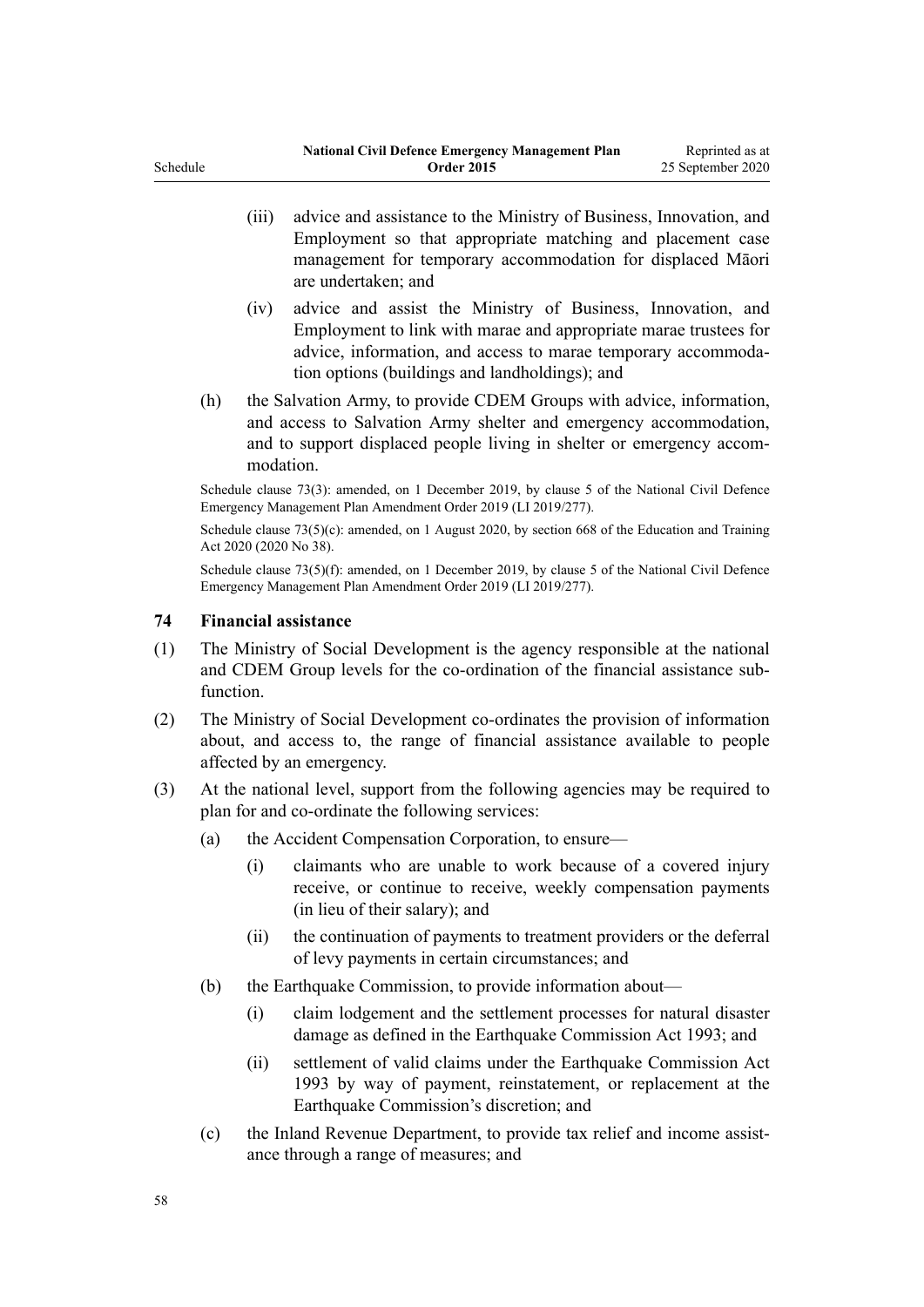(iii) advice and assistance to the Ministry of Business, Innovation, and Employment so that appropriate matching and placement case management for temporary accommodation for displaced Māori are undertaken; and

(iv) advice and assist the Ministry of Business, Innovation, and Employment to link with marae and appropriate marae trustees for advice, information, and access to marae temporary accommodation options (buildings and landholdings); and

(h) the Salvation Army, to provide CDEM Groups with advice, information, and access to Salvation Army shelter and emergency accommodation, and to support displaced people living in shelter or emergency accommodation.

Schedule clause 73(3): amended, on 1 December 2019, by clause 5 of the National Civil Defence Emergency Management Plan Amendment Order 2019 (LI 2019/277).

Schedule clause 73(5)(c): amended, on 1 August 2020, by section 668 of the Education and Training Act 2020 (2020 No 38).

Schedule clause 73(5)(f): amended, on 1 December 2019, by clause 5 of the National Civil Defence Emergency Management Plan Amendment Order 2019 (LI 2019/277).

### 74 Financial assistance

(1) The Ministry of Social Development is the agency responsible at the national and CDEM Group levels for the co-ordination of the financial assistance sub-function.

(2) The Ministry of Social Development co-ordinates the provision of information about, and access to, the range of financial assistance available to people affected by an emergency.

(3) At the national level, support from the following agencies may be required to plan for and co-ordinate the following services:

(a) the Accident Compensation Corporation, to ensure—

(i) claimants who are unable to work because of a covered injury receive, or continue to receive, weekly compensation payments (in lieu of their salary); and

(ii) the continuation of payments to treatment providers or the deferral of levy payments in certain circumstances; and

(b) the Earthquake Commission, to provide information about—

(i) claim lodgement and the settlement processes for natural disaster damage as defined in the Earthquake Commission Act 1993; and

(ii) settlement of valid claims under the Earthquake Commission Act 1993 by way of payment, reinstatement, or replacement at the Earthquake Commission's discretion; and

(c) the Inland Revenue Department, to provide tax relief and income assistance through a range of measures; and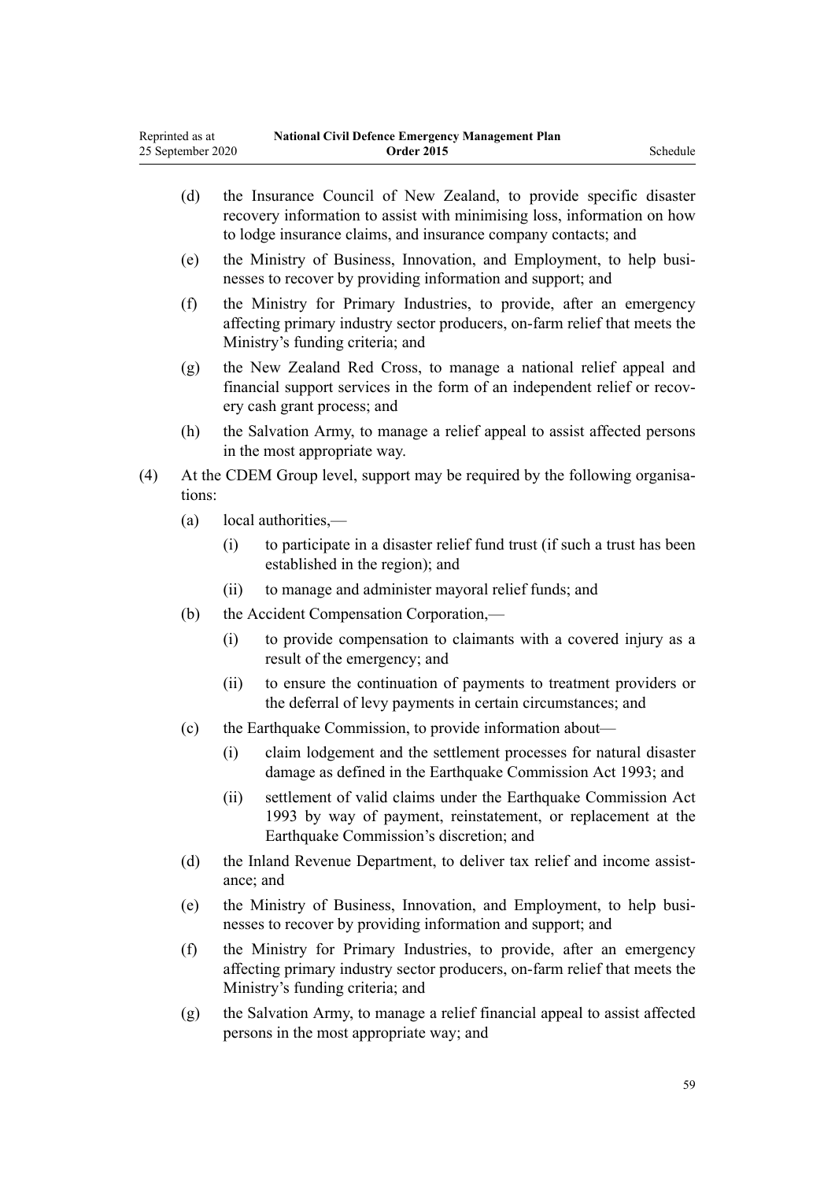(d) the Insurance Council of New Zealand, to provide specific disaster recovery information to assist with minimising loss, information on how to lodge insurance claims, and insurance company contacts; and

(e) the Ministry of Business, Innovation, and Employment, to help businesses to recover by providing information and support; and

(f) the Ministry for Primary Industries, to provide, after an emergency affecting primary industry sector producers, on-farm relief that meets the Ministry's funding criteria; and

(g) the New Zealand Red Cross, to manage a national relief appeal and financial support services in the form of an independent relief or recovery cash grant process; and

(h) the Salvation Army, to manage a relief appeal to assist affected persons in the most appropriate way.

(4) At the CDEM Group level, support may be required by the following organisations:

(a) local authorities,—

(i) to participate in a disaster relief fund trust (if such a trust has been established in the region); and

(ii) to manage and administer mayoral relief funds; and

(b) the Accident Compensation Corporation,—

(i) to provide compensation to claimants with a covered injury as a result of the emergency; and

(ii) to ensure the continuation of payments to treatment providers or the deferral of levy payments in certain circumstances; and

(c) the Earthquake Commission, to provide information about—

(i) claim lodgement and the settlement processes for natural disaster damage as defined in the Earthquake Commission Act 1993; and

(ii) settlement of valid claims under the Earthquake Commission Act 1993 by way of payment, reinstatement, or replacement at the Earthquake Commission's discretion; and

(d) the Inland Revenue Department, to deliver tax relief and income assistance; and

(e) the Ministry of Business, Innovation, and Employment, to help businesses to recover by providing information and support; and

(f) the Ministry for Primary Industries, to provide, after an emergency affecting primary industry sector producers, on-farm relief that meets the Ministry's funding criteria; and

(g) the Salvation Army, to manage a relief financial appeal to assist affected persons in the most appropriate way; and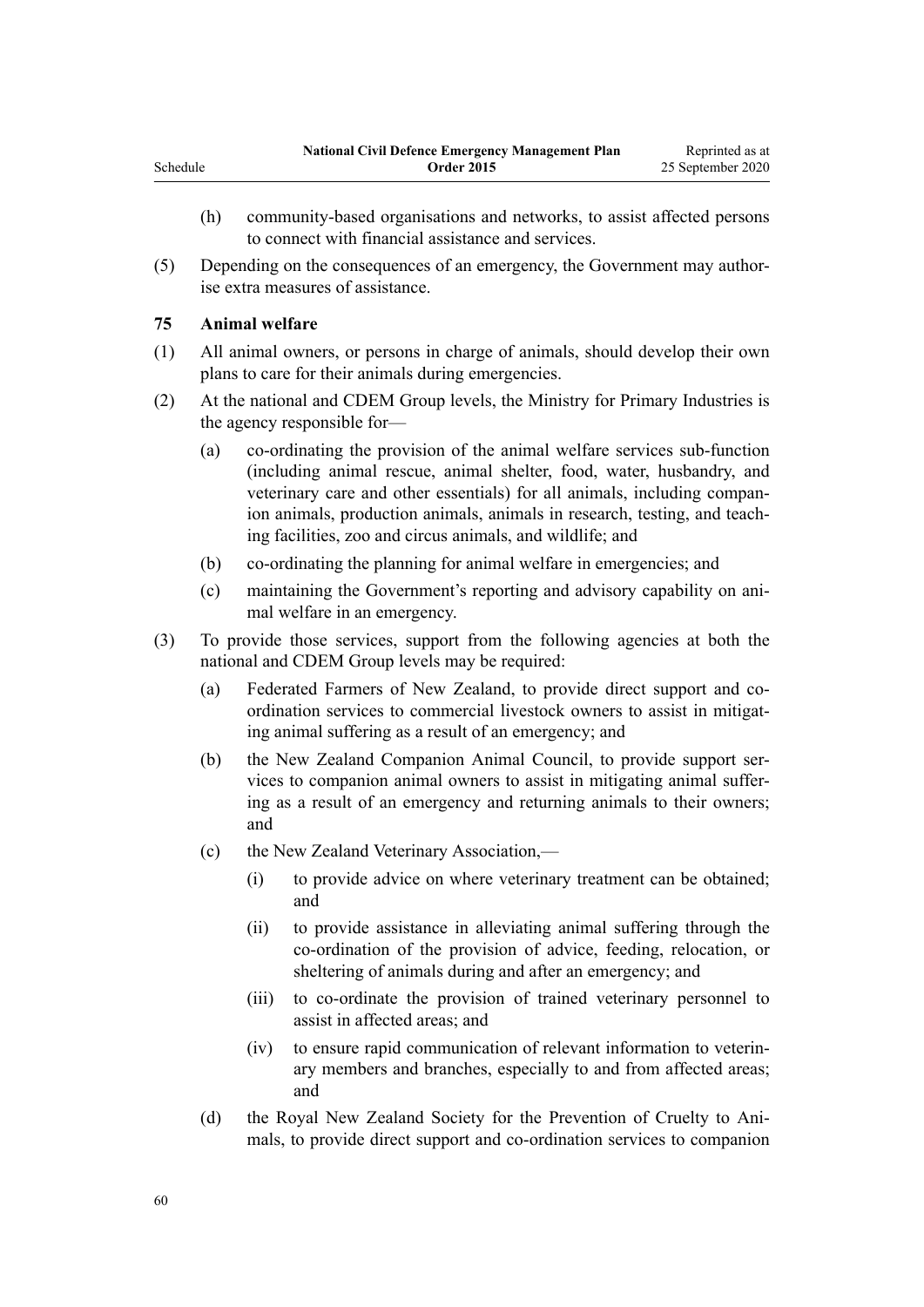(h) community-based organisations and networks, to assist affected persons to connect with financial assistance and services.

(5) Depending on the consequences of an emergency, the Government may authorise extra measures of assistance.

### 75 Animal welfare

(1) All animal owners, or persons in charge of animals, should develop their own plans to care for their animals during emergencies.

(2) At the national and CDEM Group levels, the Ministry for Primary Industries is the agency responsible for—

(a) co-ordinating the provision of the animal welfare services sub-function (including animal rescue, animal shelter, food, water, husbandry, and veterinary care and other essentials) for all animals, including companion animals, production animals, animals in research, testing, and teaching facilities, zoo and circus animals, and wildlife; and

(b) co-ordinating the planning for animal welfare in emergencies; and

(c) maintaining the Government's reporting and advisory capability on animal welfare in an emergency.

(3) To provide those services, support from the following agencies at both the national and CDEM Group levels may be required:

(a) Federated Farmers of New Zealand, to provide direct support and co-ordination services to commercial livestock owners to assist in mitigating animal suffering as a result of an emergency; and

(b) the New Zealand Companion Animal Council, to provide support services to companion animal owners to assist in mitigating animal suffering as a result of an emergency and returning animals to their owners; and

(c) the New Zealand Veterinary Association,—

(i) to provide advice on where veterinary treatment can be obtained; and

(ii) to provide assistance in alleviating animal suffering through the co-ordination of the provision of advice, feeding, relocation, or sheltering of animals during and after an emergency; and

(iii) to co-ordinate the provision of trained veterinary personnel to assist in affected areas; and

(iv) to ensure rapid communication of relevant information to veterinary members and branches, especially to and from affected areas; and

(d) the Royal New Zealand Society for the Prevention of Cruelty to Animals, to provide direct support and co-ordination services to companion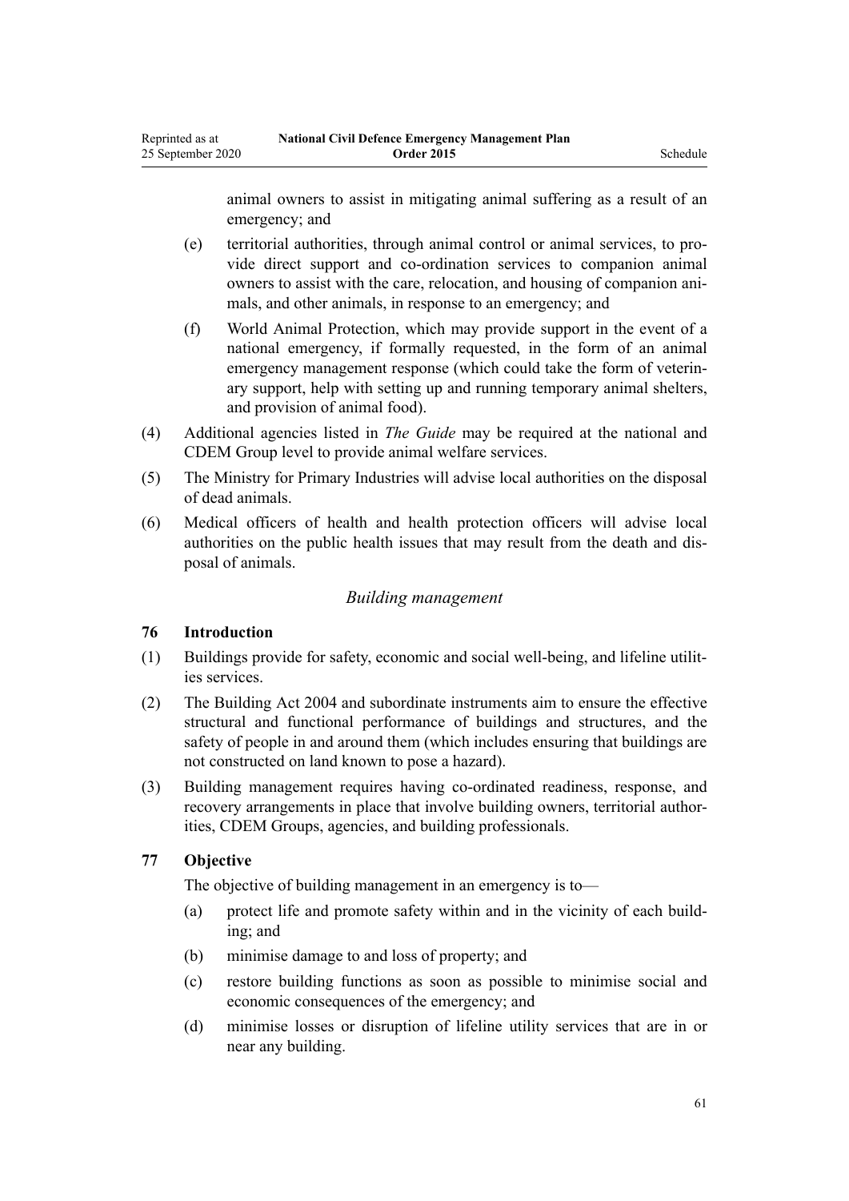animal owners to assist in mitigating animal suffering as a result of an emergency; and

(e) territorial authorities, through animal control or animal services, to provide direct support and co-ordination services to companion animal owners to assist with the care, relocation, and housing of companion animals, and other animals, in response to an emergency; and

(f) World Animal Protection, which may provide support in the event of a national emergency, if formally requested, in the form of an animal emergency management response (which could take the form of veterinary support, help with setting up and running temporary animal shelters, and provision of animal food).

(4) Additional agencies listed in *The Guide* may be required at the national and CDEM Group level to provide animal welfare services.

(5) The Ministry for Primary Industries will advise local authorities on the disposal of dead animals.

(6) Medical officers of health and health protection officers will advise local authorities on the public health issues that may result from the death and disposal of animals.

### *Building management*

**76 Introduction**

(1) Buildings provide for safety, economic and social well-being, and lifeline utilities services.

(2) The Building Act 2004 and subordinate instruments aim to ensure the effective structural and functional performance of buildings and structures, and the safety of people in and around them (which includes ensuring that buildings are not constructed on land known to pose a hazard).

(3) Building management requires having co-ordinated readiness, response, and recovery arrangements in place that involve building owners, territorial authorities, CDEM Groups, agencies, and building professionals.

**77 Objective**

The objective of building management in an emergency is to—

(a) protect life and promote safety within and in the vicinity of each building; and

(b) minimise damage to and loss of property; and

(c) restore building functions as soon as possible to minimise social and economic consequences of the emergency; and

(d) minimise losses or disruption of lifeline utility services that are in or near any building.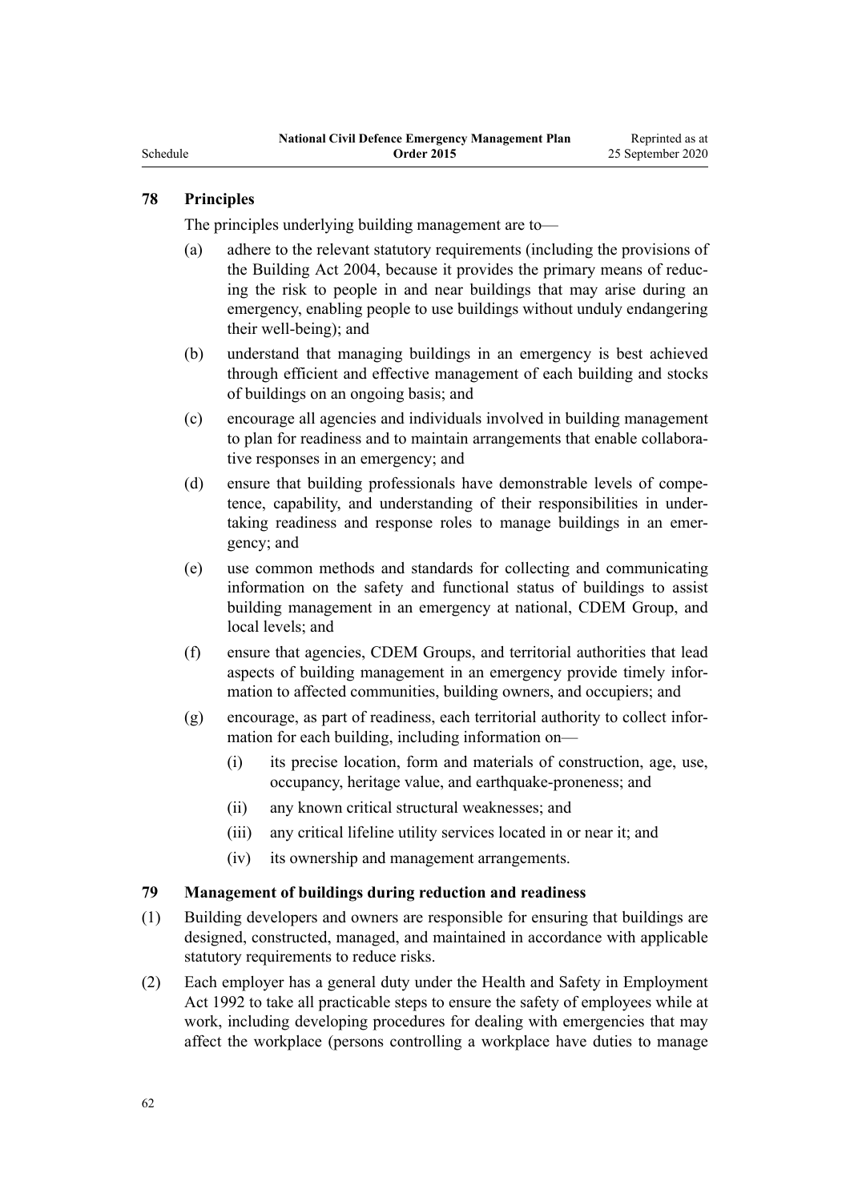### 78 Principles

The principles underlying building management are to—

(a) adhere to the relevant statutory requirements (including the provisions of the Building Act 2004, because it provides the primary means of reducing the risk to people in and near buildings that may arise during an emergency, enabling people to use buildings without unduly endangering their well-being); and

(b) understand that managing buildings in an emergency is best achieved through efficient and effective management of each building and stocks of buildings on an ongoing basis; and

(c) encourage all agencies and individuals involved in building management to plan for readiness and to maintain arrangements that enable collaborative responses in an emergency; and

(d) ensure that building professionals have demonstrable levels of competence, capability, and understanding of their responsibilities in undertaking readiness and response roles to manage buildings in an emergency; and

(e) use common methods and standards for collecting and communicating information on the safety and functional status of buildings to assist building management in an emergency at national, CDEM Group, and local levels; and

(f) ensure that agencies, CDEM Groups, and territorial authorities that lead aspects of building management in an emergency provide timely information to affected communities, building owners, and occupiers; and

(g) encourage, as part of readiness, each territorial authority to collect information for each building, including information on—

  (i) its precise location, form and materials of construction, age, use, occupancy, heritage value, and earthquake-proneness; and

  (ii) any known critical structural weaknesses; and

  (iii) any critical lifeline utility services located in or near it; and

  (iv) its ownership and management arrangements.

### 79 Management of buildings during reduction and readiness

(1) Building developers and owners are responsible for ensuring that buildings are designed, constructed, managed, and maintained in accordance with applicable statutory requirements to reduce risks.

(2) Each employer has a general duty under the Health and Safety in Employment Act 1992 to take all practicable steps to ensure the safety of employees while at work, including developing procedures for dealing with emergencies that may affect the workplace (persons controlling a workplace have duties to manage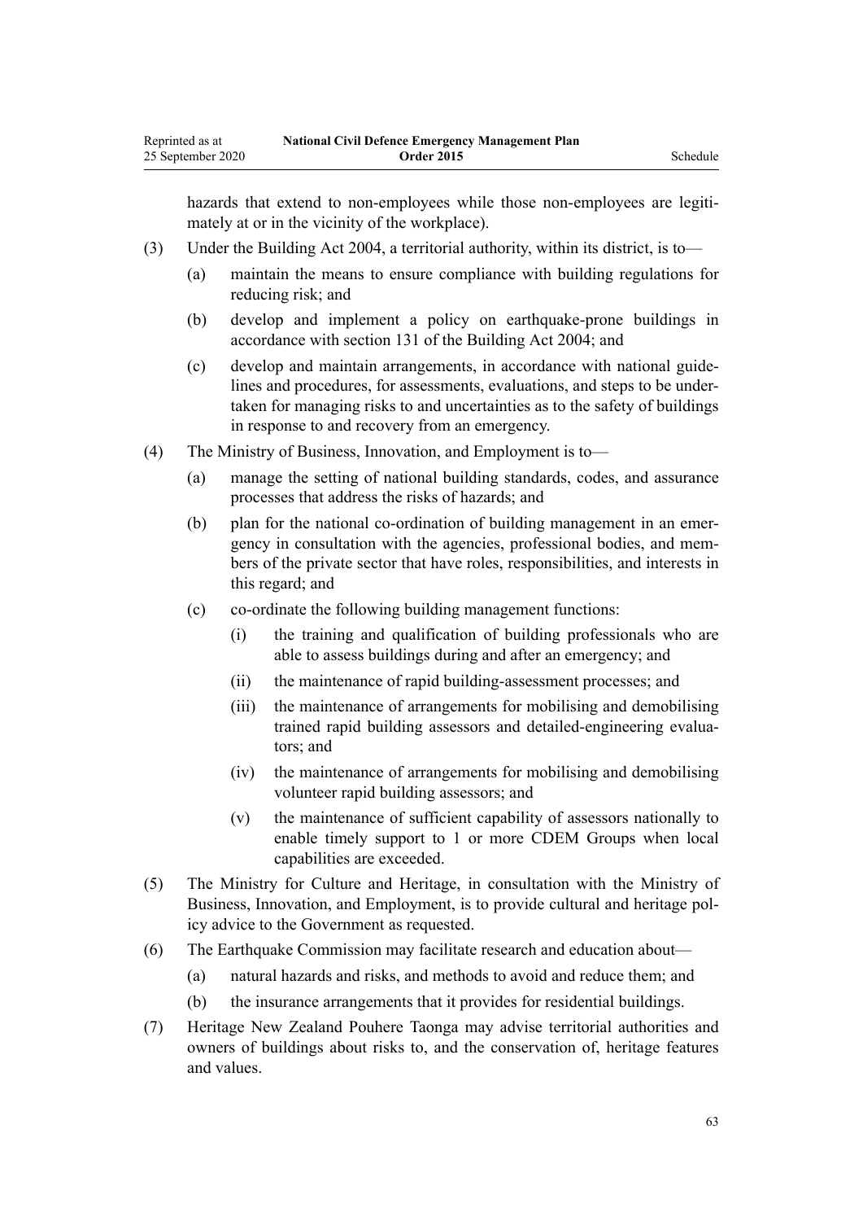hazards that extend to non-employees while those non-employees are legitimately at or in the vicinity of the workplace).

(3) Under the Building Act 2004, a territorial authority, within its district, is to—

(a) maintain the means to ensure compliance with building regulations for reducing risk; and

(b) develop and implement a policy on earthquake-prone buildings in accordance with section 131 of the Building Act 2004; and

(c) develop and maintain arrangements, in accordance with national guidelines and procedures, for assessments, evaluations, and steps to be undertaken for managing risks to and uncertainties as to the safety of buildings in response to and recovery from an emergency.

(4) The Ministry of Business, Innovation, and Employment is to—

(a) manage the setting of national building standards, codes, and assurance processes that address the risks of hazards; and

(b) plan for the national co-ordination of building management in an emergency in consultation with the agencies, professional bodies, and members of the private sector that have roles, responsibilities, and interests in this regard; and

(c) co-ordinate the following building management functions:

(i) the training and qualification of building professionals who are able to assess buildings during and after an emergency; and

(ii) the maintenance of rapid building-assessment processes; and

(iii) the maintenance of arrangements for mobilising and demobilising trained rapid building assessors and detailed-engineering evaluators; and

(iv) the maintenance of arrangements for mobilising and demobilising volunteer rapid building assessors; and

(v) the maintenance of sufficient capability of assessors nationally to enable timely support to 1 or more CDEM Groups when local capabilities are exceeded.

(5) The Ministry for Culture and Heritage, in consultation with the Ministry of Business, Innovation, and Employment, is to provide cultural and heritage policy advice to the Government as requested.

(6) The Earthquake Commission may facilitate research and education about—

(a) natural hazards and risks, and methods to avoid and reduce them; and

(b) the insurance arrangements that it provides for residential buildings.

(7) Heritage New Zealand Pouhere Taonga may advise territorial authorities and owners of buildings about risks to, and the conservation of, heritage features and values.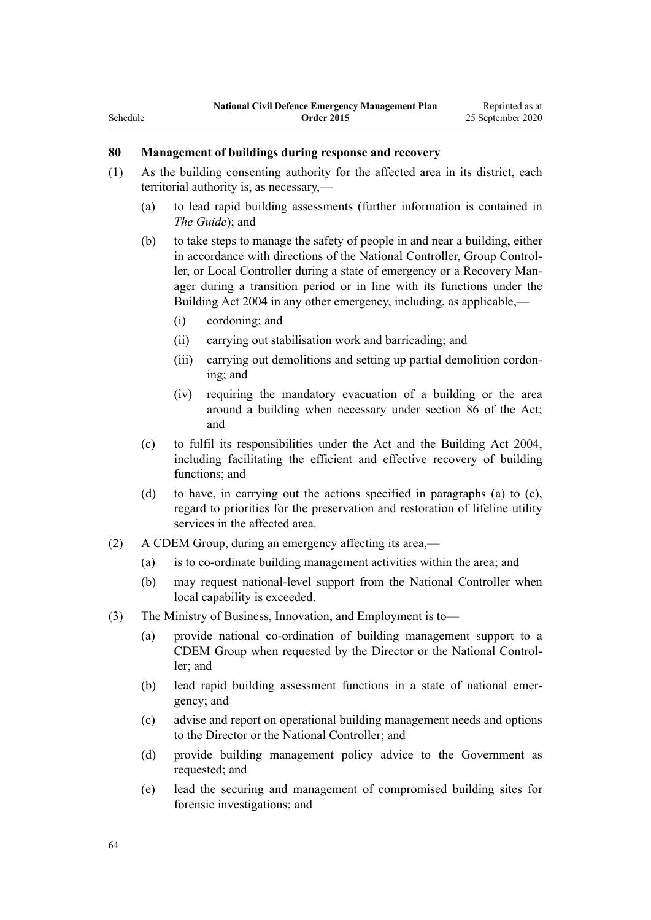### 80 Management of buildings during response and recovery

(1) As the building consenting authority for the affected area in its district, each territorial authority is, as necessary,—

- (a) to lead rapid building assessments (further information is contained in *The Guide*); and
- (b) to take steps to manage the safety of people in and near a building, either in accordance with directions of the National Controller, Group Controller, or Local Controller during a state of emergency or a Recovery Manager during a transition period or in line with its functions under the Building Act 2004 in any other emergency, including, as applicable,—
  - (i) cordoning; and
  - (ii) carrying out stabilisation work and barricading; and
  - (iii) carrying out demolitions and setting up partial demolition cordoning; and
  - (iv) requiring the mandatory evacuation of a building or the area around a building when necessary under section 86 of the Act; and
- (c) to fulfil its responsibilities under the Act and the Building Act 2004, including facilitating the efficient and effective recovery of building functions; and
- (d) to have, in carrying out the actions specified in paragraphs (a) to (c), regard to priorities for the preservation and restoration of lifeline utility services in the affected area.

(2) A CDEM Group, during an emergency affecting its area,—

- (a) is to co-ordinate building management activities within the area; and
- (b) may request national-level support from the National Controller when local capability is exceeded.

(3) The Ministry of Business, Innovation, and Employment is to—

- (a) provide national co-ordination of building management support to a CDEM Group when requested by the Director or the National Controller; and
- (b) lead rapid building assessment functions in a state of national emergency; and
- (c) advise and report on operational building management needs and options to the Director or the National Controller; and
- (d) provide building management policy advice to the Government as requested; and
- (e) lead the securing and management of compromised building sites for forensic investigations; and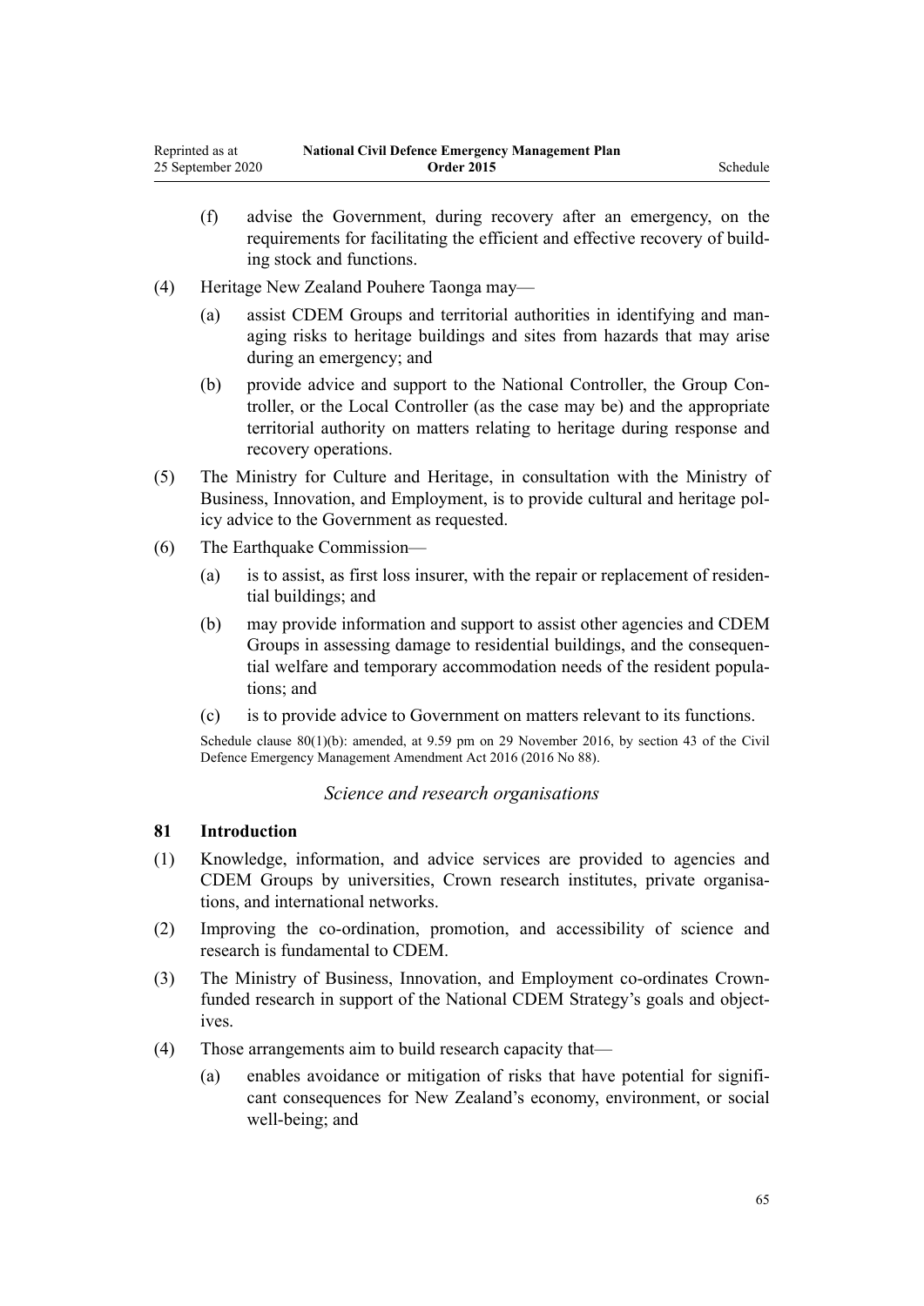(f) advise the Government, during recovery after an emergency, on the requirements for facilitating the efficient and effective recovery of building stock and functions.

(4) Heritage New Zealand Pouhere Taonga may—

(a) assist CDEM Groups and territorial authorities in identifying and managing risks to heritage buildings and sites from hazards that may arise during an emergency; and

(b) provide advice and support to the National Controller, the Group Controller, or the Local Controller (as the case may be) and the appropriate territorial authority on matters relating to heritage during response and recovery operations.

(5) The Ministry for Culture and Heritage, in consultation with the Ministry of Business, Innovation, and Employment, is to provide cultural and heritage policy advice to the Government as requested.

(6) The Earthquake Commission—

(a) is to assist, as first loss insurer, with the repair or replacement of residential buildings; and

(b) may provide information and support to assist other agencies and CDEM Groups in assessing damage to residential buildings, and the consequential welfare and temporary accommodation needs of the resident populations; and

(c) is to provide advice to Government on matters relevant to its functions.

Schedule clause 80(1)(b): amended, at 9.59 pm on 29 November 2016, by section 43 of the Civil Defence Emergency Management Amendment Act 2016 (2016 No 88).

*Science and research organisations*

### 81 Introduction

(1) Knowledge, information, and advice services are provided to agencies and CDEM Groups by universities, Crown research institutes, private organisations, and international networks.

(2) Improving the co-ordination, promotion, and accessibility of science and research is fundamental to CDEM.

(3) The Ministry of Business, Innovation, and Employment co-ordinates Crown-funded research in support of the National CDEM Strategy's goals and objectives.

(4) Those arrangements aim to build research capacity that—

(a) enables avoidance or mitigation of risks that have potential for significant consequences for New Zealand's economy, environment, or social well-being; and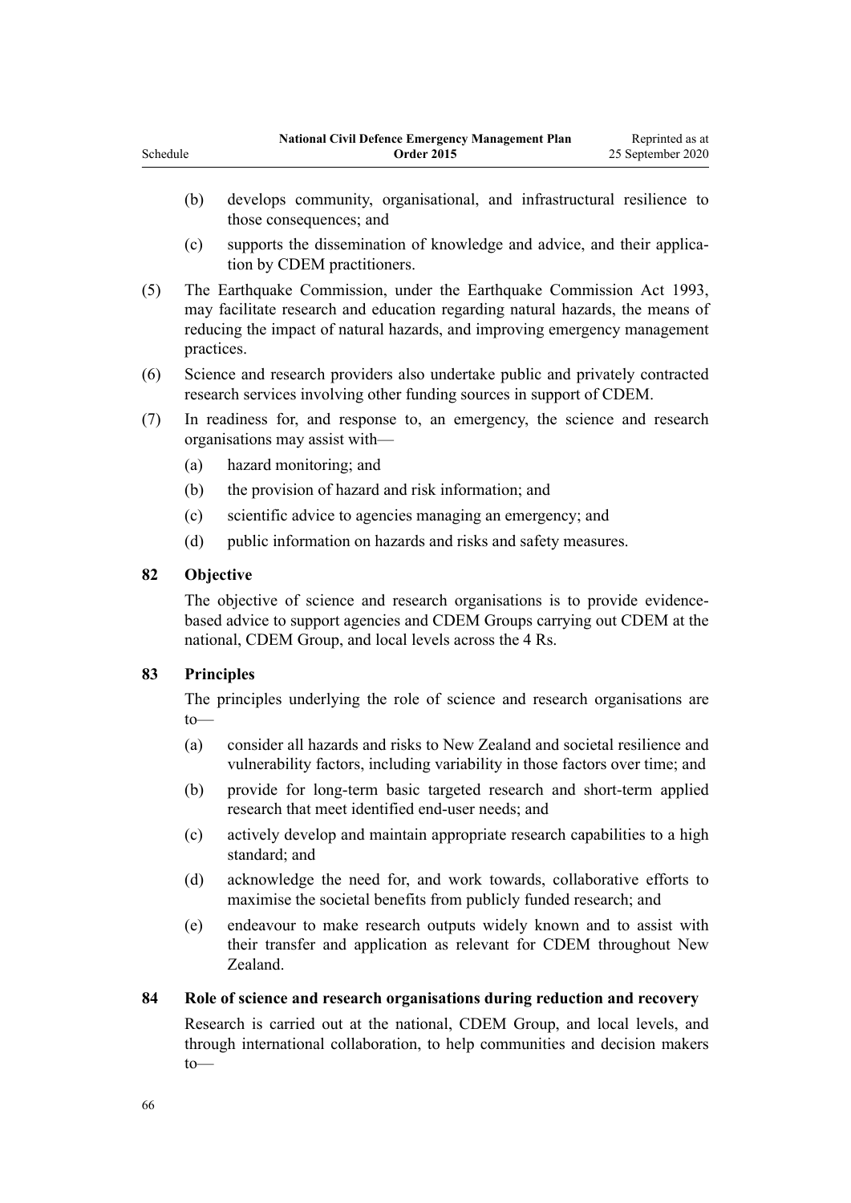(b) develops community, organisational, and infrastructural resilience to those consequences; and

(c) supports the dissemination of knowledge and advice, and their application by CDEM practitioners.

(5) The Earthquake Commission, under the Earthquake Commission Act 1993, may facilitate research and education regarding natural hazards, the means of reducing the impact of natural hazards, and improving emergency management practices.

(6) Science and research providers also undertake public and privately contracted research services involving other funding sources in support of CDEM.

(7) In readiness for, and response to, an emergency, the science and research organisations may assist with—

(a) hazard monitoring; and

(b) the provision of hazard and risk information; and

(c) scientific advice to agencies managing an emergency; and

(d) public information on hazards and risks and safety measures.

### 82 Objective

The objective of science and research organisations is to provide evidence-based advice to support agencies and CDEM Groups carrying out CDEM at the national, CDEM Group, and local levels across the 4 Rs.

### 83 Principles

The principles underlying the role of science and research organisations are to—

(a) consider all hazards and risks to New Zealand and societal resilience and vulnerability factors, including variability in those factors over time; and

(b) provide for long-term basic targeted research and short-term applied research that meet identified end-user needs; and

(c) actively develop and maintain appropriate research capabilities to a high standard; and

(d) acknowledge the need for, and work towards, collaborative efforts to maximise the societal benefits from publicly funded research; and

(e) endeavour to make research outputs widely known and to assist with their transfer and application as relevant for CDEM throughout New Zealand.

### 84 Role of science and research organisations during reduction and recovery

Research is carried out at the national, CDEM Group, and local levels, and through international collaboration, to help communities and decision makers to—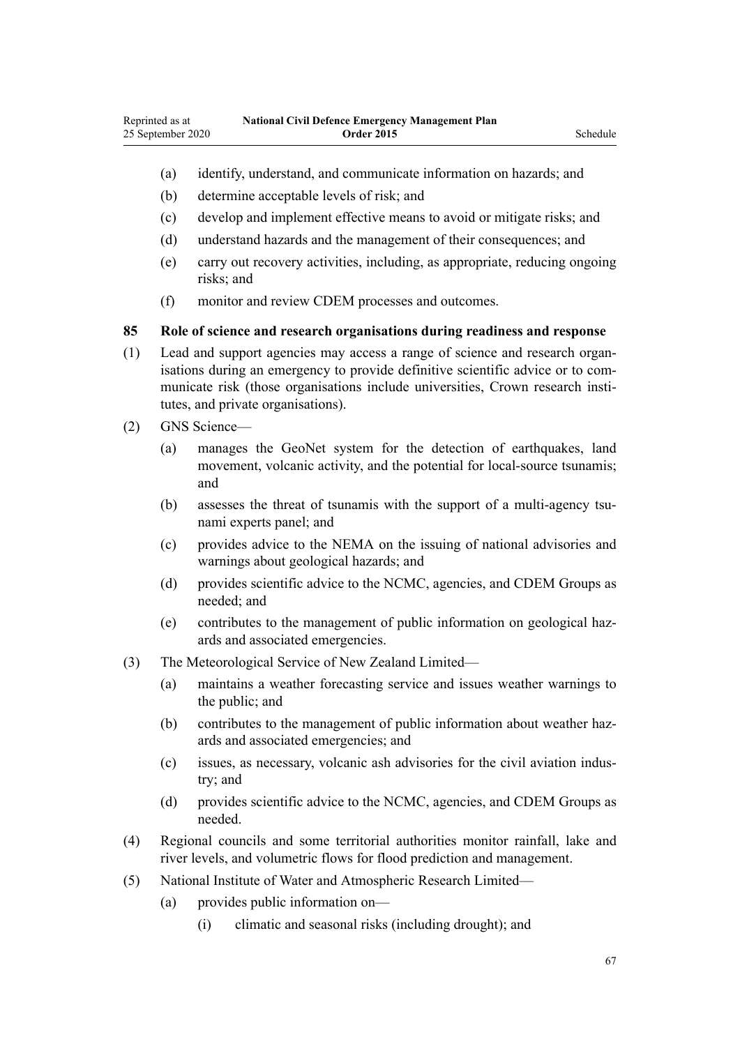(a) identify, understand, and communicate information on hazards; and

(b) determine acceptable levels of risk; and

(c) develop and implement effective means to avoid or mitigate risks; and

(d) understand hazards and the management of their consequences; and

(e) carry out recovery activities, including, as appropriate, reducing ongoing risks; and

(f) monitor and review CDEM processes and outcomes.

### 85 Role of science and research organisations during readiness and response

(1) Lead and support agencies may access a range of science and research organisations during an emergency to provide definitive scientific advice or to communicate risk (those organisations include universities, Crown research institutes, and private organisations).

(2) GNS Science—

(a) manages the GeoNet system for the detection of earthquakes, land movement, volcanic activity, and the potential for local-source tsunamis; and

(b) assesses the threat of tsunamis with the support of a multi-agency tsunami experts panel; and

(c) provides advice to the NEMA on the issuing of national advisories and warnings about geological hazards; and

(d) provides scientific advice to the NCMC, agencies, and CDEM Groups as needed; and

(e) contributes to the management of public information on geological hazards and associated emergencies.

(3) The Meteorological Service of New Zealand Limited—

(a) maintains a weather forecasting service and issues weather warnings to the public; and

(b) contributes to the management of public information about weather hazards and associated emergencies; and

(c) issues, as necessary, volcanic ash advisories for the civil aviation industry; and

(d) provides scientific advice to the NCMC, agencies, and CDEM Groups as needed.

(4) Regional councils and some territorial authorities monitor rainfall, lake and river levels, and volumetric flows for flood prediction and management.

(5) National Institute of Water and Atmospheric Research Limited—

(a) provides public information on—

(i) climatic and seasonal risks (including drought); and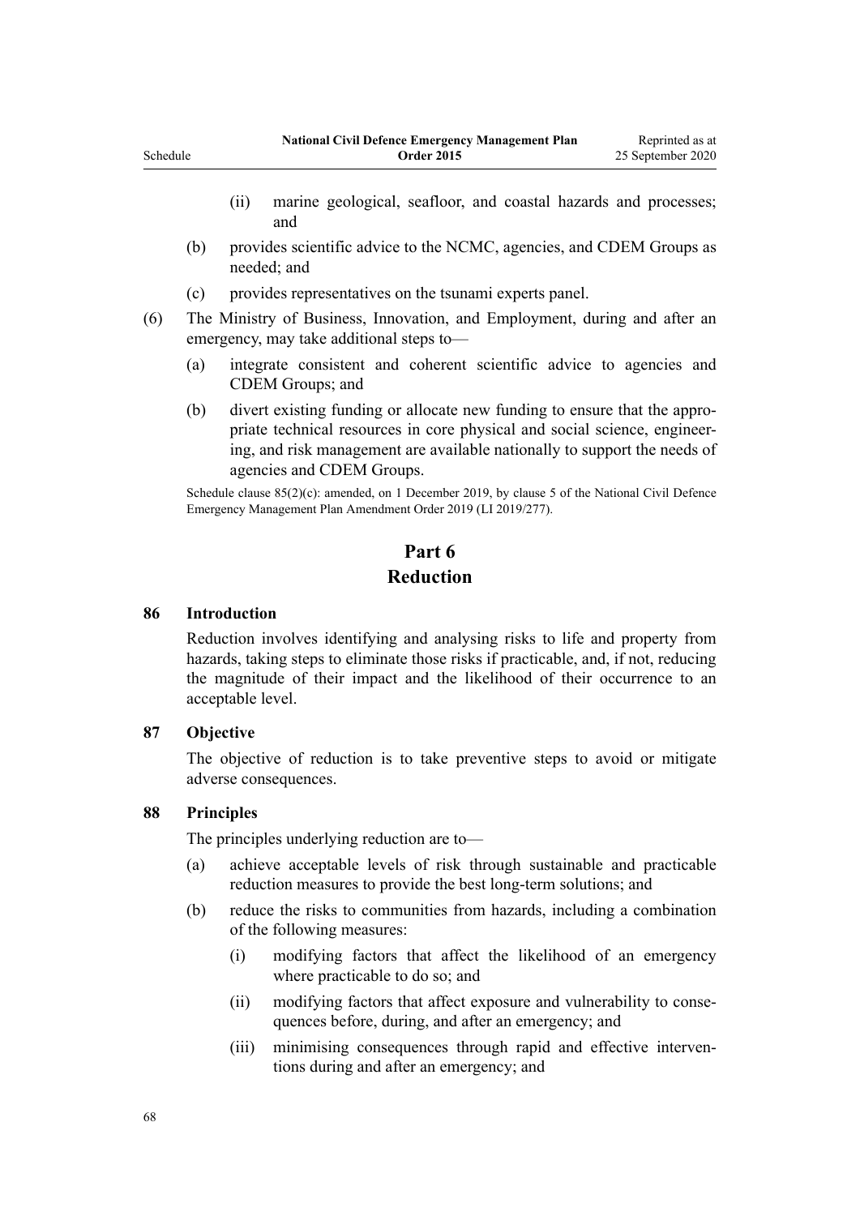(ii) marine geological, seafloor, and coastal hazards and processes; and

(b) provides scientific advice to the NCMC, agencies, and CDEM Groups as needed; and

(c) provides representatives on the tsunami experts panel.

(6) The Ministry of Business, Innovation, and Employment, during and after an emergency, may take additional steps to—

(a) integrate consistent and coherent scientific advice to agencies and CDEM Groups; and

(b) divert existing funding or allocate new funding to ensure that the appropriate technical resources in core physical and social science, engineering, and risk management are available nationally to support the needs of agencies and CDEM Groups.

Schedule clause 85(2)(c): amended, on 1 December 2019, by clause 5 of the National Civil Defence Emergency Management Plan Amendment Order 2019 (LI 2019/277).

# Part 6
# Reduction

### 86 Introduction

Reduction involves identifying and analysing risks to life and property from hazards, taking steps to eliminate those risks if practicable, and, if not, reducing the magnitude of their impact and the likelihood of their occurrence to an acceptable level.

### 87 Objective

The objective of reduction is to take preventive steps to avoid or mitigate adverse consequences.

### 88 Principles

The principles underlying reduction are to—

(a) achieve acceptable levels of risk through sustainable and practicable reduction measures to provide the best long-term solutions; and

(b) reduce the risks to communities from hazards, including a combination of the following measures:

(i) modifying factors that affect the likelihood of an emergency where practicable to do so; and

(ii) modifying factors that affect exposure and vulnerability to consequences before, during, and after an emergency; and

(iii) minimising consequences through rapid and effective interventions during and after an emergency; and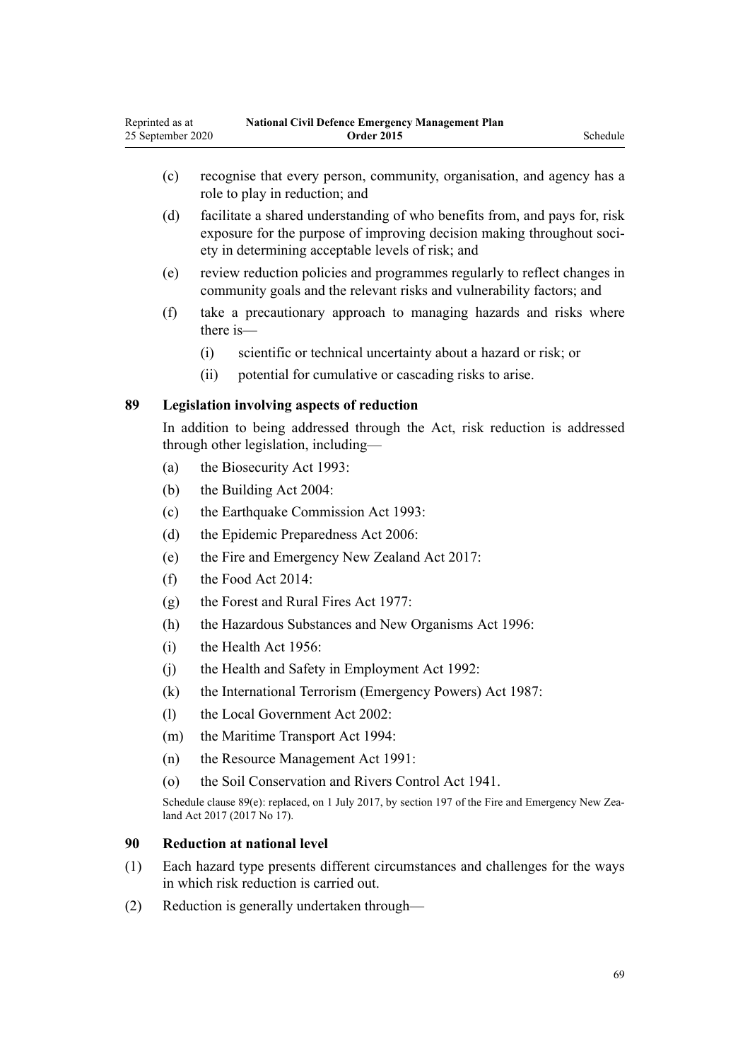(c) recognise that every person, community, organisation, and agency has a role to play in reduction; and

(d) facilitate a shared understanding of who benefits from, and pays for, risk exposure for the purpose of improving decision making throughout society in determining acceptable levels of risk; and

(e) review reduction policies and programmes regularly to reflect changes in community goals and the relevant risks and vulnerability factors; and

(f) take a precautionary approach to managing hazards and risks where there is—

  (i) scientific or technical uncertainty about a hazard or risk; or

  (ii) potential for cumulative or cascading risks to arise.

### 89 Legislation involving aspects of reduction

In addition to being addressed through the Act, risk reduction is addressed through other legislation, including—

(a) the Biosecurity Act 1993:

(b) the Building Act 2004:

(c) the Earthquake Commission Act 1993:

(d) the Epidemic Preparedness Act 2006:

(e) the Fire and Emergency New Zealand Act 2017:

(f) the Food Act 2014:

(g) the Forest and Rural Fires Act 1977:

(h) the Hazardous Substances and New Organisms Act 1996:

(i) the Health Act 1956:

(j) the Health and Safety in Employment Act 1992:

(k) the International Terrorism (Emergency Powers) Act 1987:

(l) the Local Government Act 2002:

(m) the Maritime Transport Act 1994:

(n) the Resource Management Act 1991:

(o) the Soil Conservation and Rivers Control Act 1941.

Schedule clause 89(e): replaced, on 1 July 2017, by section 197 of the Fire and Emergency New Zealand Act 2017 (2017 No 17).

### 90 Reduction at national level

(1) Each hazard type presents different circumstances and challenges for the ways in which risk reduction is carried out.

(2) Reduction is generally undertaken through—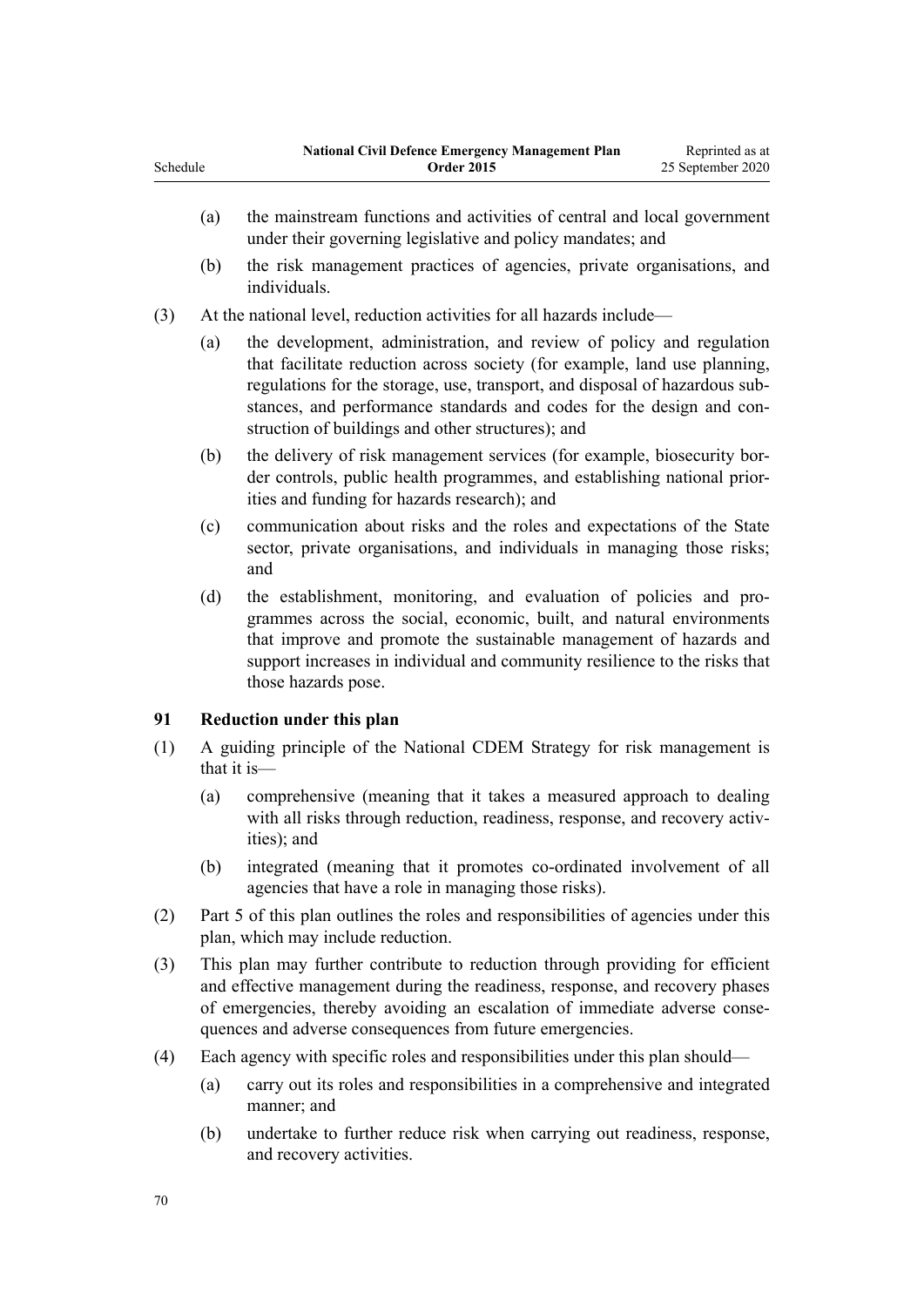(a) the mainstream functions and activities of central and local government under their governing legislative and policy mandates; and

(b) the risk management practices of agencies, private organisations, and individuals.

(3) At the national level, reduction activities for all hazards include—

(a) the development, administration, and review of policy and regulation that facilitate reduction across society (for example, land use planning, regulations for the storage, use, transport, and disposal of hazardous substances, and performance standards and codes for the design and construction of buildings and other structures); and

(b) the delivery of risk management services (for example, biosecurity border controls, public health programmes, and establishing national priorities and funding for hazards research); and

(c) communication about risks and the roles and expectations of the State sector, private organisations, and individuals in managing those risks; and

(d) the establishment, monitoring, and evaluation of policies and programmes across the social, economic, built, and natural environments that improve and promote the sustainable management of hazards and support increases in individual and community resilience to the risks that those hazards pose.

### 91 Reduction under this plan

(1) A guiding principle of the National CDEM Strategy for risk management is that it is—

(a) comprehensive (meaning that it takes a measured approach to dealing with all risks through reduction, readiness, response, and recovery activities); and

(b) integrated (meaning that it promotes co-ordinated involvement of all agencies that have a role in managing those risks).

(2) Part 5 of this plan outlines the roles and responsibilities of agencies under this plan, which may include reduction.

(3) This plan may further contribute to reduction through providing for efficient and effective management during the readiness, response, and recovery phases of emergencies, thereby avoiding an escalation of immediate adverse consequences and adverse consequences from future emergencies.

(4) Each agency with specific roles and responsibilities under this plan should—

(a) carry out its roles and responsibilities in a comprehensive and integrated manner; and

(b) undertake to further reduce risk when carrying out readiness, response, and recovery activities.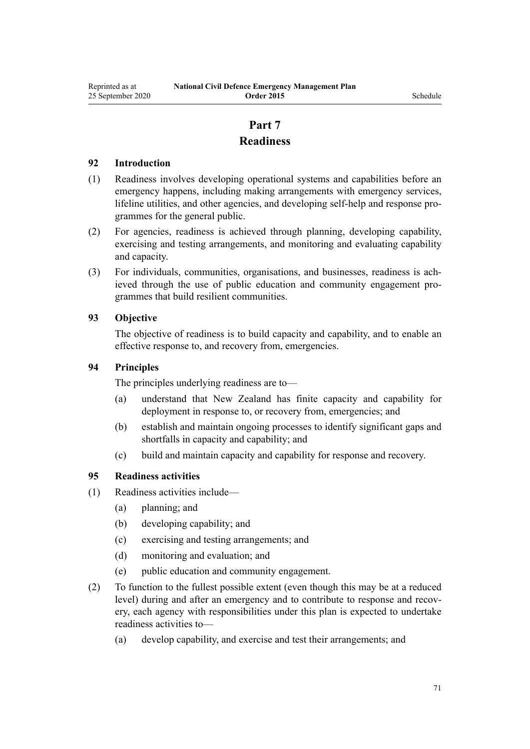# Part 7
# Readiness

### 92 Introduction

(1) Readiness involves developing operational systems and capabilities before an emergency happens, including making arrangements with emergency services, lifeline utilities, and other agencies, and developing self-help and response programmes for the general public.

(2) For agencies, readiness is achieved through planning, developing capability, exercising and testing arrangements, and monitoring and evaluating capability and capacity.

(3) For individuals, communities, organisations, and businesses, readiness is achieved through the use of public education and community engagement programmes that build resilient communities.

### 93 Objective

The objective of readiness is to build capacity and capability, and to enable an effective response to, and recovery from, emergencies.

### 94 Principles

The principles underlying readiness are to—

(a) understand that New Zealand has finite capacity and capability for deployment in response to, or recovery from, emergencies; and

(b) establish and maintain ongoing processes to identify significant gaps and shortfalls in capacity and capability; and

(c) build and maintain capacity and capability for response and recovery.

### 95 Readiness activities

(1) Readiness activities include—

(a) planning; and

(b) developing capability; and

(c) exercising and testing arrangements; and

(d) monitoring and evaluation; and

(e) public education and community engagement.

(2) To function to the fullest possible extent (even though this may be at a reduced level) during and after an emergency and to contribute to response and recovery, each agency with responsibilities under this plan is expected to undertake readiness activities to—

(a) develop capability, and exercise and test their arrangements; and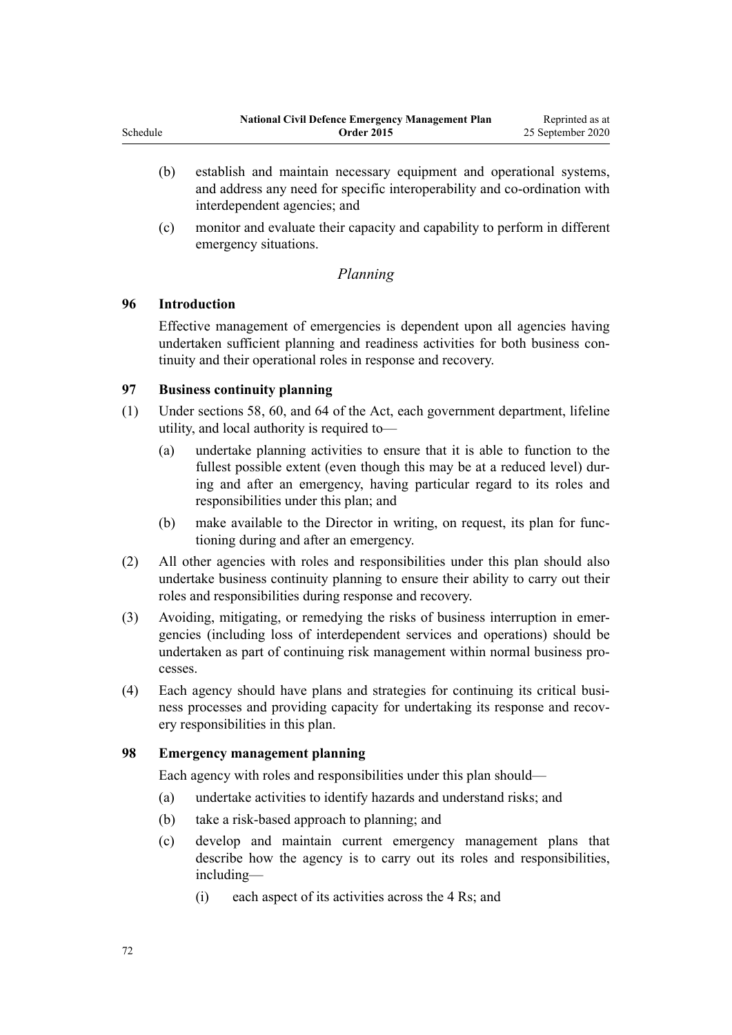(b) establish and maintain necessary equipment and operational systems, and address any need for specific interoperability and co-ordination with interdependent agencies; and

(c) monitor and evaluate their capacity and capability to perform in different emergency situations.

*Planning*

### 96 Introduction

Effective management of emergencies is dependent upon all agencies having undertaken sufficient planning and readiness activities for both business continuity and their operational roles in response and recovery.

### 97 Business continuity planning

(1) Under sections 58, 60, and 64 of the Act, each government department, lifeline utility, and local authority is required to—

(a) undertake planning activities to ensure that it is able to function to the fullest possible extent (even though this may be at a reduced level) during and after an emergency, having particular regard to its roles and responsibilities under this plan; and

(b) make available to the Director in writing, on request, its plan for functioning during and after an emergency.

(2) All other agencies with roles and responsibilities under this plan should also undertake business continuity planning to ensure their ability to carry out their roles and responsibilities during response and recovery.

(3) Avoiding, mitigating, or remedying the risks of business interruption in emergencies (including loss of interdependent services and operations) should be undertaken as part of continuing risk management within normal business processes.

(4) Each agency should have plans and strategies for continuing its critical business processes and providing capacity for undertaking its response and recovery responsibilities in this plan.

### 98 Emergency management planning

Each agency with roles and responsibilities under this plan should—

(a) undertake activities to identify hazards and understand risks; and

(b) take a risk-based approach to planning; and

(c) develop and maintain current emergency management plans that describe how the agency is to carry out its roles and responsibilities, including—

(i) each aspect of its activities across the 4 Rs; and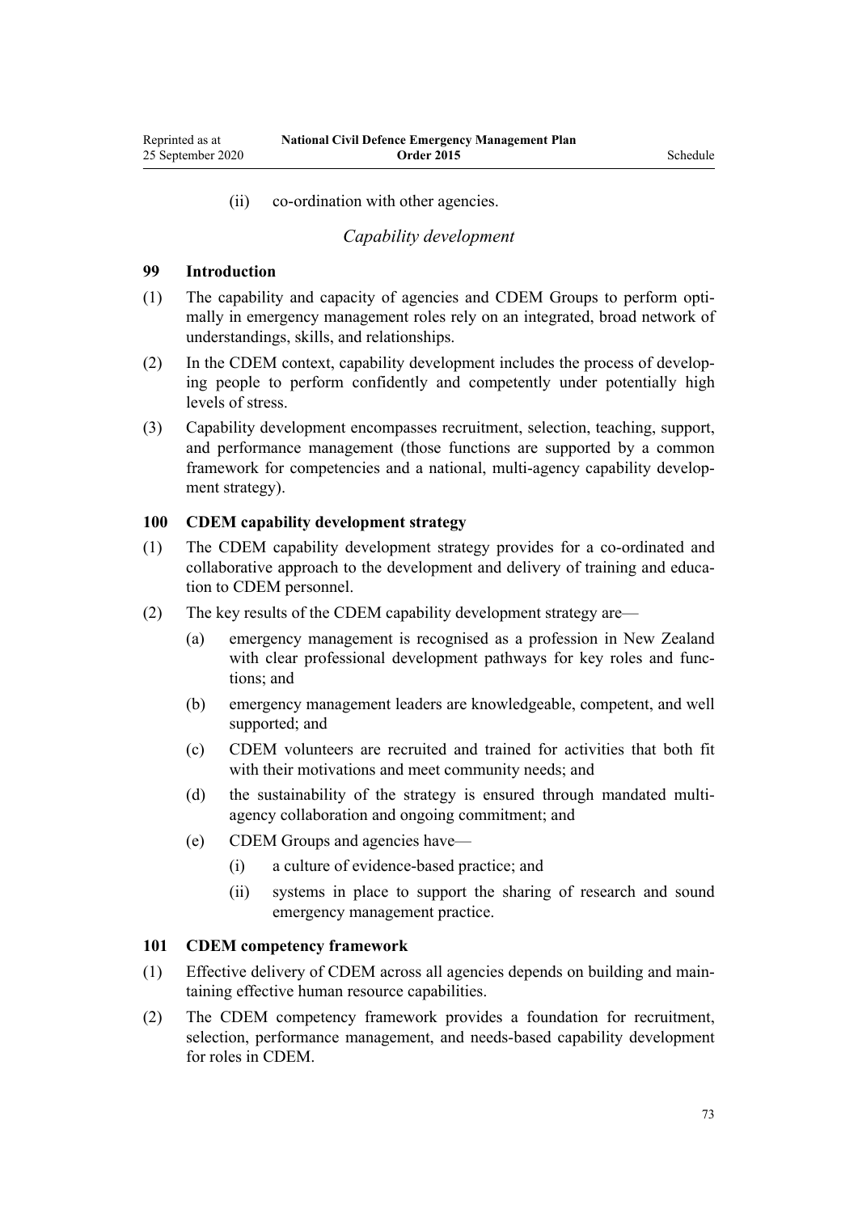(ii) co-ordination with other agencies.

*Capability development*

### 99 Introduction

(1) The capability and capacity of agencies and CDEM Groups to perform optimally in emergency management roles rely on an integrated, broad network of understandings, skills, and relationships.

(2) In the CDEM context, capability development includes the process of developing people to perform confidently and competently under potentially high levels of stress.

(3) Capability development encompasses recruitment, selection, teaching, support, and performance management (those functions are supported by a common framework for competencies and a national, multi-agency capability development strategy).

### 100 CDEM capability development strategy

(1) The CDEM capability development strategy provides for a co-ordinated and collaborative approach to the development and delivery of training and education to CDEM personnel.

(2) The key results of the CDEM capability development strategy are—

(a) emergency management is recognised as a profession in New Zealand with clear professional development pathways for key roles and functions; and

(b) emergency management leaders are knowledgeable, competent, and well supported; and

(c) CDEM volunteers are recruited and trained for activities that both fit with their motivations and meet community needs; and

(d) the sustainability of the strategy is ensured through mandated multi-agency collaboration and ongoing commitment; and

(e) CDEM Groups and agencies have—

(i) a culture of evidence-based practice; and

(ii) systems in place to support the sharing of research and sound emergency management practice.

### 101 CDEM competency framework

(1) Effective delivery of CDEM across all agencies depends on building and maintaining effective human resource capabilities.

(2) The CDEM competency framework provides a foundation for recruitment, selection, performance management, and needs-based capability development for roles in CDEM.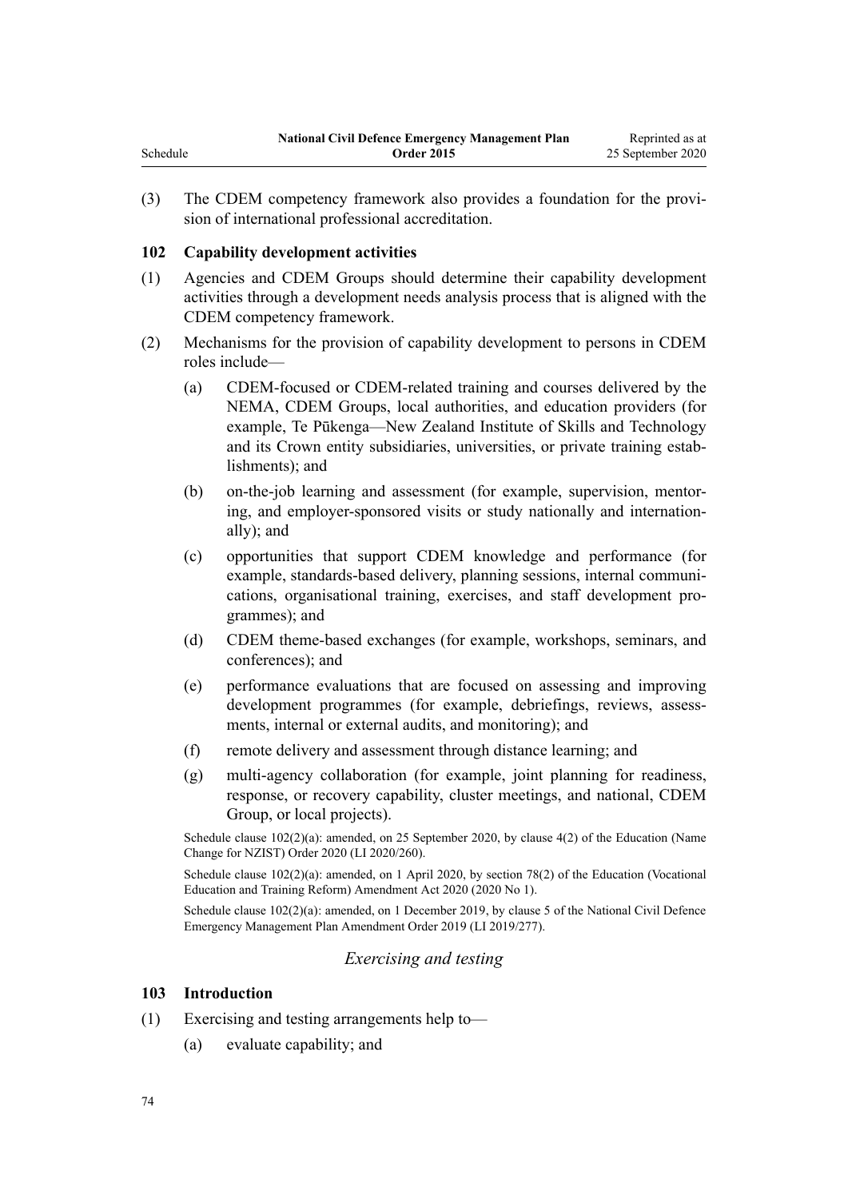(3) The CDEM competency framework also provides a foundation for the provision of international professional accreditation.

### 102 Capability development activities

(1) Agencies and CDEM Groups should determine their capability development activities through a development needs analysis process that is aligned with the CDEM competency framework.

(2) Mechanisms for the provision of capability development to persons in CDEM roles include—

- (a) CDEM-focused or CDEM-related training and courses delivered by the NEMA, CDEM Groups, local authorities, and education providers (for example, Te Pūkenga—New Zealand Institute of Skills and Technology and its Crown entity subsidiaries, universities, or private training establishments); and
- (b) on-the-job learning and assessment (for example, supervision, mentoring, and employer-sponsored visits or study nationally and internationally); and
- (c) opportunities that support CDEM knowledge and performance (for example, standards-based delivery, planning sessions, internal communications, organisational training, exercises, and staff development programmes); and
- (d) CDEM theme-based exchanges (for example, workshops, seminars, and conferences); and
- (e) performance evaluations that are focused on assessing and improving development programmes (for example, debriefings, reviews, assessments, internal or external audits, and monitoring); and
- (f) remote delivery and assessment through distance learning; and
- (g) multi-agency collaboration (for example, joint planning for readiness, response, or recovery capability, cluster meetings, and national, CDEM Group, or local projects).

Schedule clause 102(2)(a): amended, on 25 September 2020, by clause 4(2) of the Education (Name Change for NZIST) Order 2020 (LI 2020/260).

Schedule clause 102(2)(a): amended, on 1 April 2020, by section 78(2) of the Education (Vocational Education and Training Reform) Amendment Act 2020 (2020 No 1).

Schedule clause 102(2)(a): amended, on 1 December 2019, by clause 5 of the National Civil Defence Emergency Management Plan Amendment Order 2019 (LI 2019/277).

## *Exercising and testing*

### 103 Introduction

(1) Exercising and testing arrangements help to—

- (a) evaluate capability; and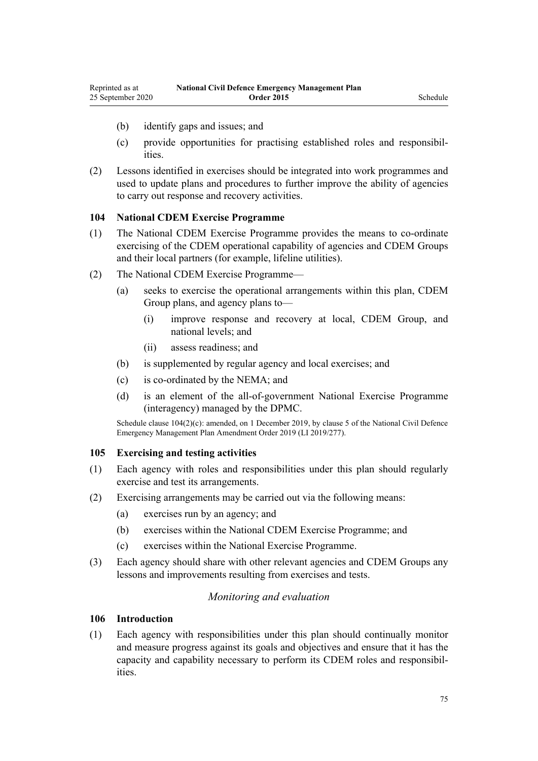(b) identify gaps and issues; and

(c) provide opportunities for practising established roles and responsibilities.

(2) Lessons identified in exercises should be integrated into work programmes and used to update plans and procedures to further improve the ability of agencies to carry out response and recovery activities.

### 104 National CDEM Exercise Programme

(1) The National CDEM Exercise Programme provides the means to co-ordinate exercising of the CDEM operational capability of agencies and CDEM Groups and their local partners (for example, lifeline utilities).

(2) The National CDEM Exercise Programme—

(a) seeks to exercise the operational arrangements within this plan, CDEM Group plans, and agency plans to—

(i) improve response and recovery at local, CDEM Group, and national levels; and

(ii) assess readiness; and

(b) is supplemented by regular agency and local exercises; and

(c) is co-ordinated by the NEMA; and

(d) is an element of the all-of-government National Exercise Programme (interagency) managed by the DPMC.

Schedule clause 104(2)(c): amended, on 1 December 2019, by clause 5 of the National Civil Defence Emergency Management Plan Amendment Order 2019 (LI 2019/277).

### 105 Exercising and testing activities

(1) Each agency with roles and responsibilities under this plan should regularly exercise and test its arrangements.

(2) Exercising arrangements may be carried out via the following means:

(a) exercises run by an agency; and

(b) exercises within the National CDEM Exercise Programme; and

(c) exercises within the National Exercise Programme.

(3) Each agency should share with other relevant agencies and CDEM Groups any lessons and improvements resulting from exercises and tests.

## *Monitoring and evaluation*

### 106 Introduction

(1) Each agency with responsibilities under this plan should continually monitor and measure progress against its goals and objectives and ensure that it has the capacity and capability necessary to perform its CDEM roles and responsibilities.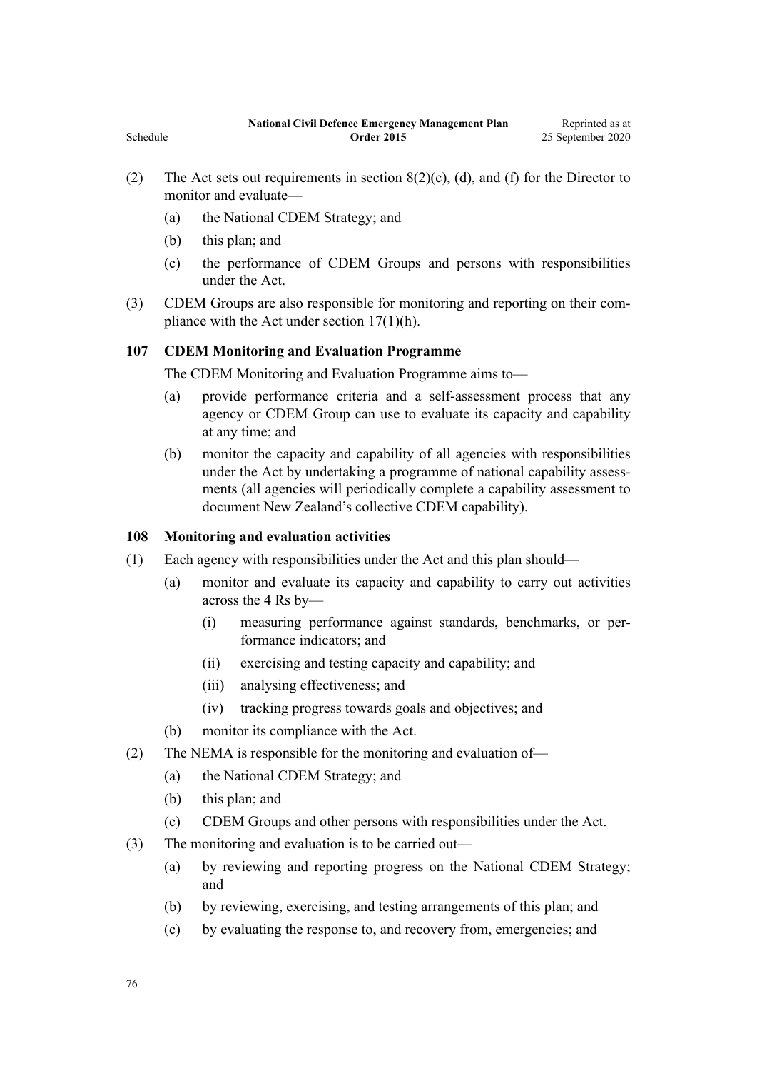(2) The Act sets out requirements in section 8(2)(c), (d), and (f) for the Director to monitor and evaluate—

- (a) the National CDEM Strategy; and
- (b) this plan; and
- (c) the performance of CDEM Groups and persons with responsibilities under the Act.

(3) CDEM Groups are also responsible for monitoring and reporting on their compliance with the Act under section 17(1)(h).

### 107 CDEM Monitoring and Evaluation Programme

The CDEM Monitoring and Evaluation Programme aims to—

- (a) provide performance criteria and a self-assessment process that any agency or CDEM Group can use to evaluate its capacity and capability at any time; and
- (b) monitor the capacity and capability of all agencies with responsibilities under the Act by undertaking a programme of national capability assessments (all agencies will periodically complete a capability assessment to document New Zealand's collective CDEM capability).

### 108 Monitoring and evaluation activities

(1) Each agency with responsibilities under the Act and this plan should—

- (a) monitor and evaluate its capacity and capability to carry out activities across the 4 Rs by—
  - (i) measuring performance against standards, benchmarks, or performance indicators; and
  - (ii) exercising and testing capacity and capability; and
  - (iii) analysing effectiveness; and
  - (iv) tracking progress towards goals and objectives; and
- (b) monitor its compliance with the Act.

(2) The NEMA is responsible for the monitoring and evaluation of—

- (a) the National CDEM Strategy; and
- (b) this plan; and
- (c) CDEM Groups and other persons with responsibilities under the Act.

(3) The monitoring and evaluation is to be carried out—

- (a) by reviewing and reporting progress on the National CDEM Strategy; and
- (b) by reviewing, exercising, and testing arrangements of this plan; and
- (c) by evaluating the response to, and recovery from, emergencies; and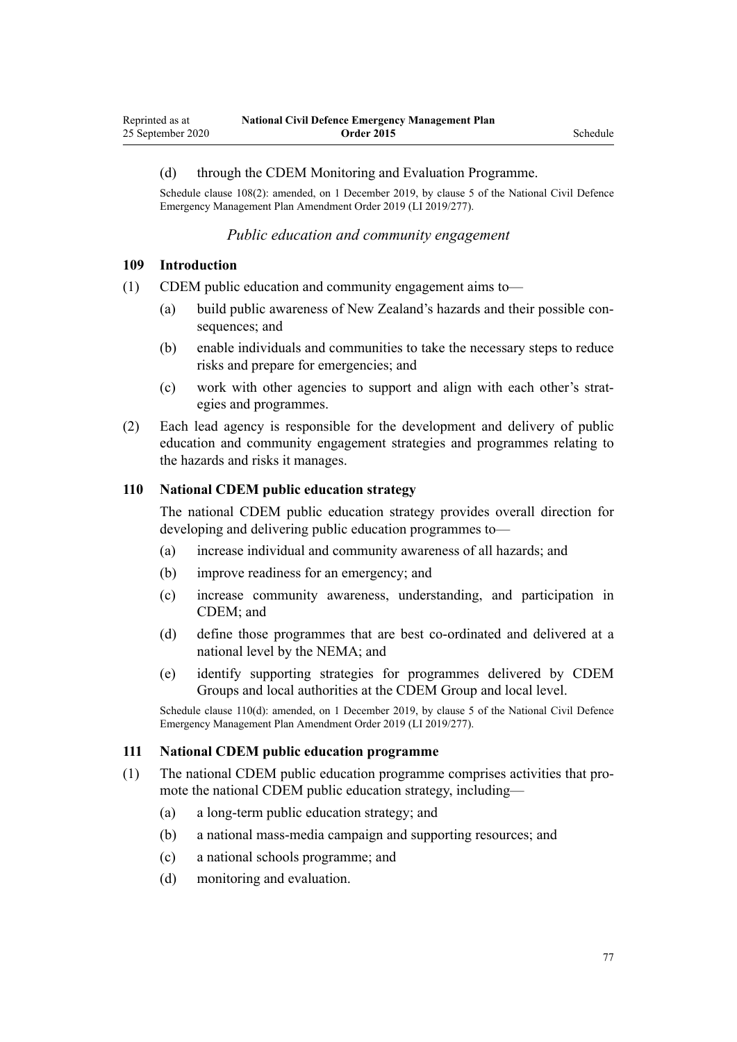(d) through the CDEM Monitoring and Evaluation Programme.

Schedule clause 108(2): amended, on 1 December 2019, by clause 5 of the National Civil Defence Emergency Management Plan Amendment Order 2019 (LI 2019/277).

### *Public education and community engagement*

### 109 Introduction

(1) CDEM public education and community engagement aims to—

- (a) build public awareness of New Zealand's hazards and their possible consequences; and
- (b) enable individuals and communities to take the necessary steps to reduce risks and prepare for emergencies; and
- (c) work with other agencies to support and align with each other's strategies and programmes.

(2) Each lead agency is responsible for the development and delivery of public education and community engagement strategies and programmes relating to the hazards and risks it manages.

### 110 National CDEM public education strategy

The national CDEM public education strategy provides overall direction for developing and delivering public education programmes to—

- (a) increase individual and community awareness of all hazards; and
- (b) improve readiness for an emergency; and
- (c) increase community awareness, understanding, and participation in CDEM; and
- (d) define those programmes that are best co-ordinated and delivered at a national level by the NEMA; and
- (e) identify supporting strategies for programmes delivered by CDEM Groups and local authorities at the CDEM Group and local level.

Schedule clause 110(d): amended, on 1 December 2019, by clause 5 of the National Civil Defence Emergency Management Plan Amendment Order 2019 (LI 2019/277).

### 111 National CDEM public education programme

(1) The national CDEM public education programme comprises activities that promote the national CDEM public education strategy, including—

- (a) a long-term public education strategy; and
- (b) a national mass-media campaign and supporting resources; and
- (c) a national schools programme; and
- (d) monitoring and evaluation.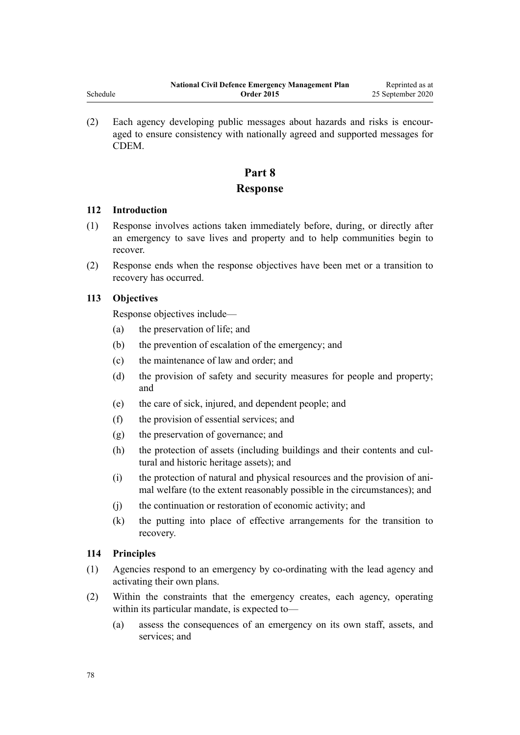(2) Each agency developing public messages about hazards and risks is encouraged to ensure consistency with nationally agreed and supported messages for CDEM.

# Part 8
# Response

### 112 Introduction

(1) Response involves actions taken immediately before, during, or directly after an emergency to save lives and property and to help communities begin to recover.

(2) Response ends when the response objectives have been met or a transition to recovery has occurred.

### 113 Objectives

Response objectives include—

(a) the preservation of life; and

(b) the prevention of escalation of the emergency; and

(c) the maintenance of law and order; and

(d) the provision of safety and security measures for people and property; and

(e) the care of sick, injured, and dependent people; and

(f) the provision of essential services; and

(g) the preservation of governance; and

(h) the protection of assets (including buildings and their contents and cultural and historic heritage assets); and

(i) the protection of natural and physical resources and the provision of animal welfare (to the extent reasonably possible in the circumstances); and

(j) the continuation or restoration of economic activity; and

(k) the putting into place of effective arrangements for the transition to recovery.

### 114 Principles

(1) Agencies respond to an emergency by co-ordinating with the lead agency and activating their own plans.

(2) Within the constraints that the emergency creates, each agency, operating within its particular mandate, is expected to—

(a) assess the consequences of an emergency on its own staff, assets, and services; and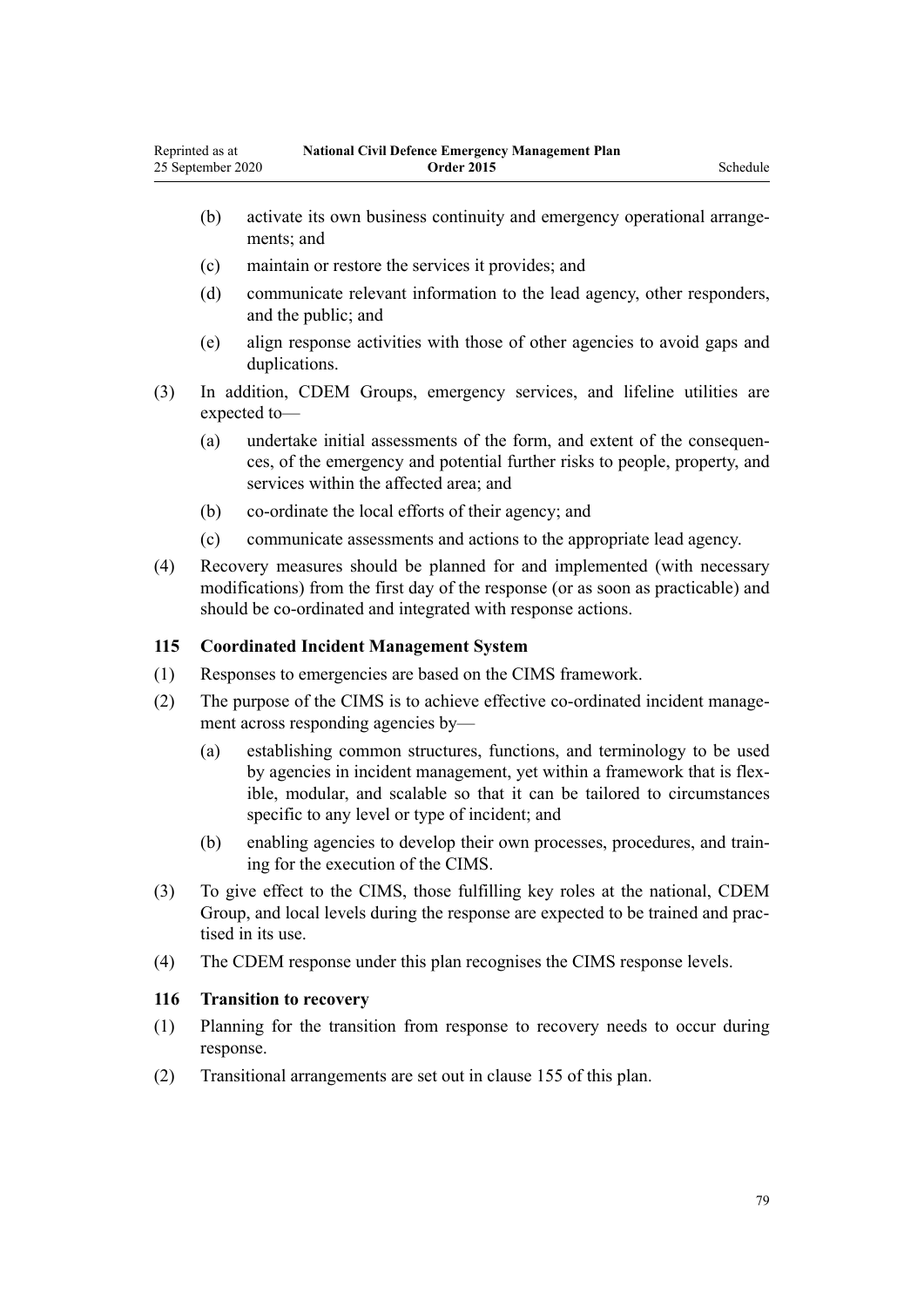(b) activate its own business continuity and emergency operational arrangements; and

(c) maintain or restore the services it provides; and

(d) communicate relevant information to the lead agency, other responders, and the public; and

(e) align response activities with those of other agencies to avoid gaps and duplications.

(3) In addition, CDEM Groups, emergency services, and lifeline utilities are expected to—

(a) undertake initial assessments of the form, and extent of the consequences, of the emergency and potential further risks to people, property, and services within the affected area; and

(b) co-ordinate the local efforts of their agency; and

(c) communicate assessments and actions to the appropriate lead agency.

(4) Recovery measures should be planned for and implemented (with necessary modifications) from the first day of the response (or as soon as practicable) and should be co-ordinated and integrated with response actions.

### 115 Coordinated Incident Management System

(1) Responses to emergencies are based on the CIMS framework.

(2) The purpose of the CIMS is to achieve effective co-ordinated incident management across responding agencies by—

(a) establishing common structures, functions, and terminology to be used by agencies in incident management, yet within a framework that is flexible, modular, and scalable so that it can be tailored to circumstances specific to any level or type of incident; and

(b) enabling agencies to develop their own processes, procedures, and training for the execution of the CIMS.

(3) To give effect to the CIMS, those fulfilling key roles at the national, CDEM Group, and local levels during the response are expected to be trained and practised in its use.

(4) The CDEM response under this plan recognises the CIMS response levels.

### 116 Transition to recovery

(1) Planning for the transition from response to recovery needs to occur during response.

(2) Transitional arrangements are set out in clause 155 of this plan.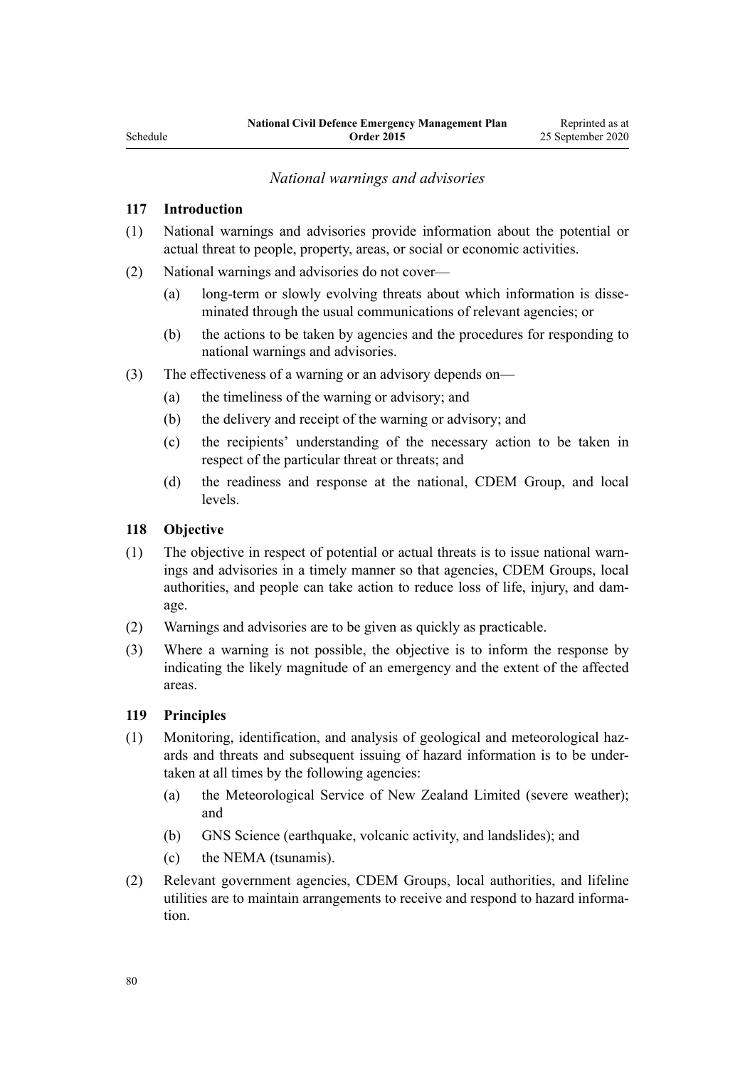*National warnings and advisories*

### 117 Introduction

(1) National warnings and advisories provide information about the potential or actual threat to people, property, areas, or social or economic activities.

(2) National warnings and advisories do not cover—

- (a) long-term or slowly evolving threats about which information is disseminated through the usual communications of relevant agencies; or
- (b) the actions to be taken by agencies and the procedures for responding to national warnings and advisories.

(3) The effectiveness of a warning or an advisory depends on—

- (a) the timeliness of the warning or advisory; and
- (b) the delivery and receipt of the warning or advisory; and
- (c) the recipients' understanding of the necessary action to be taken in respect of the particular threat or threats; and
- (d) the readiness and response at the national, CDEM Group, and local levels.

### 118 Objective

(1) The objective in respect of potential or actual threats is to issue national warnings and advisories in a timely manner so that agencies, CDEM Groups, local authorities, and people can take action to reduce loss of life, injury, and damage.

(2) Warnings and advisories are to be given as quickly as practicable.

(3) Where a warning is not possible, the objective is to inform the response by indicating the likely magnitude of an emergency and the extent of the affected areas.

### 119 Principles

(1) Monitoring, identification, and analysis of geological and meteorological hazards and threats and subsequent issuing of hazard information is to be undertaken at all times by the following agencies:

- (a) the Meteorological Service of New Zealand Limited (severe weather); and
- (b) GNS Science (earthquake, volcanic activity, and landslides); and
- (c) the NEMA (tsunamis).

(2) Relevant government agencies, CDEM Groups, local authorities, and lifeline utilities are to maintain arrangements to receive and respond to hazard information.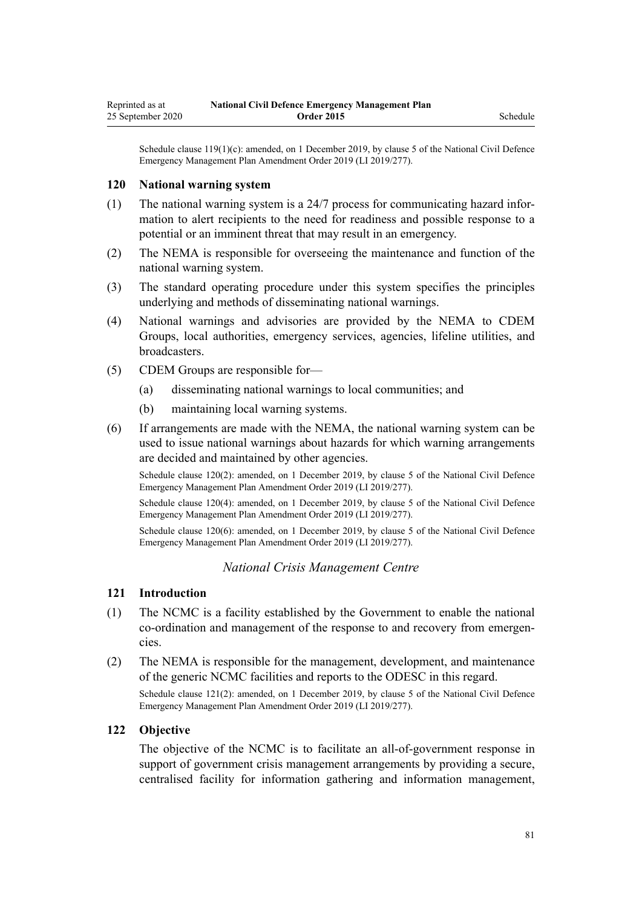Schedule clause 119(1)(c): amended, on 1 December 2019, by clause 5 of the National Civil Defence Emergency Management Plan Amendment Order 2019 (LI 2019/277).

### 120 National warning system

(1) The national warning system is a 24/7 process for communicating hazard information to alert recipients to the need for readiness and possible response to a potential or an imminent threat that may result in an emergency.

(2) The NEMA is responsible for overseeing the maintenance and function of the national warning system.

(3) The standard operating procedure under this system specifies the principles underlying and methods of disseminating national warnings.

(4) National warnings and advisories are provided by the NEMA to CDEM Groups, local authorities, emergency services, agencies, lifeline utilities, and broadcasters.

(5) CDEM Groups are responsible for—

(a) disseminating national warnings to local communities; and

(b) maintaining local warning systems.

(6) If arrangements are made with the NEMA, the national warning system can be used to issue national warnings about hazards for which warning arrangements are decided and maintained by other agencies.

Schedule clause 120(2): amended, on 1 December 2019, by clause 5 of the National Civil Defence Emergency Management Plan Amendment Order 2019 (LI 2019/277).

Schedule clause 120(4): amended, on 1 December 2019, by clause 5 of the National Civil Defence Emergency Management Plan Amendment Order 2019 (LI 2019/277).

Schedule clause 120(6): amended, on 1 December 2019, by clause 5 of the National Civil Defence Emergency Management Plan Amendment Order 2019 (LI 2019/277).

*National Crisis Management Centre*

### 121 Introduction

(1) The NCMC is a facility established by the Government to enable the national co-ordination and management of the response to and recovery from emergencies.

(2) The NEMA is responsible for the management, development, and maintenance of the generic NCMC facilities and reports to the ODESC in this regard.

Schedule clause 121(2): amended, on 1 December 2019, by clause 5 of the National Civil Defence Emergency Management Plan Amendment Order 2019 (LI 2019/277).

### 122 Objective

The objective of the NCMC is to facilitate an all-of-government response in support of government crisis management arrangements by providing a secure, centralised facility for information gathering and information management,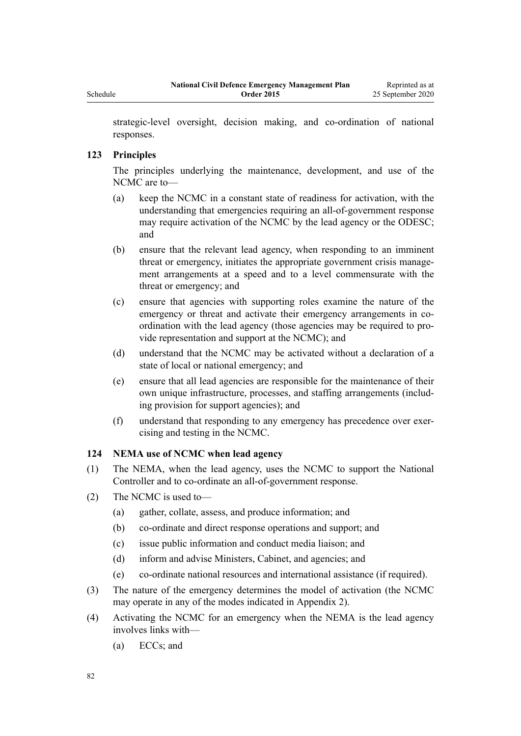strategic-level oversight, decision making, and co-ordination of national responses.

### 123 Principles

The principles underlying the maintenance, development, and use of the NCMC are to—

- (a) keep the NCMC in a constant state of readiness for activation, with the understanding that emergencies requiring an all-of-government response may require activation of the NCMC by the lead agency or the ODESC; and
- (b) ensure that the relevant lead agency, when responding to an imminent threat or emergency, initiates the appropriate government crisis management arrangements at a speed and to a level commensurate with the threat or emergency; and
- (c) ensure that agencies with supporting roles examine the nature of the emergency or threat and activate their emergency arrangements in co-ordination with the lead agency (those agencies may be required to provide representation and support at the NCMC); and
- (d) understand that the NCMC may be activated without a declaration of a state of local or national emergency; and
- (e) ensure that all lead agencies are responsible for the maintenance of their own unique infrastructure, processes, and staffing arrangements (including provision for support agencies); and
- (f) understand that responding to any emergency has precedence over exercising and testing in the NCMC.

### 124 NEMA use of NCMC when lead agency

(1) The NEMA, when the lead agency, uses the NCMC to support the National Controller and to co-ordinate an all-of-government response.

(2) The NCMC is used to—

- (a) gather, collate, assess, and produce information; and
- (b) co-ordinate and direct response operations and support; and
- (c) issue public information and conduct media liaison; and
- (d) inform and advise Ministers, Cabinet, and agencies; and
- (e) co-ordinate national resources and international assistance (if required).

(3) The nature of the emergency determines the model of activation (the NCMC may operate in any of the modes indicated in Appendix 2).

(4) Activating the NCMC for an emergency when the NEMA is the lead agency involves links with—

- (a) ECCs; and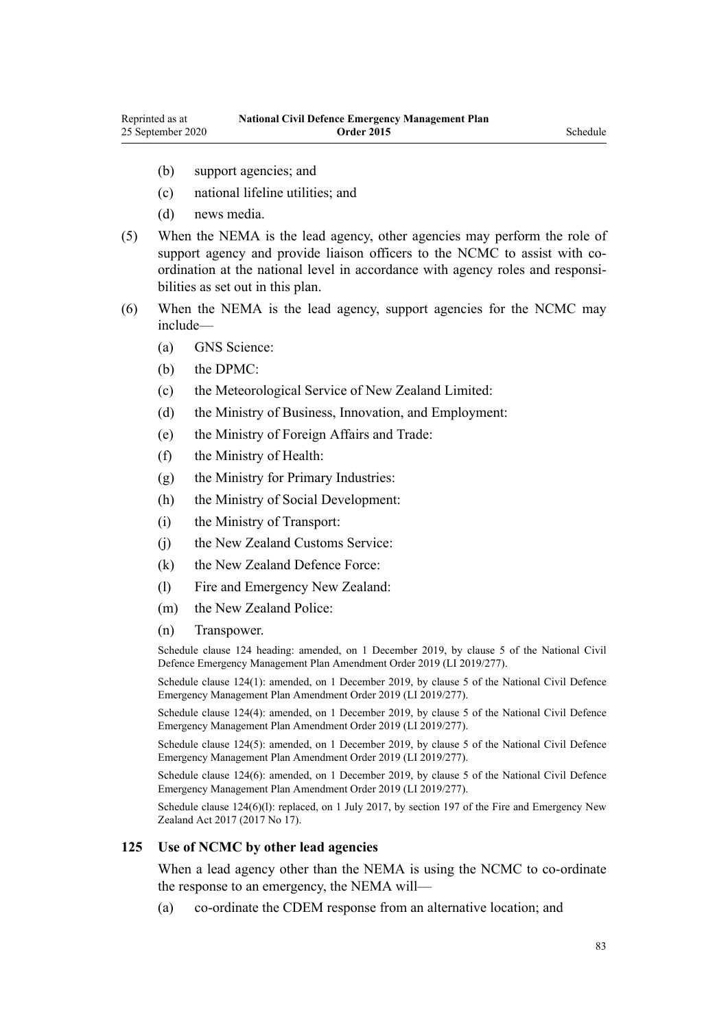(b) support agencies; and

(c) national lifeline utilities; and

(d) news media.

(5) When the NEMA is the lead agency, other agencies may perform the role of support agency and provide liaison officers to the NCMC to assist with co-ordination at the national level in accordance with agency roles and responsibilities as set out in this plan.

(6) When the NEMA is the lead agency, support agencies for the NCMC may include—

(a) GNS Science:

(b) the DPMC:

(c) the Meteorological Service of New Zealand Limited:

(d) the Ministry of Business, Innovation, and Employment:

(e) the Ministry of Foreign Affairs and Trade:

(f) the Ministry of Health:

(g) the Ministry for Primary Industries:

(h) the Ministry of Social Development:

(i) the Ministry of Transport:

(j) the New Zealand Customs Service:

(k) the New Zealand Defence Force:

(l) Fire and Emergency New Zealand:

(m) the New Zealand Police:

(n) Transpower.

Schedule clause 124 heading: amended, on 1 December 2019, by clause 5 of the National Civil Defence Emergency Management Plan Amendment Order 2019 (LI 2019/277).

Schedule clause 124(1): amended, on 1 December 2019, by clause 5 of the National Civil Defence Emergency Management Plan Amendment Order 2019 (LI 2019/277).

Schedule clause 124(4): amended, on 1 December 2019, by clause 5 of the National Civil Defence Emergency Management Plan Amendment Order 2019 (LI 2019/277).

Schedule clause 124(5): amended, on 1 December 2019, by clause 5 of the National Civil Defence Emergency Management Plan Amendment Order 2019 (LI 2019/277).

Schedule clause 124(6): amended, on 1 December 2019, by clause 5 of the National Civil Defence Emergency Management Plan Amendment Order 2019 (LI 2019/277).

Schedule clause 124(6)(l): replaced, on 1 July 2017, by section 197 of the Fire and Emergency New Zealand Act 2017 (2017 No 17).

### 125 Use of NCMC by other lead agencies

When a lead agency other than the NEMA is using the NCMC to co-ordinate the response to an emergency, the NEMA will—

(a) co-ordinate the CDEM response from an alternative location; and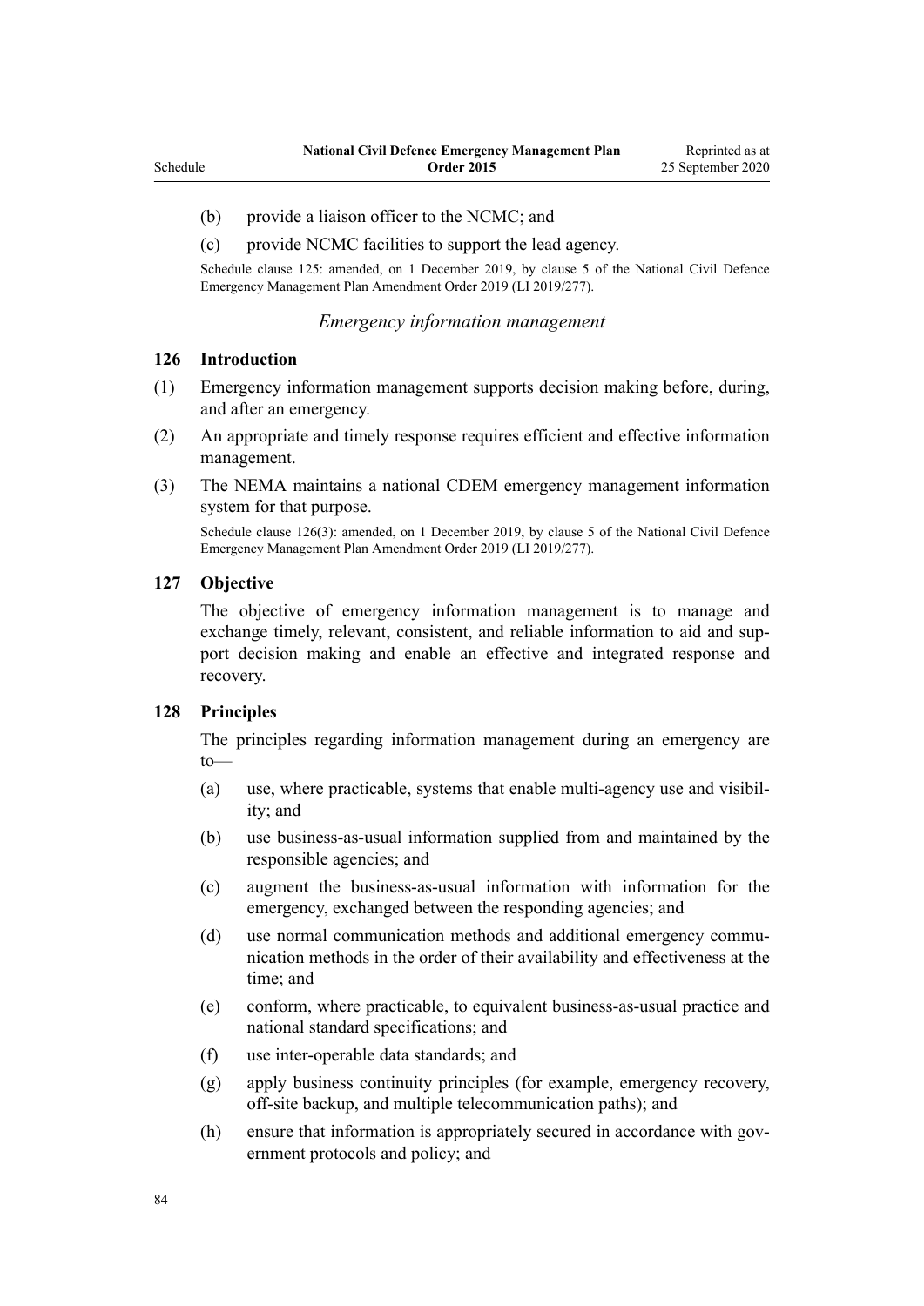(b) provide a liaison officer to the NCMC; and

(c) provide NCMC facilities to support the lead agency.

Schedule clause 125: amended, on 1 December 2019, by clause 5 of the National Civil Defence Emergency Management Plan Amendment Order 2019 (LI 2019/277).

*Emergency information management*

### 126 Introduction

(1) Emergency information management supports decision making before, during, and after an emergency.

(2) An appropriate and timely response requires efficient and effective information management.

(3) The NEMA maintains a national CDEM emergency management information system for that purpose.

Schedule clause 126(3): amended, on 1 December 2019, by clause 5 of the National Civil Defence Emergency Management Plan Amendment Order 2019 (LI 2019/277).

### 127 Objective

The objective of emergency information management is to manage and exchange timely, relevant, consistent, and reliable information to aid and support decision making and enable an effective and integrated response and recovery.

### 128 Principles

The principles regarding information management during an emergency are to—

(a) use, where practicable, systems that enable multi-agency use and visibility; and

(b) use business-as-usual information supplied from and maintained by the responsible agencies; and

(c) augment the business-as-usual information with information for the emergency, exchanged between the responding agencies; and

(d) use normal communication methods and additional emergency communication methods in the order of their availability and effectiveness at the time; and

(e) conform, where practicable, to equivalent business-as-usual practice and national standard specifications; and

(f) use inter-operable data standards; and

(g) apply business continuity principles (for example, emergency recovery, off-site backup, and multiple telecommunication paths); and

(h) ensure that information is appropriately secured in accordance with government protocols and policy; and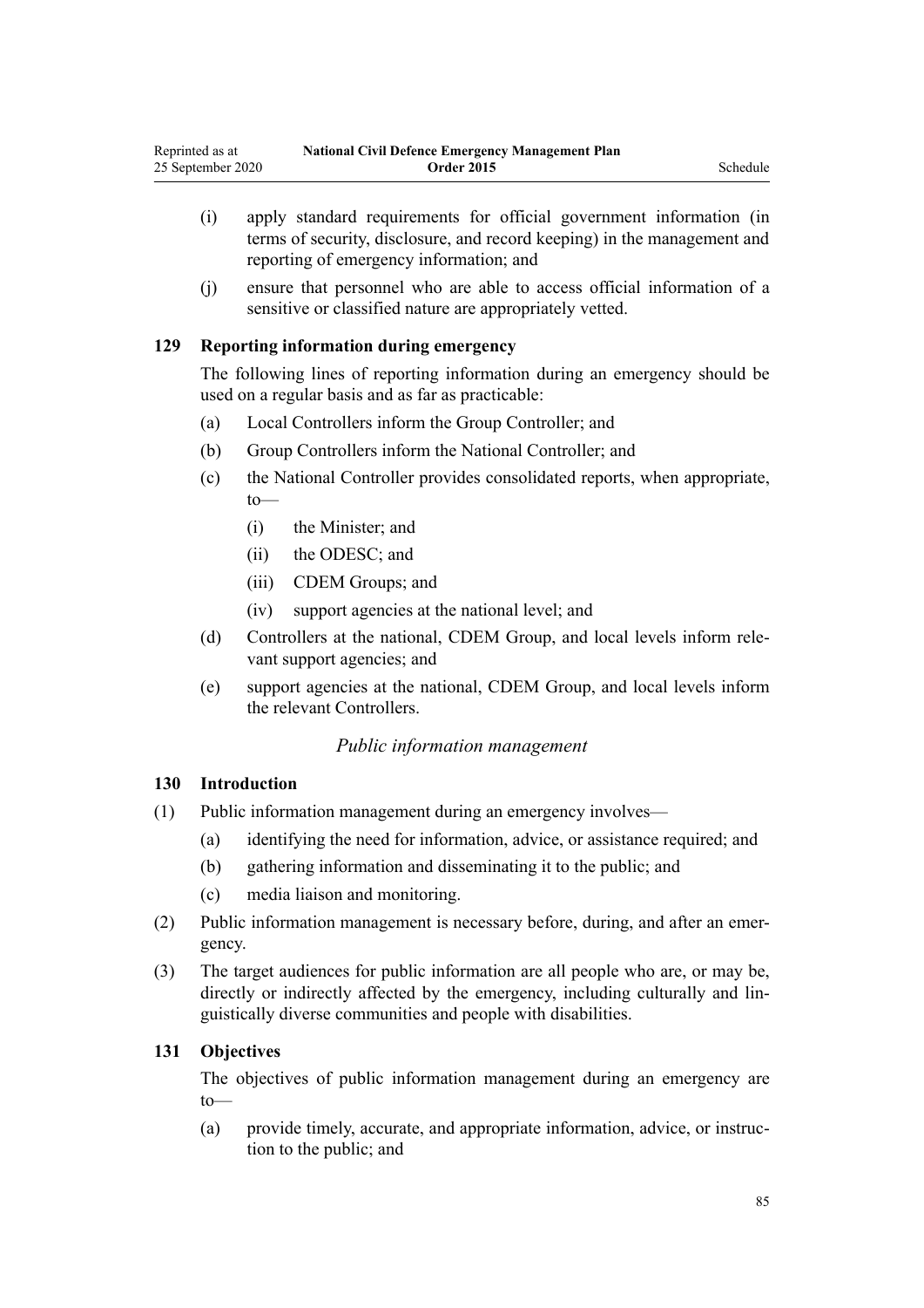- (i) apply standard requirements for official government information (in terms of security, disclosure, and record keeping) in the management and reporting of emergency information; and
- (j) ensure that personnel who are able to access official information of a sensitive or classified nature are appropriately vetted.

### 129 Reporting information during emergency

The following lines of reporting information during an emergency should be used on a regular basis and as far as practicable:

- (a) Local Controllers inform the Group Controller; and
- (b) Group Controllers inform the National Controller; and
- (c) the National Controller provides consolidated reports, when appropriate, to—
  - (i) the Minister; and
  - (ii) the ODESC; and
  - (iii) CDEM Groups; and
  - (iv) support agencies at the national level; and
- (d) Controllers at the national, CDEM Group, and local levels inform relevant support agencies; and
- (e) support agencies at the national, CDEM Group, and local levels inform the relevant Controllers.

*Public information management*

### 130 Introduction

(1) Public information management during an emergency involves—

- (a) identifying the need for information, advice, or assistance required; and
- (b) gathering information and disseminating it to the public; and
- (c) media liaison and monitoring.

(2) Public information management is necessary before, during, and after an emergency.

(3) The target audiences for public information are all people who are, or may be, directly or indirectly affected by the emergency, including culturally and linguistically diverse communities and people with disabilities.

### 131 Objectives

The objectives of public information management during an emergency are to—

- (a) provide timely, accurate, and appropriate information, advice, or instruction to the public; and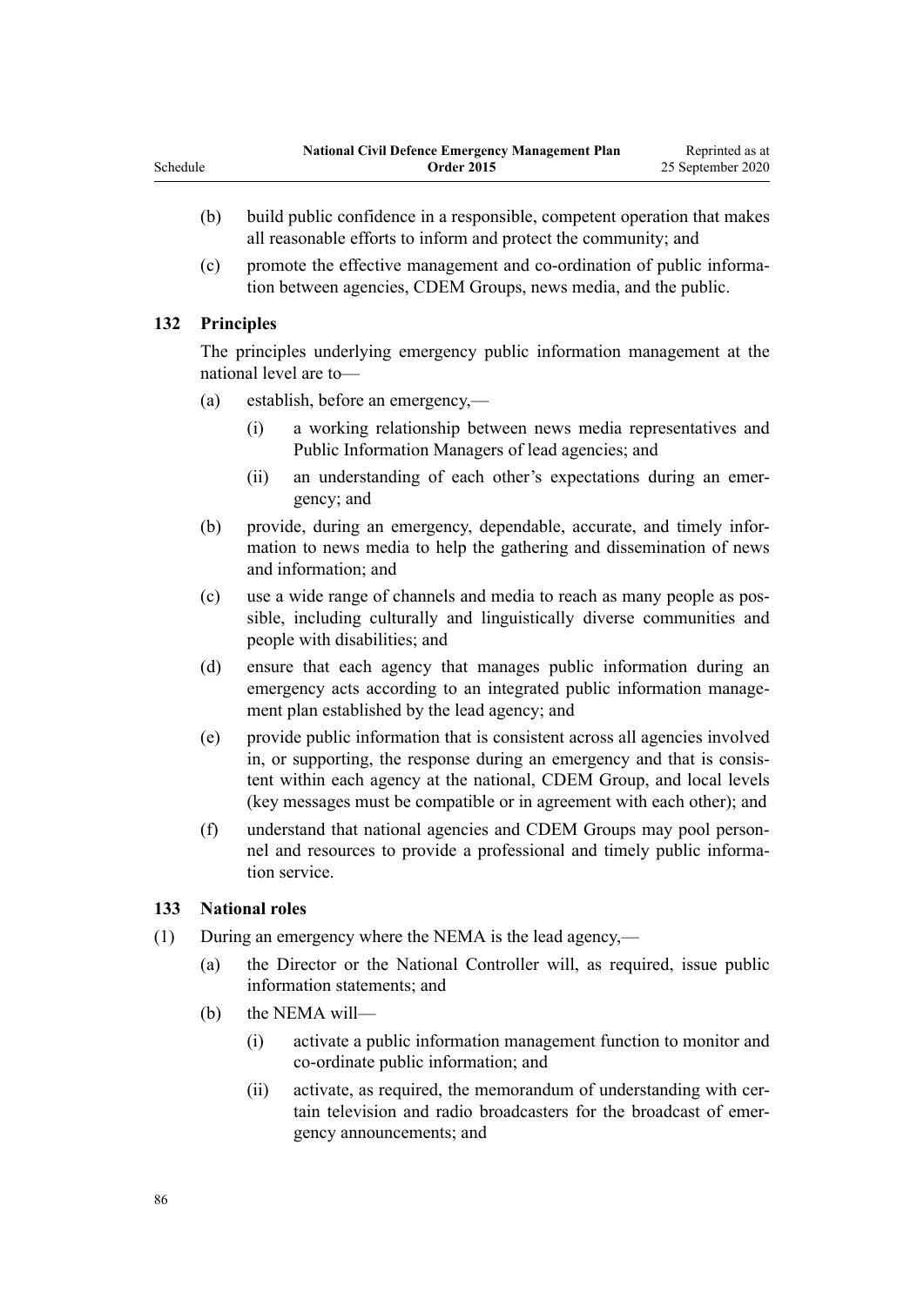(b) build public confidence in a responsible, competent operation that makes all reasonable efforts to inform and protect the community; and

(c) promote the effective management and co-ordination of public information between agencies, CDEM Groups, news media, and the public.

### 132 Principles

The principles underlying emergency public information management at the national level are to—

(a) establish, before an emergency,—

  (i) a working relationship between news media representatives and Public Information Managers of lead agencies; and

  (ii) an understanding of each other's expectations during an emergency; and

(b) provide, during an emergency, dependable, accurate, and timely information to news media to help the gathering and dissemination of news and information; and

(c) use a wide range of channels and media to reach as many people as possible, including culturally and linguistically diverse communities and people with disabilities; and

(d) ensure that each agency that manages public information during an emergency acts according to an integrated public information management plan established by the lead agency; and

(e) provide public information that is consistent across all agencies involved in, or supporting, the response during an emergency and that is consistent within each agency at the national, CDEM Group, and local levels (key messages must be compatible or in agreement with each other); and

(f) understand that national agencies and CDEM Groups may pool personnel and resources to provide a professional and timely public information service.

### 133 National roles

(1) During an emergency where the NEMA is the lead agency,—

(a) the Director or the National Controller will, as required, issue public information statements; and

(b) the NEMA will—

  (i) activate a public information management function to monitor and co-ordinate public information; and

  (ii) activate, as required, the memorandum of understanding with certain television and radio broadcasters for the broadcast of emergency announcements; and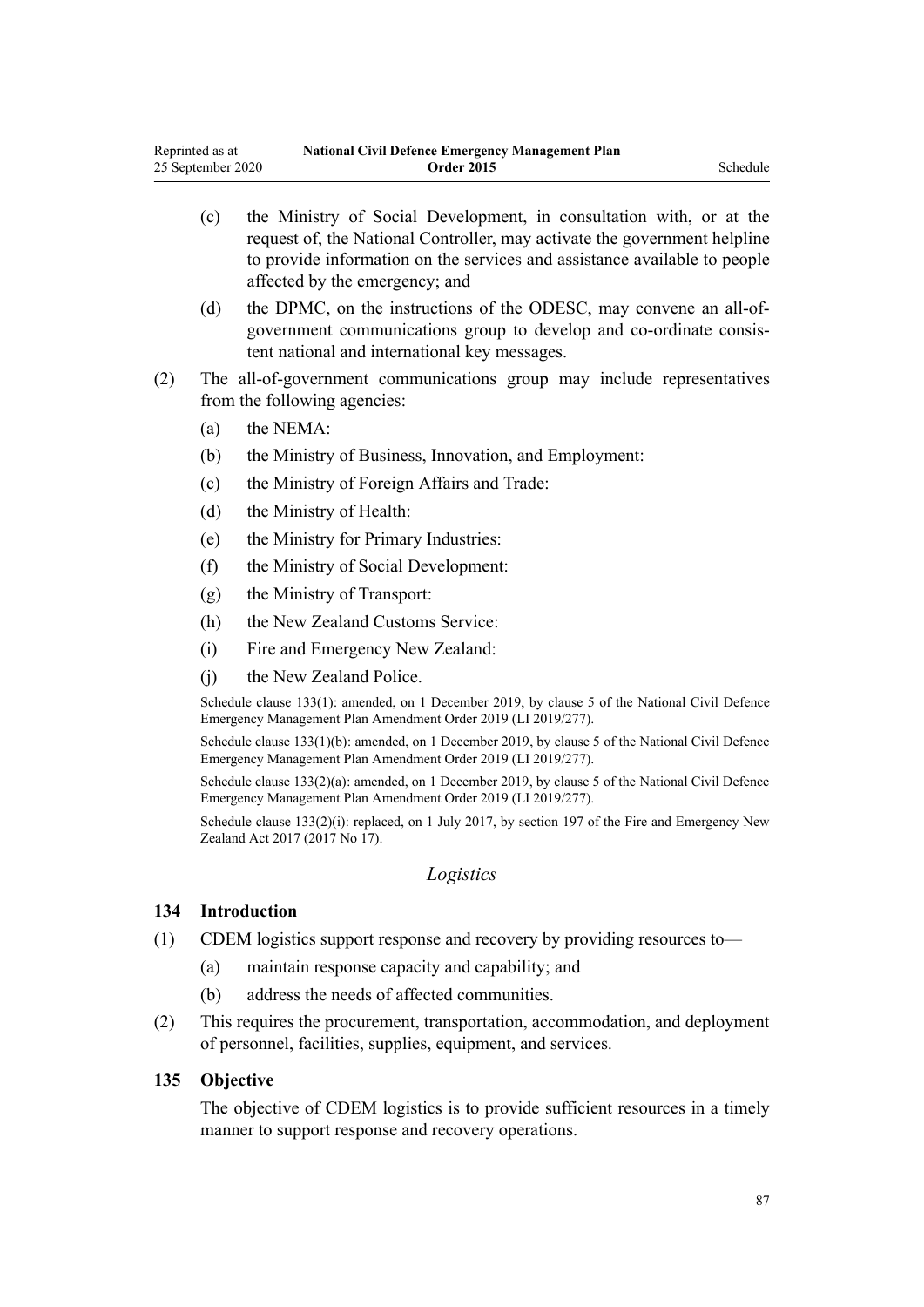(c) the Ministry of Social Development, in consultation with, or at the request of, the National Controller, may activate the government helpline to provide information on the services and assistance available to people affected by the emergency; and

(d) the DPMC, on the instructions of the ODESC, may convene an all-of-government communications group to develop and co-ordinate consistent national and international key messages.

(2) The all-of-government communications group may include representatives from the following agencies:

(a) the NEMA:

(b) the Ministry of Business, Innovation, and Employment:

(c) the Ministry of Foreign Affairs and Trade:

(d) the Ministry of Health:

(e) the Ministry for Primary Industries:

(f) the Ministry of Social Development:

(g) the Ministry of Transport:

(h) the New Zealand Customs Service:

(i) Fire and Emergency New Zealand:

(j) the New Zealand Police.

Schedule clause 133(1): amended, on 1 December 2019, by clause 5 of the National Civil Defence Emergency Management Plan Amendment Order 2019 (LI 2019/277).

Schedule clause 133(1)(b): amended, on 1 December 2019, by clause 5 of the National Civil Defence Emergency Management Plan Amendment Order 2019 (LI 2019/277).

Schedule clause 133(2)(a): amended, on 1 December 2019, by clause 5 of the National Civil Defence Emergency Management Plan Amendment Order 2019 (LI 2019/277).

Schedule clause 133(2)(i): replaced, on 1 July 2017, by section 197 of the Fire and Emergency New Zealand Act 2017 (2017 No 17).

*Logistics*

**134 Introduction**

(1) CDEM logistics support response and recovery by providing resources to—

(a) maintain response capacity and capability; and

(b) address the needs of affected communities.

(2) This requires the procurement, transportation, accommodation, and deployment of personnel, facilities, supplies, equipment, and services.

**135 Objective**

The objective of CDEM logistics is to provide sufficient resources in a timely manner to support response and recovery operations.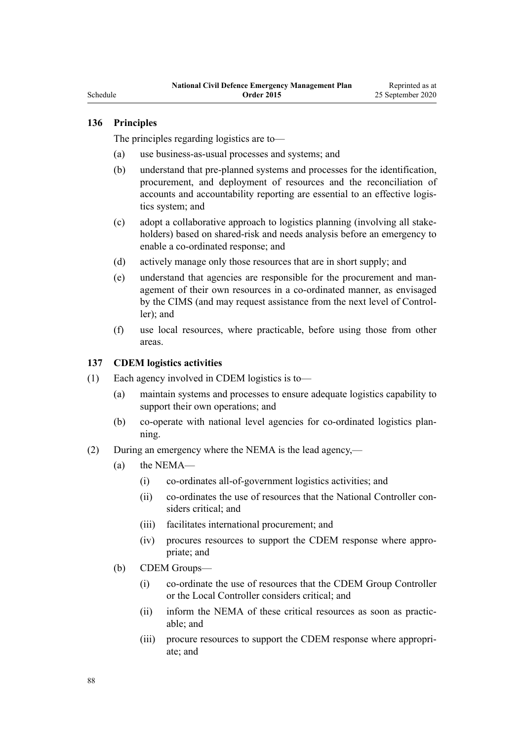### 136 Principles

The principles regarding logistics are to—

(a) use business-as-usual processes and systems; and

(b) understand that pre-planned systems and processes for the identification, procurement, and deployment of resources and the reconciliation of accounts and accountability reporting are essential to an effective logistics system; and

(c) adopt a collaborative approach to logistics planning (involving all stakeholders) based on shared-risk and needs analysis before an emergency to enable a co-ordinated response; and

(d) actively manage only those resources that are in short supply; and

(e) understand that agencies are responsible for the procurement and management of their own resources in a co-ordinated manner, as envisaged by the CIMS (and may request assistance from the next level of Controller); and

(f) use local resources, where practicable, before using those from other areas.

### 137 CDEM logistics activities

(1) Each agency involved in CDEM logistics is to—

- (a) maintain systems and processes to ensure adequate logistics capability to support their own operations; and
- (b) co-operate with national level agencies for co-ordinated logistics planning.

(2) During an emergency where the NEMA is the lead agency,—

- (a) the NEMA—
  - (i) co-ordinates all-of-government logistics activities; and
  - (ii) co-ordinates the use of resources that the National Controller considers critical; and
  - (iii) facilitates international procurement; and
  - (iv) procures resources to support the CDEM response where appropriate; and
- (b) CDEM Groups—
  - (i) co-ordinate the use of resources that the CDEM Group Controller or the Local Controller considers critical; and
  - (ii) inform the NEMA of these critical resources as soon as practicable; and
  - (iii) procure resources to support the CDEM response where appropriate; and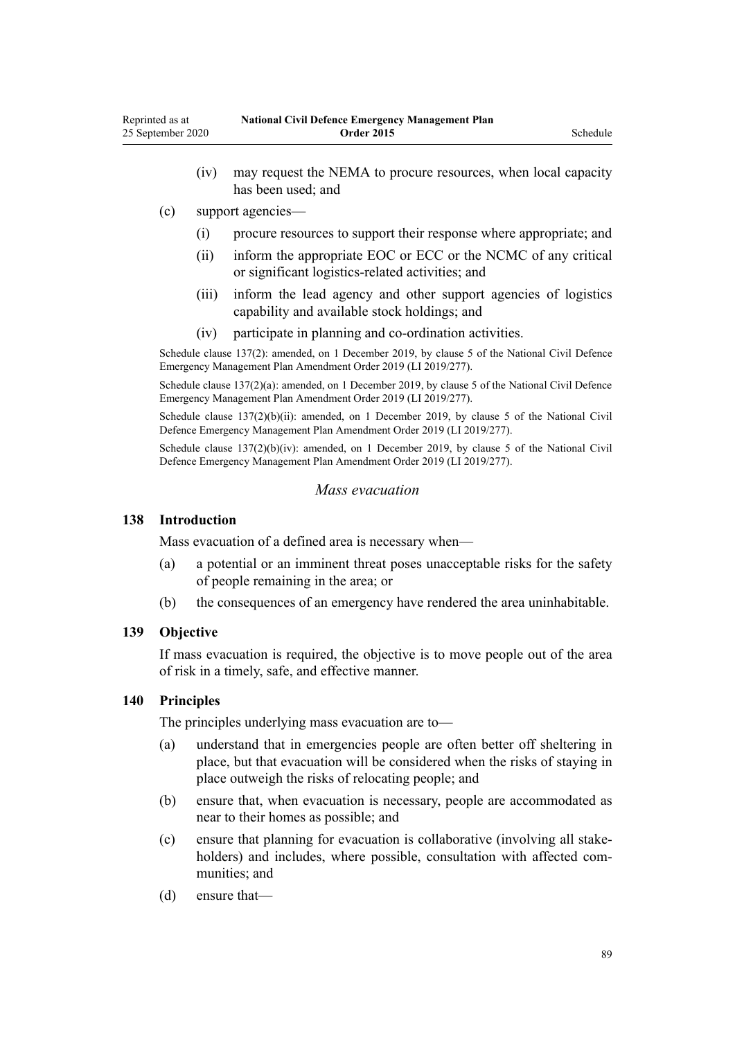(iv) may request the NEMA to procure resources, when local capacity has been used; and

(c) support agencies—

(i) procure resources to support their response where appropriate; and

(ii) inform the appropriate EOC or ECC or the NCMC of any critical or significant logistics-related activities; and

(iii) inform the lead agency and other support agencies of logistics capability and available stock holdings; and

(iv) participate in planning and co-ordination activities.

Schedule clause 137(2): amended, on 1 December 2019, by clause 5 of the National Civil Defence Emergency Management Plan Amendment Order 2019 (LI 2019/277).

Schedule clause 137(2)(a): amended, on 1 December 2019, by clause 5 of the National Civil Defence Emergency Management Plan Amendment Order 2019 (LI 2019/277).

Schedule clause 137(2)(b)(ii): amended, on 1 December 2019, by clause 5 of the National Civil Defence Emergency Management Plan Amendment Order 2019 (LI 2019/277).

Schedule clause 137(2)(b)(iv): amended, on 1 December 2019, by clause 5 of the National Civil Defence Emergency Management Plan Amendment Order 2019 (LI 2019/277).

### *Mass evacuation*

#### 138 Introduction

Mass evacuation of a defined area is necessary when—

(a) a potential or an imminent threat poses unacceptable risks for the safety of people remaining in the area; or

(b) the consequences of an emergency have rendered the area uninhabitable.

#### 139 Objective

If mass evacuation is required, the objective is to move people out of the area of risk in a timely, safe, and effective manner.

#### 140 Principles

The principles underlying mass evacuation are to—

(a) understand that in emergencies people are often better off sheltering in place, but that evacuation will be considered when the risks of staying in place outweigh the risks of relocating people; and

(b) ensure that, when evacuation is necessary, people are accommodated as near to their homes as possible; and

(c) ensure that planning for evacuation is collaborative (involving all stakeholders) and includes, where possible, consultation with affected communities; and

(d) ensure that—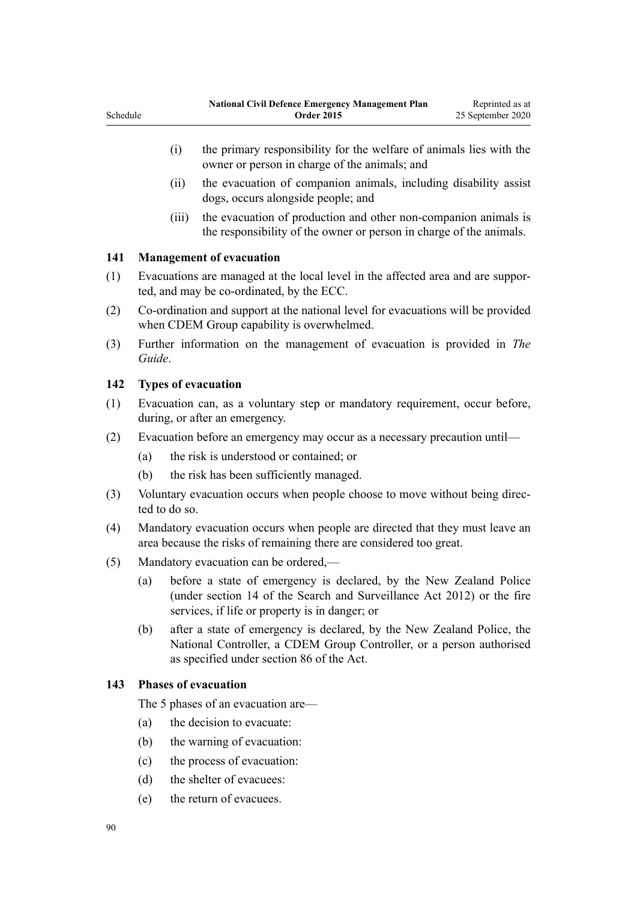(i) the primary responsibility for the welfare of animals lies with the owner or person in charge of the animals; and

(ii) the evacuation of companion animals, including disability assist dogs, occurs alongside people; and

(iii) the evacuation of production and other non-companion animals is the responsibility of the owner or person in charge of the animals.

### 141 Management of evacuation

(1) Evacuations are managed at the local level in the affected area and are supported, and may be co-ordinated, by the ECC.

(2) Co-ordination and support at the national level for evacuations will be provided when CDEM Group capability is overwhelmed.

(3) Further information on the management of evacuation is provided in *The Guide*.

### 142 Types of evacuation

(1) Evacuation can, as a voluntary step or mandatory requirement, occur before, during, or after an emergency.

(2) Evacuation before an emergency may occur as a necessary precaution until—

(a) the risk is understood or contained; or

(b) the risk has been sufficiently managed.

(3) Voluntary evacuation occurs when people choose to move without being directed to do so.

(4) Mandatory evacuation occurs when people are directed that they must leave an area because the risks of remaining there are considered too great.

(5) Mandatory evacuation can be ordered,—

(a) before a state of emergency is declared, by the New Zealand Police (under section 14 of the Search and Surveillance Act 2012) or the fire services, if life or property is in danger; or

(b) after a state of emergency is declared, by the New Zealand Police, the National Controller, a CDEM Group Controller, or a person authorised as specified under section 86 of the Act.

### 143 Phases of evacuation

The 5 phases of an evacuation are—

(a) the decision to evacuate:

(b) the warning of evacuation:

(c) the process of evacuation:

(d) the shelter of evacuees:

(e) the return of evacuees.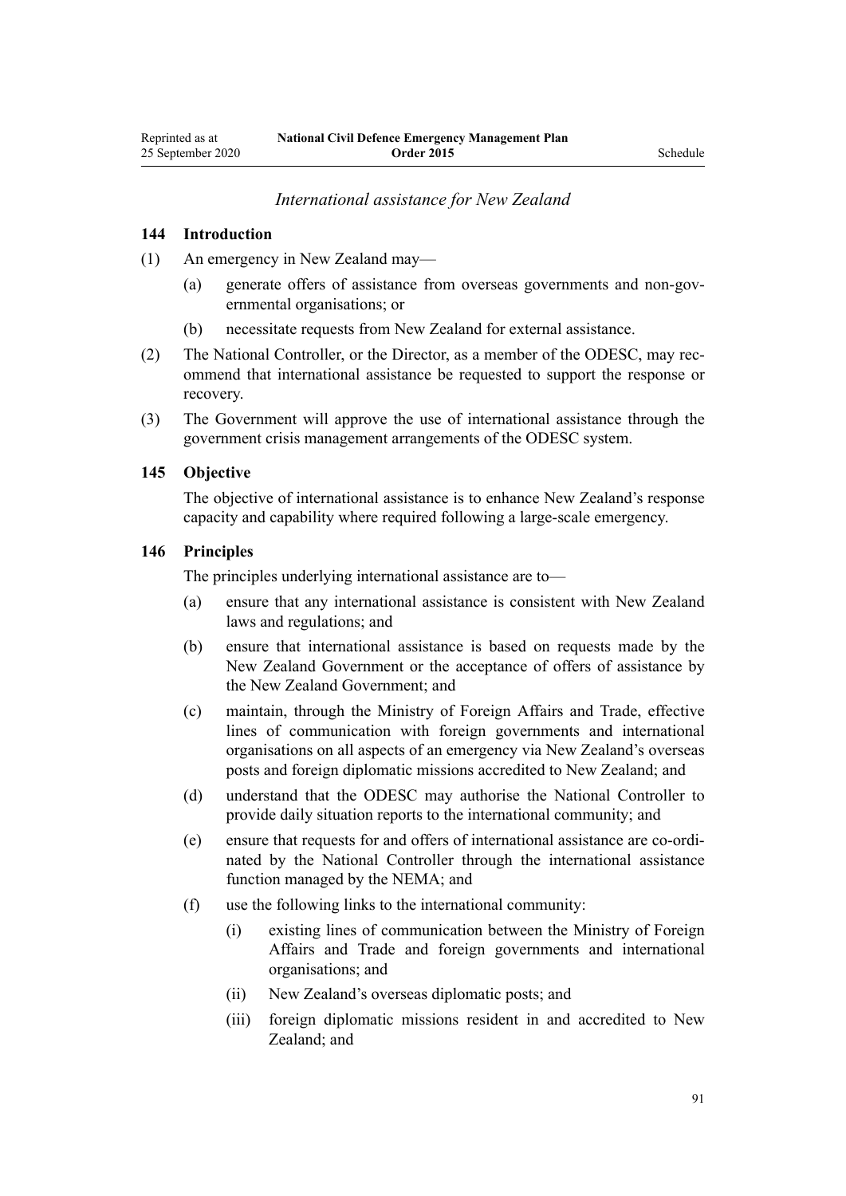*International assistance for New Zealand*

### 144 Introduction

(1) An emergency in New Zealand may—

  (a) generate offers of assistance from overseas governments and non-governmental organisations; or

  (b) necessitate requests from New Zealand for external assistance.

(2) The National Controller, or the Director, as a member of the ODESC, may recommend that international assistance be requested to support the response or recovery.

(3) The Government will approve the use of international assistance through the government crisis management arrangements of the ODESC system.

### 145 Objective

The objective of international assistance is to enhance New Zealand's response capacity and capability where required following a large-scale emergency.

### 146 Principles

The principles underlying international assistance are to—

  (a) ensure that any international assistance is consistent with New Zealand laws and regulations; and

  (b) ensure that international assistance is based on requests made by the New Zealand Government or the acceptance of offers of assistance by the New Zealand Government; and

  (c) maintain, through the Ministry of Foreign Affairs and Trade, effective lines of communication with foreign governments and international organisations on all aspects of an emergency via New Zealand's overseas posts and foreign diplomatic missions accredited to New Zealand; and

  (d) understand that the ODESC may authorise the National Controller to provide daily situation reports to the international community; and

  (e) ensure that requests for and offers of international assistance are co-ordinated by the National Controller through the international assistance function managed by the NEMA; and

  (f) use the following links to the international community:

    (i) existing lines of communication between the Ministry of Foreign Affairs and Trade and foreign governments and international organisations; and

    (ii) New Zealand's overseas diplomatic posts; and

    (iii) foreign diplomatic missions resident in and accredited to New Zealand; and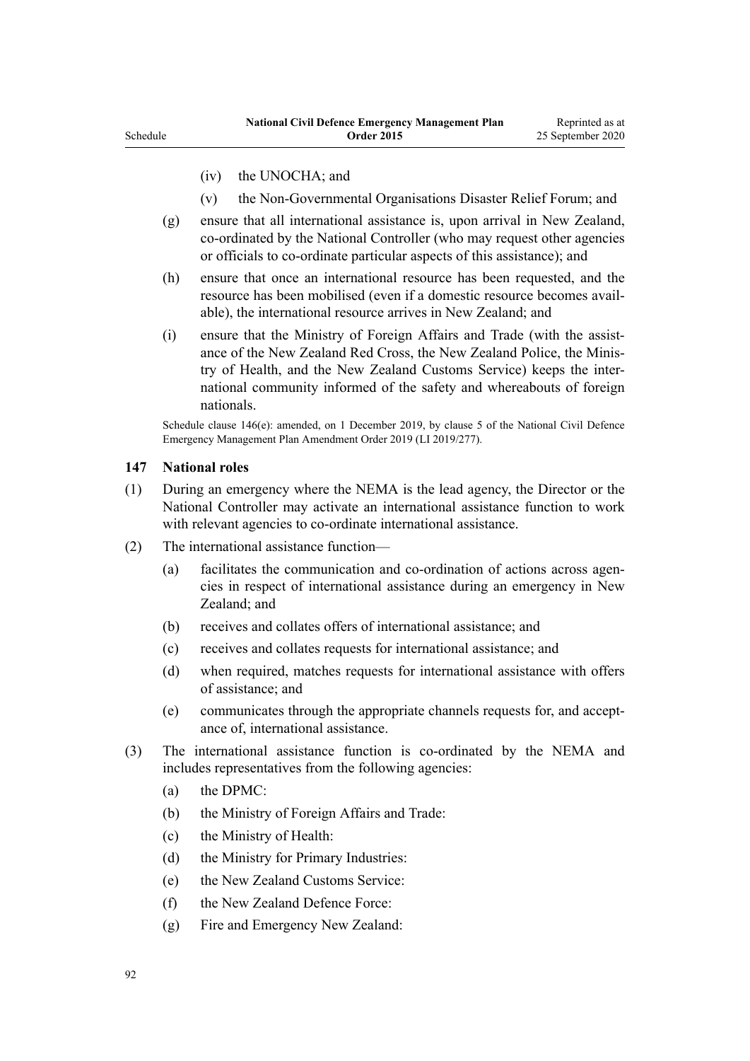(iv) the UNOCHA; and

(v) the Non-Governmental Organisations Disaster Relief Forum; and

(g) ensure that all international assistance is, upon arrival in New Zealand, co-ordinated by the National Controller (who may request other agencies or officials to co-ordinate particular aspects of this assistance); and

(h) ensure that once an international resource has been requested, and the resource has been mobilised (even if a domestic resource becomes available), the international resource arrives in New Zealand; and

(i) ensure that the Ministry of Foreign Affairs and Trade (with the assistance of the New Zealand Red Cross, the New Zealand Police, the Ministry of Health, and the New Zealand Customs Service) keeps the international community informed of the safety and whereabouts of foreign nationals.

Schedule clause 146(e): amended, on 1 December 2019, by clause 5 of the National Civil Defence Emergency Management Plan Amendment Order 2019 (LI 2019/277).

### 147 National roles

(1) During an emergency where the NEMA is the lead agency, the Director or the National Controller may activate an international assistance function to work with relevant agencies to co-ordinate international assistance.

(2) The international assistance function—

(a) facilitates the communication and co-ordination of actions across agencies in respect of international assistance during an emergency in New Zealand; and

(b) receives and collates offers of international assistance; and

(c) receives and collates requests for international assistance; and

(d) when required, matches requests for international assistance with offers of assistance; and

(e) communicates through the appropriate channels requests for, and acceptance of, international assistance.

(3) The international assistance function is co-ordinated by the NEMA and includes representatives from the following agencies:

(a) the DPMC:

(b) the Ministry of Foreign Affairs and Trade:

(c) the Ministry of Health:

(d) the Ministry for Primary Industries:

(e) the New Zealand Customs Service:

(f) the New Zealand Defence Force:

(g) Fire and Emergency New Zealand: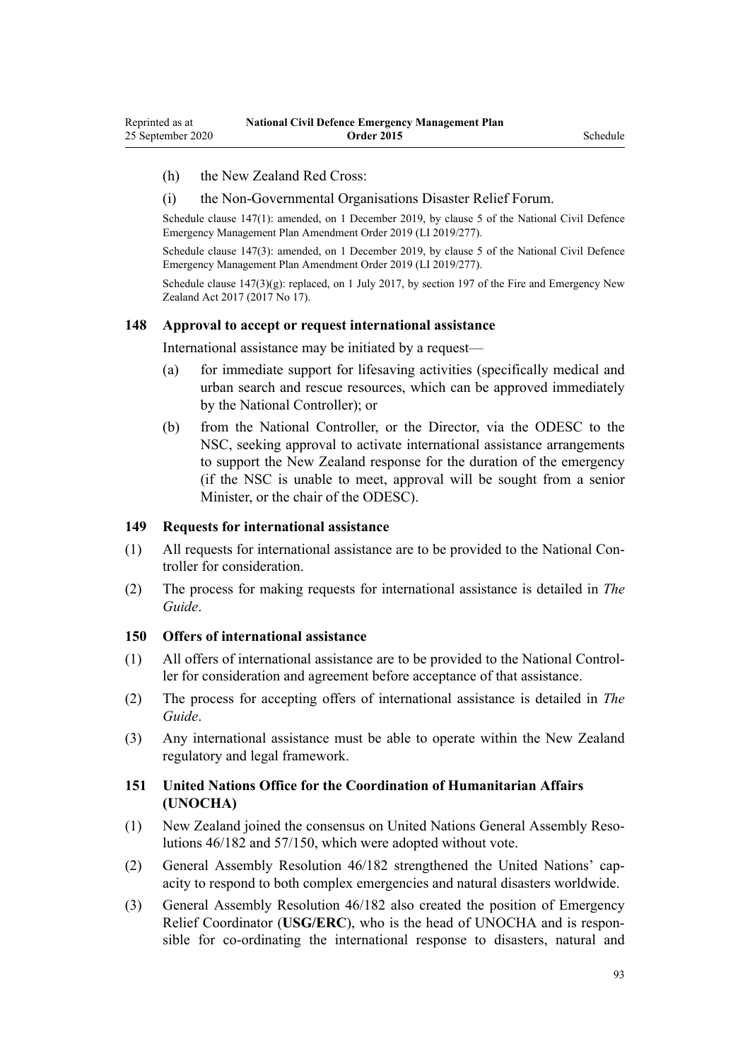(h) the New Zealand Red Cross:

(i) the Non-Governmental Organisations Disaster Relief Forum.

Schedule clause 147(1): amended, on 1 December 2019, by clause 5 of the National Civil Defence Emergency Management Plan Amendment Order 2019 (LI 2019/277).

Schedule clause 147(3): amended, on 1 December 2019, by clause 5 of the National Civil Defence Emergency Management Plan Amendment Order 2019 (LI 2019/277).

Schedule clause 147(3)(g): replaced, on 1 July 2017, by section 197 of the Fire and Emergency New Zealand Act 2017 (2017 No 17).

### 148 Approval to accept or request international assistance

International assistance may be initiated by a request—

(a) for immediate support for lifesaving activities (specifically medical and urban search and rescue resources, which can be approved immediately by the National Controller); or

(b) from the National Controller, or the Director, via the ODESC to the NSC, seeking approval to activate international assistance arrangements to support the New Zealand response for the duration of the emergency (if the NSC is unable to meet, approval will be sought from a senior Minister, or the chair of the ODESC).

### 149 Requests for international assistance

(1) All requests for international assistance are to be provided to the National Controller for consideration.

(2) The process for making requests for international assistance is detailed in *The Guide*.

### 150 Offers of international assistance

(1) All offers of international assistance are to be provided to the National Controller for consideration and agreement before acceptance of that assistance.

(2) The process for accepting offers of international assistance is detailed in *The Guide*.

(3) Any international assistance must be able to operate within the New Zealand regulatory and legal framework.

### 151 United Nations Office for the Coordination of Humanitarian Affairs (UNOCHA)

(1) New Zealand joined the consensus on United Nations General Assembly Resolutions 46/182 and 57/150, which were adopted without vote.

(2) General Assembly Resolution 46/182 strengthened the United Nations' capacity to respond to both complex emergencies and natural disasters worldwide.

(3) General Assembly Resolution 46/182 also created the position of Emergency Relief Coordinator (**USG/ERC**), who is the head of UNOCHA and is responsible for co-ordinating the international response to disasters, natural and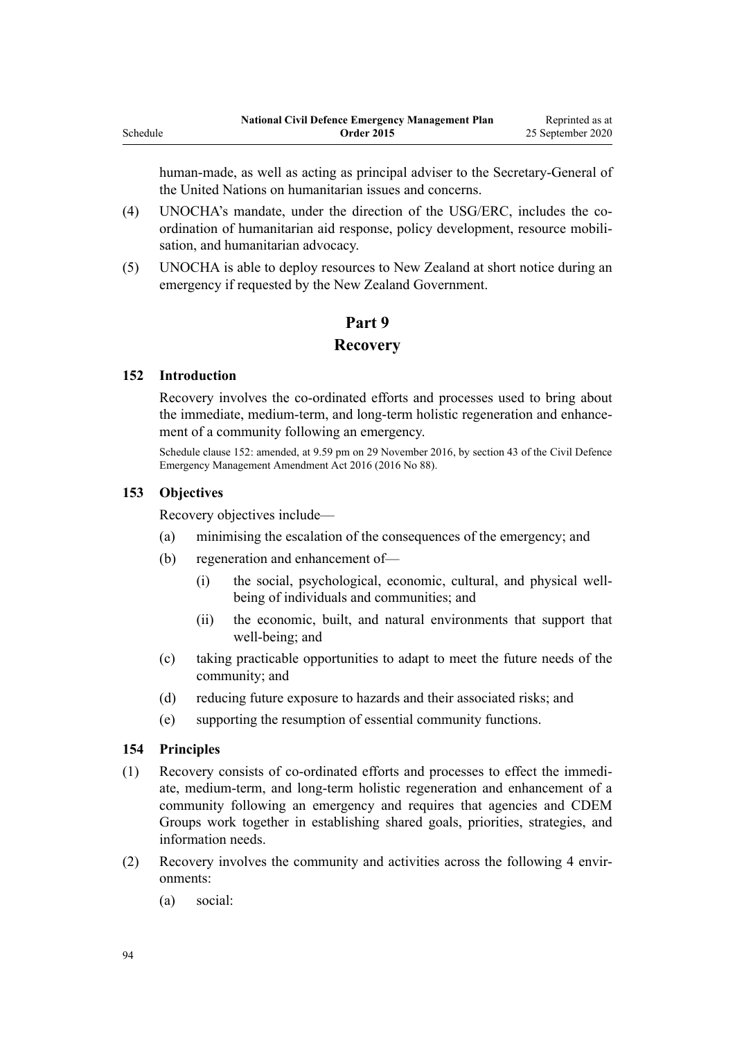human-made, as well as acting as principal adviser to the Secretary-General of the United Nations on humanitarian issues and concerns.

(4) UNOCHA's mandate, under the direction of the USG/ERC, includes the co-ordination of humanitarian aid response, policy development, resource mobilisation, and humanitarian advocacy.

(5) UNOCHA is able to deploy resources to New Zealand at short notice during an emergency if requested by the New Zealand Government.

## Part 9
## Recovery

### 152 Introduction

Recovery involves the co-ordinated efforts and processes used to bring about the immediate, medium-term, and long-term holistic regeneration and enhancement of a community following an emergency.

Schedule clause 152: amended, at 9.59 pm on 29 November 2016, by section 43 of the Civil Defence Emergency Management Amendment Act 2016 (2016 No 88).

### 153 Objectives

Recovery objectives include—

(a) minimising the escalation of the consequences of the emergency; and

(b) regeneration and enhancement of—

  (i) the social, psychological, economic, cultural, and physical well-being of individuals and communities; and

  (ii) the economic, built, and natural environments that support that well-being; and

(c) taking practicable opportunities to adapt to meet the future needs of the community; and

(d) reducing future exposure to hazards and their associated risks; and

(e) supporting the resumption of essential community functions.

### 154 Principles

(1) Recovery consists of co-ordinated efforts and processes to effect the immediate, medium-term, and long-term holistic regeneration and enhancement of a community following an emergency and requires that agencies and CDEM Groups work together in establishing shared goals, priorities, strategies, and information needs.

(2) Recovery involves the community and activities across the following 4 environments:

  (a) social: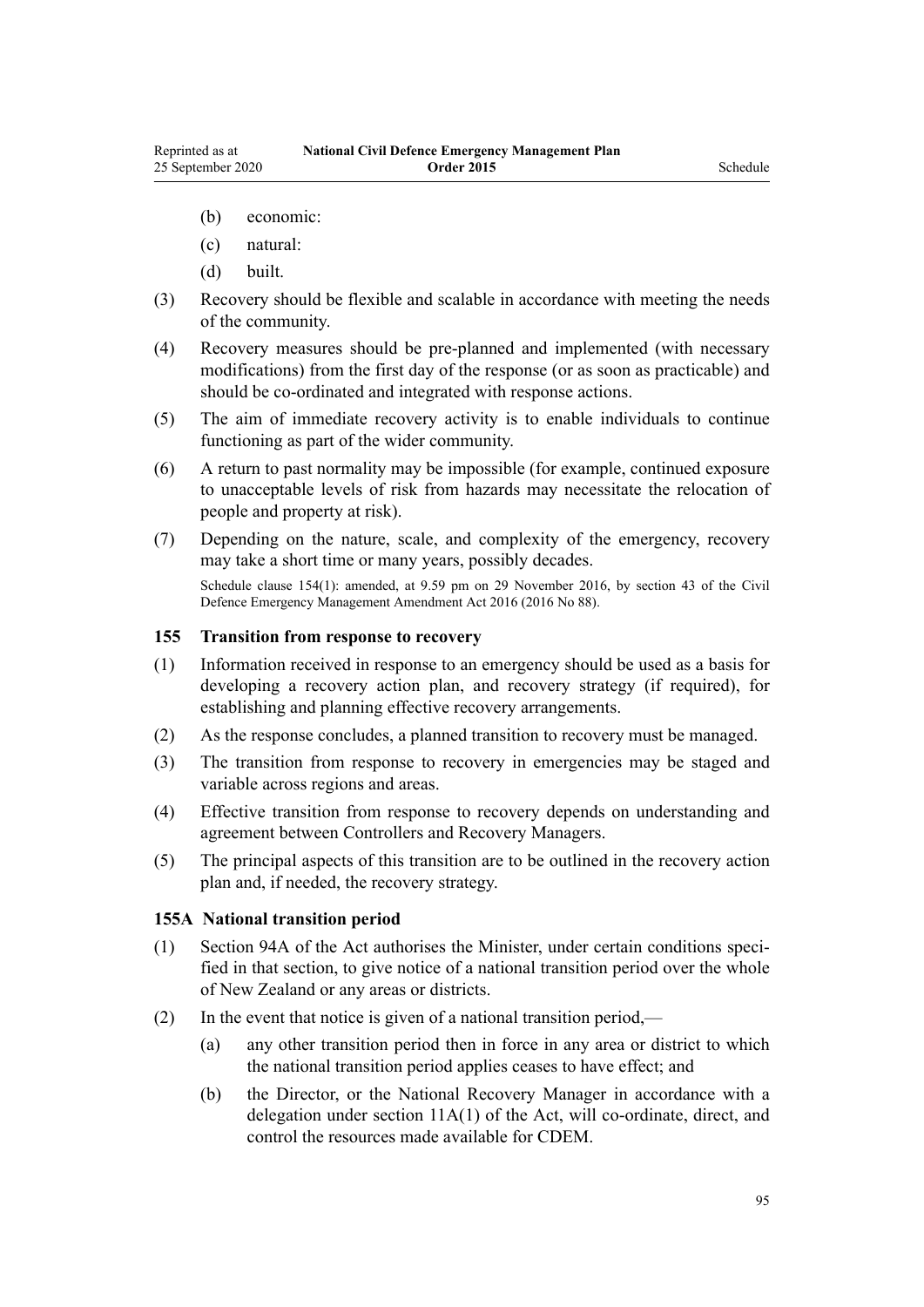(b) economic:

(c) natural:

(d) built.

(3) Recovery should be flexible and scalable in accordance with meeting the needs of the community.

(4) Recovery measures should be pre-planned and implemented (with necessary modifications) from the first day of the response (or as soon as practicable) and should be co-ordinated and integrated with response actions.

(5) The aim of immediate recovery activity is to enable individuals to continue functioning as part of the wider community.

(6) A return to past normality may be impossible (for example, continued exposure to unacceptable levels of risk from hazards may necessitate the relocation of people and property at risk).

(7) Depending on the nature, scale, and complexity of the emergency, recovery may take a short time or many years, possibly decades.

Schedule clause 154(1): amended, at 9.59 pm on 29 November 2016, by section 43 of the Civil Defence Emergency Management Amendment Act 2016 (2016 No 88).

### 155 Transition from response to recovery

(1) Information received in response to an emergency should be used as a basis for developing a recovery action plan, and recovery strategy (if required), for establishing and planning effective recovery arrangements.

(2) As the response concludes, a planned transition to recovery must be managed.

(3) The transition from response to recovery in emergencies may be staged and variable across regions and areas.

(4) Effective transition from response to recovery depends on understanding and agreement between Controllers and Recovery Managers.

(5) The principal aspects of this transition are to be outlined in the recovery action plan and, if needed, the recovery strategy.

### 155A National transition period

(1) Section 94A of the Act authorises the Minister, under certain conditions specified in that section, to give notice of a national transition period over the whole of New Zealand or any areas or districts.

(2) In the event that notice is given of a national transition period,—

(a) any other transition period then in force in any area or district to which the national transition period applies ceases to have effect; and

(b) the Director, or the National Recovery Manager in accordance with a delegation under section 11A(1) of the Act, will co-ordinate, direct, and control the resources made available for CDEM.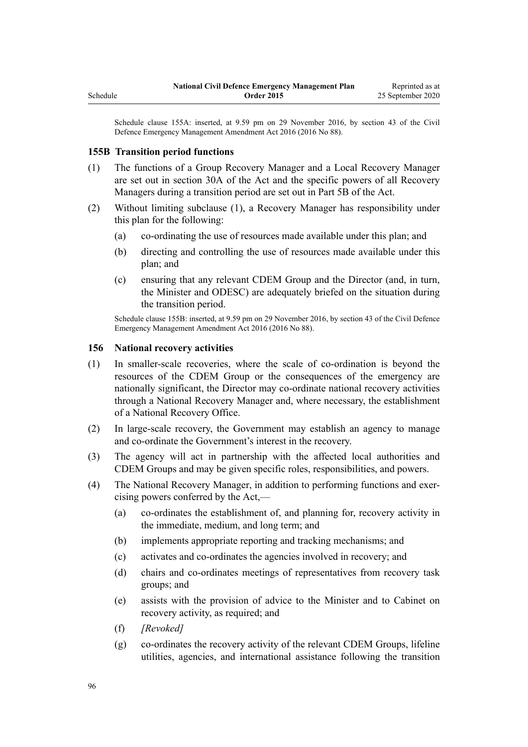Schedule clause 155A: inserted, at 9.59 pm on 29 November 2016, by section 43 of the Civil Defence Emergency Management Amendment Act 2016 (2016 No 88).

### 155B Transition period functions

(1) The functions of a Group Recovery Manager and a Local Recovery Manager are set out in section 30A of the Act and the specific powers of all Recovery Managers during a transition period are set out in Part 5B of the Act.

(2) Without limiting subclause (1), a Recovery Manager has responsibility under this plan for the following:

  (a) co-ordinating the use of resources made available under this plan; and

  (b) directing and controlling the use of resources made available under this plan; and

  (c) ensuring that any relevant CDEM Group and the Director (and, in turn, the Minister and ODESC) are adequately briefed on the situation during the transition period.

Schedule clause 155B: inserted, at 9.59 pm on 29 November 2016, by section 43 of the Civil Defence Emergency Management Amendment Act 2016 (2016 No 88).

### 156 National recovery activities

(1) In smaller-scale recoveries, where the scale of co-ordination is beyond the resources of the CDEM Group or the consequences of the emergency are nationally significant, the Director may co-ordinate national recovery activities through a National Recovery Manager and, where necessary, the establishment of a National Recovery Office.

(2) In large-scale recovery, the Government may establish an agency to manage and co-ordinate the Government's interest in the recovery.

(3) The agency will act in partnership with the affected local authorities and CDEM Groups and may be given specific roles, responsibilities, and powers.

(4) The National Recovery Manager, in addition to performing functions and exercising powers conferred by the Act,—

  (a) co-ordinates the establishment of, and planning for, recovery activity in the immediate, medium, and long term; and

  (b) implements appropriate reporting and tracking mechanisms; and

  (c) activates and co-ordinates the agencies involved in recovery; and

  (d) chairs and co-ordinates meetings of representatives from recovery task groups; and

  (e) assists with the provision of advice to the Minister and to Cabinet on recovery activity, as required; and

  (f) *[Revoked]*

  (g) co-ordinates the recovery activity of the relevant CDEM Groups, lifeline utilities, agencies, and international assistance following the transition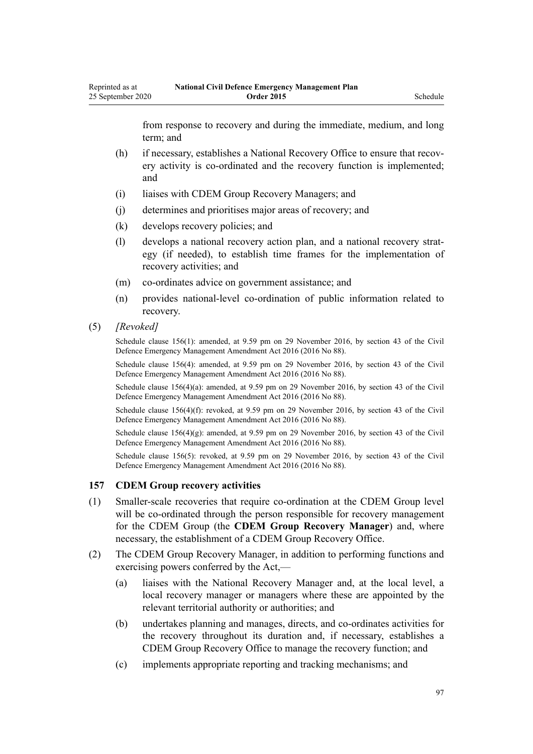from response to recovery and during the immediate, medium, and long term; and

(h) if necessary, establishes a National Recovery Office to ensure that recovery activity is co-ordinated and the recovery function is implemented; and

(i) liaises with CDEM Group Recovery Managers; and

(j) determines and prioritises major areas of recovery; and

(k) develops recovery policies; and

(l) develops a national recovery action plan, and a national recovery strategy (if needed), to establish time frames for the implementation of recovery activities; and

(m) co-ordinates advice on government assistance; and

(n) provides national-level co-ordination of public information related to recovery.

(5) *[Revoked]*

Schedule clause 156(1): amended, at 9.59 pm on 29 November 2016, by section 43 of the Civil Defence Emergency Management Amendment Act 2016 (2016 No 88).

Schedule clause 156(4): amended, at 9.59 pm on 29 November 2016, by section 43 of the Civil Defence Emergency Management Amendment Act 2016 (2016 No 88).

Schedule clause 156(4)(a): amended, at 9.59 pm on 29 November 2016, by section 43 of the Civil Defence Emergency Management Amendment Act 2016 (2016 No 88).

Schedule clause 156(4)(f): revoked, at 9.59 pm on 29 November 2016, by section 43 of the Civil Defence Emergency Management Amendment Act 2016 (2016 No 88).

Schedule clause 156(4)(g): amended, at 9.59 pm on 29 November 2016, by section 43 of the Civil Defence Emergency Management Amendment Act 2016 (2016 No 88).

Schedule clause 156(5): revoked, at 9.59 pm on 29 November 2016, by section 43 of the Civil Defence Emergency Management Amendment Act 2016 (2016 No 88).

### 157 CDEM Group recovery activities

(1) Smaller-scale recoveries that require co-ordination at the CDEM Group level will be co-ordinated through the person responsible for recovery management for the CDEM Group (the **CDEM Group Recovery Manager**) and, where necessary, the establishment of a CDEM Group Recovery Office.

(2) The CDEM Group Recovery Manager, in addition to performing functions and exercising powers conferred by the Act,—

(a) liaises with the National Recovery Manager and, at the local level, a local recovery manager or managers where these are appointed by the relevant territorial authority or authorities; and

(b) undertakes planning and manages, directs, and co-ordinates activities for the recovery throughout its duration and, if necessary, establishes a CDEM Group Recovery Office to manage the recovery function; and

(c) implements appropriate reporting and tracking mechanisms; and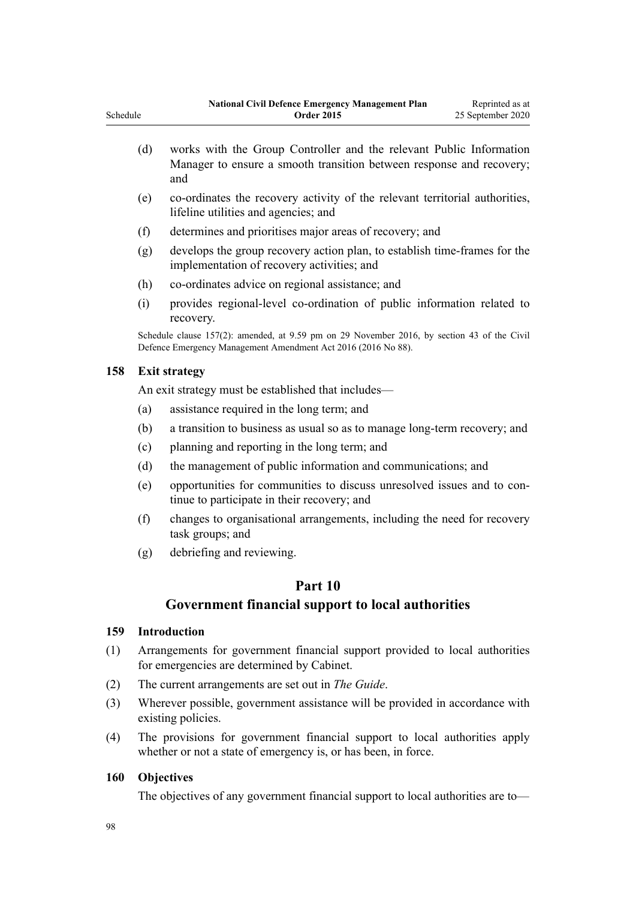(d) works with the Group Controller and the relevant Public Information Manager to ensure a smooth transition between response and recovery; and

(e) co-ordinates the recovery activity of the relevant territorial authorities, lifeline utilities and agencies; and

(f) determines and prioritises major areas of recovery; and

(g) develops the group recovery action plan, to establish time-frames for the implementation of recovery activities; and

(h) co-ordinates advice on regional assistance; and

(i) provides regional-level co-ordination of public information related to recovery.

Schedule clause 157(2): amended, at 9.59 pm on 29 November 2016, by section 43 of the Civil Defence Emergency Management Amendment Act 2016 (2016 No 88).

### 158 Exit strategy

An exit strategy must be established that includes—

(a) assistance required in the long term; and

(b) a transition to business as usual so as to manage long-term recovery; and

(c) planning and reporting in the long term; and

(d) the management of public information and communications; and

(e) opportunities for communities to discuss unresolved issues and to continue to participate in their recovery; and

(f) changes to organisational arrangements, including the need for recovery task groups; and

(g) debriefing and reviewing.

## Part 10
## Government financial support to local authorities

### 159 Introduction

(1) Arrangements for government financial support provided to local authorities for emergencies are determined by Cabinet.

(2) The current arrangements are set out in *The Guide*.

(3) Wherever possible, government assistance will be provided in accordance with existing policies.

(4) The provisions for government financial support to local authorities apply whether or not a state of emergency is, or has been, in force.

### 160 Objectives

The objectives of any government financial support to local authorities are to—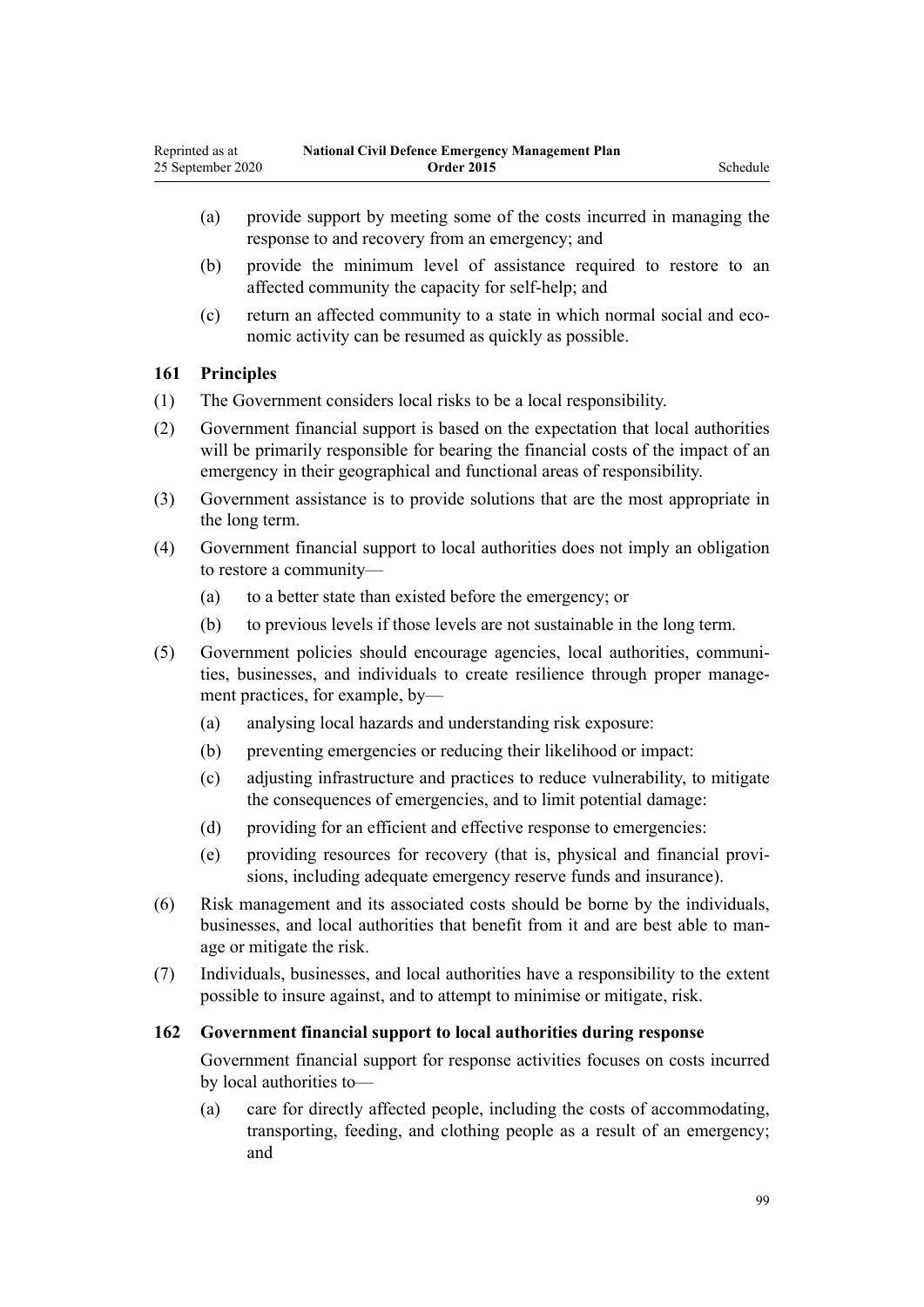(a) provide support by meeting some of the costs incurred in managing the response to and recovery from an emergency; and

(b) provide the minimum level of assistance required to restore to an affected community the capacity for self-help; and

(c) return an affected community to a state in which normal social and economic activity can be resumed as quickly as possible.

### 161 Principles

(1) The Government considers local risks to be a local responsibility.

(2) Government financial support is based on the expectation that local authorities will be primarily responsible for bearing the financial costs of the impact of an emergency in their geographical and functional areas of responsibility.

(3) Government assistance is to provide solutions that are the most appropriate in the long term.

(4) Government financial support to local authorities does not imply an obligation to restore a community—

(a) to a better state than existed before the emergency; or

(b) to previous levels if those levels are not sustainable in the long term.

(5) Government policies should encourage agencies, local authorities, communities, businesses, and individuals to create resilience through proper management practices, for example, by—

(a) analysing local hazards and understanding risk exposure:

(b) preventing emergencies or reducing their likelihood or impact:

(c) adjusting infrastructure and practices to reduce vulnerability, to mitigate the consequences of emergencies, and to limit potential damage:

(d) providing for an efficient and effective response to emergencies:

(e) providing resources for recovery (that is, physical and financial provisions, including adequate emergency reserve funds and insurance).

(6) Risk management and its associated costs should be borne by the individuals, businesses, and local authorities that benefit from it and are best able to manage or mitigate the risk.

(7) Individuals, businesses, and local authorities have a responsibility to the extent possible to insure against, and to attempt to minimise or mitigate, risk.

### 162 Government financial support to local authorities during response

Government financial support for response activities focuses on costs incurred by local authorities to—

(a) care for directly affected people, including the costs of accommodating, transporting, feeding, and clothing people as a result of an emergency; and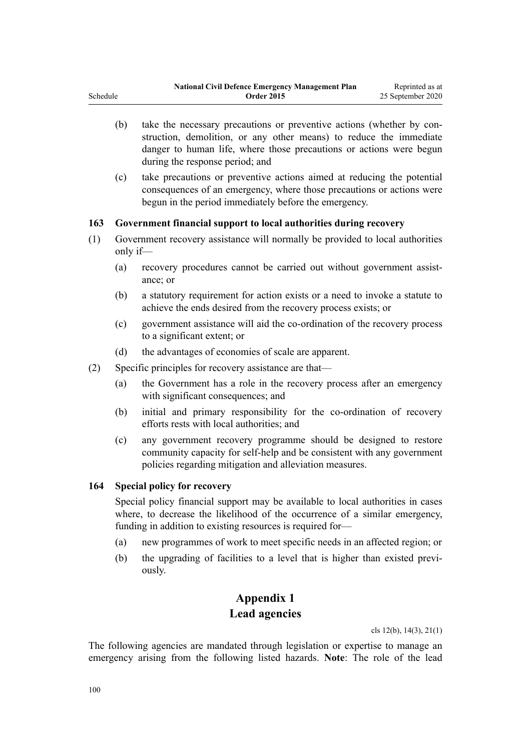(b) take the necessary precautions or preventive actions (whether by construction, demolition, or any other means) to reduce the immediate danger to human life, where those precautions or actions were begun during the response period; and

(c) take precautions or preventive actions aimed at reducing the potential consequences of an emergency, where those precautions or actions were begun in the period immediately before the emergency.

### 163 Government financial support to local authorities during recovery

(1) Government recovery assistance will normally be provided to local authorities only if—

(a) recovery procedures cannot be carried out without government assistance; or

(b) a statutory requirement for action exists or a need to invoke a statute to achieve the ends desired from the recovery process exists; or

(c) government assistance will aid the co-ordination of the recovery process to a significant extent; or

(d) the advantages of economies of scale are apparent.

(2) Specific principles for recovery assistance are that—

(a) the Government has a role in the recovery process after an emergency with significant consequences; and

(b) initial and primary responsibility for the co-ordination of recovery efforts rests with local authorities; and

(c) any government recovery programme should be designed to restore community capacity for self-help and be consistent with any government policies regarding mitigation and alleviation measures.

### 164 Special policy for recovery

Special policy financial support may be available to local authorities in cases where, to decrease the likelihood of the occurrence of a similar emergency, funding in addition to existing resources is required for—

(a) new programmes of work to meet specific needs in an affected region; or

(b) the upgrading of facilities to a level that is higher than existed previously.

## Appendix 1
## Lead agencies

cls 12(b), 14(3), 21(1)

The following agencies are mandated through legislation or expertise to manage an emergency arising from the following listed hazards. **Note**: The role of the lead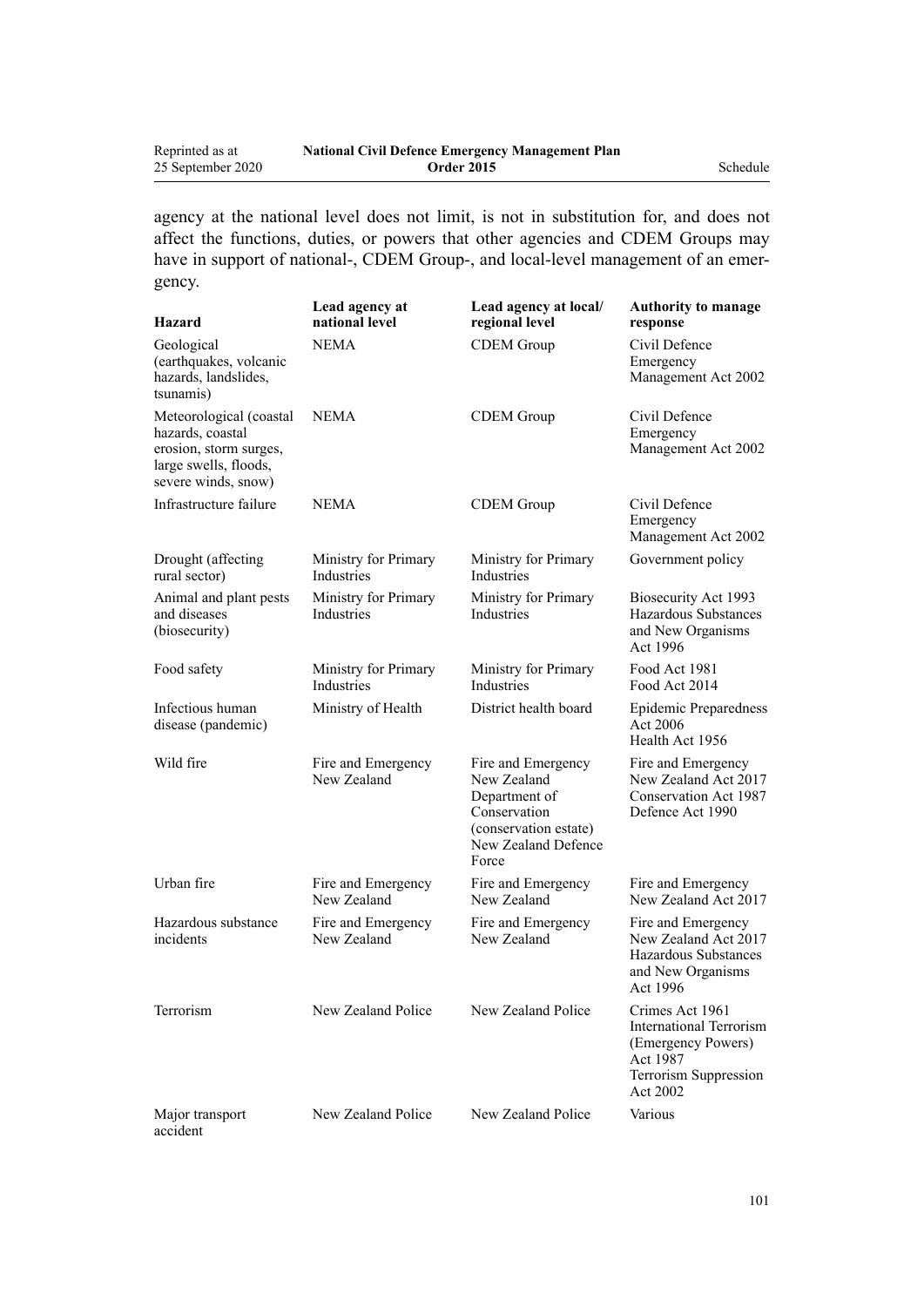agency at the national level does not limit, is not in substitution for, and does not affect the functions, duties, or powers that other agencies and CDEM Groups may have in support of national-, CDEM Group-, and local-level management of an emergency.

| Hazard | Lead agency at national level | Lead agency at local/ regional level | Authority to manage response |
|---|---|---|---|
| Geological (earthquakes, volcanic hazards, landslides, tsunamis) | NEMA | CDEM Group | Civil Defence Emergency Management Act 2002 |
| Meteorological (coastal hazards, coastal erosion, storm surges, large swells, floods, severe winds, snow) | NEMA | CDEM Group | Civil Defence Emergency Management Act 2002 |
| Infrastructure failure | NEMA | CDEM Group | Civil Defence Emergency Management Act 2002 |
| Drought (affecting rural sector) | Ministry for Primary Industries | Ministry for Primary Industries | Government policy |
| Animal and plant pests and diseases (biosecurity) | Ministry for Primary Industries | Ministry for Primary Industries | Biosecurity Act 1993 Hazardous Substances and New Organisms Act 1996 |
| Food safety | Ministry for Primary Industries | Ministry for Primary Industries | Food Act 1981 Food Act 2014 |
| Infectious human disease (pandemic) | Ministry of Health | District health board | Epidemic Preparedness Act 2006 Health Act 1956 |
| Wild fire | Fire and Emergency New Zealand | Fire and Emergency New Zealand Department of Conservation (conservation estate) New Zealand Defence Force | Fire and Emergency New Zealand Act 2017 Conservation Act 1987 Defence Act 1990 |
| Urban fire | Fire and Emergency New Zealand | Fire and Emergency New Zealand | Fire and Emergency New Zealand Act 2017 |
| Hazardous substance incidents | Fire and Emergency New Zealand | Fire and Emergency New Zealand | Fire and Emergency New Zealand Act 2017 Hazardous Substances and New Organisms Act 1996 |
| Terrorism | New Zealand Police | New Zealand Police | Crimes Act 1961 International Terrorism (Emergency Powers) Act 1987 Terrorism Suppression Act 2002 |
| Major transport accident | New Zealand Police | New Zealand Police | Various |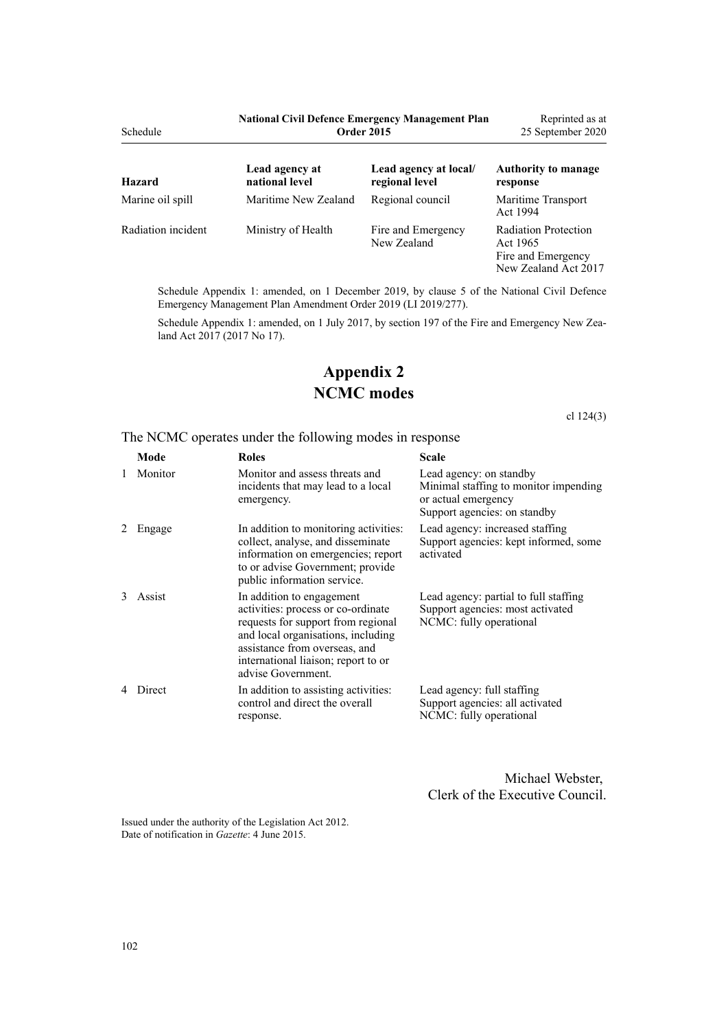| Hazard | Lead agency at national level | Lead agency at local/ regional level | Authority to manage response |
|---|---|---|---|
| Marine oil spill | Maritime New Zealand | Regional council | Maritime Transport Act 1994 |
| Radiation incident | Ministry of Health | Fire and Emergency New Zealand | Radiation Protection Act 1965<br>Fire and Emergency New Zealand Act 2017 |

Schedule Appendix 1: amended, on 1 December 2019, by clause 5 of the National Civil Defence Emergency Management Plan Amendment Order 2019 (LI 2019/277).

Schedule Appendix 1: amended, on 1 July 2017, by section 197 of the Fire and Emergency New Zealand Act 2017 (2017 No 17).

# Appendix 2
# NCMC modes

cl 124(3)

The NCMC operates under the following modes in response

| | Mode | Roles | Scale |
|---|---|---|---|
| 1 | Monitor | Monitor and assess threats and incidents that may lead to a local emergency. | Lead agency: on standby<br>Minimal staffing to monitor impending or actual emergency<br>Support agencies: on standby |
| 2 | Engage | In addition to monitoring activities: collect, analyse, and disseminate information on emergencies; report to or advise Government; provide public information service. | Lead agency: increased staffing<br>Support agencies: kept informed, some activated |
| 3 | Assist | In addition to engagement activities: process or co-ordinate requests for support from regional and local organisations, including assistance from overseas, and international liaison; report to or advise Government. | Lead agency: partial to full staffing<br>Support agencies: most activated<br>NCMC: fully operational |
| 4 | Direct | In addition to assisting activities: control and direct the overall response. | Lead agency: full staffing<br>Support agencies: all activated<br>NCMC: fully operational |

Michael Webster,
Clerk of the Executive Council.

Issued under the authority of the Legislation Act 2012.
Date of notification in *Gazette*: 4 June 2015.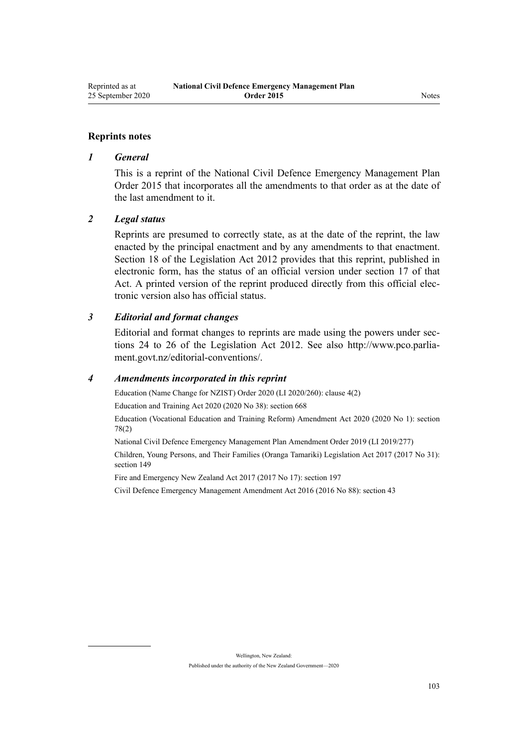## Reprints notes

### *1 General*

This is a reprint of the National Civil Defence Emergency Management Plan Order 2015 that incorporates all the amendments to that order as at the date of the last amendment to it.

### *2 Legal status*

Reprints are presumed to correctly state, as at the date of the reprint, the law enacted by the principal enactment and by any amendments to that enactment. Section 18 of the Legislation Act 2012 provides that this reprint, published in electronic form, has the status of an official version under section 17 of that Act. A printed version of the reprint produced directly from this official electronic version also has official status.

### *3 Editorial and format changes*

Editorial and format changes to reprints are made using the powers under sections 24 to 26 of the Legislation Act 2012. See also http://www.pco.parliament.govt.nz/editorial-conventions/.

### *4 Amendments incorporated in this reprint*

Education (Name Change for NZIST) Order 2020 (LI 2020/260): clause 4(2)

Education and Training Act 2020 (2020 No 38): section 668

Education (Vocational Education and Training Reform) Amendment Act 2020 (2020 No 1): section 78(2)

National Civil Defence Emergency Management Plan Amendment Order 2019 (LI 2019/277)

Children, Young Persons, and Their Families (Oranga Tamariki) Legislation Act 2017 (2017 No 31): section 149

Fire and Emergency New Zealand Act 2017 (2017 No 17): section 197

Civil Defence Emergency Management Amendment Act 2016 (2016 No 88): section 43

Wellington, New Zealand:

Published under the authority of the New Zealand Government—2020